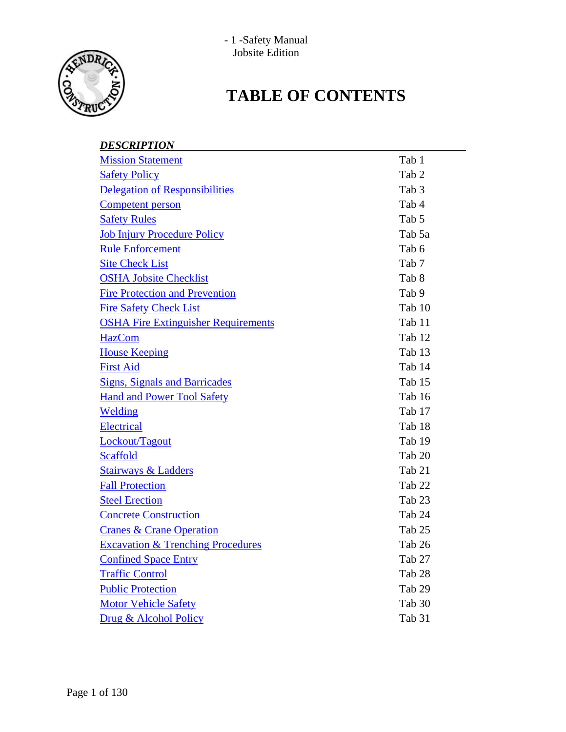Safety Manual
Jobsite Edition

# TABLE OF CONTENTS

| *DESCRIPTION* | |
|---|---|
| Mission Statement | Tab 1 |
| Safety Policy | Tab 2 |
| Delegation of Responsibilities | Tab 3 |
| Competent person | Tab 4 |
| Safety Rules | Tab 5 |
| Job Injury Procedure Policy | Tab 5a |
| Rule Enforcement | Tab 6 |
| Site Check List | Tab 7 |
| OSHA Jobsite Checklist | Tab 8 |
| Fire Protection and Prevention | Tab 9 |
| Fire Safety Check List | Tab 10 |
| OSHA Fire Extinguisher Requirements | Tab 11 |
| HazCom | Tab 12 |
| House Keeping | Tab 13 |
| First Aid | Tab 14 |
| Signs, Signals and Barricades | Tab 15 |
| Hand and Power Tool Safety | Tab 16 |
| Welding | Tab 17 |
| Electrical | Tab 18 |
| Lockout/Tagout | Tab 19 |
| Scaffold | Tab 20 |
| Stairways & Ladders | Tab 21 |
| Fall Protection | Tab 22 |
| Steel Erection | Tab 23 |
| Concrete Construction | Tab 24 |
| Cranes & Crane Operation | Tab 25 |
| Excavation & Trenching Procedures | Tab 26 |
| Confined Space Entry | Tab 27 |
| Traffic Control | Tab 28 |
| Public Protection | Tab 29 |
| Motor Vehicle Safety | Tab 30 |
| Drug & Alcohol Policy | Tab 31 |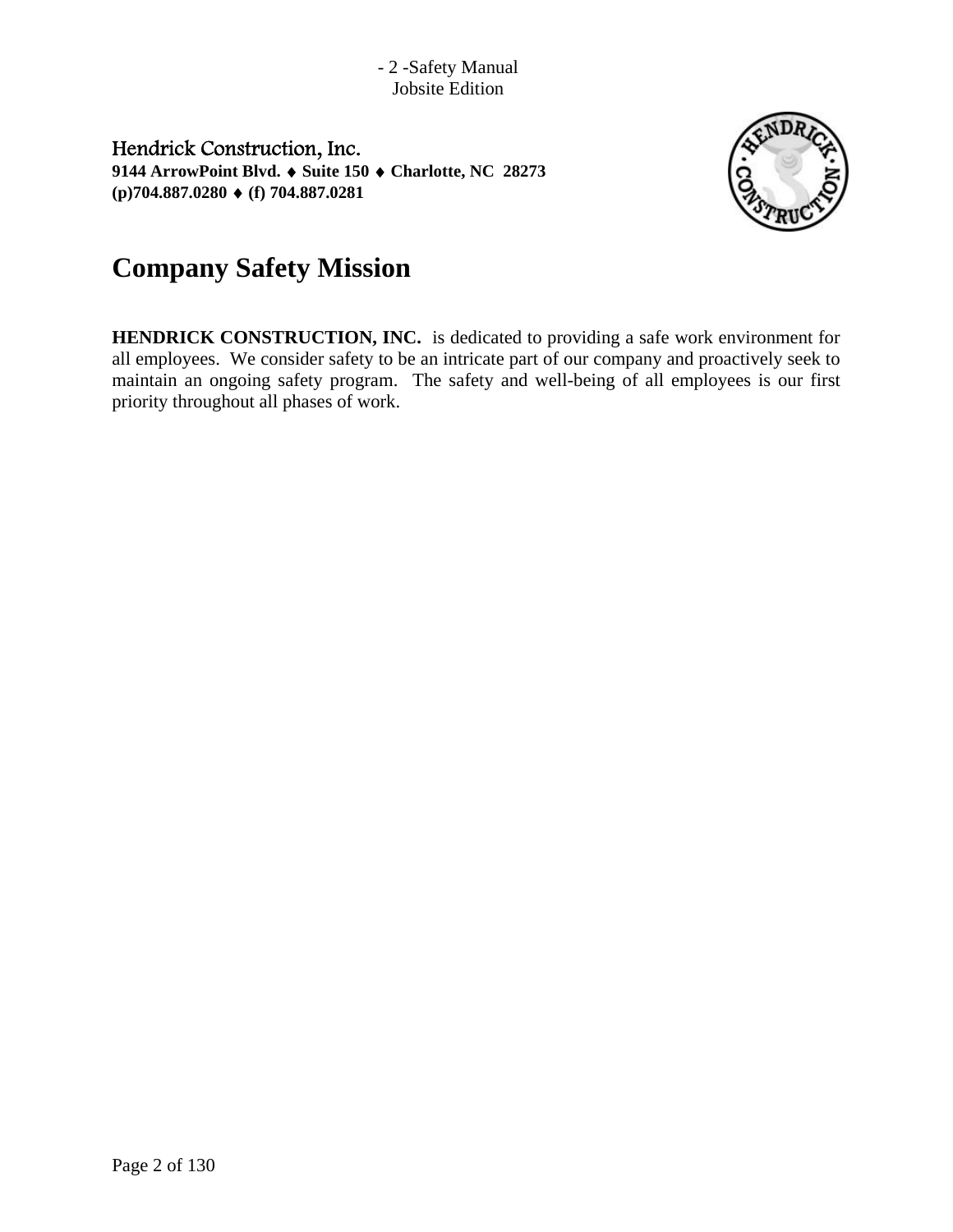Hendrick Construction, Inc.
**9144 ArrowPoint Blvd. ♦ Suite 150 ♦ Charlotte, NC 28273**
**(p)704.887.0280 ♦ (f) 704.887.0281**

# Company Safety Mission

**HENDRICK CONSTRUCTION, INC.** is dedicated to providing a safe work environment for all employees. We consider safety to be an intricate part of our company and proactively seek to maintain an ongoing safety program. The safety and well-being of all employees is our first priority throughout all phases of work.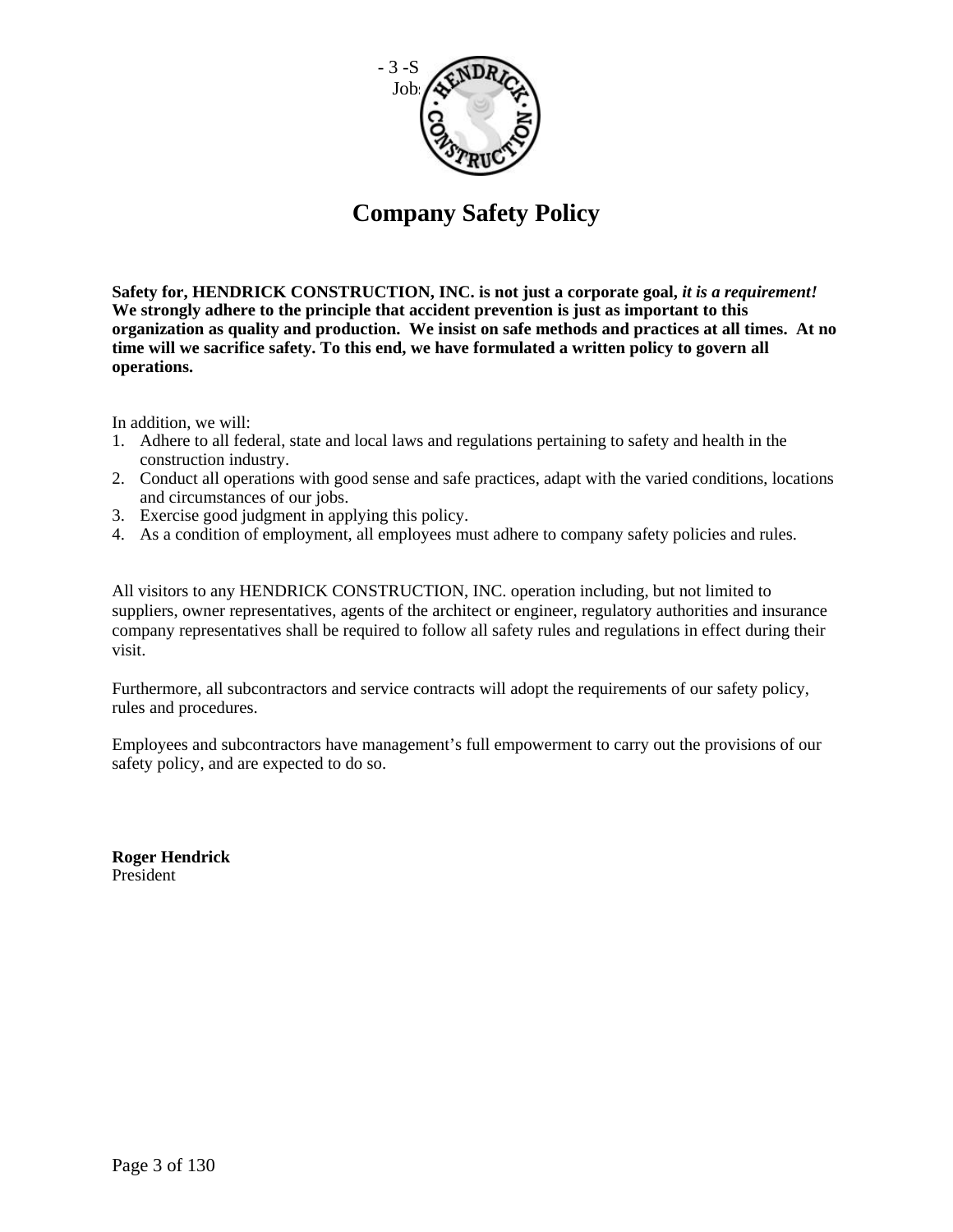# Company Safety Policy

**Safety for, HENDRICK CONSTRUCTION, INC. is not just a corporate goal, *it is a requirement!* We strongly adhere to the principle that accident prevention is just as important to this organization as quality and production. We insist on safe methods and practices at all times. At no time will we sacrifice safety. To this end, we have formulated a written policy to govern all operations.**

In addition, we will:

1. Adhere to all federal, state and local laws and regulations pertaining to safety and health in the construction industry.
2. Conduct all operations with good sense and safe practices, adapt with the varied conditions, locations and circumstances of our jobs.
3. Exercise good judgment in applying this policy.
4. As a condition of employment, all employees must adhere to company safety policies and rules.

All visitors to any HENDRICK CONSTRUCTION, INC. operation including, but not limited to suppliers, owner representatives, agents of the architect or engineer, regulatory authorities and insurance company representatives shall be required to follow all safety rules and regulations in effect during their visit.

Furthermore, all subcontractors and service contracts will adopt the requirements of our safety policy, rules and procedures.

Employees and subcontractors have management's full empowerment to carry out the provisions of our safety policy, and are expected to do so.

**Roger Hendrick**
President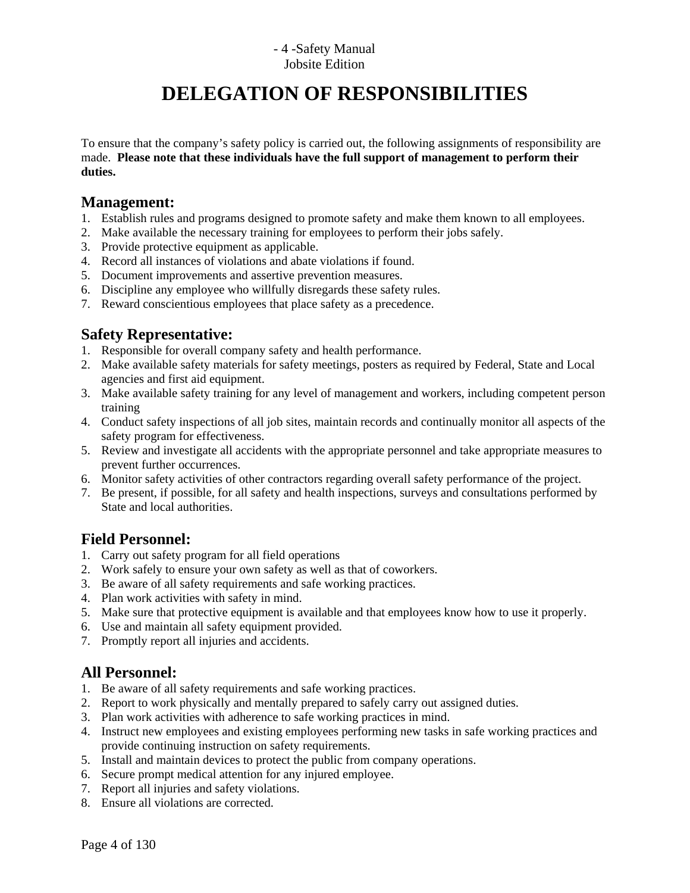# DELEGATION OF RESPONSIBILITIES

To ensure that the company's safety policy is carried out, the following assignments of responsibility are made. **Please note that these individuals have the full support of management to perform their duties.**

## Management:

1. Establish rules and programs designed to promote safety and make them known to all employees.
2. Make available the necessary training for employees to perform their jobs safely.
3. Provide protective equipment as applicable.
4. Record all instances of violations and abate violations if found.
5. Document improvements and assertive prevention measures.
6. Discipline any employee who willfully disregards these safety rules.
7. Reward conscientious employees that place safety as a precedence.

## Safety Representative:

1. Responsible for overall company safety and health performance.
2. Make available safety materials for safety meetings, posters as required by Federal, State and Local agencies and first aid equipment.
3. Make available safety training for any level of management and workers, including competent person training
4. Conduct safety inspections of all job sites, maintain records and continually monitor all aspects of the safety program for effectiveness.
5. Review and investigate all accidents with the appropriate personnel and take appropriate measures to prevent further occurrences.
6. Monitor safety activities of other contractors regarding overall safety performance of the project.
7. Be present, if possible, for all safety and health inspections, surveys and consultations performed by State and local authorities.

## Field Personnel:

1. Carry out safety program for all field operations
2. Work safely to ensure your own safety as well as that of coworkers.
3. Be aware of all safety requirements and safe working practices.
4. Plan work activities with safety in mind.
5. Make sure that protective equipment is available and that employees know how to use it properly.
6. Use and maintain all safety equipment provided.
7. Promptly report all injuries and accidents.

## All Personnel:

1. Be aware of all safety requirements and safe working practices.
2. Report to work physically and mentally prepared to safely carry out assigned duties.
3. Plan work activities with adherence to safe working practices in mind.
4. Instruct new employees and existing employees performing new tasks in safe working practices and provide continuing instruction on safety requirements.
5. Install and maintain devices to protect the public from company operations.
6. Secure prompt medical attention for any injured employee.
7. Report all injuries and safety violations.
8. Ensure all violations are corrected.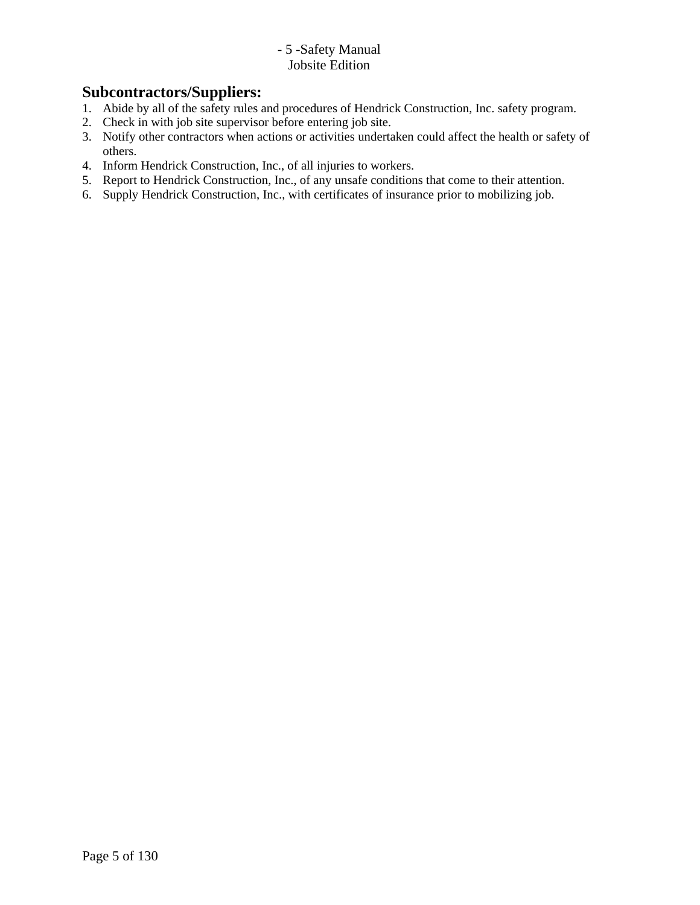## Subcontractors/Suppliers:

1. Abide by all of the safety rules and procedures of Hendrick Construction, Inc. safety program.
2. Check in with job site supervisor before entering job site.
3. Notify other contractors when actions or activities undertaken could affect the health or safety of others.
4. Inform Hendrick Construction, Inc., of all injuries to workers.
5. Report to Hendrick Construction, Inc., of any unsafe conditions that come to their attention.
6. Supply Hendrick Construction, Inc., with certificates of insurance prior to mobilizing job.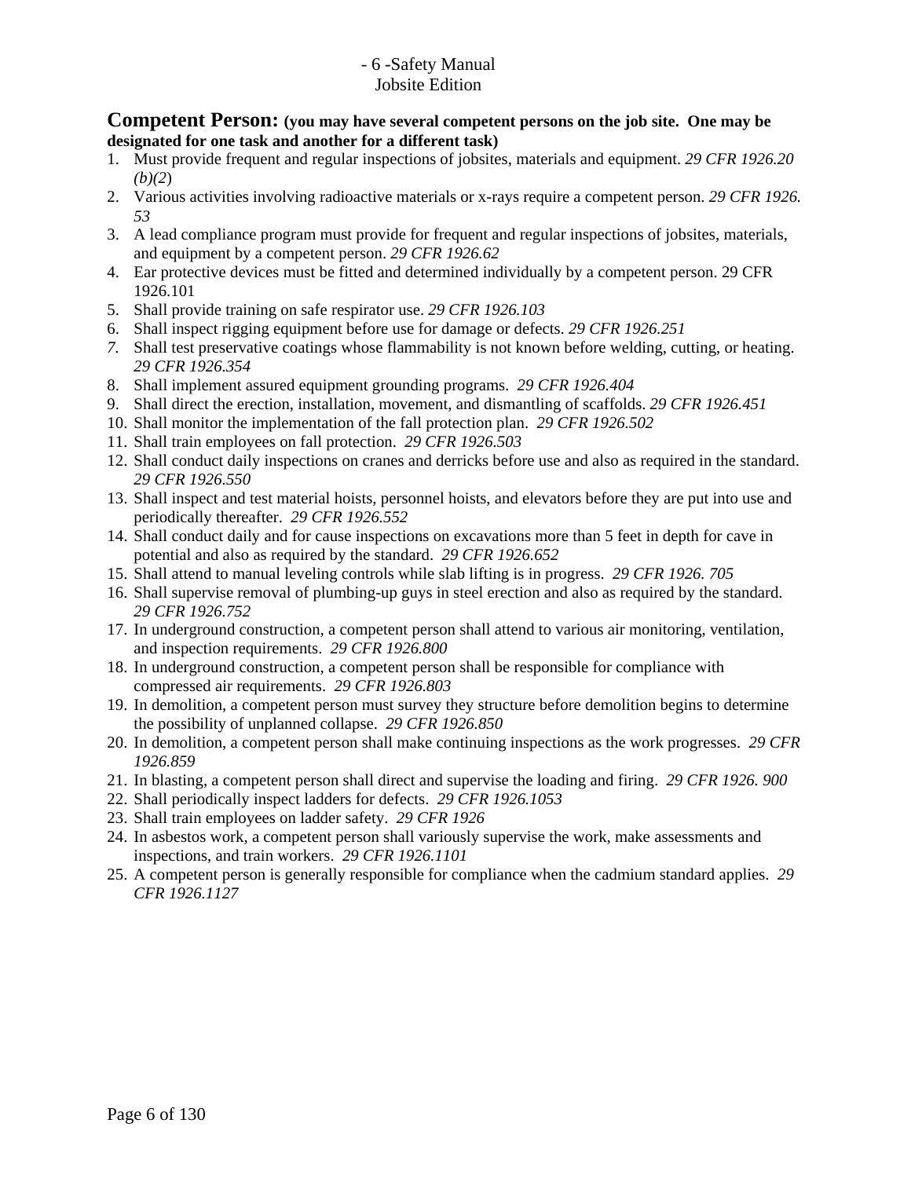## Competent Person: **(you may have several competent persons on the job site. One may be designated for one task and another for a different task)**

1. Must provide frequent and regular inspections of jobsites, materials and equipment. *29 CFR 1926.20 (b)(2)*
2. Various activities involving radioactive materials or x-rays require a competent person. *29 CFR 1926. 53*
3. A lead compliance program must provide for frequent and regular inspections of jobsites, materials, and equipment by a competent person. *29 CFR 1926.62*
4. Ear protective devices must be fitted and determined individually by a competent person. 29 CFR 1926.101
5. Shall provide training on safe respirator use. *29 CFR 1926.103*
6. Shall inspect rigging equipment before use for damage or defects. *29 CFR 1926.251*
7. Shall test preservative coatings whose flammability is not known before welding, cutting, or heating. *29 CFR 1926.354*
8. Shall implement assured equipment grounding programs. *29 CFR 1926.404*
9. Shall direct the erection, installation, movement, and dismantling of scaffolds. *29 CFR 1926.451*
10. Shall monitor the implementation of the fall protection plan. *29 CFR 1926.502*
11. Shall train employees on fall protection. *29 CFR 1926.503*
12. Shall conduct daily inspections on cranes and derricks before use and also as required in the standard. *29 CFR 1926.550*
13. Shall inspect and test material hoists, personnel hoists, and elevators before they are put into use and periodically thereafter. *29 CFR 1926.552*
14. Shall conduct daily and for cause inspections on excavations more than 5 feet in depth for cave in potential and also as required by the standard. *29 CFR 1926.652*
15. Shall attend to manual leveling controls while slab lifting is in progress. *29 CFR 1926. 705*
16. Shall supervise removal of plumbing-up guys in steel erection and also as required by the standard. *29 CFR 1926.752*
17. In underground construction, a competent person shall attend to various air monitoring, ventilation, and inspection requirements. *29 CFR 1926.800*
18. In underground construction, a competent person shall be responsible for compliance with compressed air requirements. *29 CFR 1926.803*
19. In demolition, a competent person must survey they structure before demolition begins to determine the possibility of unplanned collapse. *29 CFR 1926.850*
20. In demolition, a competent person shall make continuing inspections as the work progresses. *29 CFR 1926.859*
21. In blasting, a competent person shall direct and supervise the loading and firing. *29 CFR 1926. 900*
22. Shall periodically inspect ladders for defects. *29 CFR 1926.1053*
23. Shall train employees on ladder safety. *29 CFR 1926*
24. In asbestos work, a competent person shall variously supervise the work, make assessments and inspections, and train workers. *29 CFR 1926.1101*
25. A competent person is generally responsible for compliance when the cadmium standard applies. *29 CFR 1926.1127*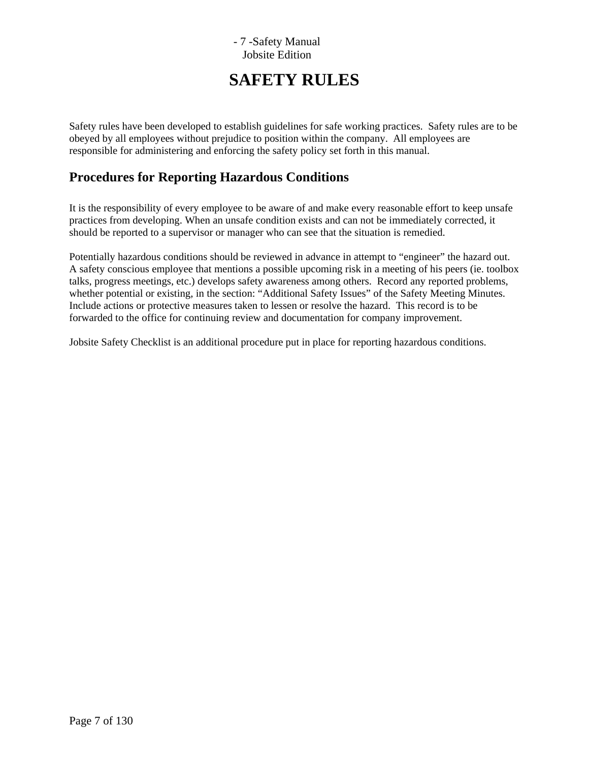# SAFETY RULES

Safety rules have been developed to establish guidelines for safe working practices. Safety rules are to be obeyed by all employees without prejudice to position within the company. All employees are responsible for administering and enforcing the safety policy set forth in this manual.

## Procedures for Reporting Hazardous Conditions

It is the responsibility of every employee to be aware of and make every reasonable effort to keep unsafe practices from developing. When an unsafe condition exists and can not be immediately corrected, it should be reported to a supervisor or manager who can see that the situation is remedied.

Potentially hazardous conditions should be reviewed in advance in attempt to "engineer" the hazard out. A safety conscious employee that mentions a possible upcoming risk in a meeting of his peers (ie. toolbox talks, progress meetings, etc.) develops safety awareness among others. Record any reported problems, whether potential or existing, in the section: "Additional Safety Issues" of the Safety Meeting Minutes. Include actions or protective measures taken to lessen or resolve the hazard. This record is to be forwarded to the office for continuing review and documentation for company improvement.

Jobsite Safety Checklist is an additional procedure put in place for reporting hazardous conditions.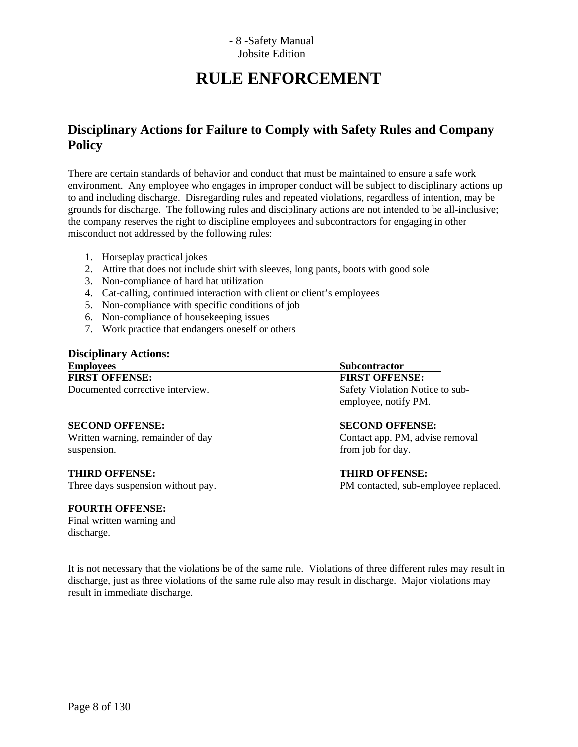# RULE ENFORCEMENT

## Disciplinary Actions for Failure to Comply with Safety Rules and Company Policy

There are certain standards of behavior and conduct that must be maintained to ensure a safe work environment. Any employee who engages in improper conduct will be subject to disciplinary actions up to and including discharge. Disregarding rules and repeated violations, regardless of intention, may be grounds for discharge. The following rules and disciplinary actions are not intended to be all-inclusive; the company reserves the right to discipline employees and subcontractors for engaging in other misconduct not addressed by the following rules:

1. Horseplay practical jokes
2. Attire that does not include shirt with sleeves, long pants, boots with good sole
3. Non-compliance of hard hat utilization
4. Cat-calling, continued interaction with client or client's employees
5. Non-compliance with specific conditions of job
6. Non-compliance of housekeeping issues
7. Work practice that endangers oneself or others

### Disciplinary Actions:

| Employees | Subcontractor |
|---|---|
| **FIRST OFFENSE:** Documented corrective interview. | **FIRST OFFENSE:** Safety Violation Notice to sub-employee, notify PM. |
| **SECOND OFFENSE:** Written warning, remainder of day suspension. | **SECOND OFFENSE:** Contact app. PM, advise removal from job for day. |
| **THIRD OFFENSE:** Three days suspension without pay. | **THIRD OFFENSE:** PM contacted, sub-employee replaced. |
| **FOURTH OFFENSE:** Final written warning and discharge. | |

It is not necessary that the violations be of the same rule. Violations of three different rules may result in discharge, just as three violations of the same rule also may result in discharge. Major violations may result in immediate discharge.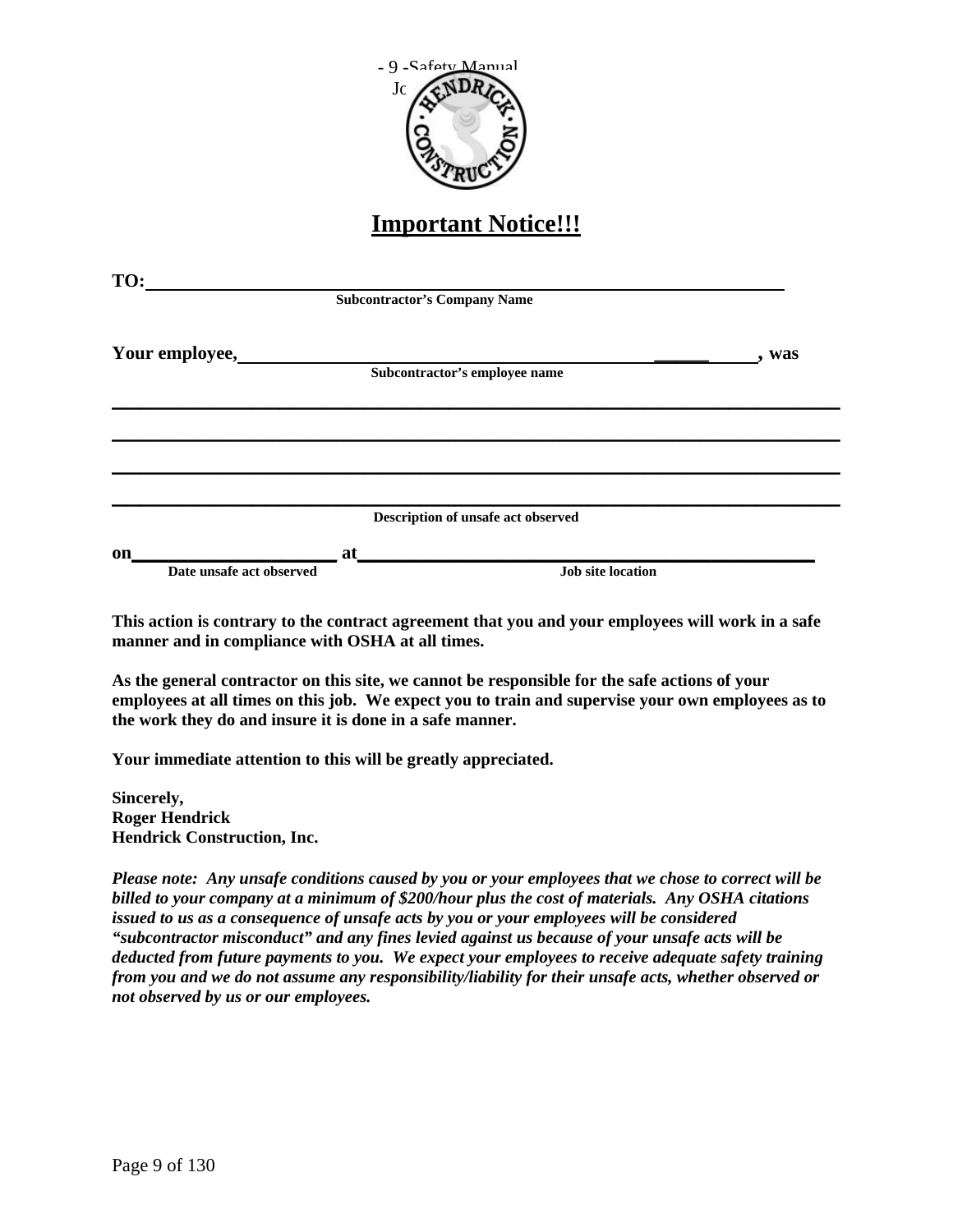# Important Notice!!!

**TO:** ______________________________________________
**Subcontractor's Company Name**

**Your employee,** ______________________________________________ **, was**
**Subcontractor's employee name**

______________________________________________

______________________________________________

______________________________________________

______________________________________________
**Description of unsafe act observed**

**on** ____________________ **at** ______________________________________________
**Date unsafe act observed** **Job site location**

**This action is contrary to the contract agreement that you and your employees will work in a safe manner and in compliance with OSHA at all times.**

**As the general contractor on this site, we cannot be responsible for the safe actions of your employees at all times on this job. We expect you to train and supervise your own employees as to the work they do and insure it is done in a safe manner.**

**Your immediate attention to this will be greatly appreciated.**

**Sincerely,**
**Roger Hendrick**
**Hendrick Construction, Inc.**

***Please note: Any unsafe conditions caused by you or your employees that we chose to correct will be billed to your company at a minimum of $200/hour plus the cost of materials. Any OSHA citations issued to us as a consequence of unsafe acts by you or your employees will be considered "subcontractor misconduct" and any fines levied against us because of your unsafe acts will be deducted from future payments to you. We expect your employees to receive adequate safety training from you and we do not assume any responsibility/liability for their unsafe acts, whether observed or not observed by us or our employees.***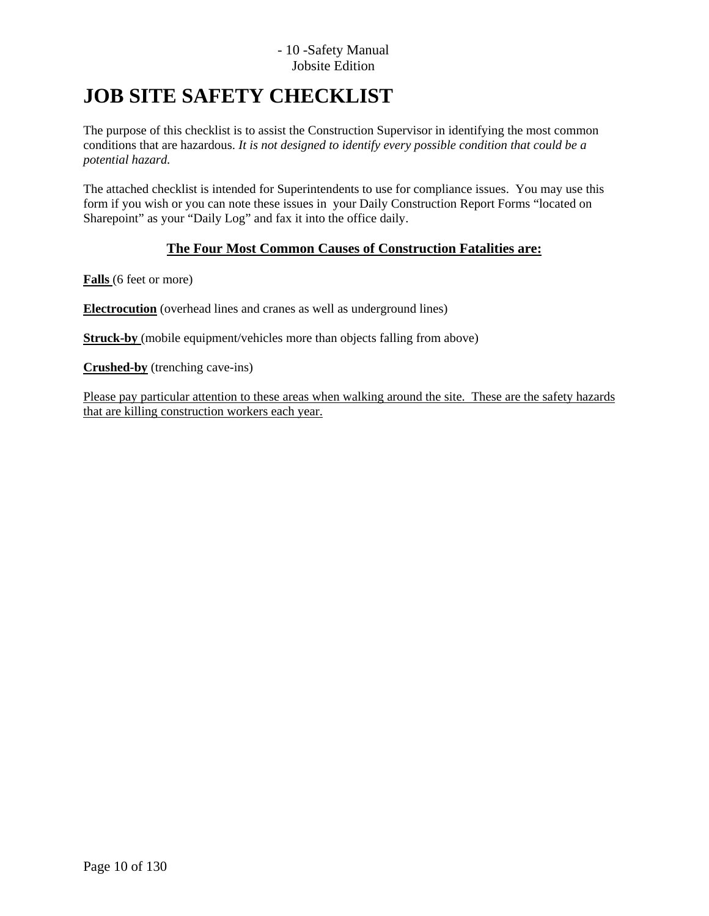# JOB SITE SAFETY CHECKLIST

The purpose of this checklist is to assist the Construction Supervisor in identifying the most common conditions that are hazardous. *It is not designed to identify every possible condition that could be a potential hazard.*

The attached checklist is intended for Superintendents to use for compliance issues. You may use this form if you wish or you can note these issues in your Daily Construction Report Forms "located on Sharepoint" as your "Daily Log" and fax it into the office daily.

## The Four Most Common Causes of Construction Fatalities are:

**Falls** (6 feet or more)

**Electrocution** (overhead lines and cranes as well as underground lines)

**Struck-by** (mobile equipment/vehicles more than objects falling from above)

**Crushed-by** (trenching cave-ins)

Please pay particular attention to these areas when walking around the site. These are the safety hazards that are killing construction workers each year.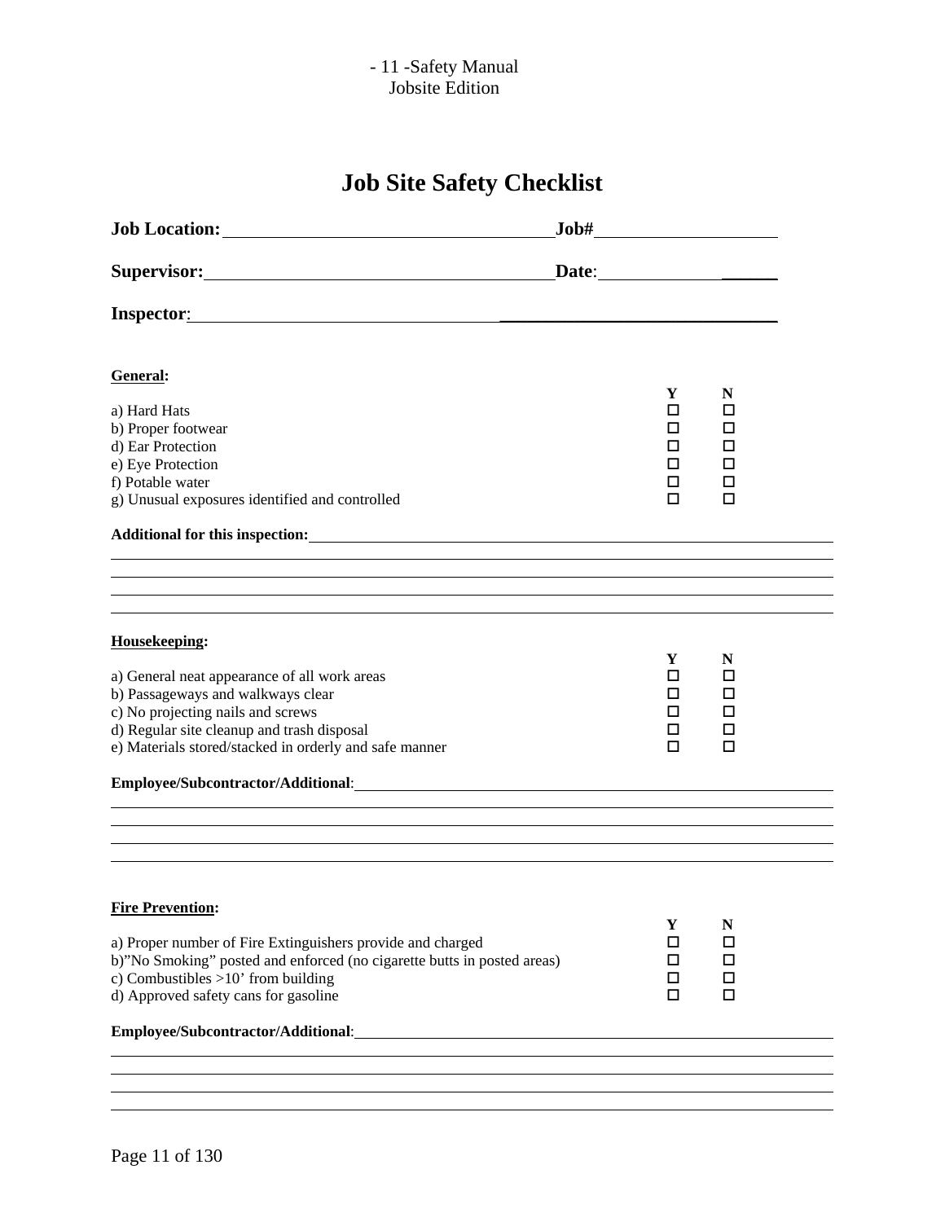# Job Site Safety Checklist

**Job Location:** ____________________ **Job#** ____________________

**Supervisor:** ____________________ **Date**: ____________________

**Inspector**: ____________________

**General:**

| | Y | N |
|---|---|---|
| a) Hard Hats | ☐ | ☐ |
| b) Proper footwear | ☐ | ☐ |
| d) Ear Protection | ☐ | ☐ |
| e) Eye Protection | ☐ | ☐ |
| f) Potable water | ☐ | ☐ |
| g) Unusual exposures identified and controlled | ☐ | ☐ |

**Additional for this inspection:** ____________________

____________________

____________________

____________________

____________________

**Housekeeping:**

| | Y | N |
|---|---|---|
| a) General neat appearance of all work areas | ☐ | ☐ |
| b) Passageways and walkways clear | ☐ | ☐ |
| c) No projecting nails and screws | ☐ | ☐ |
| d) Regular site cleanup and trash disposal | ☐ | ☐ |
| e) Materials stored/stacked in orderly and safe manner | ☐ | ☐ |

**Employee/Subcontractor/Additional**: ____________________

____________________

____________________

____________________

____________________

**Fire Prevention:**

| | Y | N |
|---|---|---|
| a) Proper number of Fire Extinguishers provide and charged | ☐ | ☐ |
| b)"No Smoking" posted and enforced (no cigarette butts in posted areas) | ☐ | ☐ |
| c) Combustibles >10' from building | ☐ | ☐ |
| d) Approved safety cans for gasoline | ☐ | ☐ |

**Employee/Subcontractor/Additional**: ____________________

____________________

____________________

____________________

____________________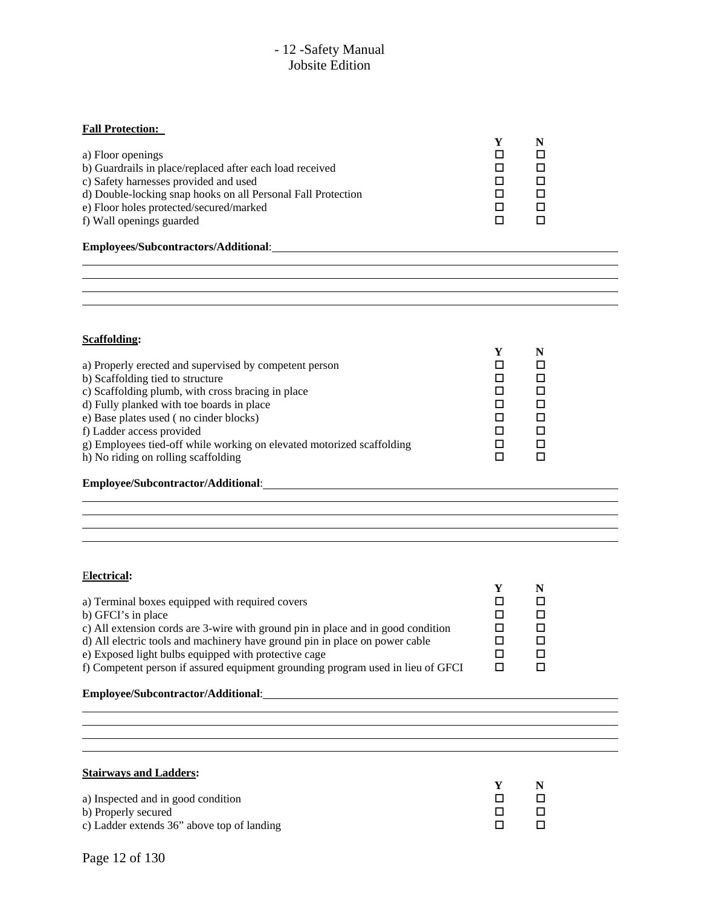**Fall Protection:**

| | Y | N |
|---|---|---|
| a) Floor openings | ☐ | ☐ |
| b) Guardrails in place/replaced after each load received | ☐ | ☐ |
| c) Safety harnesses provided and used | ☐ | ☐ |
| d) Double-locking snap hooks on all Personal Fall Protection | ☐ | ☐ |
| e) Floor holes protected/secured/marked | ☐ | ☐ |
| f) Wall openings guarded | ☐ | ☐ |

**Employees/Subcontractors/Additional**:\_\_\_\_\_\_\_\_\_\_\_\_\_\_\_\_\_\_\_\_\_\_\_\_\_\_\_\_\_\_\_\_\_\_\_\_\_\_\_\_\_\_\_\_

\_\_\_\_\_\_\_\_\_\_\_\_\_\_\_\_\_\_\_\_\_\_\_\_\_\_\_\_\_\_\_\_\_\_\_\_\_\_\_\_\_\_\_\_\_\_\_\_\_\_\_\_\_\_\_\_\_\_\_\_\_\_\_\_\_\_\_\_\_\_\_\_\_\_\_\_\_\_

\_\_\_\_\_\_\_\_\_\_\_\_\_\_\_\_\_\_\_\_\_\_\_\_\_\_\_\_\_\_\_\_\_\_\_\_\_\_\_\_\_\_\_\_\_\_\_\_\_\_\_\_\_\_\_\_\_\_\_\_\_\_\_\_\_\_\_\_\_\_\_\_\_\_\_\_\_\_

\_\_\_\_\_\_\_\_\_\_\_\_\_\_\_\_\_\_\_\_\_\_\_\_\_\_\_\_\_\_\_\_\_\_\_\_\_\_\_\_\_\_\_\_\_\_\_\_\_\_\_\_\_\_\_\_\_\_\_\_\_\_\_\_\_\_\_\_\_\_\_\_\_\_\_\_\_\_

\_\_\_\_\_\_\_\_\_\_\_\_\_\_\_\_\_\_\_\_\_\_\_\_\_\_\_\_\_\_\_\_\_\_\_\_\_\_\_\_\_\_\_\_\_\_\_\_\_\_\_\_\_\_\_\_\_\_\_\_\_\_\_\_\_\_\_\_\_\_\_\_\_\_\_\_\_\_

**Scaffolding:**

| | Y | N |
|---|---|---|
| a) Properly erected and supervised by competent person | ☐ | ☐ |
| b) Scaffolding tied to structure | ☐ | ☐ |
| c) Scaffolding plumb, with cross bracing in place | ☐ | ☐ |
| d) Fully planked with toe boards in place | ☐ | ☐ |
| e) Base plates used ( no cinder blocks) | ☐ | ☐ |
| f) Ladder access provided | ☐ | ☐ |
| g) Employees tied-off while working on elevated motorized scaffolding | ☐ | ☐ |
| h) No riding on rolling scaffolding | ☐ | ☐ |

**Employee/Subcontractor/Additional**:\_\_\_\_\_\_\_\_\_\_\_\_\_\_\_\_\_\_\_\_\_\_\_\_\_\_\_\_\_\_\_\_\_\_\_\_\_\_\_\_\_\_\_\_

\_\_\_\_\_\_\_\_\_\_\_\_\_\_\_\_\_\_\_\_\_\_\_\_\_\_\_\_\_\_\_\_\_\_\_\_\_\_\_\_\_\_\_\_\_\_\_\_\_\_\_\_\_\_\_\_\_\_\_\_\_\_\_\_\_\_\_\_\_\_\_\_\_\_\_\_\_\_

\_\_\_\_\_\_\_\_\_\_\_\_\_\_\_\_\_\_\_\_\_\_\_\_\_\_\_\_\_\_\_\_\_\_\_\_\_\_\_\_\_\_\_\_\_\_\_\_\_\_\_\_\_\_\_\_\_\_\_\_\_\_\_\_\_\_\_\_\_\_\_\_\_\_\_\_\_\_

\_\_\_\_\_\_\_\_\_\_\_\_\_\_\_\_\_\_\_\_\_\_\_\_\_\_\_\_\_\_\_\_\_\_\_\_\_\_\_\_\_\_\_\_\_\_\_\_\_\_\_\_\_\_\_\_\_\_\_\_\_\_\_\_\_\_\_\_\_\_\_\_\_\_\_\_\_\_

\_\_\_\_\_\_\_\_\_\_\_\_\_\_\_\_\_\_\_\_\_\_\_\_\_\_\_\_\_\_\_\_\_\_\_\_\_\_\_\_\_\_\_\_\_\_\_\_\_\_\_\_\_\_\_\_\_\_\_\_\_\_\_\_\_\_\_\_\_\_\_\_\_\_\_\_\_\_

**Electrical:**

| | Y | N |
|---|---|---|
| a) Terminal boxes equipped with required covers | ☐ | ☐ |
| b) GFCI's in place | ☐ | ☐ |
| c) All extension cords are 3-wire with ground pin in place and in good condition | ☐ | ☐ |
| d) All electric tools and machinery have ground pin in place on power cable | ☐ | ☐ |
| e) Exposed light bulbs equipped with protective cage | ☐ | ☐ |
| f) Competent person if assured equipment grounding program used in lieu of GFCI | ☐ | ☐ |

**Employee/Subcontractor/Additional**:\_\_\_\_\_\_\_\_\_\_\_\_\_\_\_\_\_\_\_\_\_\_\_\_\_\_\_\_\_\_\_\_\_\_\_\_\_\_\_\_\_\_\_\_

\_\_\_\_\_\_\_\_\_\_\_\_\_\_\_\_\_\_\_\_\_\_\_\_\_\_\_\_\_\_\_\_\_\_\_\_\_\_\_\_\_\_\_\_\_\_\_\_\_\_\_\_\_\_\_\_\_\_\_\_\_\_\_\_\_\_\_\_\_\_\_\_\_\_\_\_\_\_

\_\_\_\_\_\_\_\_\_\_\_\_\_\_\_\_\_\_\_\_\_\_\_\_\_\_\_\_\_\_\_\_\_\_\_\_\_\_\_\_\_\_\_\_\_\_\_\_\_\_\_\_\_\_\_\_\_\_\_\_\_\_\_\_\_\_\_\_\_\_\_\_\_\_\_\_\_\_

\_\_\_\_\_\_\_\_\_\_\_\_\_\_\_\_\_\_\_\_\_\_\_\_\_\_\_\_\_\_\_\_\_\_\_\_\_\_\_\_\_\_\_\_\_\_\_\_\_\_\_\_\_\_\_\_\_\_\_\_\_\_\_\_\_\_\_\_\_\_\_\_\_\_\_\_\_\_

\_\_\_\_\_\_\_\_\_\_\_\_\_\_\_\_\_\_\_\_\_\_\_\_\_\_\_\_\_\_\_\_\_\_\_\_\_\_\_\_\_\_\_\_\_\_\_\_\_\_\_\_\_\_\_\_\_\_\_\_\_\_\_\_\_\_\_\_\_\_\_\_\_\_\_\_\_\_

**Stairways and Ladders:**

| | Y | N |
|---|---|---|
| a) Inspected and in good condition | ☐ | ☐ |
| b) Properly secured | ☐ | ☐ |
| c) Ladder extends 36" above top of landing | ☐ | ☐ |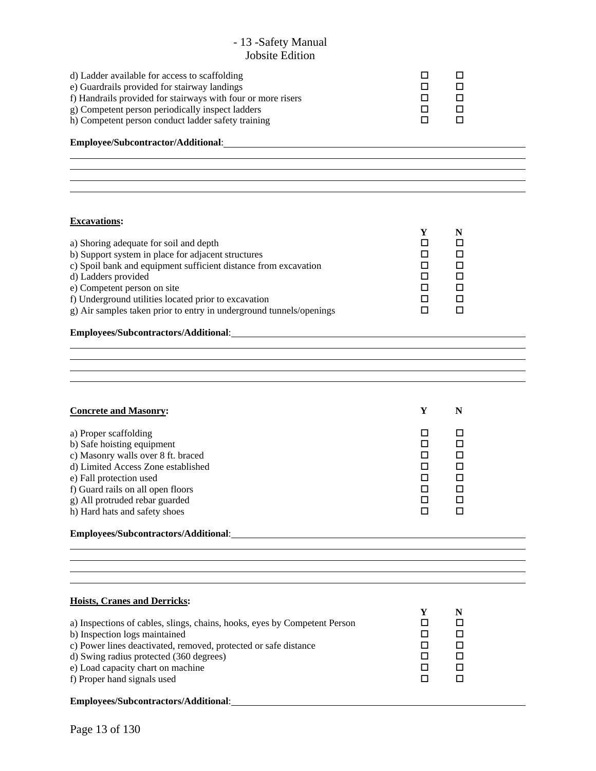| | | |
|---|---|---|
| d) Ladder available for access to scaffolding | ☐ | ☐ |
| e) Guardrails provided for stairway landings | ☐ | ☐ |
| f) Handrails provided for stairways with four or more risers | ☐ | ☐ |
| g) Competent person periodically inspect ladders | ☐ | ☐ |
| h) Competent person conduct ladder safety training | ☐ | ☐ |

**Employee/Subcontractor/Additional**:\_\_\_\_\_\_\_\_\_\_\_\_\_\_\_\_\_\_\_\_\_\_\_\_\_\_\_\_\_\_\_\_\_\_\_\_\_\_\_\_

\_\_\_\_\_\_\_\_\_\_\_\_\_\_\_\_\_\_\_\_\_\_\_\_\_\_\_\_\_\_\_\_\_\_\_\_\_\_\_\_\_\_\_\_\_\_\_\_\_\_\_\_\_\_\_\_\_\_\_\_\_\_\_\_\_\_\_\_

\_\_\_\_\_\_\_\_\_\_\_\_\_\_\_\_\_\_\_\_\_\_\_\_\_\_\_\_\_\_\_\_\_\_\_\_\_\_\_\_\_\_\_\_\_\_\_\_\_\_\_\_\_\_\_\_\_\_\_\_\_\_\_\_\_\_\_\_

\_\_\_\_\_\_\_\_\_\_\_\_\_\_\_\_\_\_\_\_\_\_\_\_\_\_\_\_\_\_\_\_\_\_\_\_\_\_\_\_\_\_\_\_\_\_\_\_\_\_\_\_\_\_\_\_\_\_\_\_\_\_\_\_\_\_\_\_

\_\_\_\_\_\_\_\_\_\_\_\_\_\_\_\_\_\_\_\_\_\_\_\_\_\_\_\_\_\_\_\_\_\_\_\_\_\_\_\_\_\_\_\_\_\_\_\_\_\_\_\_\_\_\_\_\_\_\_\_\_\_\_\_\_\_\_\_

**Excavations:**

| | Y | N |
|---|---|---|
| a) Shoring adequate for soil and depth | ☐ | ☐ |
| b) Support system in place for adjacent structures | ☐ | ☐ |
| c) Spoil bank and equipment sufficient distance from excavation | ☐ | ☐ |
| d) Ladders provided | ☐ | ☐ |
| e) Competent person on site | ☐ | ☐ |
| f) Underground utilities located prior to excavation | ☐ | ☐ |
| g) Air samples taken prior to entry in underground tunnels/openings | ☐ | ☐ |

**Employees/Subcontractors/Additional**:\_\_\_\_\_\_\_\_\_\_\_\_\_\_\_\_\_\_\_\_\_\_\_\_\_\_\_\_\_\_\_\_\_\_\_\_\_\_\_\_

\_\_\_\_\_\_\_\_\_\_\_\_\_\_\_\_\_\_\_\_\_\_\_\_\_\_\_\_\_\_\_\_\_\_\_\_\_\_\_\_\_\_\_\_\_\_\_\_\_\_\_\_\_\_\_\_\_\_\_\_\_\_\_\_\_\_\_\_

\_\_\_\_\_\_\_\_\_\_\_\_\_\_\_\_\_\_\_\_\_\_\_\_\_\_\_\_\_\_\_\_\_\_\_\_\_\_\_\_\_\_\_\_\_\_\_\_\_\_\_\_\_\_\_\_\_\_\_\_\_\_\_\_\_\_\_\_

\_\_\_\_\_\_\_\_\_\_\_\_\_\_\_\_\_\_\_\_\_\_\_\_\_\_\_\_\_\_\_\_\_\_\_\_\_\_\_\_\_\_\_\_\_\_\_\_\_\_\_\_\_\_\_\_\_\_\_\_\_\_\_\_\_\_\_\_

\_\_\_\_\_\_\_\_\_\_\_\_\_\_\_\_\_\_\_\_\_\_\_\_\_\_\_\_\_\_\_\_\_\_\_\_\_\_\_\_\_\_\_\_\_\_\_\_\_\_\_\_\_\_\_\_\_\_\_\_\_\_\_\_\_\_\_\_

| **Concrete and Masonry:** | Y | N |
|---|---|---|
| a) Proper scaffolding | ☐ | ☐ |
| b) Safe hoisting equipment | ☐ | ☐ |
| c) Masonry walls over 8 ft. braced | ☐ | ☐ |
| d) Limited Access Zone established | ☐ | ☐ |
| e) Fall protection used | ☐ | ☐ |
| f) Guard rails on all open floors | ☐ | ☐ |
| g) All protruded rebar guarded | ☐ | ☐ |
| h) Hard hats and safety shoes | ☐ | ☐ |

**Employees/Subcontractors/Additional**:\_\_\_\_\_\_\_\_\_\_\_\_\_\_\_\_\_\_\_\_\_\_\_\_\_\_\_\_\_\_\_\_\_\_\_\_\_\_\_\_

\_\_\_\_\_\_\_\_\_\_\_\_\_\_\_\_\_\_\_\_\_\_\_\_\_\_\_\_\_\_\_\_\_\_\_\_\_\_\_\_\_\_\_\_\_\_\_\_\_\_\_\_\_\_\_\_\_\_\_\_\_\_\_\_\_\_\_\_

\_\_\_\_\_\_\_\_\_\_\_\_\_\_\_\_\_\_\_\_\_\_\_\_\_\_\_\_\_\_\_\_\_\_\_\_\_\_\_\_\_\_\_\_\_\_\_\_\_\_\_\_\_\_\_\_\_\_\_\_\_\_\_\_\_\_\_\_

\_\_\_\_\_\_\_\_\_\_\_\_\_\_\_\_\_\_\_\_\_\_\_\_\_\_\_\_\_\_\_\_\_\_\_\_\_\_\_\_\_\_\_\_\_\_\_\_\_\_\_\_\_\_\_\_\_\_\_\_\_\_\_\_\_\_\_\_

\_\_\_\_\_\_\_\_\_\_\_\_\_\_\_\_\_\_\_\_\_\_\_\_\_\_\_\_\_\_\_\_\_\_\_\_\_\_\_\_\_\_\_\_\_\_\_\_\_\_\_\_\_\_\_\_\_\_\_\_\_\_\_\_\_\_\_\_

**Hoists, Cranes and Derricks:**

| | Y | N |
|---|---|---|
| a) Inspections of cables, slings, chains, hooks, eyes by Competent Person | ☐ | ☐ |
| b) Inspection logs maintained | ☐ | ☐ |
| c) Power lines deactivated, removed, protected or safe distance | ☐ | ☐ |
| d) Swing radius protected (360 degrees) | ☐ | ☐ |
| e) Load capacity chart on machine | ☐ | ☐ |
| f) Proper hand signals used | ☐ | ☐ |

**Employees/Subcontractors/Additional**:\_\_\_\_\_\_\_\_\_\_\_\_\_\_\_\_\_\_\_\_\_\_\_\_\_\_\_\_\_\_\_\_\_\_\_\_\_\_\_\_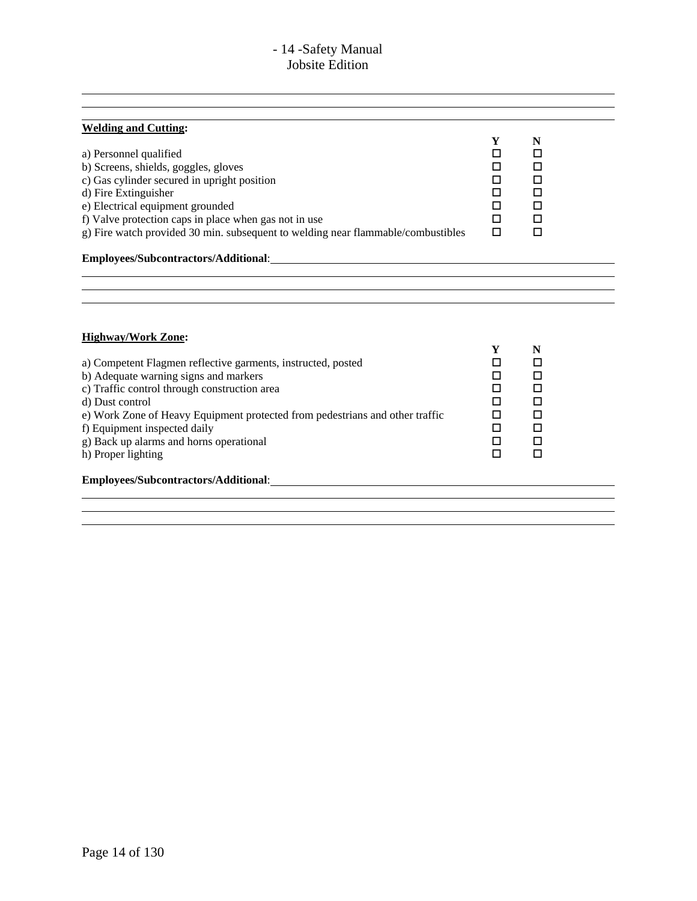**Welding and Cutting:**

| | Y | N |
|---|---|---|
| a) Personnel qualified | ☐ | ☐ |
| b) Screens, shields, goggles, gloves | ☐ | ☐ |
| c) Gas cylinder secured in upright position | ☐ | ☐ |
| d) Fire Extinguisher | ☐ | ☐ |
| e) Electrical equipment grounded | ☐ | ☐ |
| f) Valve protection caps in place when gas not in use | ☐ | ☐ |
| g) Fire watch provided 30 min. subsequent to welding near flammable/combustibles | ☐ | ☐ |

**Employees/Subcontractors/Additional**: ______________________________

______________________________

______________________________

______________________________

**Highway/Work Zone:**

| | Y | N |
|---|---|---|
| a) Competent Flagmen reflective garments, instructed, posted | ☐ | ☐ |
| b) Adequate warning signs and markers | ☐ | ☐ |
| c) Traffic control through construction area | ☐ | ☐ |
| d) Dust control | ☐ | ☐ |
| e) Work Zone of Heavy Equipment protected from pedestrians and other traffic | ☐ | ☐ |
| f) Equipment inspected daily | ☐ | ☐ |
| g) Back up alarms and horns operational | ☐ | ☐ |
| h) Proper lighting | ☐ | ☐ |

**Employees/Subcontractors/Additional**: ______________________________

______________________________

______________________________

______________________________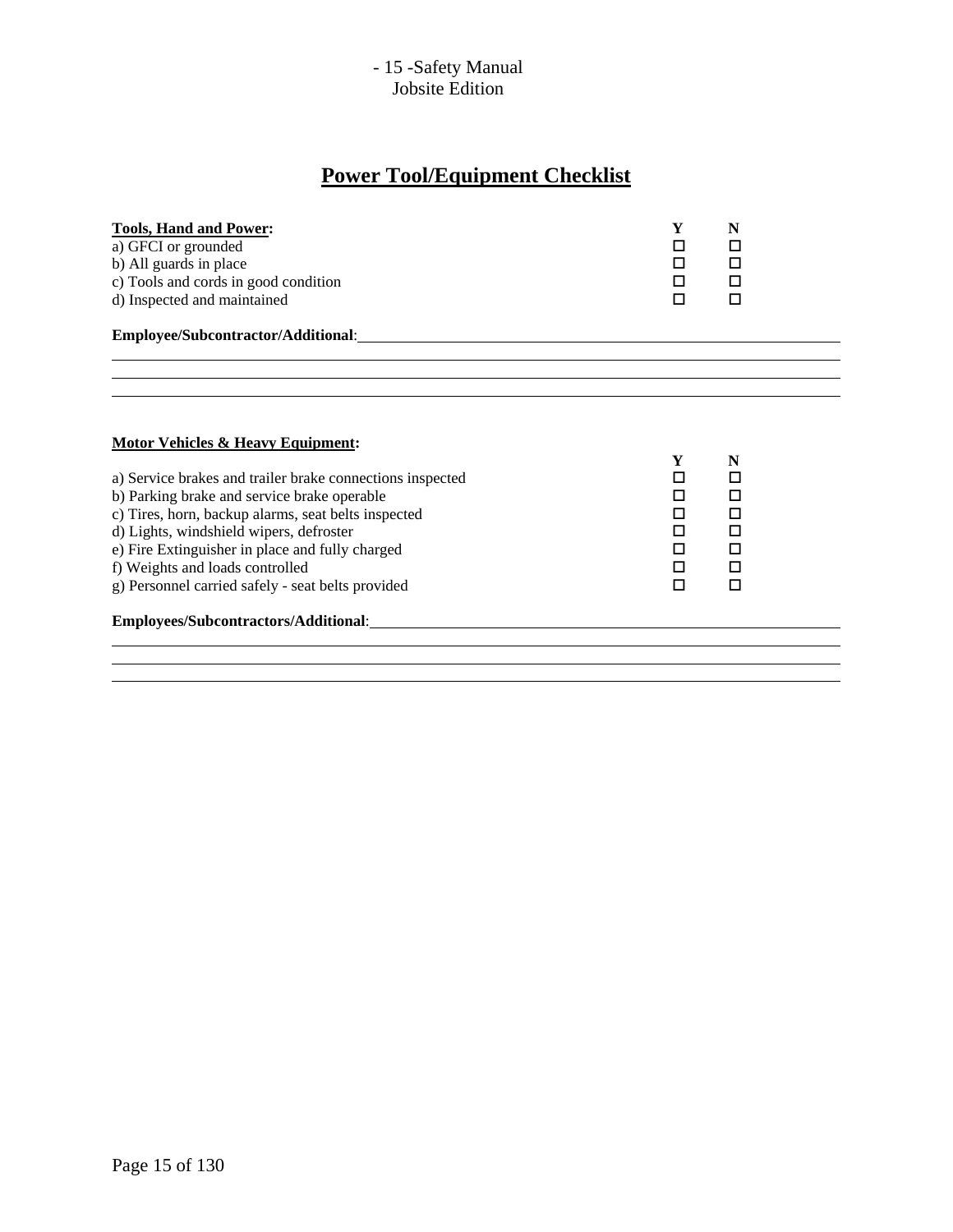# Power Tool/Equipment Checklist

| **Tools, Hand and Power:** | **Y** | **N** |
|---|---|---|
| a) GFCI or grounded | ☐ | ☐ |
| b) All guards in place | ☐ | ☐ |
| c) Tools and cords in good condition | ☐ | ☐ |
| d) Inspected and maintained | ☐ | ☐ |

**Employee/Subcontractor/Additional**: ______________________________________________

______________________________________________________________________________

______________________________________________________________________________

______________________________________________________________________________

| **Motor Vehicles & Heavy Equipment:** | **Y** | **N** |
|---|---|---|
| a) Service brakes and trailer brake connections inspected | ☐ | ☐ |
| b) Parking brake and service brake operable | ☐ | ☐ |
| c) Tires, horn, backup alarms, seat belts inspected | ☐ | ☐ |
| d) Lights, windshield wipers, defroster | ☐ | ☐ |
| e) Fire Extinguisher in place and fully charged | ☐ | ☐ |
| f) Weights and loads controlled | ☐ | ☐ |
| g) Personnel carried safely - seat belts provided | ☐ | ☐ |

**Employees/Subcontractors/Additional**: ____________________________________________

______________________________________________________________________________

______________________________________________________________________________

______________________________________________________________________________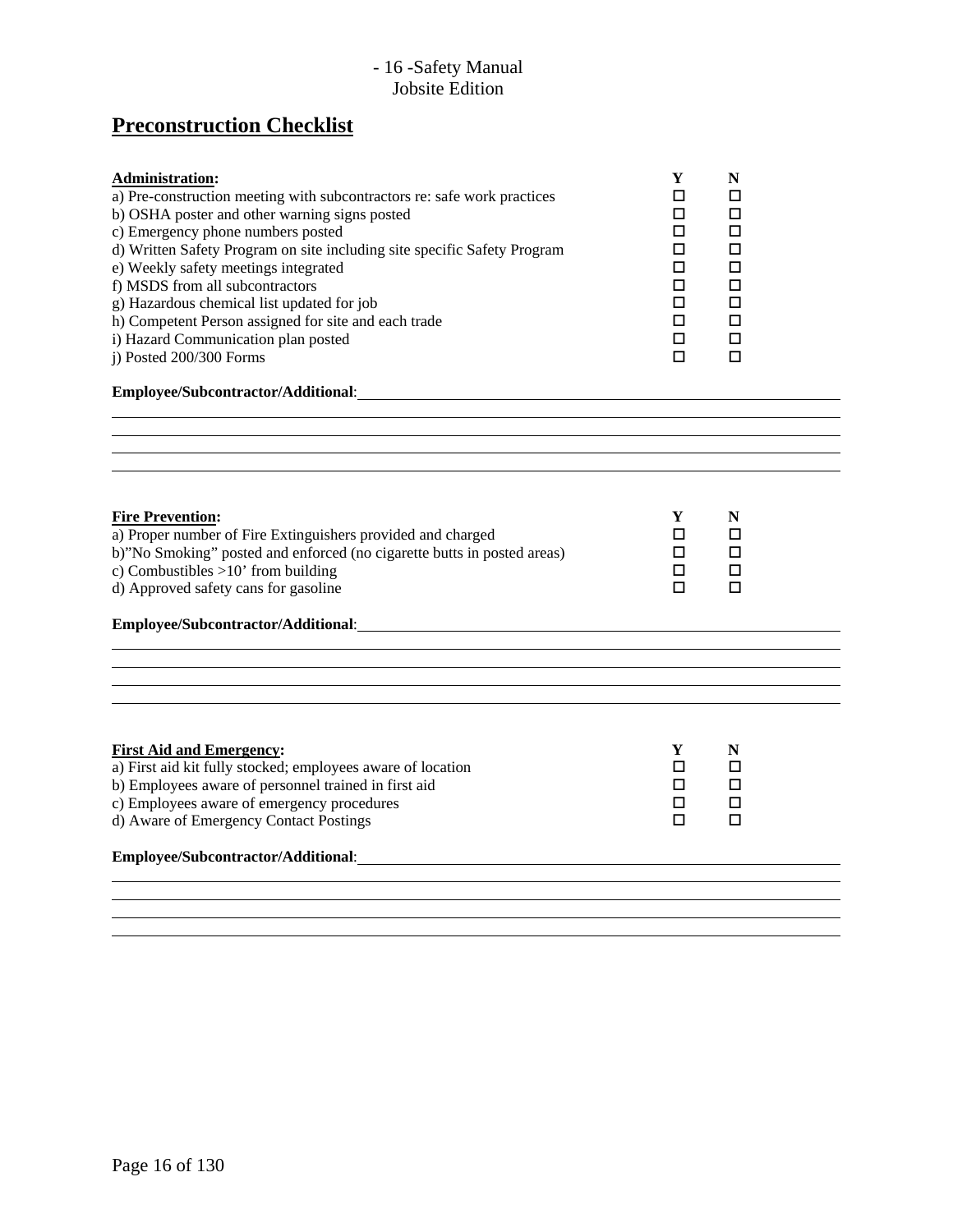# Preconstruction Checklist

| **Administration:** | **Y** | **N** |
|---|---|---|
| a) Pre-construction meeting with subcontractors re: safe work practices | ☐ | ☐ |
| b) OSHA poster and other warning signs posted | ☐ | ☐ |
| c) Emergency phone numbers posted | ☐ | ☐ |
| d) Written Safety Program on site including site specific Safety Program | ☐ | ☐ |
| e) Weekly safety meetings integrated | ☐ | ☐ |
| f) MSDS from all subcontractors | ☐ | ☐ |
| g) Hazardous chemical list updated for job | ☐ | ☐ |
| h) Competent Person assigned for site and each trade | ☐ | ☐ |
| i) Hazard Communication plan posted | ☐ | ☐ |
| j) Posted 200/300 Forms | ☐ | ☐ |

**Employee/Subcontractor/Additional**: ______________________________________________

_______________________________________________________________________________

_______________________________________________________________________________

_______________________________________________________________________________

_______________________________________________________________________________

| **Fire Prevention:** | **Y** | **N** |
|---|---|---|
| a) Proper number of Fire Extinguishers provided and charged | ☐ | ☐ |
| b)"No Smoking" posted and enforced (no cigarette butts in posted areas) | ☐ | ☐ |
| c) Combustibles >10' from building | ☐ | ☐ |
| d) Approved safety cans for gasoline | ☐ | ☐ |

**Employee/Subcontractor/Additional**: ______________________________________________

_______________________________________________________________________________

_______________________________________________________________________________

_______________________________________________________________________________

_______________________________________________________________________________

| **First Aid and Emergency:** | **Y** | **N** |
|---|---|---|
| a) First aid kit fully stocked; employees aware of location | ☐ | ☐ |
| b) Employees aware of personnel trained in first aid | ☐ | ☐ |
| c) Employees aware of emergency procedures | ☐ | ☐ |
| d) Aware of Emergency Contact Postings | ☐ | ☐ |

**Employee/Subcontractor/Additional**: ______________________________________________

_______________________________________________________________________________

_______________________________________________________________________________

_______________________________________________________________________________

_______________________________________________________________________________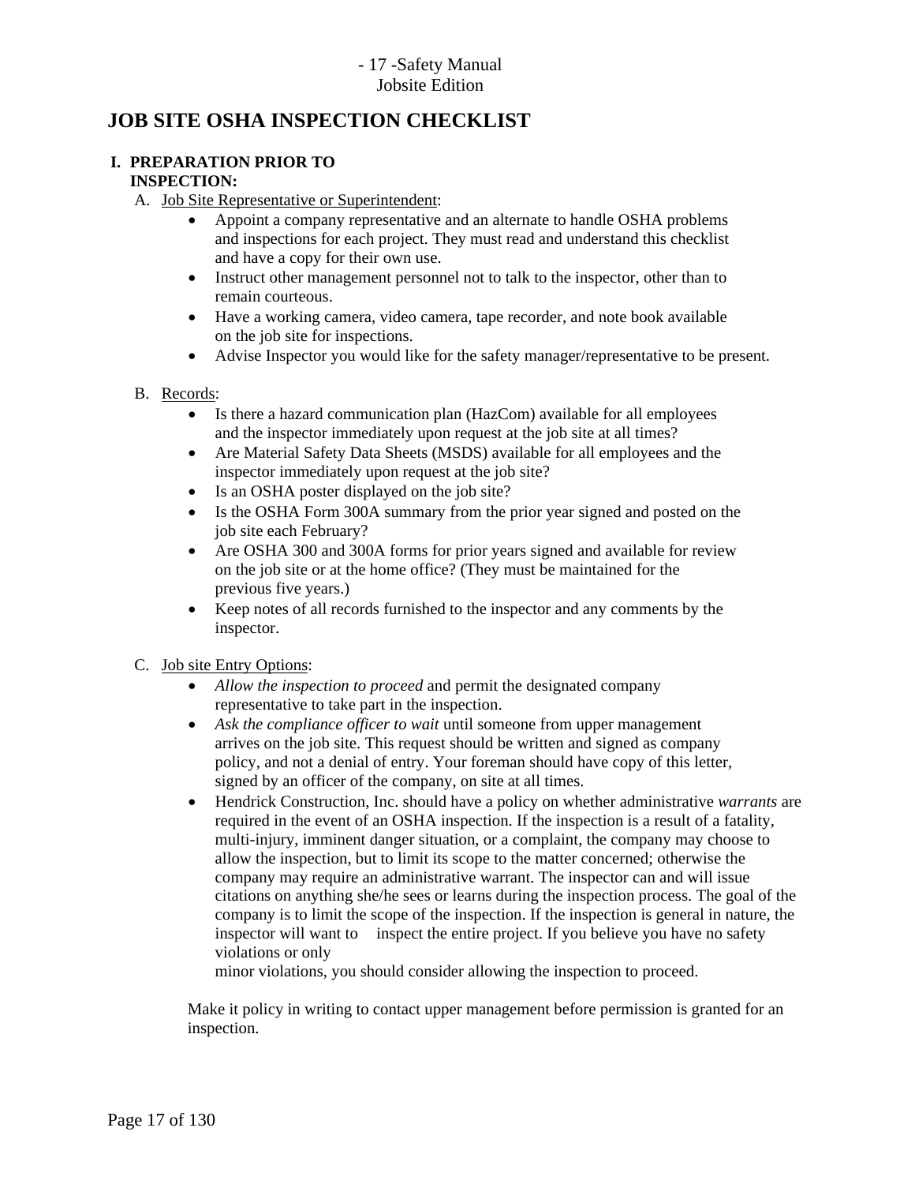# JOB SITE OSHA INSPECTION CHECKLIST

## I. PREPARATION PRIOR TO INSPECTION:

A. Job Site Representative or Superintendent:

- Appoint a company representative and an alternate to handle OSHA problems and inspections for each project. They must read and understand this checklist and have a copy for their own use.
- Instruct other management personnel not to talk to the inspector, other than to remain courteous.
- Have a working camera, video camera, tape recorder, and note book available on the job site for inspections.
- Advise Inspector you would like for the safety manager/representative to be present.

B. Records:

- Is there a hazard communication plan (HazCom) available for all employees and the inspector immediately upon request at the job site at all times?
- Are Material Safety Data Sheets (MSDS) available for all employees and the inspector immediately upon request at the job site?
- Is an OSHA poster displayed on the job site?
- Is the OSHA Form 300A summary from the prior year signed and posted on the job site each February?
- Are OSHA 300 and 300A forms for prior years signed and available for review on the job site or at the home office? (They must be maintained for the previous five years.)
- Keep notes of all records furnished to the inspector and any comments by the inspector.

C. Job site Entry Options:

- *Allow the inspection to proceed* and permit the designated company representative to take part in the inspection.
- *Ask the compliance officer to wait* until someone from upper management arrives on the job site. This request should be written and signed as company policy, and not a denial of entry. Your foreman should have copy of this letter, signed by an officer of the company, on site at all times.
- Hendrick Construction, Inc. should have a policy on whether administrative *warrants* are required in the event of an OSHA inspection. If the inspection is a result of a fatality, multi-injury, imminent danger situation, or a complaint, the company may choose to allow the inspection, but to limit its scope to the matter concerned; otherwise the company may require an administrative warrant. The inspector can and will issue citations on anything she/he sees or learns during the inspection process. The goal of the company is to limit the scope of the inspection. If the inspection is general in nature, the inspector will want to inspect the entire project. If you believe you have no safety violations or only minor violations, you should consider allowing the inspection to proceed.

Make it policy in writing to contact upper management before permission is granted for an inspection.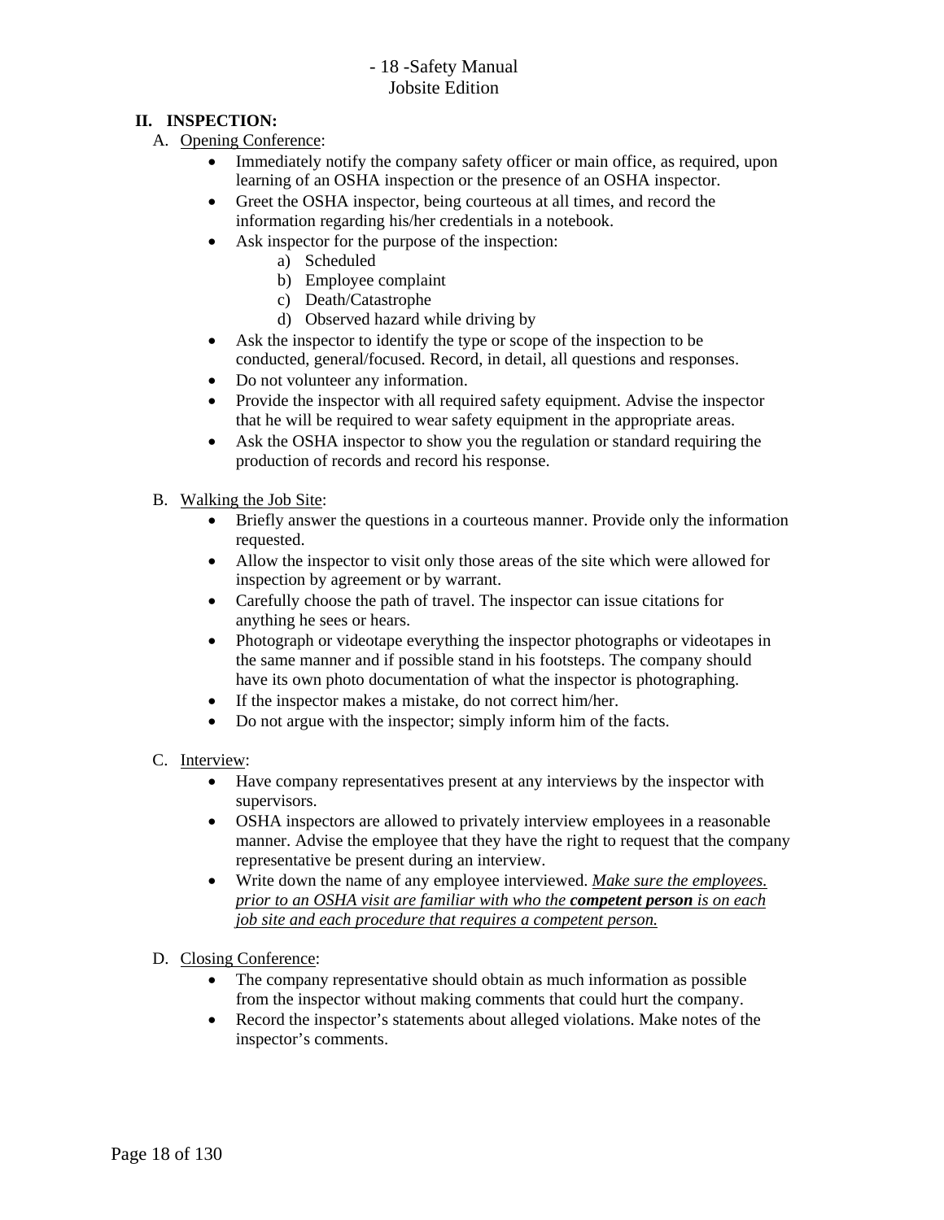## II. INSPECTION:

A. Opening Conference:

- Immediately notify the company safety officer or main office, as required, upon learning of an OSHA inspection or the presence of an OSHA inspector.
- Greet the OSHA inspector, being courteous at all times, and record the information regarding his/her credentials in a notebook.
- Ask inspector for the purpose of the inspection:
    a) Scheduled
    b) Employee complaint
    c) Death/Catastrophe
    d) Observed hazard while driving by
- Ask the inspector to identify the type or scope of the inspection to be conducted, general/focused. Record, in detail, all questions and responses.
- Do not volunteer any information.
- Provide the inspector with all required safety equipment. Advise the inspector that he will be required to wear safety equipment in the appropriate areas.
- Ask the OSHA inspector to show you the regulation or standard requiring the production of records and record his response.

B. Walking the Job Site:

- Briefly answer the questions in a courteous manner. Provide only the information requested.
- Allow the inspector to visit only those areas of the site which were allowed for inspection by agreement or by warrant.
- Carefully choose the path of travel. The inspector can issue citations for anything he sees or hears.
- Photograph or videotape everything the inspector photographs or videotapes in the same manner and if possible stand in his footsteps. The company should have its own photo documentation of what the inspector is photographing.
- If the inspector makes a mistake, do not correct him/her.
- Do not argue with the inspector; simply inform him of the facts.

C. Interview:

- Have company representatives present at any interviews by the inspector with supervisors.
- OSHA inspectors are allowed to privately interview employees in a reasonable manner. Advise the employee that they have the right to request that the company representative be present during an interview.
- Write down the name of any employee interviewed. *Make sure the employees. prior to an OSHA visit are familiar with who the **competent person** is on each job site and each procedure that requires a competent person.*

D. Closing Conference:

- The company representative should obtain as much information as possible from the inspector without making comments that could hurt the company.
- Record the inspector's statements about alleged violations. Make notes of the inspector's comments.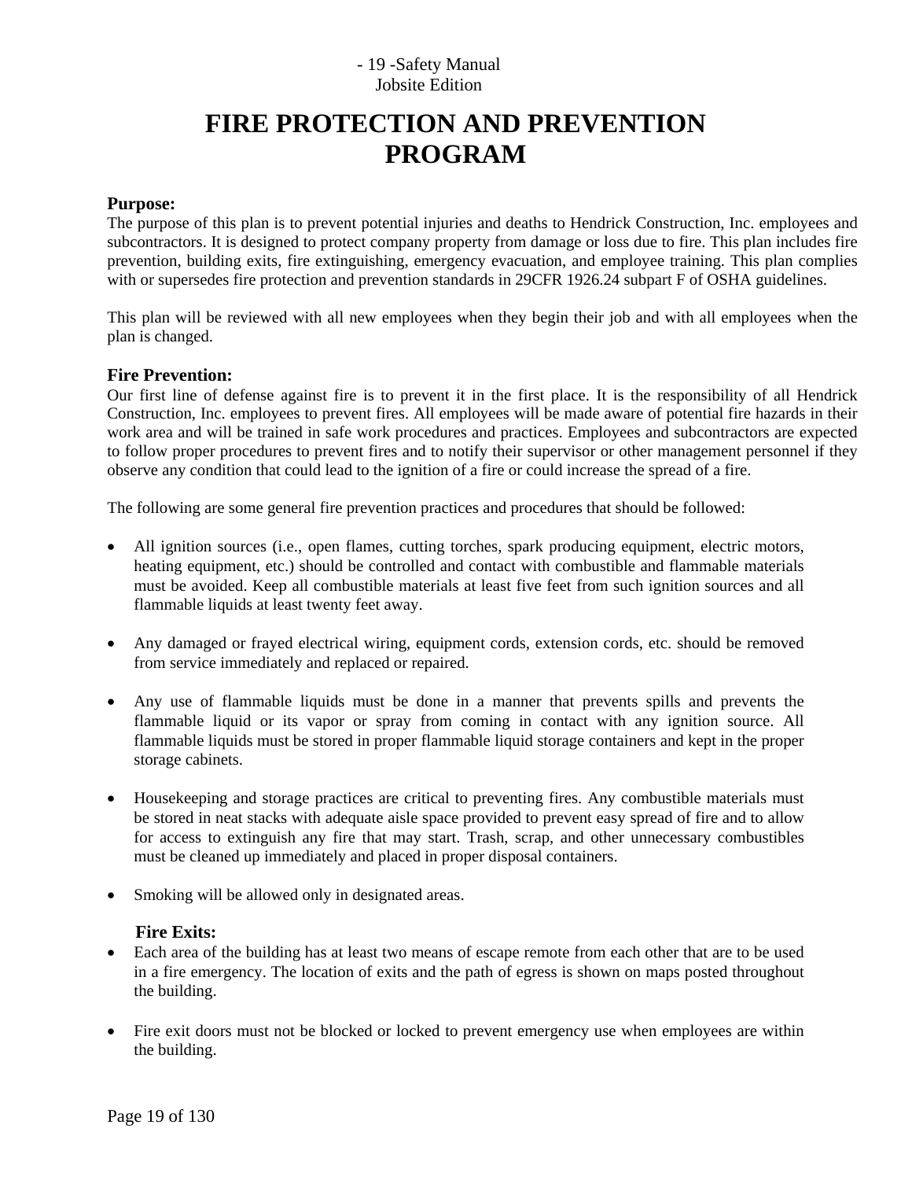# FIRE PROTECTION AND PREVENTION PROGRAM

**Purpose:**

The purpose of this plan is to prevent potential injuries and deaths to Hendrick Construction, Inc. employees and subcontractors. It is designed to protect company property from damage or loss due to fire. This plan includes fire prevention, building exits, fire extinguishing, emergency evacuation, and employee training. This plan complies with or supersedes fire protection and prevention standards in 29CFR 1926.24 subpart F of OSHA guidelines.

This plan will be reviewed with all new employees when they begin their job and with all employees when the plan is changed.

**Fire Prevention:**

Our first line of defense against fire is to prevent it in the first place. It is the responsibility of all Hendrick Construction, Inc. employees to prevent fires. All employees will be made aware of potential fire hazards in their work area and will be trained in safe work procedures and practices. Employees and subcontractors are expected to follow proper procedures to prevent fires and to notify their supervisor or other management personnel if they observe any condition that could lead to the ignition of a fire or could increase the spread of a fire.

The following are some general fire prevention practices and procedures that should be followed:

- All ignition sources (i.e., open flames, cutting torches, spark producing equipment, electric motors, heating equipment, etc.) should be controlled and contact with combustible and flammable materials must be avoided. Keep all combustible materials at least five feet from such ignition sources and all flammable liquids at least twenty feet away.

- Any damaged or frayed electrical wiring, equipment cords, extension cords, etc. should be removed from service immediately and replaced or repaired.

- Any use of flammable liquids must be done in a manner that prevents spills and prevents the flammable liquid or its vapor or spray from coming in contact with any ignition source. All flammable liquids must be stored in proper flammable liquid storage containers and kept in the proper storage cabinets.

- Housekeeping and storage practices are critical to preventing fires. Any combustible materials must be stored in neat stacks with adequate aisle space provided to prevent easy spread of fire and to allow for access to extinguish any fire that may start. Trash, scrap, and other unnecessary combustibles must be cleaned up immediately and placed in proper disposal containers.

- Smoking will be allowed only in designated areas.

**Fire Exits:**

- Each area of the building has at least two means of escape remote from each other that are to be used in a fire emergency. The location of exits and the path of egress is shown on maps posted throughout the building.

- Fire exit doors must not be blocked or locked to prevent emergency use when employees are within the building.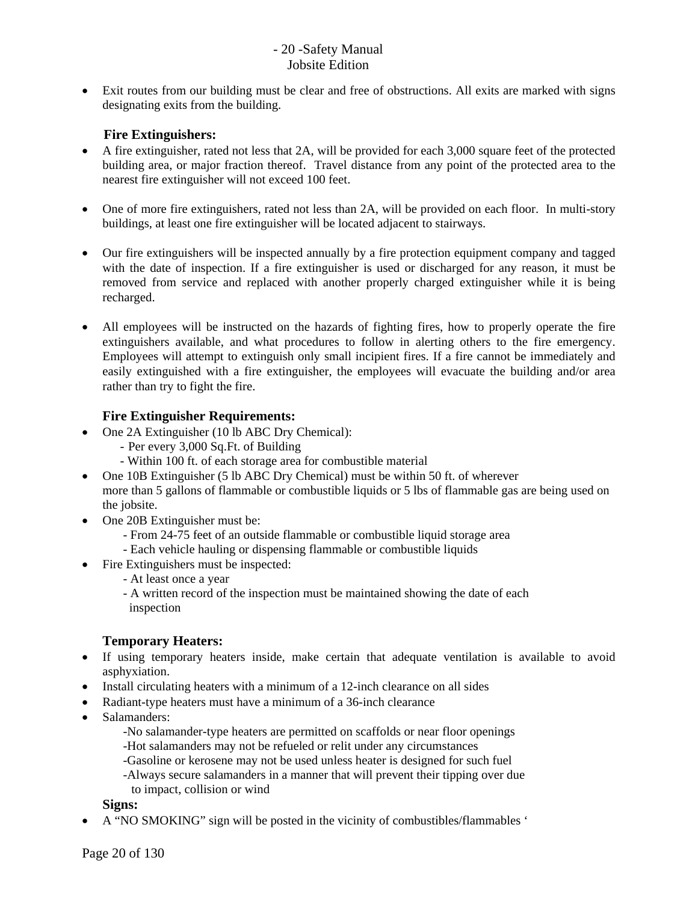- Exit routes from our building must be clear and free of obstructions. All exits are marked with signs designating exits from the building.

### Fire Extinguishers:

- A fire extinguisher, rated not less that 2A, will be provided for each 3,000 square feet of the protected building area, or major fraction thereof. Travel distance from any point of the protected area to the nearest fire extinguisher will not exceed 100 feet.

- One of more fire extinguishers, rated not less than 2A, will be provided on each floor. In multi-story buildings, at least one fire extinguisher will be located adjacent to stairways.

- Our fire extinguishers will be inspected annually by a fire protection equipment company and tagged with the date of inspection. If a fire extinguisher is used or discharged for any reason, it must be removed from service and replaced with another properly charged extinguisher while it is being recharged.

- All employees will be instructed on the hazards of fighting fires, how to properly operate the fire extinguishers available, and what procedures to follow in alerting others to the fire emergency. Employees will attempt to extinguish only small incipient fires. If a fire cannot be immediately and easily extinguished with a fire extinguisher, the employees will evacuate the building and/or area rather than try to fight the fire.

### Fire Extinguisher Requirements:

- One 2A Extinguisher (10 lb ABC Dry Chemical):
  - Per every 3,000 Sq.Ft. of Building
  - Within 100 ft. of each storage area for combustible material
- One 10B Extinguisher (5 lb ABC Dry Chemical) must be within 50 ft. of wherever more than 5 gallons of flammable or combustible liquids or 5 lbs of flammable gas are being used on the jobsite.
- One 20B Extinguisher must be:
  - From 24-75 feet of an outside flammable or combustible liquid storage area
  - Each vehicle hauling or dispensing flammable or combustible liquids
- Fire Extinguishers must be inspected:
  - At least once a year
  - A written record of the inspection must be maintained showing the date of each inspection

### Temporary Heaters:

- If using temporary heaters inside, make certain that adequate ventilation is available to avoid asphyxiation.
- Install circulating heaters with a minimum of a 12-inch clearance on all sides
- Radiant-type heaters must have a minimum of a 36-inch clearance
- Salamanders:
  - No salamander-type heaters are permitted on scaffolds or near floor openings
  - Hot salamanders may not be refueled or relit under any circumstances
  - Gasoline or kerosene may not be used unless heater is designed for such fuel
  - Always secure salamanders in a manner that will prevent their tipping over due to impact, collision or wind

### Signs:

- A "NO SMOKING" sign will be posted in the vicinity of combustibles/flammables '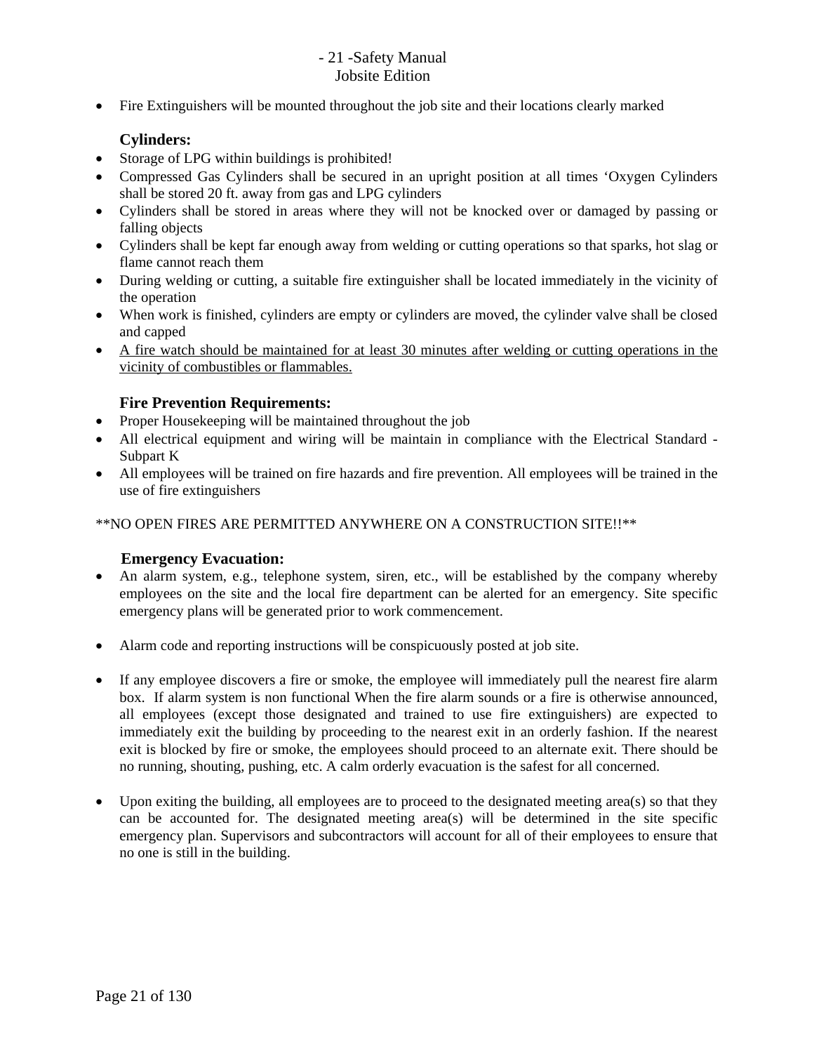- Fire Extinguishers will be mounted throughout the job site and their locations clearly marked

### Cylinders:

- Storage of LPG within buildings is prohibited!
- Compressed Gas Cylinders shall be secured in an upright position at all times 'Oxygen Cylinders shall be stored 20 ft. away from gas and LPG cylinders
- Cylinders shall be stored in areas where they will not be knocked over or damaged by passing or falling objects
- Cylinders shall be kept far enough away from welding or cutting operations so that sparks, hot slag or flame cannot reach them
- During welding or cutting, a suitable fire extinguisher shall be located immediately in the vicinity of the operation
- When work is finished, cylinders are empty or cylinders are moved, the cylinder valve shall be closed and capped
- <u>A fire watch should be maintained for at least 30 minutes after welding or cutting operations in the vicinity of combustibles or flammables.</u>

### Fire Prevention Requirements:

- Proper Housekeeping will be maintained throughout the job
- All electrical equipment and wiring will be maintain in compliance with the Electrical Standard - Subpart K
- All employees will be trained on fire hazards and fire prevention. All employees will be trained in the use of fire extinguishers

**NO OPEN FIRES ARE PERMITTED ANYWHERE ON A CONSTRUCTION SITE!!**

### Emergency Evacuation:

- An alarm system, e.g., telephone system, siren, etc., will be established by the company whereby employees on the site and the local fire department can be alerted for an emergency. Site specific emergency plans will be generated prior to work commencement.

- Alarm code and reporting instructions will be conspicuously posted at job site.

- If any employee discovers a fire or smoke, the employee will immediately pull the nearest fire alarm box. If alarm system is non functional When the fire alarm sounds or a fire is otherwise announced, all employees (except those designated and trained to use fire extinguishers) are expected to immediately exit the building by proceeding to the nearest exit in an orderly fashion. If the nearest exit is blocked by fire or smoke, the employees should proceed to an alternate exit. There should be no running, shouting, pushing, etc. A calm orderly evacuation is the safest for all concerned.

- Upon exiting the building, all employees are to proceed to the designated meeting area(s) so that they can be accounted for. The designated meeting area(s) will be determined in the site specific emergency plan. Supervisors and subcontractors will account for all of their employees to ensure that no one is still in the building.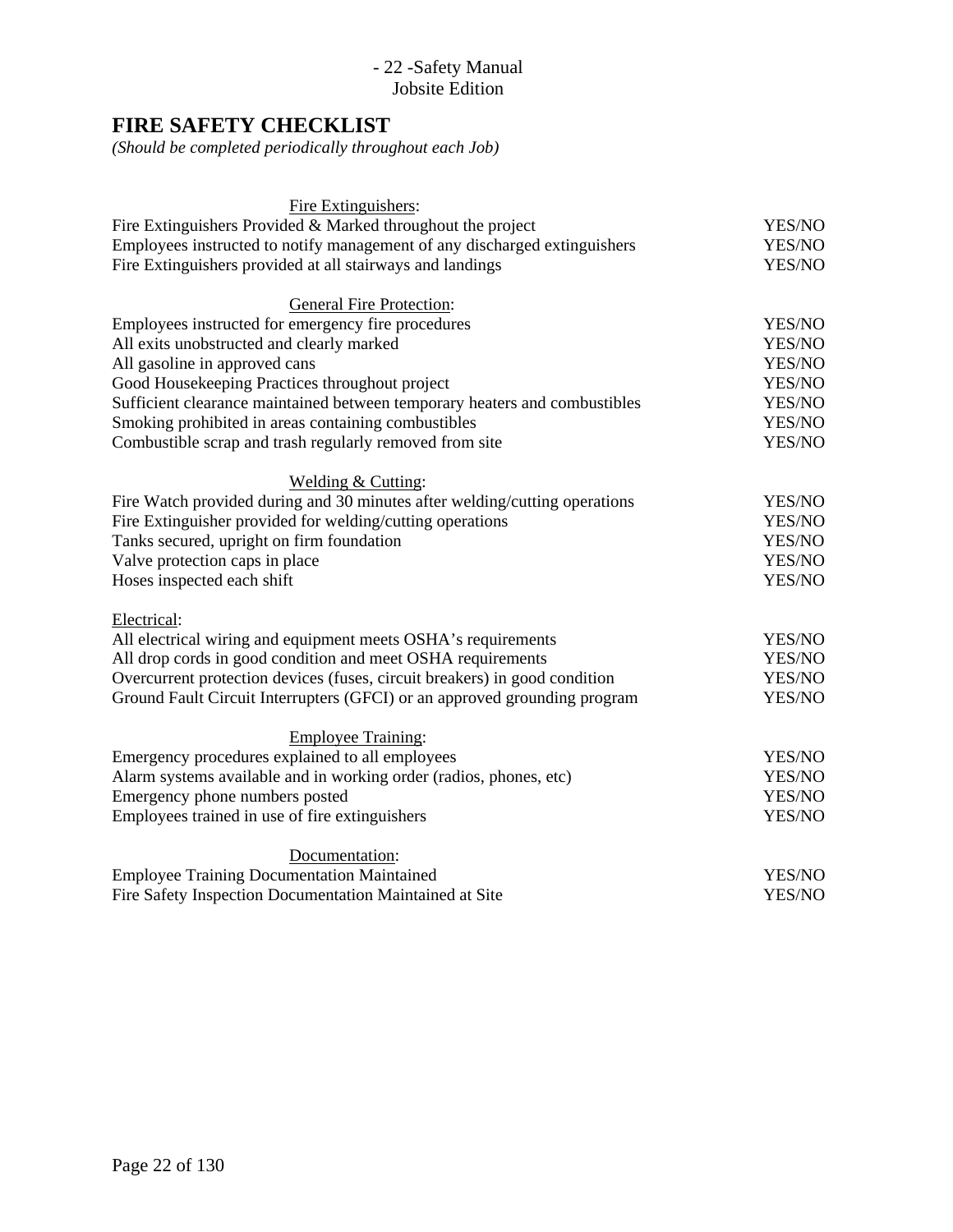## FIRE SAFETY CHECKLIST

*(Should be completed periodically throughout each Job)*

| Fire Extinguishers: | |
|---|---|
| Fire Extinguishers Provided & Marked throughout the project | YES/NO |
| Employees instructed to notify management of any discharged extinguishers | YES/NO |
| Fire Extinguishers provided at all stairways and landings | YES/NO |
| **General Fire Protection:** | |
| Employees instructed for emergency fire procedures | YES/NO |
| All exits unobstructed and clearly marked | YES/NO |
| All gasoline in approved cans | YES/NO |
| Good Housekeeping Practices throughout project | YES/NO |
| Sufficient clearance maintained between temporary heaters and combustibles | YES/NO |
| Smoking prohibited in areas containing combustibles | YES/NO |
| Combustible scrap and trash regularly removed from site | YES/NO |
| **Welding & Cutting:** | |
| Fire Watch provided during and 30 minutes after welding/cutting operations | YES/NO |
| Fire Extinguisher provided for welding/cutting operations | YES/NO |
| Tanks secured, upright on firm foundation | YES/NO |
| Valve protection caps in place | YES/NO |
| Hoses inspected each shift | YES/NO |
| **Electrical:** | |
| All electrical wiring and equipment meets OSHA's requirements | YES/NO |
| All drop cords in good condition and meet OSHA requirements | YES/NO |
| Overcurrent protection devices (fuses, circuit breakers) in good condition | YES/NO |
| Ground Fault Circuit Interrupters (GFCI) or an approved grounding program | YES/NO |
| **Employee Training:** | |
| Emergency procedures explained to all employees | YES/NO |
| Alarm systems available and in working order (radios, phones, etc) | YES/NO |
| Emergency phone numbers posted | YES/NO |
| Employees trained in use of fire extinguishers | YES/NO |
| **Documentation:** | |
| Employee Training Documentation Maintained | YES/NO |
| Fire Safety Inspection Documentation Maintained at Site | YES/NO |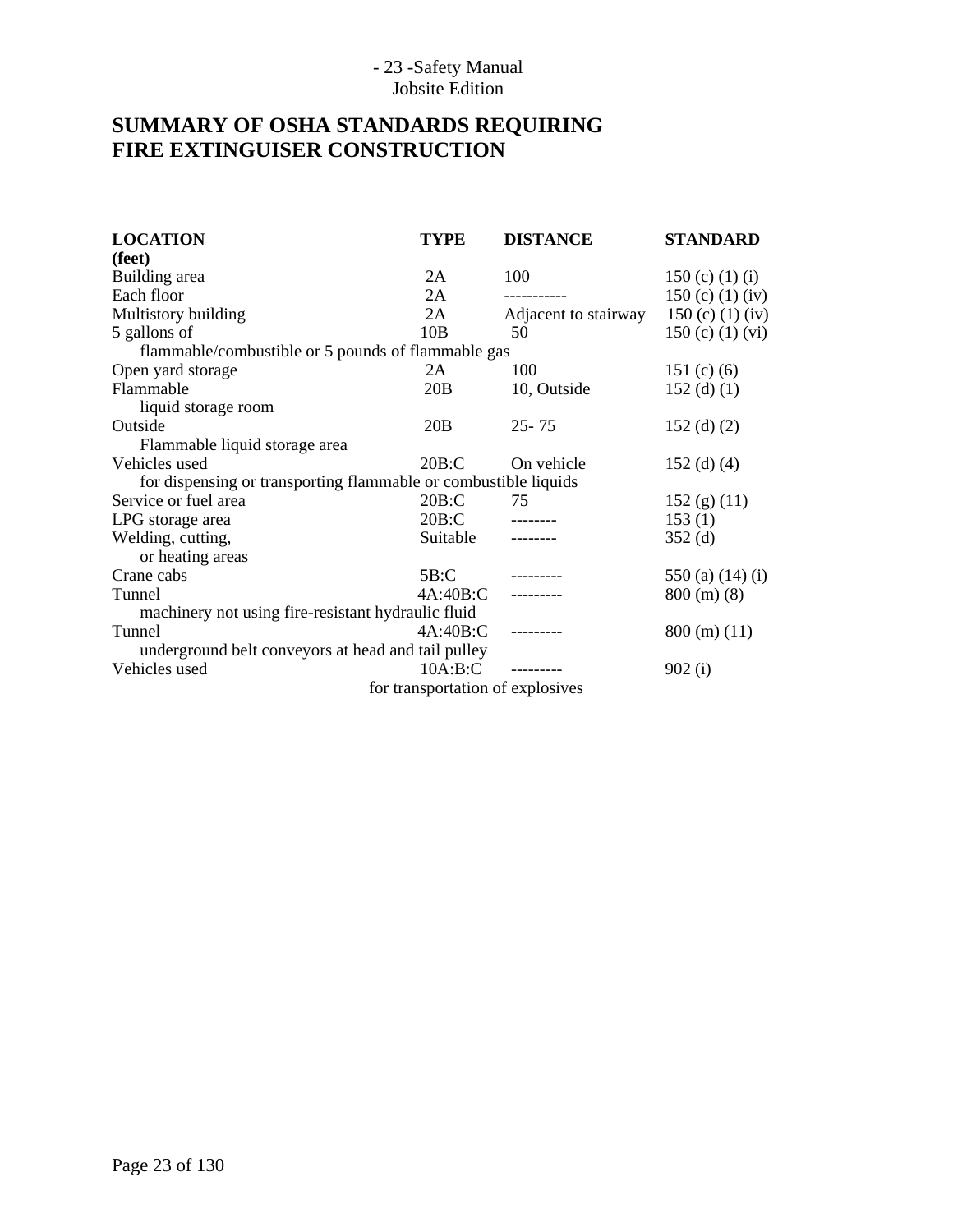## SUMMARY OF OSHA STANDARDS REQUIRING FIRE EXTINGUISER CONSTRUCTION

| LOCATION | TYPE | DISTANCE (feet) | STANDARD |
|---|---|---|---|
| Building area | 2A | 100 | 150 (c) (1) (i) |
| Each floor | 2A | ----------- | 150 (c) (1) (iv) |
| Multistory building | 2A | Adjacent to stairway | 150 (c) (1) (iv) |
| 5 gallons of flammable/combustible or 5 pounds of flammable gas | 10B | 50 | 150 (c) (1) (vi) |
| Open yard storage | 2A | 100 | 151 (c) (6) |
| Flammable liquid storage room | 20B | 10, Outside | 152 (d) (1) |
| Outside Flammable liquid storage area | 20B | 25- 75 | 152 (d) (2) |
| Vehicles used for dispensing or transporting flammable or combustible liquids | 20B:C | On vehicle | 152 (d) (4) |
| Service or fuel area | 20B:C | 75 | 152 (g) (11) |
| LPG storage area | 20B:C | -------- | 153 (1) |
| Welding, cutting, or heating areas | Suitable | -------- | 352 (d) |
| Crane cabs | 5B:C | --------- | 550 (a) (14) (i) |
| Tunnel machinery not using fire-resistant hydraulic fluid | 4A:40B:C | --------- | 800 (m) (8) |
| Tunnel underground belt conveyors at head and tail pulley | 4A:40B:C | --------- | 800 (m) (11) |
| Vehicles used for transportation of explosives | 10A:B:C | --------- | 902 (i) |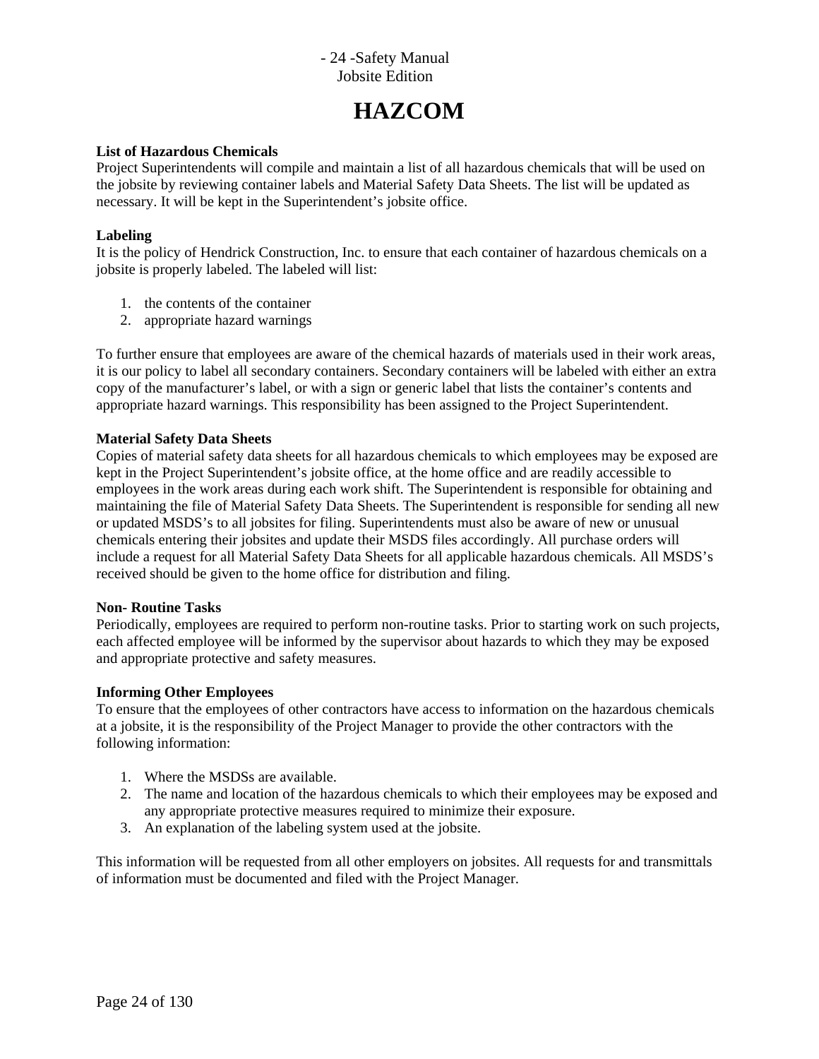# HAZCOM

**List of Hazardous Chemicals**

Project Superintendents will compile and maintain a list of all hazardous chemicals that will be used on the jobsite by reviewing container labels and Material Safety Data Sheets. The list will be updated as necessary. It will be kept in the Superintendent's jobsite office.

**Labeling**

It is the policy of Hendrick Construction, Inc. to ensure that each container of hazardous chemicals on a jobsite is properly labeled. The labeled will list:

1. the contents of the container
2. appropriate hazard warnings

To further ensure that employees are aware of the chemical hazards of materials used in their work areas, it is our policy to label all secondary containers. Secondary containers will be labeled with either an extra copy of the manufacturer's label, or with a sign or generic label that lists the container's contents and appropriate hazard warnings. This responsibility has been assigned to the Project Superintendent.

**Material Safety Data Sheets**

Copies of material safety data sheets for all hazardous chemicals to which employees may be exposed are kept in the Project Superintendent's jobsite office, at the home office and are readily accessible to employees in the work areas during each work shift. The Superintendent is responsible for obtaining and maintaining the file of Material Safety Data Sheets. The Superintendent is responsible for sending all new or updated MSDS's to all jobsites for filing. Superintendents must also be aware of new or unusual chemicals entering their jobsites and update their MSDS files accordingly. All purchase orders will include a request for all Material Safety Data Sheets for all applicable hazardous chemicals. All MSDS's received should be given to the home office for distribution and filing.

**Non- Routine Tasks**

Periodically, employees are required to perform non-routine tasks. Prior to starting work on such projects, each affected employee will be informed by the supervisor about hazards to which they may be exposed and appropriate protective and safety measures.

**Informing Other Employees**

To ensure that the employees of other contractors have access to information on the hazardous chemicals at a jobsite, it is the responsibility of the Project Manager to provide the other contractors with the following information:

1. Where the MSDSs are available.
2. The name and location of the hazardous chemicals to which their employees may be exposed and any appropriate protective measures required to minimize their exposure.
3. An explanation of the labeling system used at the jobsite.

This information will be requested from all other employers on jobsites. All requests for and transmittals of information must be documented and filed with the Project Manager.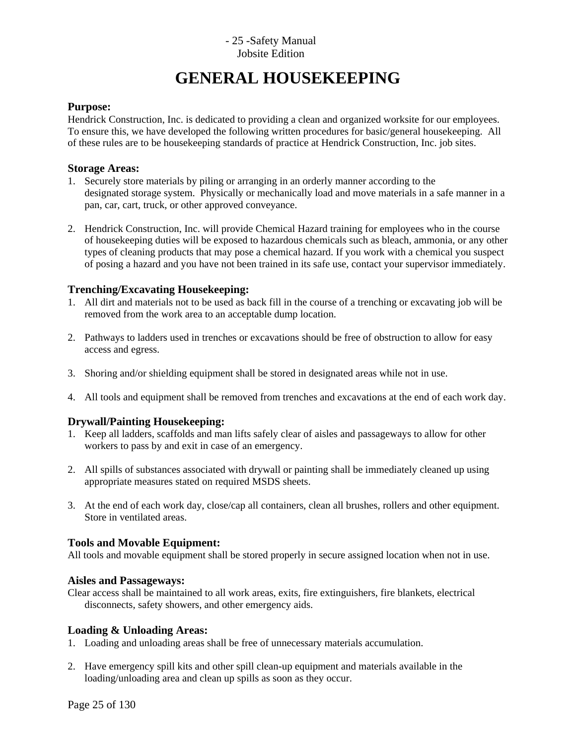# GENERAL HOUSEKEEPING

### Purpose:

Hendrick Construction, Inc. is dedicated to providing a clean and organized worksite for our employees. To ensure this, we have developed the following written procedures for basic/general housekeeping. All of these rules are to be housekeeping standards of practice at Hendrick Construction, Inc. job sites.

### Storage Areas:

1. Securely store materials by piling or arranging in an orderly manner according to the designated storage system. Physically or mechanically load and move materials in a safe manner in a pan, car, cart, truck, or other approved conveyance.

2. Hendrick Construction, Inc. will provide Chemical Hazard training for employees who in the course of housekeeping duties will be exposed to hazardous chemicals such as bleach, ammonia, or any other types of cleaning products that may pose a chemical hazard. If you work with a chemical you suspect of posing a hazard and you have not been trained in its safe use, contact your supervisor immediately.

### Trenching/Excavating Housekeeping:

1. All dirt and materials not to be used as back fill in the course of a trenching or excavating job will be removed from the work area to an acceptable dump location.

2. Pathways to ladders used in trenches or excavations should be free of obstruction to allow for easy access and egress.

3. Shoring and/or shielding equipment shall be stored in designated areas while not in use.

4. All tools and equipment shall be removed from trenches and excavations at the end of each work day.

### Drywall/Painting Housekeeping:

1. Keep all ladders, scaffolds and man lifts safely clear of aisles and passageways to allow for other workers to pass by and exit in case of an emergency.

2. All spills of substances associated with drywall or painting shall be immediately cleaned up using appropriate measures stated on required MSDS sheets.

3. At the end of each work day, close/cap all containers, clean all brushes, rollers and other equipment. Store in ventilated areas.

### Tools and Movable Equipment:

All tools and movable equipment shall be stored properly in secure assigned location when not in use.

### Aisles and Passageways:

Clear access shall be maintained to all work areas, exits, fire extinguishers, fire blankets, electrical disconnects, safety showers, and other emergency aids.

### Loading & Unloading Areas:

1. Loading and unloading areas shall be free of unnecessary materials accumulation.

2. Have emergency spill kits and other spill clean-up equipment and materials available in the loading/unloading area and clean up spills as soon as they occur.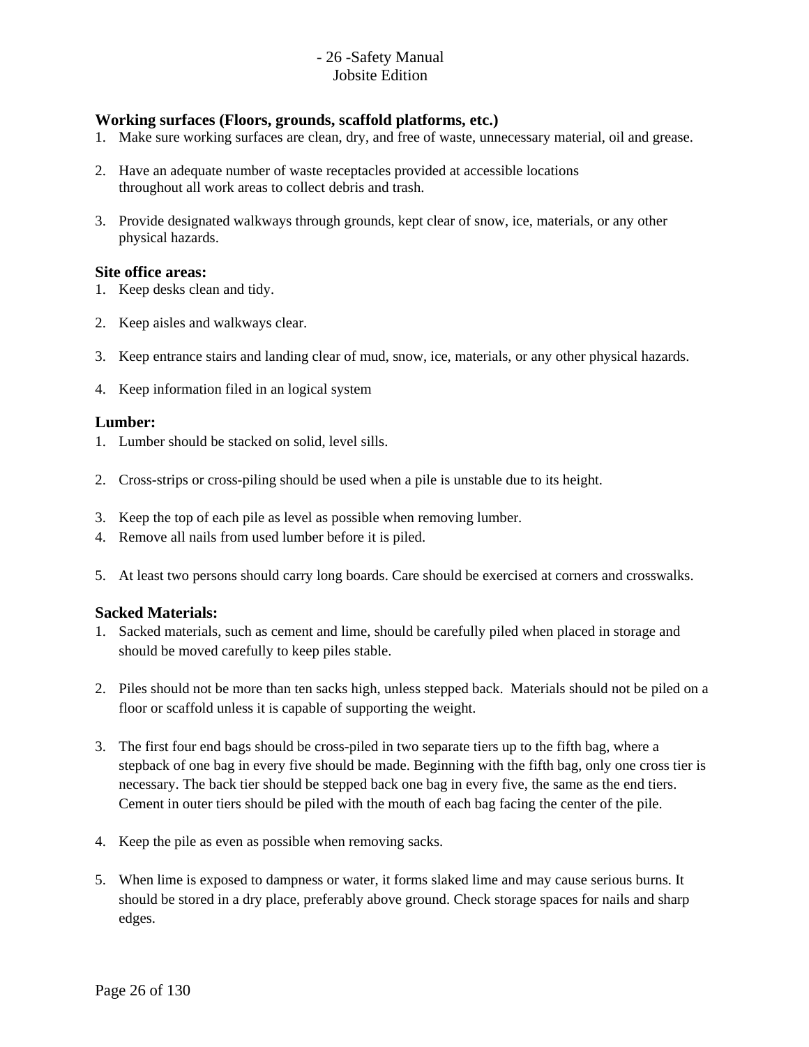### Working surfaces (Floors, grounds, scaffold platforms, etc.)

1. Make sure working surfaces are clean, dry, and free of waste, unnecessary material, oil and grease.

2. Have an adequate number of waste receptacles provided at accessible locations throughout all work areas to collect debris and trash.

3. Provide designated walkways through grounds, kept clear of snow, ice, materials, or any other physical hazards.

### Site office areas:

1. Keep desks clean and tidy.

2. Keep aisles and walkways clear.

3. Keep entrance stairs and landing clear of mud, snow, ice, materials, or any other physical hazards.

4. Keep information filed in an logical system

### Lumber:

1. Lumber should be stacked on solid, level sills.

2. Cross-strips or cross-piling should be used when a pile is unstable due to its height.

3. Keep the top of each pile as level as possible when removing lumber.
4. Remove all nails from used lumber before it is piled.

5. At least two persons should carry long boards. Care should be exercised at corners and crosswalks.

### Sacked Materials:

1. Sacked materials, such as cement and lime, should be carefully piled when placed in storage and should be moved carefully to keep piles stable.

2. Piles should not be more than ten sacks high, unless stepped back. Materials should not be piled on a floor or scaffold unless it is capable of supporting the weight.

3. The first four end bags should be cross-piled in two separate tiers up to the fifth bag, where a stepback of one bag in every five should be made. Beginning with the fifth bag, only one cross tier is necessary. The back tier should be stepped back one bag in every five, the same as the end tiers. Cement in outer tiers should be piled with the mouth of each bag facing the center of the pile.

4. Keep the pile as even as possible when removing sacks.

5. When lime is exposed to dampness or water, it forms slaked lime and may cause serious burns. It should be stored in a dry place, preferably above ground. Check storage spaces for nails and sharp edges.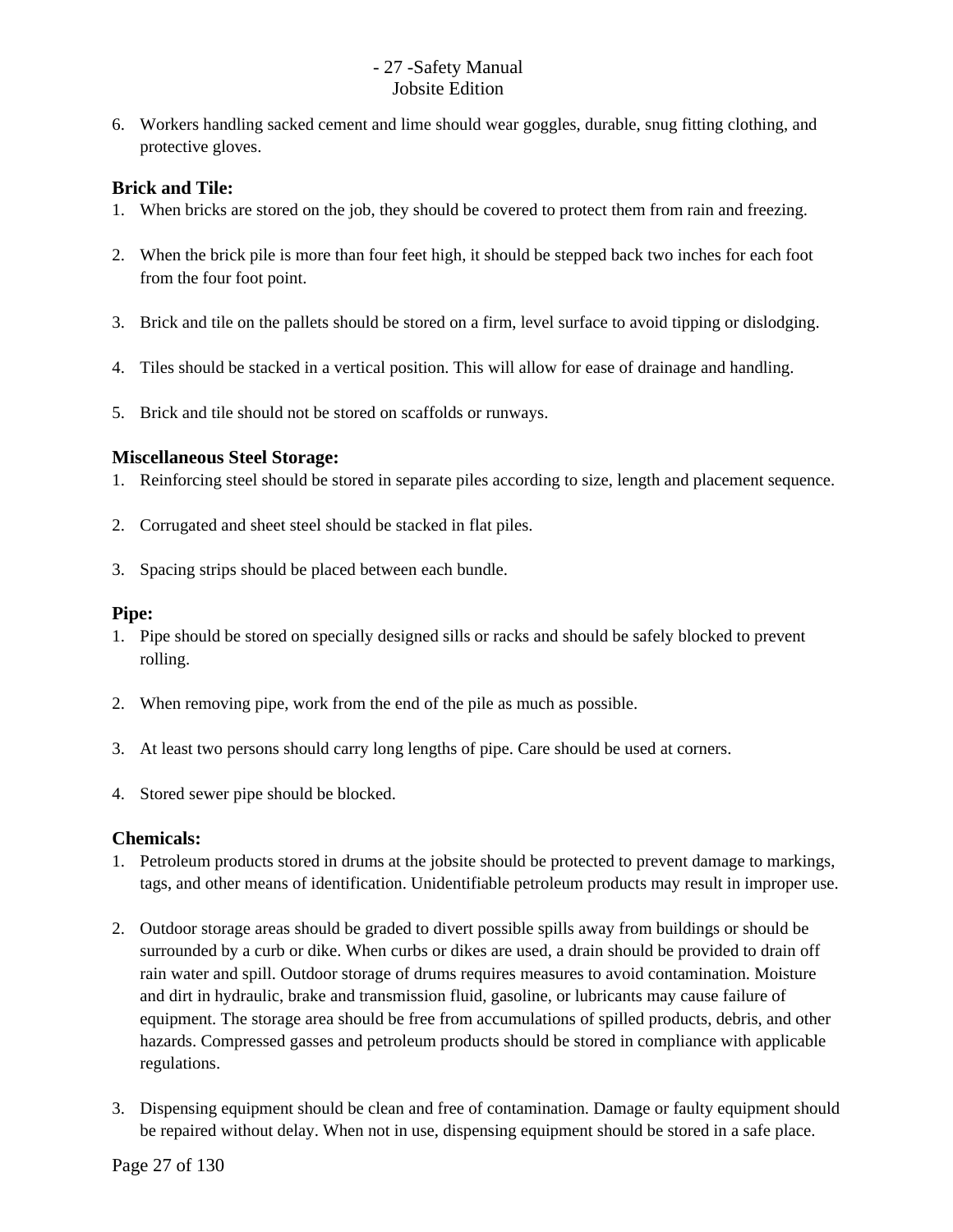6. Workers handling sacked cement and lime should wear goggles, durable, snug fitting clothing, and protective gloves.

### Brick and Tile:

1. When bricks are stored on the job, they should be covered to protect them from rain and freezing.

2. When the brick pile is more than four feet high, it should be stepped back two inches for each foot from the four foot point.

3. Brick and tile on the pallets should be stored on a firm, level surface to avoid tipping or dislodging.

4. Tiles should be stacked in a vertical position. This will allow for ease of drainage and handling.

5. Brick and tile should not be stored on scaffolds or runways.

### Miscellaneous Steel Storage:

1. Reinforcing steel should be stored in separate piles according to size, length and placement sequence.

2. Corrugated and sheet steel should be stacked in flat piles.

3. Spacing strips should be placed between each bundle.

### Pipe:

1. Pipe should be stored on specially designed sills or racks and should be safely blocked to prevent rolling.

2. When removing pipe, work from the end of the pile as much as possible.

3. At least two persons should carry long lengths of pipe. Care should be used at corners.

4. Stored sewer pipe should be blocked.

### Chemicals:

1. Petroleum products stored in drums at the jobsite should be protected to prevent damage to markings, tags, and other means of identification. Unidentifiable petroleum products may result in improper use.

2. Outdoor storage areas should be graded to divert possible spills away from buildings or should be surrounded by a curb or dike. When curbs or dikes are used, a drain should be provided to drain off rain water and spill. Outdoor storage of drums requires measures to avoid contamination. Moisture and dirt in hydraulic, brake and transmission fluid, gasoline, or lubricants may cause failure of equipment. The storage area should be free from accumulations of spilled products, debris, and other hazards. Compressed gasses and petroleum products should be stored in compliance with applicable regulations.

3. Dispensing equipment should be clean and free of contamination. Damage or faulty equipment should be repaired without delay. When not in use, dispensing equipment should be stored in a safe place.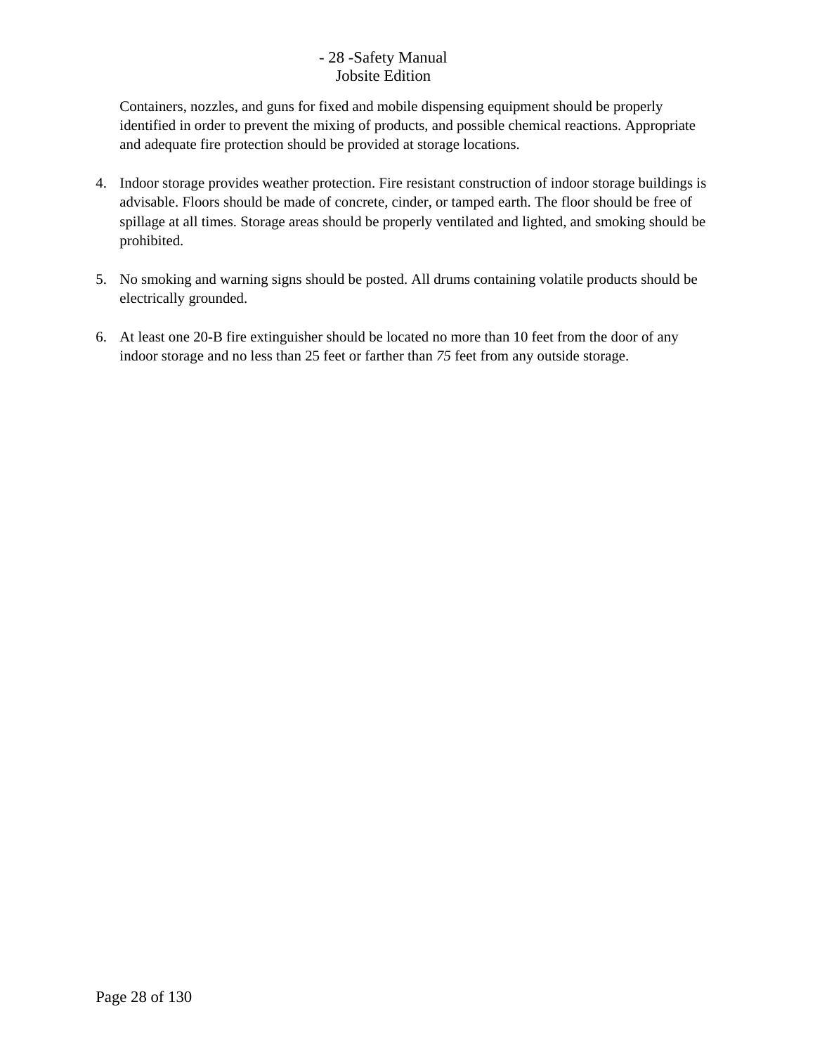Containers, nozzles, and guns for fixed and mobile dispensing equipment should be properly identified in order to prevent the mixing of products, and possible chemical reactions. Appropriate and adequate fire protection should be provided at storage locations.

4. Indoor storage provides weather protection. Fire resistant construction of indoor storage buildings is advisable. Floors should be made of concrete, cinder, or tamped earth. The floor should be free of spillage at all times. Storage areas should be properly ventilated and lighted, and smoking should be prohibited.

5. No smoking and warning signs should be posted. All drums containing volatile products should be electrically grounded.

6. At least one 20-B fire extinguisher should be located no more than 10 feet from the door of any indoor storage and no less than 25 feet or farther than *75* feet from any outside storage.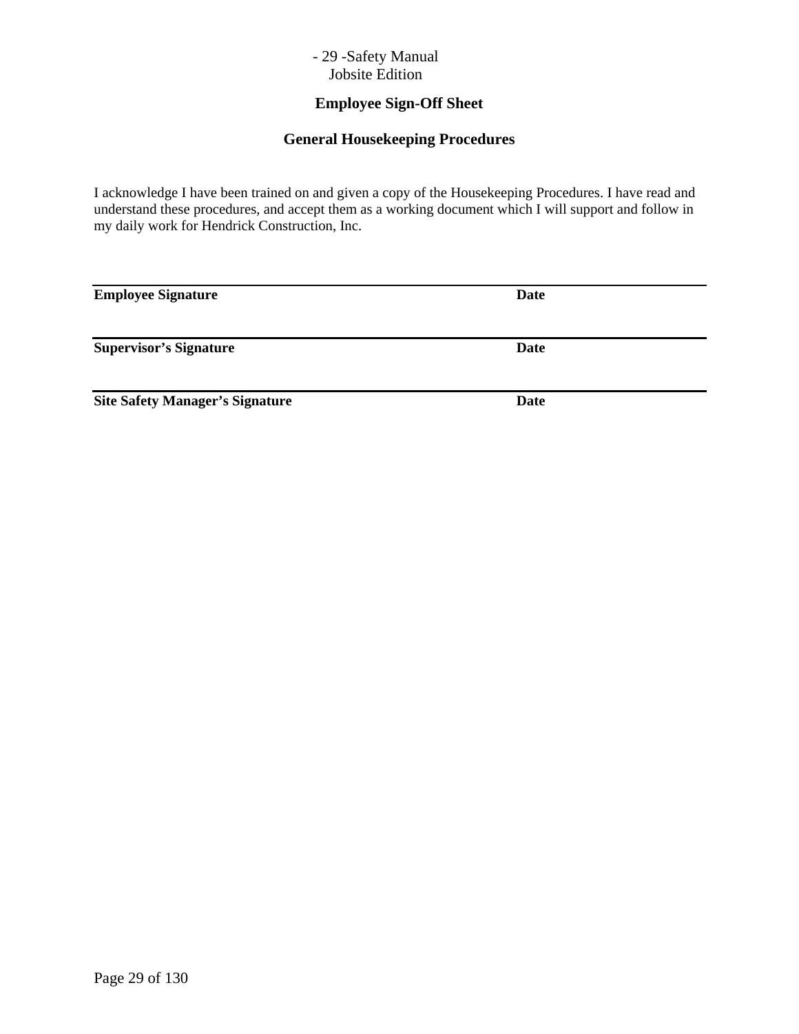## Employee Sign-Off Sheet

## General Housekeeping Procedures

I acknowledge I have been trained on and given a copy of the Housekeeping Procedures. I have read and understand these procedures, and accept them as a working document which I will support and follow in my daily work for Hendrick Construction, Inc.

---

**Employee Signature** **Date**

---

**Supervisor's Signature** **Date**

---

**Site Safety Manager's Signature** **Date**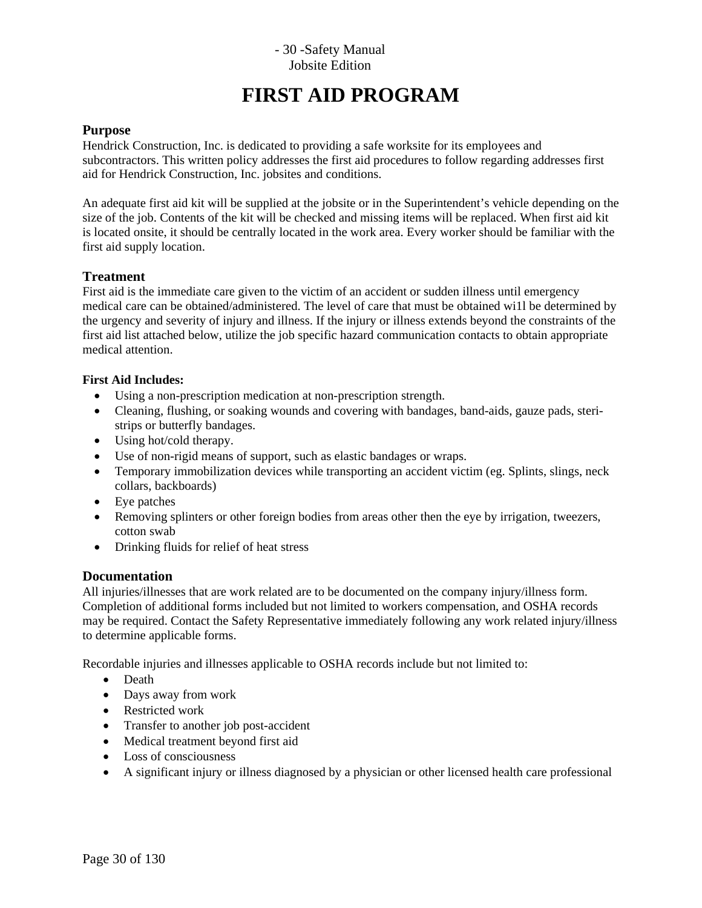# FIRST AID PROGRAM

## Purpose

Hendrick Construction, Inc. is dedicated to providing a safe worksite for its employees and subcontractors. This written policy addresses the first aid procedures to follow regarding addresses first aid for Hendrick Construction, Inc. jobsites and conditions.

An adequate first aid kit will be supplied at the jobsite or in the Superintendent's vehicle depending on the size of the job. Contents of the kit will be checked and missing items will be replaced. When first aid kit is located onsite, it should be centrally located in the work area. Every worker should be familiar with the first aid supply location.

## Treatment

First aid is the immediate care given to the victim of an accident or sudden illness until emergency medical care can be obtained/administered. The level of care that must be obtained wi1l be determined by the urgency and severity of injury and illness. If the injury or illness extends beyond the constraints of the first aid list attached below, utilize the job specific hazard communication contacts to obtain appropriate medical attention.

**First Aid Includes:**

- Using a non-prescription medication at non-prescription strength.
- Cleaning, flushing, or soaking wounds and covering with bandages, band-aids, gauze pads, steri-strips or butterfly bandages.
- Using hot/cold therapy.
- Use of non-rigid means of support, such as elastic bandages or wraps.
- Temporary immobilization devices while transporting an accident victim (eg. Splints, slings, neck collars, backboards)
- Eye patches
- Removing splinters or other foreign bodies from areas other then the eye by irrigation, tweezers, cotton swab
- Drinking fluids for relief of heat stress

## Documentation

All injuries/illnesses that are work related are to be documented on the company injury/illness form. Completion of additional forms included but not limited to workers compensation, and OSHA records may be required. Contact the Safety Representative immediately following any work related injury/illness to determine applicable forms.

Recordable injuries and illnesses applicable to OSHA records include but not limited to:

- Death
- Days away from work
- Restricted work
- Transfer to another job post-accident
- Medical treatment beyond first aid
- Loss of consciousness
- A significant injury or illness diagnosed by a physician or other licensed health care professional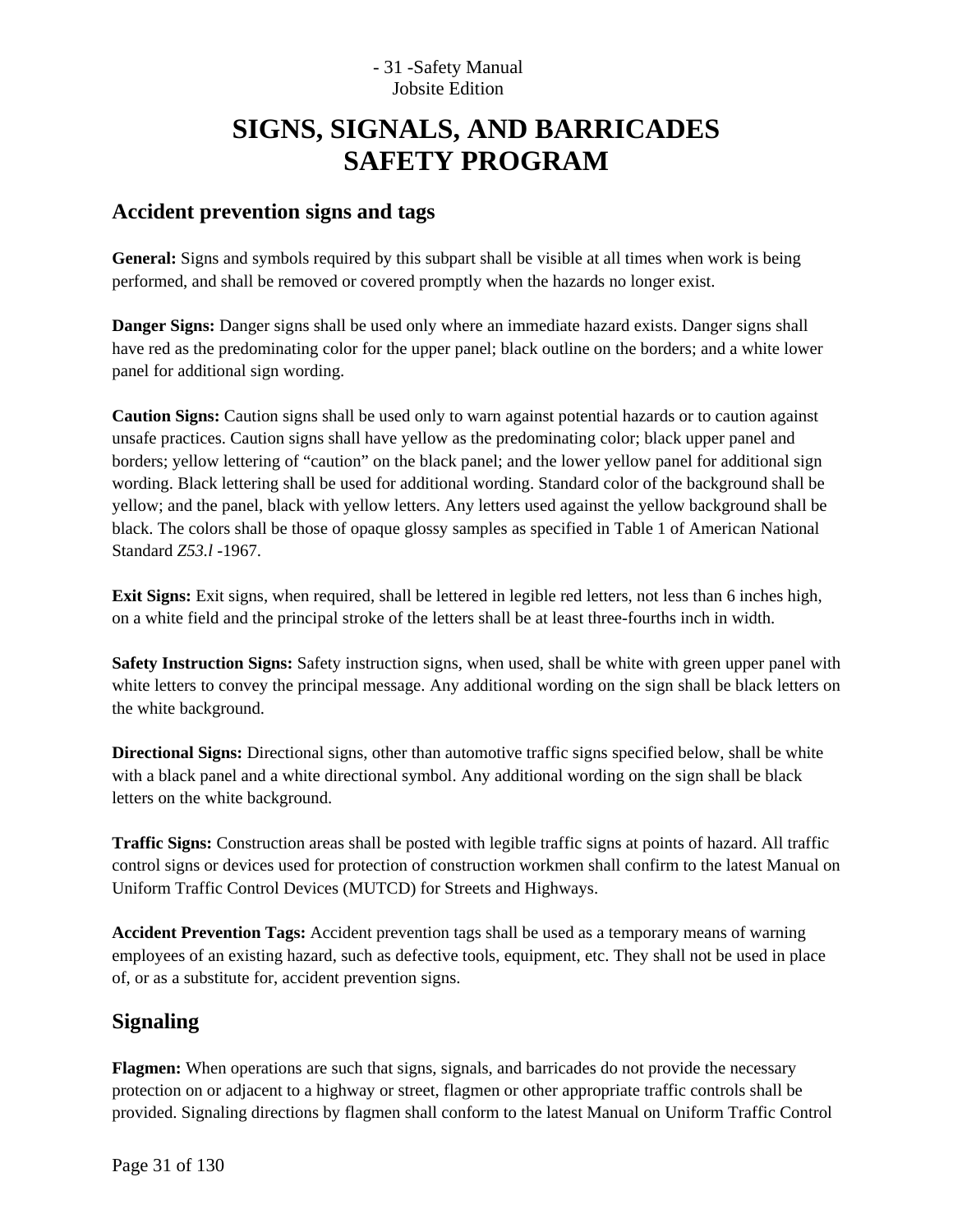# SIGNS, SIGNALS, AND BARRICADES SAFETY PROGRAM

## Accident prevention signs and tags

**General:** Signs and symbols required by this subpart shall be visible at all times when work is being performed, and shall be removed or covered promptly when the hazards no longer exist.

**Danger Signs:** Danger signs shall be used only where an immediate hazard exists. Danger signs shall have red as the predominating color for the upper panel; black outline on the borders; and a white lower panel for additional sign wording.

**Caution Signs:** Caution signs shall be used only to warn against potential hazards or to caution against unsafe practices. Caution signs shall have yellow as the predominating color; black upper panel and borders; yellow lettering of "caution" on the black panel; and the lower yellow panel for additional sign wording. Black lettering shall be used for additional wording. Standard color of the background shall be yellow; and the panel, black with yellow letters. Any letters used against the yellow background shall be black. The colors shall be those of opaque glossy samples as specified in Table 1 of American National Standard *Z53.l* -1967.

**Exit Signs:** Exit signs, when required, shall be lettered in legible red letters, not less than 6 inches high, on a white field and the principal stroke of the letters shall be at least three-fourths inch in width.

**Safety Instruction Signs:** Safety instruction signs, when used, shall be white with green upper panel with white letters to convey the principal message. Any additional wording on the sign shall be black letters on the white background.

**Directional Signs:** Directional signs, other than automotive traffic signs specified below, shall be white with a black panel and a white directional symbol. Any additional wording on the sign shall be black letters on the white background.

**Traffic Signs:** Construction areas shall be posted with legible traffic signs at points of hazard. All traffic control signs or devices used for protection of construction workmen shall confirm to the latest Manual on Uniform Traffic Control Devices (MUTCD) for Streets and Highways.

**Accident Prevention Tags:** Accident prevention tags shall be used as a temporary means of warning employees of an existing hazard, such as defective tools, equipment, etc. They shall not be used in place of, or as a substitute for, accident prevention signs.

## Signaling

**Flagmen:** When operations are such that signs, signals, and barricades do not provide the necessary protection on or adjacent to a highway or street, flagmen or other appropriate traffic controls shall be provided. Signaling directions by flagmen shall conform to the latest Manual on Uniform Traffic Control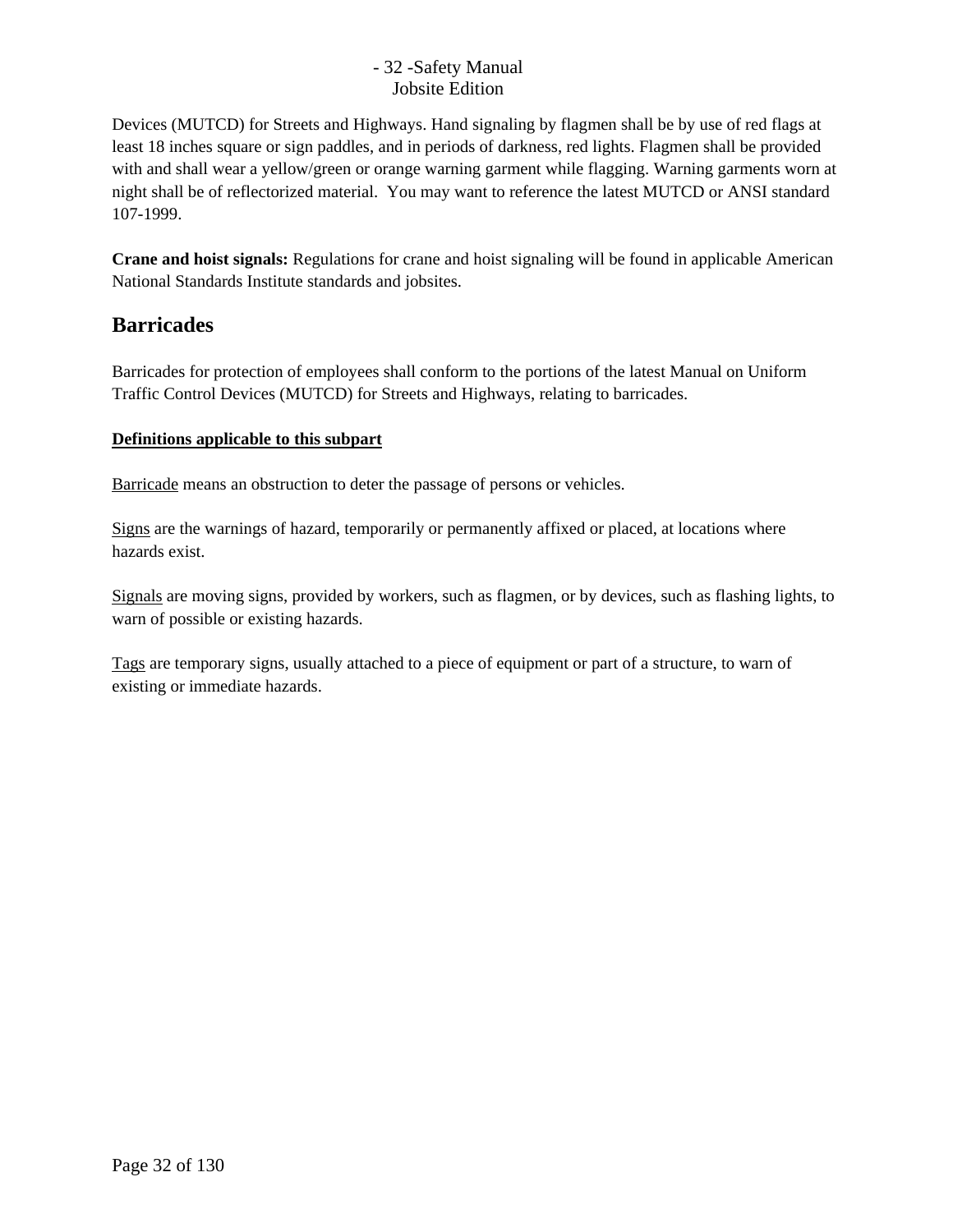Devices (MUTCD) for Streets and Highways. Hand signaling by flagmen shall be by use of red flags at least 18 inches square or sign paddles, and in periods of darkness, red lights. Flagmen shall be provided with and shall wear a yellow/green or orange warning garment while flagging. Warning garments worn at night shall be of reflectorized material.  You may want to reference the latest MUTCD or ANSI standard 107-1999.

**Crane and hoist signals:** Regulations for crane and hoist signaling will be found in applicable American National Standards Institute standards and jobsites.

## Barricades

Barricades for protection of employees shall conform to the portions of the latest Manual on Uniform Traffic Control Devices (MUTCD) for Streets and Highways, relating to barricades.

**Definitions applicable to this subpart**

Barricade means an obstruction to deter the passage of persons or vehicles.

Signs are the warnings of hazard, temporarily or permanently affixed or placed, at locations where hazards exist.

Signals are moving signs, provided by workers, such as flagmen, or by devices, such as flashing lights, to warn of possible or existing hazards.

Tags are temporary signs, usually attached to a piece of equipment or part of a structure, to warn of existing or immediate hazards.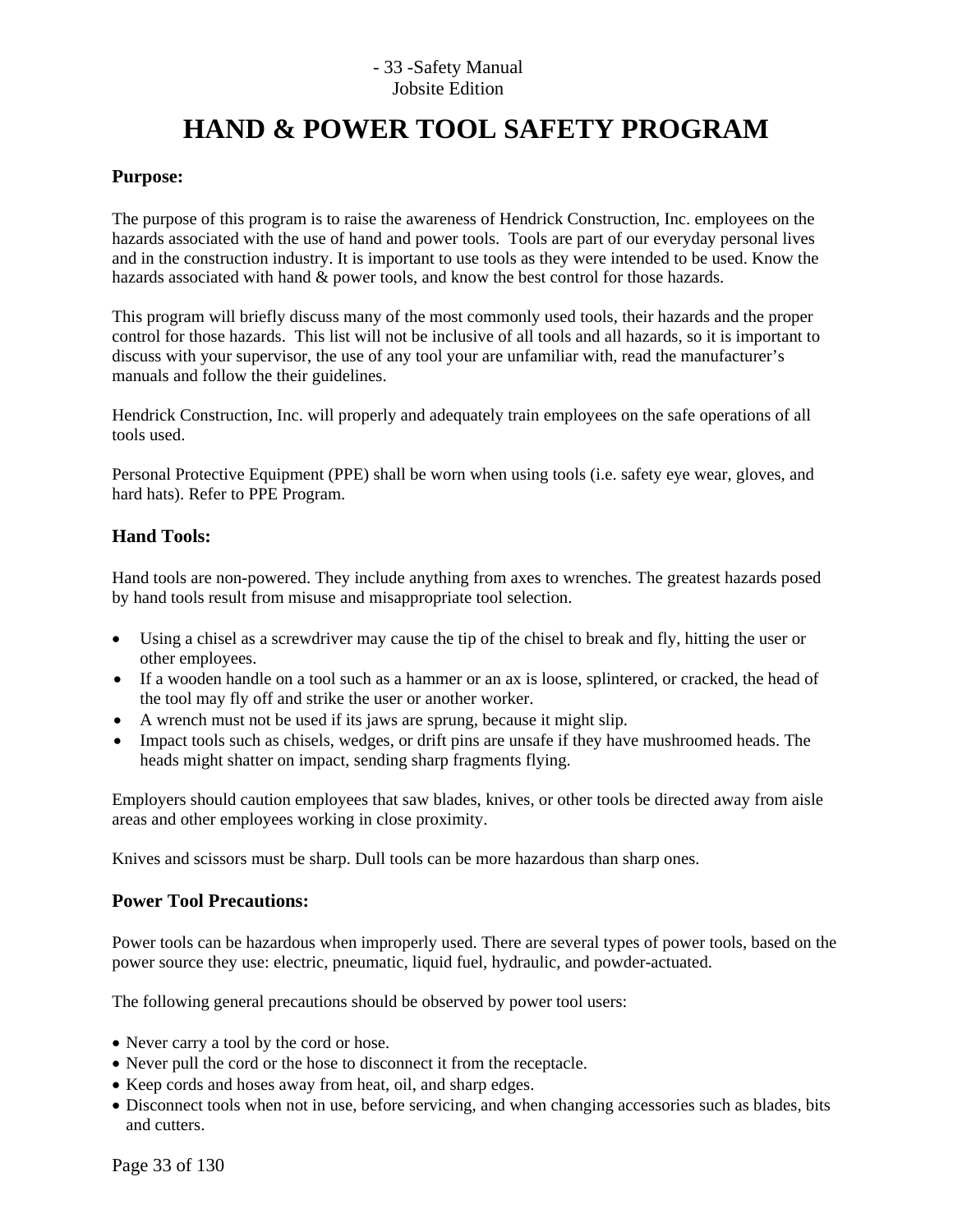# HAND & POWER TOOL SAFETY PROGRAM

### Purpose:

The purpose of this program is to raise the awareness of Hendrick Construction, Inc. employees on the hazards associated with the use of hand and power tools. Tools are part of our everyday personal lives and in the construction industry. It is important to use tools as they were intended to be used. Know the hazards associated with hand & power tools, and know the best control for those hazards.

This program will briefly discuss many of the most commonly used tools, their hazards and the proper control for those hazards. This list will not be inclusive of all tools and all hazards, so it is important to discuss with your supervisor, the use of any tool your are unfamiliar with, read the manufacturer's manuals and follow the their guidelines.

Hendrick Construction, Inc. will properly and adequately train employees on the safe operations of all tools used.

Personal Protective Equipment (PPE) shall be worn when using tools (i.e. safety eye wear, gloves, and hard hats). Refer to PPE Program.

### Hand Tools:

Hand tools are non-powered. They include anything from axes to wrenches. The greatest hazards posed by hand tools result from misuse and misappropriate tool selection.

- Using a chisel as a screwdriver may cause the tip of the chisel to break and fly, hitting the user or other employees.
- If a wooden handle on a tool such as a hammer or an ax is loose, splintered, or cracked, the head of the tool may fly off and strike the user or another worker.
- A wrench must not be used if its jaws are sprung, because it might slip.
- Impact tools such as chisels, wedges, or drift pins are unsafe if they have mushroomed heads. The heads might shatter on impact, sending sharp fragments flying.

Employers should caution employees that saw blades, knives, or other tools be directed away from aisle areas and other employees working in close proximity.

Knives and scissors must be sharp. Dull tools can be more hazardous than sharp ones.

### Power Tool Precautions:

Power tools can be hazardous when improperly used. There are several types of power tools, based on the power source they use: electric, pneumatic, liquid fuel, hydraulic, and powder-actuated.

The following general precautions should be observed by power tool users:

- Never carry a tool by the cord or hose.
- Never pull the cord or the hose to disconnect it from the receptacle.
- Keep cords and hoses away from heat, oil, and sharp edges.
- Disconnect tools when not in use, before servicing, and when changing accessories such as blades, bits and cutters.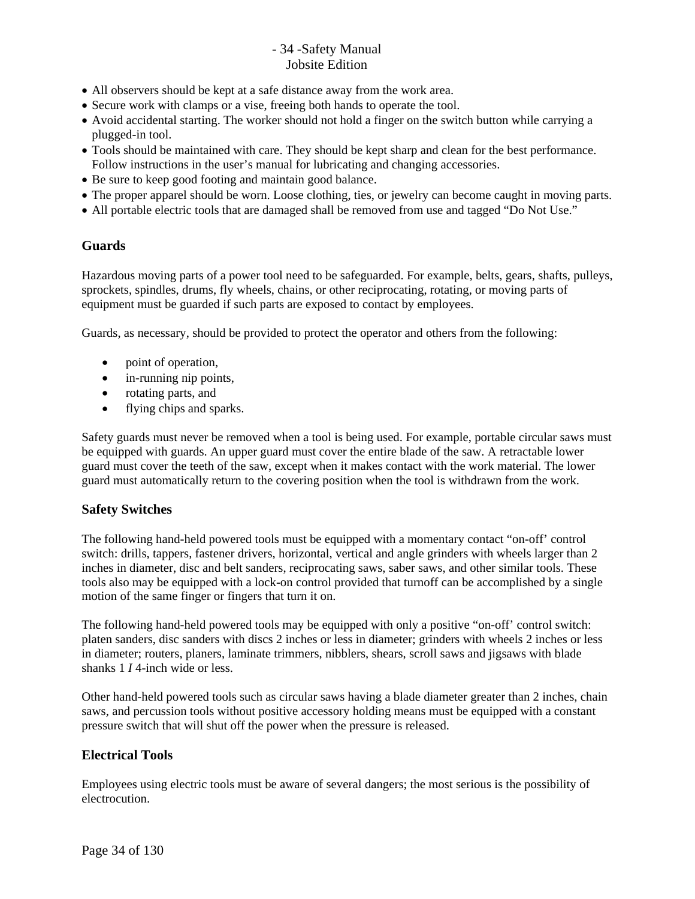- All observers should be kept at a safe distance away from the work area.
- Secure work with clamps or a vise, freeing both hands to operate the tool.
- Avoid accidental starting. The worker should not hold a finger on the switch button while carrying a plugged-in tool.
- Tools should be maintained with care. They should be kept sharp and clean for the best performance. Follow instructions in the user's manual for lubricating and changing accessories.
- Be sure to keep good footing and maintain good balance.
- The proper apparel should be worn. Loose clothing, ties, or jewelry can become caught in moving parts.
- All portable electric tools that are damaged shall be removed from use and tagged "Do Not Use."

### Guards

Hazardous moving parts of a power tool need to be safeguarded. For example, belts, gears, shafts, pulleys, sprockets, spindles, drums, fly wheels, chains, or other reciprocating, rotating, or moving parts of equipment must be guarded if such parts are exposed to contact by employees.

Guards, as necessary, should be provided to protect the operator and others from the following:

- point of operation,
- in-running nip points,
- rotating parts, and
- flying chips and sparks.

Safety guards must never be removed when a tool is being used. For example, portable circular saws must be equipped with guards. An upper guard must cover the entire blade of the saw. A retractable lower guard must cover the teeth of the saw, except when it makes contact with the work material. The lower guard must automatically return to the covering position when the tool is withdrawn from the work.

### Safety Switches

The following hand-held powered tools must be equipped with a momentary contact "on-off' control switch: drills, tappers, fastener drivers, horizontal, vertical and angle grinders with wheels larger than 2 inches in diameter, disc and belt sanders, reciprocating saws, saber saws, and other similar tools. These tools also may be equipped with a lock-on control provided that turnoff can be accomplished by a single motion of the same finger or fingers that turn it on.

The following hand-held powered tools may be equipped with only a positive "on-off' control switch: platen sanders, disc sanders with discs 2 inches or less in diameter; grinders with wheels 2 inches or less in diameter; routers, planers, laminate trimmers, nibblers, shears, scroll saws and jigsaws with blade shanks 1 *I* 4-inch wide or less.

Other hand-held powered tools such as circular saws having a blade diameter greater than 2 inches, chain saws, and percussion tools without positive accessory holding means must be equipped with a constant pressure switch that will shut off the power when the pressure is released.

### Electrical Tools

Employees using electric tools must be aware of several dangers; the most serious is the possibility of electrocution.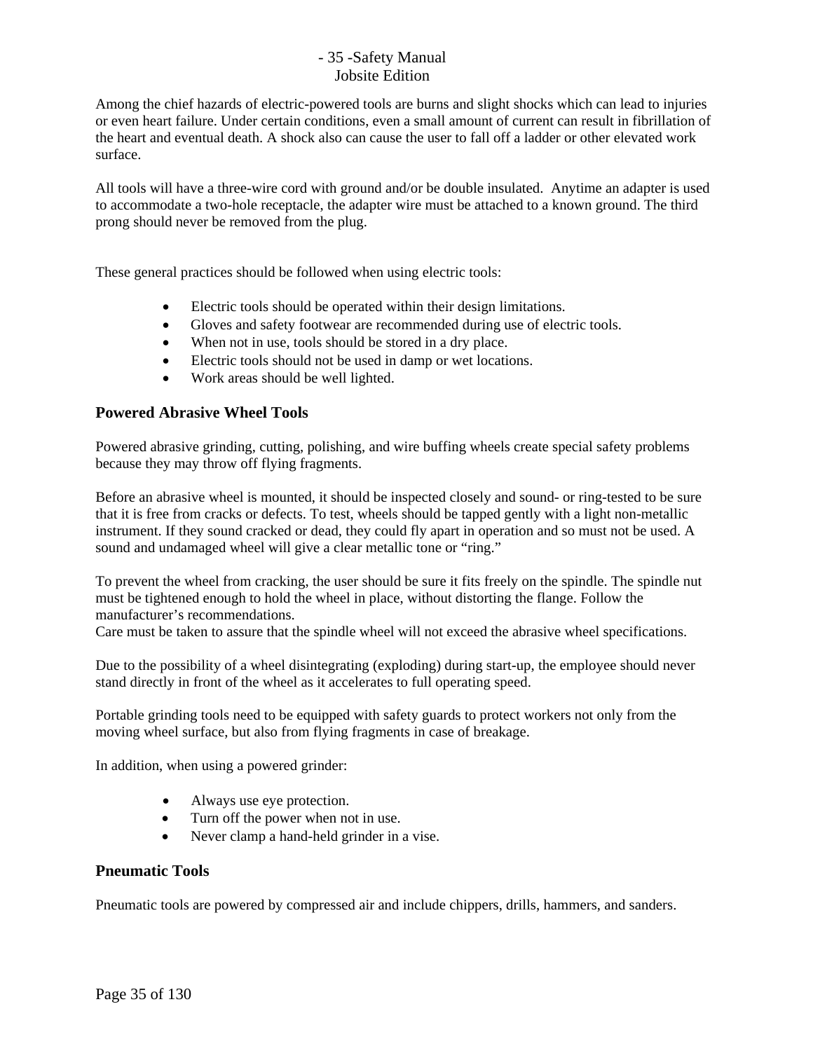Among the chief hazards of electric-powered tools are burns and slight shocks which can lead to injuries or even heart failure. Under certain conditions, even a small amount of current can result in fibrillation of the heart and eventual death. A shock also can cause the user to fall off a ladder or other elevated work surface.

All tools will have a three-wire cord with ground and/or be double insulated. Anytime an adapter is used to accommodate a two-hole receptacle, the adapter wire must be attached to a known ground. The third prong should never be removed from the plug.

These general practices should be followed when using electric tools:

- Electric tools should be operated within their design limitations.
- Gloves and safety footwear are recommended during use of electric tools.
- When not in use, tools should be stored in a dry place.
- Electric tools should not be used in damp or wet locations.
- Work areas should be well lighted.

## Powered Abrasive Wheel Tools

Powered abrasive grinding, cutting, polishing, and wire buffing wheels create special safety problems because they may throw off flying fragments.

Before an abrasive wheel is mounted, it should be inspected closely and sound- or ring-tested to be sure that it is free from cracks or defects. To test, wheels should be tapped gently with a light non-metallic instrument. If they sound cracked or dead, they could fly apart in operation and so must not be used. A sound and undamaged wheel will give a clear metallic tone or "ring."

To prevent the wheel from cracking, the user should be sure it fits freely on the spindle. The spindle nut must be tightened enough to hold the wheel in place, without distorting the flange. Follow the manufacturer's recommendations.
Care must be taken to assure that the spindle wheel will not exceed the abrasive wheel specifications.

Due to the possibility of a wheel disintegrating (exploding) during start-up, the employee should never stand directly in front of the wheel as it accelerates to full operating speed.

Portable grinding tools need to be equipped with safety guards to protect workers not only from the moving wheel surface, but also from flying fragments in case of breakage.

In addition, when using a powered grinder:

- Always use eye protection.
- Turn off the power when not in use.
- Never clamp a hand-held grinder in a vise.

## Pneumatic Tools

Pneumatic tools are powered by compressed air and include chippers, drills, hammers, and sanders.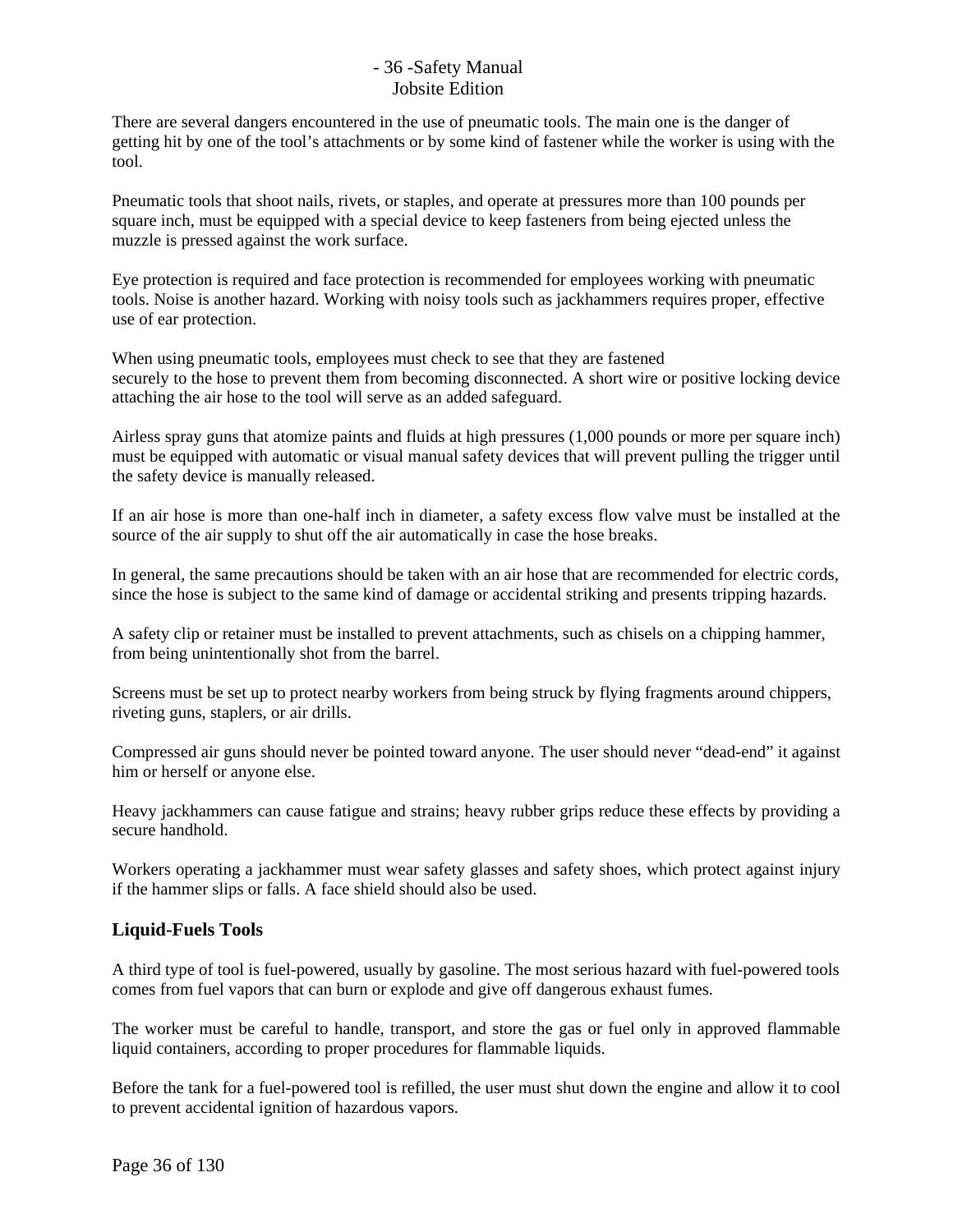There are several dangers encountered in the use of pneumatic tools. The main one is the danger of getting hit by one of the tool's attachments or by some kind of fastener while the worker is using with the tool.

Pneumatic tools that shoot nails, rivets, or staples, and operate at pressures more than 100 pounds per square inch, must be equipped with a special device to keep fasteners from being ejected unless the muzzle is pressed against the work surface.

Eye protection is required and face protection is recommended for employees working with pneumatic tools. Noise is another hazard. Working with noisy tools such as jackhammers requires proper, effective use of ear protection.

When using pneumatic tools, employees must check to see that they are fastened securely to the hose to prevent them from becoming disconnected. A short wire or positive locking device attaching the air hose to the tool will serve as an added safeguard.

Airless spray guns that atomize paints and fluids at high pressures (1,000 pounds or more per square inch) must be equipped with automatic or visual manual safety devices that will prevent pulling the trigger until the safety device is manually released.

If an air hose is more than one-half inch in diameter, a safety excess flow valve must be installed at the source of the air supply to shut off the air automatically in case the hose breaks.

In general, the same precautions should be taken with an air hose that are recommended for electric cords, since the hose is subject to the same kind of damage or accidental striking and presents tripping hazards.

A safety clip or retainer must be installed to prevent attachments, such as chisels on a chipping hammer, from being unintentionally shot from the barrel.

Screens must be set up to protect nearby workers from being struck by flying fragments around chippers, riveting guns, staplers, or air drills.

Compressed air guns should never be pointed toward anyone. The user should never "dead-end" it against him or herself or anyone else.

Heavy jackhammers can cause fatigue and strains; heavy rubber grips reduce these effects by providing a secure handhold.

Workers operating a jackhammer must wear safety glasses and safety shoes, which protect against injury if the hammer slips or falls. A face shield should also be used.

### Liquid-Fuels Tools

A third type of tool is fuel-powered, usually by gasoline. The most serious hazard with fuel-powered tools comes from fuel vapors that can burn or explode and give off dangerous exhaust fumes.

The worker must be careful to handle, transport, and store the gas or fuel only in approved flammable liquid containers, according to proper procedures for flammable liquids.

Before the tank for a fuel-powered tool is refilled, the user must shut down the engine and allow it to cool to prevent accidental ignition of hazardous vapors.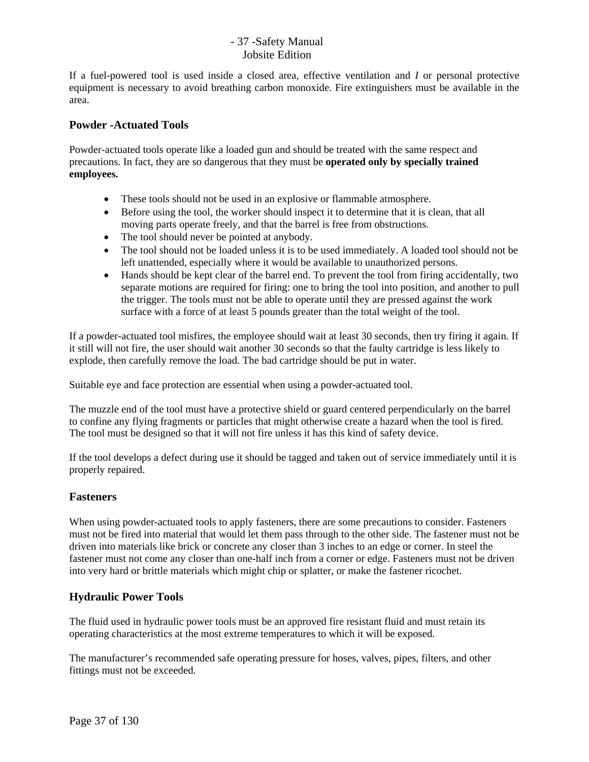If a fuel-powered tool is used inside a closed area, effective ventilation and *I* or personal protective equipment is necessary to avoid breathing carbon monoxide. Fire extinguishers must be available in the area.

### Powder -Actuated Tools

Powder-actuated tools operate like a loaded gun and should be treated with the same respect and precautions. In fact, they are so dangerous that they must be **operated only by specially trained employees.**

- These tools should not be used in an explosive or flammable atmosphere.
- Before using the tool, the worker should inspect it to determine that it is clean, that all moving parts operate freely, and that the barrel is free from obstructions.
- The tool should never be pointed at anybody.
- The tool should not be loaded unless it is to be used immediately. A loaded tool should not be left unattended, especially where it would be available to unauthorized persons.
- Hands should be kept clear of the barrel end. To prevent the tool from firing accidentally, two separate motions are required for firing: one to bring the tool into position, and another to pull the trigger. The tools must not be able to operate until they are pressed against the work surface with a force of at least 5 pounds greater than the total weight of the tool.

If a powder-actuated tool misfires, the employee should wait at least 30 seconds, then try firing it again. If it still will not fire, the user should wait another 30 seconds so that the faulty cartridge is less likely to explode, then carefully remove the load. The bad cartridge should be put in water.

Suitable eye and face protection are essential when using a powder-actuated tool.

The muzzle end of the tool must have a protective shield or guard centered perpendicularly on the barrel to confine any flying fragments or particles that might otherwise create a hazard when the tool is fired. The tool must be designed so that it will not fire unless it has this kind of safety device.

If the tool develops a defect during use it should be tagged and taken out of service immediately until it is properly repaired.

### Fasteners

When using powder-actuated tools to apply fasteners, there are some precautions to consider. Fasteners must not be fired into material that would let them pass through to the other side. The fastener must not be driven into materials like brick or concrete any closer than 3 inches to an edge or corner. In steel the fastener must not come any closer than one-half inch from a corner or edge. Fasteners must not be driven into very hard or brittle materials which might chip or splatter, or make the fastener ricochet.

### Hydraulic Power Tools

The fluid used in hydraulic power tools must be an approved fire resistant fluid and must retain its operating characteristics at the most extreme temperatures to which it will be exposed.

The manufacturer's recommended safe operating pressure for hoses, valves, pipes, filters, and other fittings must not be exceeded.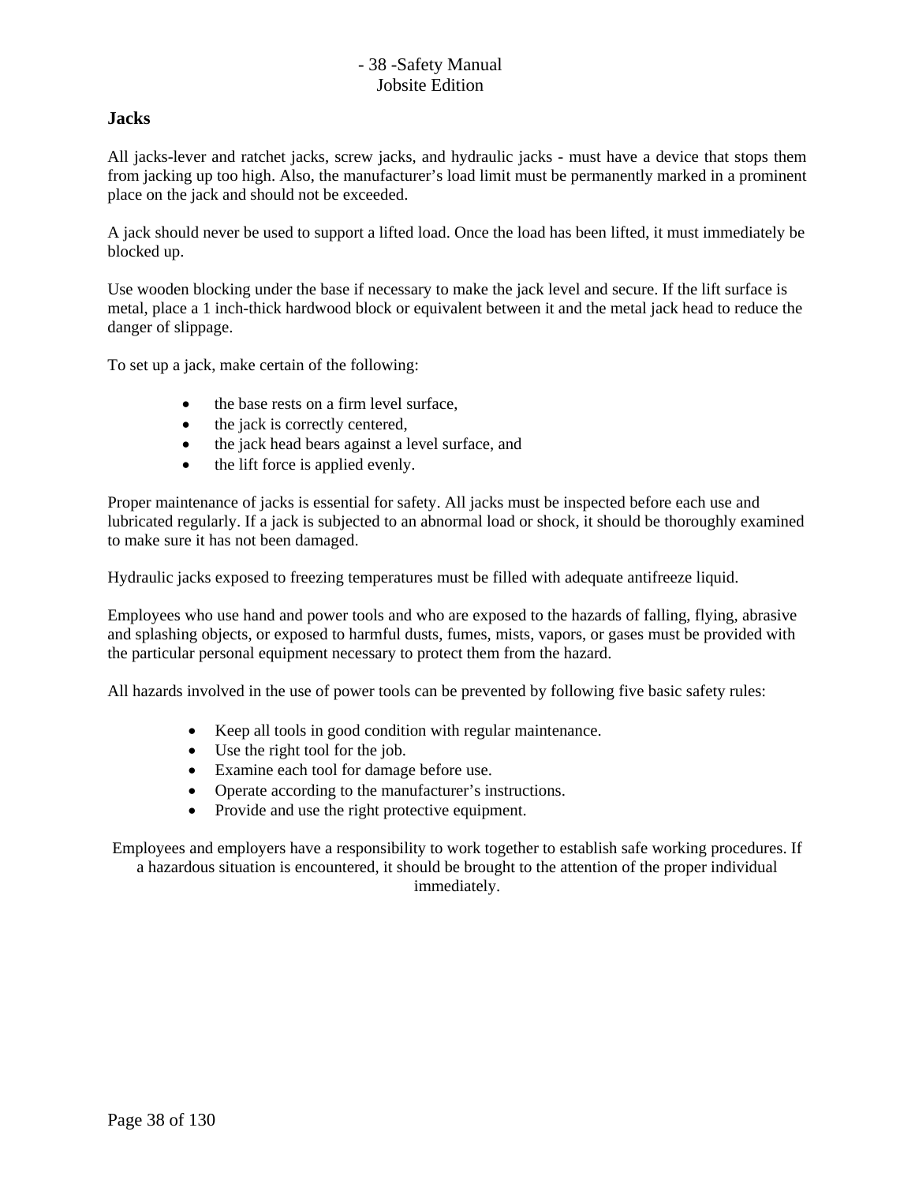## Jacks

All jacks-lever and ratchet jacks, screw jacks, and hydraulic jacks - must have a device that stops them from jacking up too high. Also, the manufacturer's load limit must be permanently marked in a prominent place on the jack and should not be exceeded.

A jack should never be used to support a lifted load. Once the load has been lifted, it must immediately be blocked up.

Use wooden blocking under the base if necessary to make the jack level and secure. If the lift surface is metal, place a 1 inch-thick hardwood block or equivalent between it and the metal jack head to reduce the danger of slippage.

To set up a jack, make certain of the following:

- the base rests on a firm level surface,
- the jack is correctly centered,
- the jack head bears against a level surface, and
- the lift force is applied evenly.

Proper maintenance of jacks is essential for safety. All jacks must be inspected before each use and lubricated regularly. If a jack is subjected to an abnormal load or shock, it should be thoroughly examined to make sure it has not been damaged.

Hydraulic jacks exposed to freezing temperatures must be filled with adequate antifreeze liquid.

Employees who use hand and power tools and who are exposed to the hazards of falling, flying, abrasive and splashing objects, or exposed to harmful dusts, fumes, mists, vapors, or gases must be provided with the particular personal equipment necessary to protect them from the hazard.

All hazards involved in the use of power tools can be prevented by following five basic safety rules:

- Keep all tools in good condition with regular maintenance.
- Use the right tool for the job.
- Examine each tool for damage before use.
- Operate according to the manufacturer's instructions.
- Provide and use the right protective equipment.

Employees and employers have a responsibility to work together to establish safe working procedures. If a hazardous situation is encountered, it should be brought to the attention of the proper individual immediately.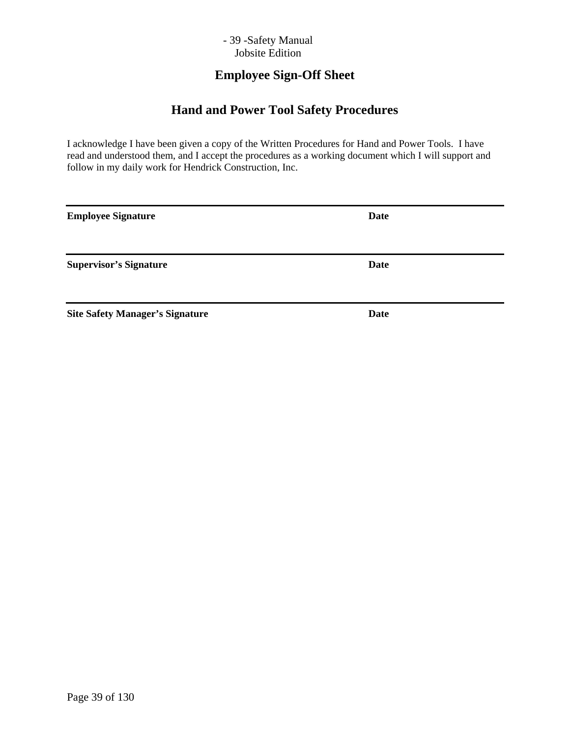## Employee Sign-Off Sheet

## Hand and Power Tool Safety Procedures

I acknowledge I have been given a copy of the Written Procedures for Hand and Power Tools. I have read and understood them, and I accept the procedures as a working document which I will support and follow in my daily work for Hendrick Construction, Inc.

---

**Employee Signature** **Date**

---

**Supervisor's Signature** **Date**

---

**Site Safety Manager's Signature** **Date**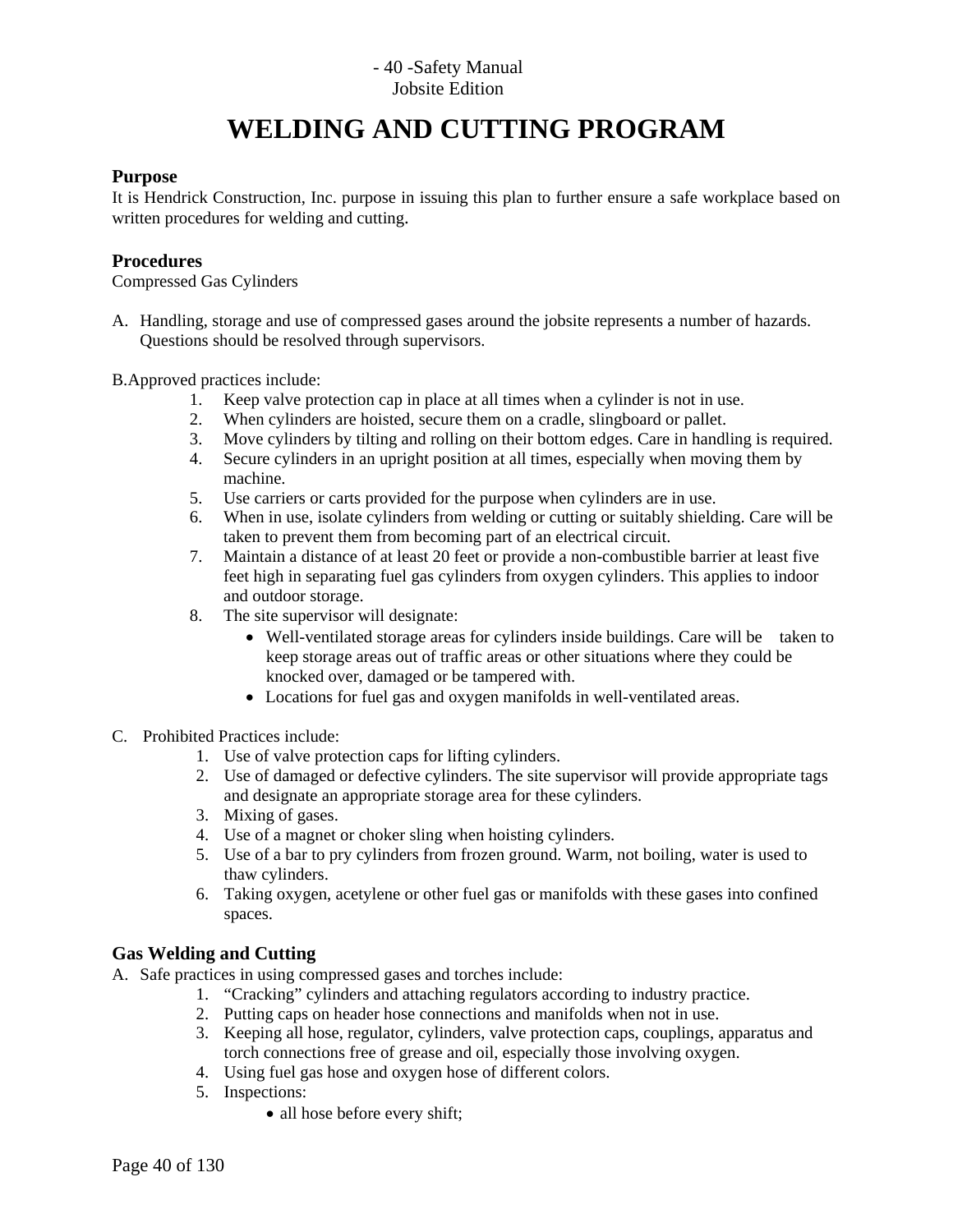# WELDING AND CUTTING PROGRAM

## Purpose

It is Hendrick Construction, Inc. purpose in issuing this plan to further ensure a safe workplace based on written procedures for welding and cutting.

## Procedures

Compressed Gas Cylinders

A. Handling, storage and use of compressed gases around the jobsite represents a number of hazards. Questions should be resolved through supervisors.

B. Approved practices include:

1. Keep valve protection cap in place at all times when a cylinder is not in use.
2. When cylinders are hoisted, secure them on a cradle, slingboard or pallet.
3. Move cylinders by tilting and rolling on their bottom edges. Care in handling is required.
4. Secure cylinders in an upright position at all times, especially when moving them by machine.
5. Use carriers or carts provided for the purpose when cylinders are in use.
6. When in use, isolate cylinders from welding or cutting or suitably shielding. Care will be taken to prevent them from becoming part of an electrical circuit.
7. Maintain a distance of at least 20 feet or provide a non-combustible barrier at least five feet high in separating fuel gas cylinders from oxygen cylinders. This applies to indoor and outdoor storage.
8. The site supervisor will designate:
   - Well-ventilated storage areas for cylinders inside buildings. Care will be taken to keep storage areas out of traffic areas or other situations where they could be knocked over, damaged or be tampered with.
   - Locations for fuel gas and oxygen manifolds in well-ventilated areas.

C. Prohibited Practices include:

1. Use of valve protection caps for lifting cylinders.
2. Use of damaged or defective cylinders. The site supervisor will provide appropriate tags and designate an appropriate storage area for these cylinders.
3. Mixing of gases.
4. Use of a magnet or choker sling when hoisting cylinders.
5. Use of a bar to pry cylinders from frozen ground. Warm, not boiling, water is used to thaw cylinders.
6. Taking oxygen, acetylene or other fuel gas or manifolds with these gases into confined spaces.

## Gas Welding and Cutting

A. Safe practices in using compressed gases and torches include:

1. "Cracking" cylinders and attaching regulators according to industry practice.
2. Putting caps on header hose connections and manifolds when not in use.
3. Keeping all hose, regulator, cylinders, valve protection caps, couplings, apparatus and torch connections free of grease and oil, especially those involving oxygen.
4. Using fuel gas hose and oxygen hose of different colors.
5. Inspections:
   - all hose before every shift;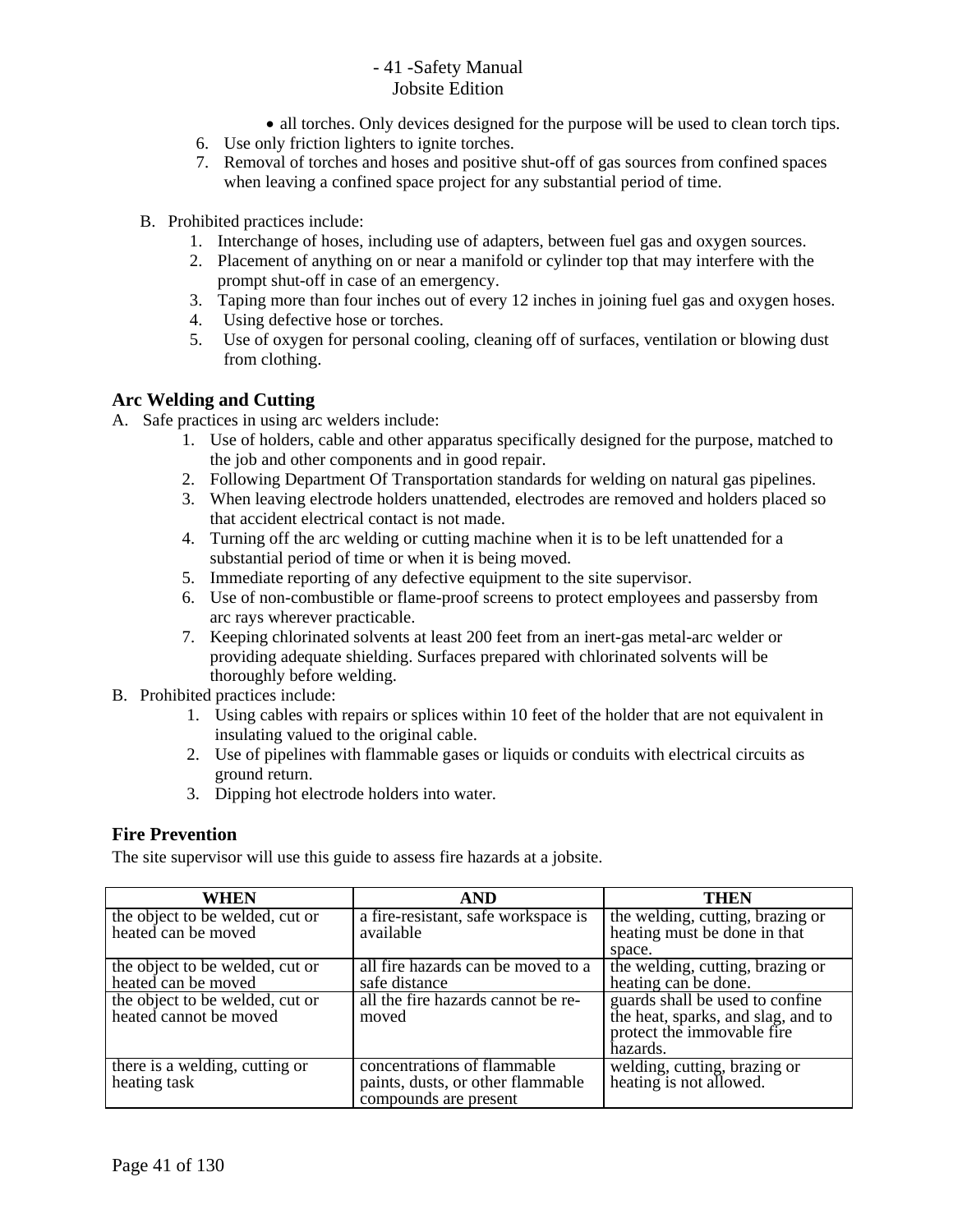- all torches. Only devices designed for the purpose will be used to clean torch tips.

6. Use only friction lighters to ignite torches.
7. Removal of torches and hoses and positive shut-off of gas sources from confined spaces when leaving a confined space project for any substantial period of time.

B. Prohibited practices include:
   1. Interchange of hoses, including use of adapters, between fuel gas and oxygen sources.
   2. Placement of anything on or near a manifold or cylinder top that may interfere with the prompt shut-off in case of an emergency.
   3. Taping more than four inches out of every 12 inches in joining fuel gas and oxygen hoses.
   4. Using defective hose or torches.
   5. Use of oxygen for personal cooling, cleaning off of surfaces, ventilation or blowing dust from clothing.

## Arc Welding and Cutting

A. Safe practices in using arc welders include:
   1. Use of holders, cable and other apparatus specifically designed for the purpose, matched to the job and other components and in good repair.
   2. Following Department Of Transportation standards for welding on natural gas pipelines.
   3. When leaving electrode holders unattended, electrodes are removed and holders placed so that accident electrical contact is not made.
   4. Turning off the arc welding or cutting machine when it is to be left unattended for a substantial period of time or when it is being moved.
   5. Immediate reporting of any defective equipment to the site supervisor.
   6. Use of non-combustible or flame-proof screens to protect employees and passersby from arc rays wherever practicable.
   7. Keeping chlorinated solvents at least 200 feet from an inert-gas metal-arc welder or providing adequate shielding. Surfaces prepared with chlorinated solvents will be thoroughly before welding.

B. Prohibited practices include:
   1. Using cables with repairs or splices within 10 feet of the holder that are not equivalent in insulating valued to the original cable.
   2. Use of pipelines with flammable gases or liquids or conduits with electrical circuits as ground return.
   3. Dipping hot electrode holders into water.

## Fire Prevention

The site supervisor will use this guide to assess fire hazards at a jobsite.

| WHEN | AND | THEN |
|---|---|---|
| the object to be welded, cut or heated can be moved | a fire-resistant, safe workspace is available | the welding, cutting, brazing or heating must be done in that space. |
| the object to be welded, cut or heated can be moved | all fire hazards can be moved to a safe distance | the welding, cutting, brazing or heating can be done. |
| the object to be welded, cut or heated cannot be moved | all the fire hazards cannot be re-moved | guards shall be used to confine the heat, sparks, and slag, and to protect the immovable fire hazards. |
| there is a welding, cutting or heating task | concentrations of flammable paints, dusts, or other flammable compounds are present | welding, cutting, brazing or heating is not allowed. |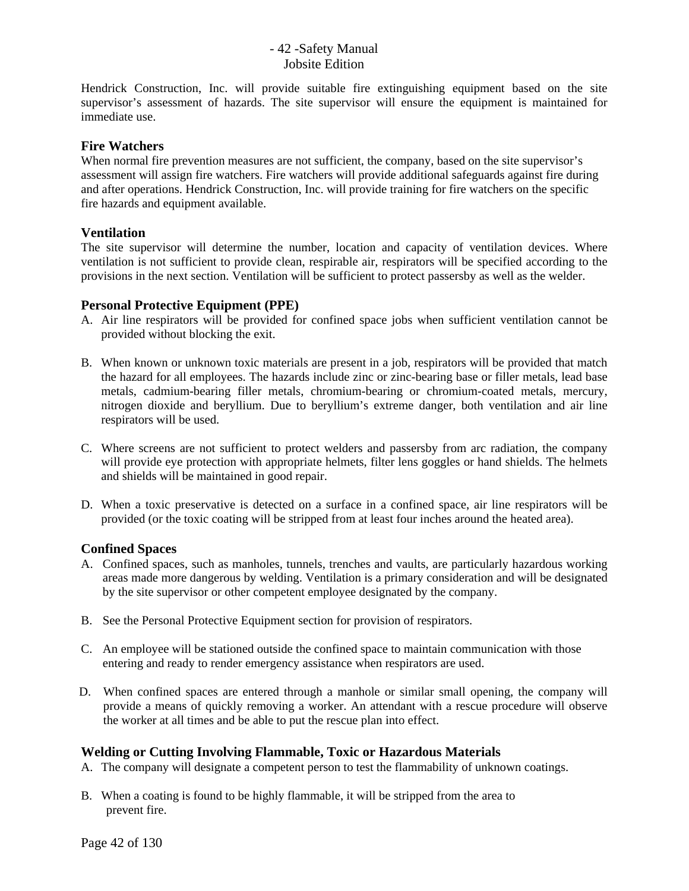Hendrick Construction, Inc. will provide suitable fire extinguishing equipment based on the site supervisor's assessment of hazards. The site supervisor will ensure the equipment is maintained for immediate use.

### Fire Watchers

When normal fire prevention measures are not sufficient, the company, based on the site supervisor's assessment will assign fire watchers. Fire watchers will provide additional safeguards against fire during and after operations. Hendrick Construction, Inc. will provide training for fire watchers on the specific fire hazards and equipment available.

### Ventilation

The site supervisor will determine the number, location and capacity of ventilation devices. Where ventilation is not sufficient to provide clean, respirable air, respirators will be specified according to the provisions in the next section. Ventilation will be sufficient to protect passersby as well as the welder.

### Personal Protective Equipment (PPE)

A. Air line respirators will be provided for confined space jobs when sufficient ventilation cannot be provided without blocking the exit.

B. When known or unknown toxic materials are present in a job, respirators will be provided that match the hazard for all employees. The hazards include zinc or zinc-bearing base or filler metals, lead base metals, cadmium-bearing filler metals, chromium-bearing or chromium-coated metals, mercury, nitrogen dioxide and beryllium. Due to beryllium's extreme danger, both ventilation and air line respirators will be used.

C. Where screens are not sufficient to protect welders and passersby from arc radiation, the company will provide eye protection with appropriate helmets, filter lens goggles or hand shields. The helmets and shields will be maintained in good repair.

D. When a toxic preservative is detected on a surface in a confined space, air line respirators will be provided (or the toxic coating will be stripped from at least four inches around the heated area).

### Confined Spaces

A. Confined spaces, such as manholes, tunnels, trenches and vaults, are particularly hazardous working areas made more dangerous by welding. Ventilation is a primary consideration and will be designated by the site supervisor or other competent employee designated by the company.

B. See the Personal Protective Equipment section for provision of respirators.

C. An employee will be stationed outside the confined space to maintain communication with those entering and ready to render emergency assistance when respirators are used.

D. When confined spaces are entered through a manhole or similar small opening, the company will provide a means of quickly removing a worker. An attendant with a rescue procedure will observe the worker at all times and be able to put the rescue plan into effect.

### Welding or Cutting Involving Flammable, Toxic or Hazardous Materials

A. The company will designate a competent person to test the flammability of unknown coatings.

B. When a coating is found to be highly flammable, it will be stripped from the area to prevent fire.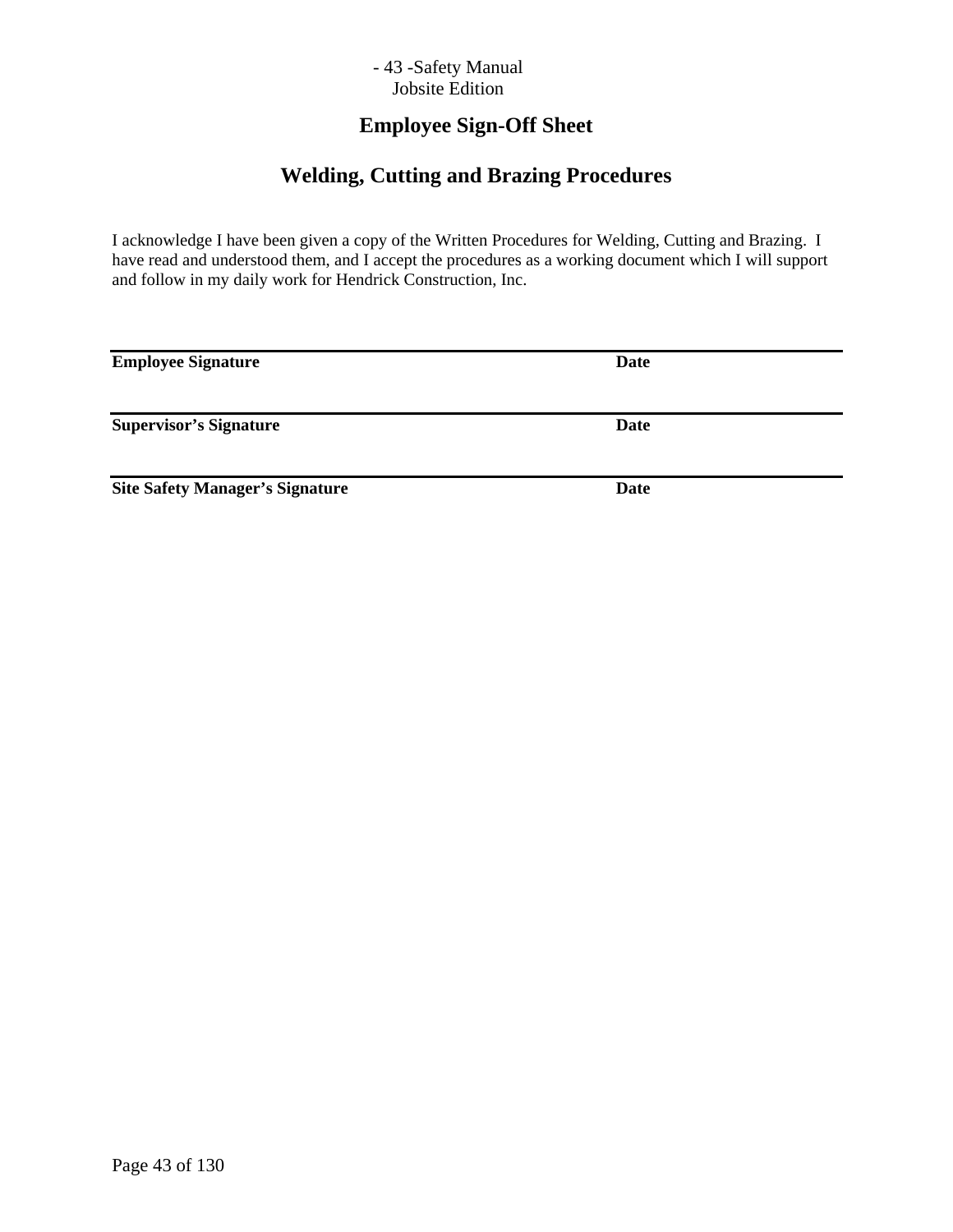# Employee Sign-Off Sheet

## Welding, Cutting and Brazing Procedures

I acknowledge I have been given a copy of the Written Procedures for Welding, Cutting and Brazing. I have read and understood them, and I accept the procedures as a working document which I will support and follow in my daily work for Hendrick Construction, Inc.

---

**Employee Signature** **Date**

---

**Supervisor's Signature** **Date**

---

**Site Safety Manager's Signature** **Date**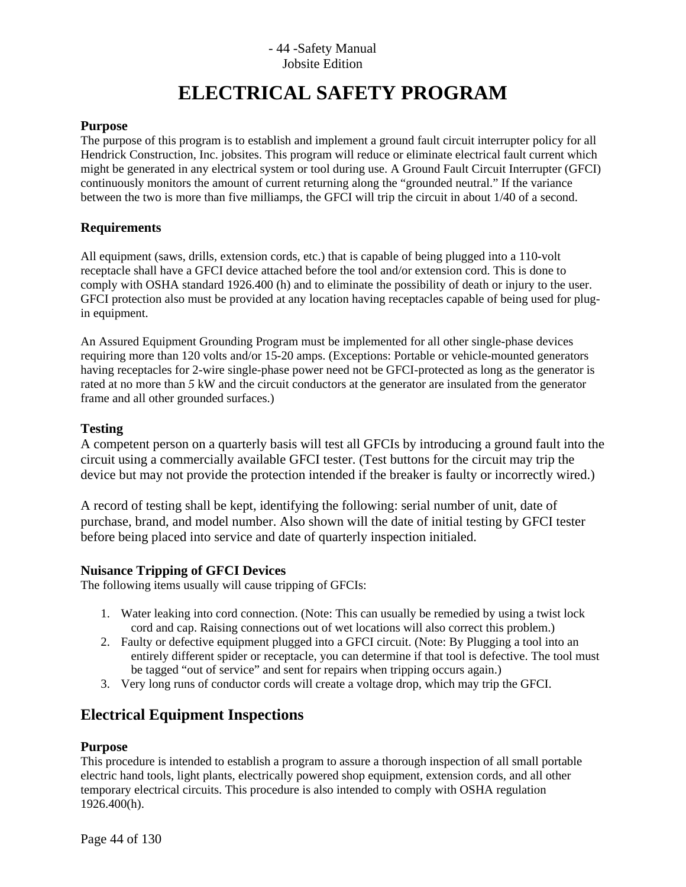# ELECTRICAL SAFETY PROGRAM

### Purpose

The purpose of this program is to establish and implement a ground fault circuit interrupter policy for all Hendrick Construction, Inc. jobsites. This program will reduce or eliminate electrical fault current which might be generated in any electrical system or tool during use. A Ground Fault Circuit Interrupter (GFCI) continuously monitors the amount of current returning along the "grounded neutral." If the variance between the two is more than five milliamps, the GFCI will trip the circuit in about 1/40 of a second.

### Requirements

All equipment (saws, drills, extension cords, etc.) that is capable of being plugged into a 110-volt receptacle shall have a GFCI device attached before the tool and/or extension cord. This is done to comply with OSHA standard 1926.400 (h) and to eliminate the possibility of death or injury to the user. GFCI protection also must be provided at any location having receptacles capable of being used for plug-in equipment.

An Assured Equipment Grounding Program must be implemented for all other single-phase devices requiring more than 120 volts and/or 15-20 amps. (Exceptions: Portable or vehicle-mounted generators having receptacles for 2-wire single-phase power need not be GFCI-protected as long as the generator is rated at no more than *5* kW and the circuit conductors at the generator are insulated from the generator frame and all other grounded surfaces.)

### Testing

A competent person on a quarterly basis will test all GFCIs by introducing a ground fault into the circuit using a commercially available GFCI tester. (Test buttons for the circuit may trip the device but may not provide the protection intended if the breaker is faulty or incorrectly wired.)

A record of testing shall be kept, identifying the following: serial number of unit, date of purchase, brand, and model number. Also shown will the date of initial testing by GFCI tester before being placed into service and date of quarterly inspection initialed.

### Nuisance Tripping of GFCI Devices

The following items usually will cause tripping of GFCIs:

1. Water leaking into cord connection. (Note: This can usually be remedied by using a twist lock cord and cap. Raising connections out of wet locations will also correct this problem.)
2. Faulty or defective equipment plugged into a GFCI circuit. (Note: By Plugging a tool into an entirely different spider or receptacle, you can determine if that tool is defective. The tool must be tagged "out of service" and sent for repairs when tripping occurs again.)
3. Very long runs of conductor cords will create a voltage drop, which may trip the GFCI.

## Electrical Equipment Inspections

### Purpose

This procedure is intended to establish a program to assure a thorough inspection of all small portable electric hand tools, light plants, electrically powered shop equipment, extension cords, and all other temporary electrical circuits. This procedure is also intended to comply with OSHA regulation 1926.400(h).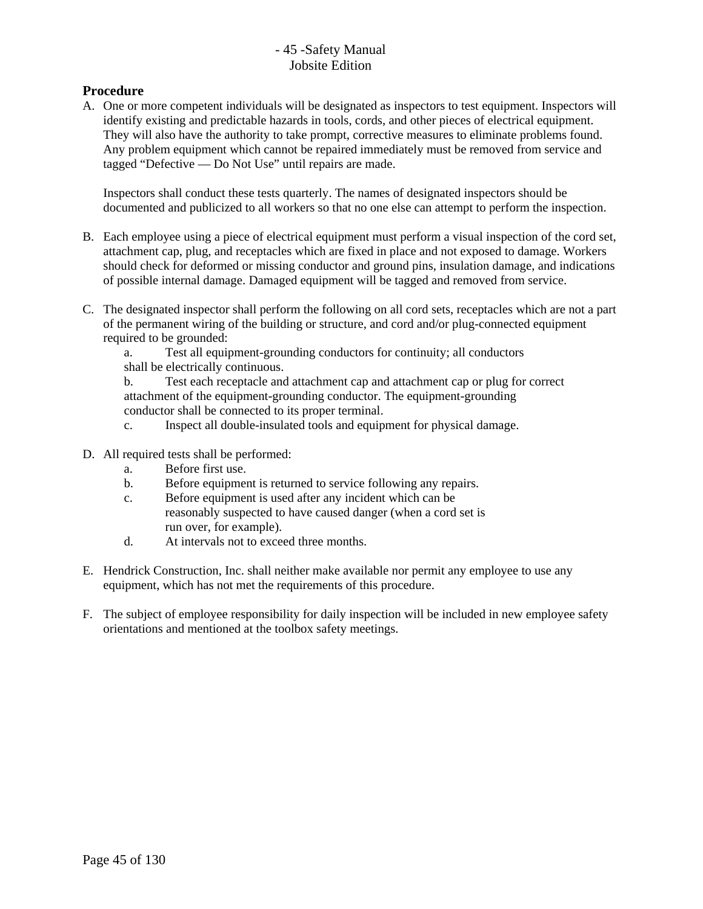**Procedure**

A. One or more competent individuals will be designated as inspectors to test equipment. Inspectors will identify existing and predictable hazards in tools, cords, and other pieces of electrical equipment. They will also have the authority to take prompt, corrective measures to eliminate problems found. Any problem equipment which cannot be repaired immediately must be removed from service and tagged "Defective — Do Not Use" until repairs are made.

   Inspectors shall conduct these tests quarterly. The names of designated inspectors should be documented and publicized to all workers so that no one else can attempt to perform the inspection.

B. Each employee using a piece of electrical equipment must perform a visual inspection of the cord set, attachment cap, plug, and receptacles which are fixed in place and not exposed to damage. Workers should check for deformed or missing conductor and ground pins, insulation damage, and indications of possible internal damage. Damaged equipment will be tagged and removed from service.

C. The designated inspector shall perform the following on all cord sets, receptacles which are not a part of the permanent wiring of the building or structure, and cord and/or plug-connected equipment required to be grounded:
   a. Test all equipment-grounding conductors for continuity; all conductors shall be electrically continuous.
   b. Test each receptacle and attachment cap and attachment cap or plug for correct attachment of the equipment-grounding conductor. The equipment-grounding conductor shall be connected to its proper terminal.
   c. Inspect all double-insulated tools and equipment for physical damage.

D. All required tests shall be performed:
   a. Before first use.
   b. Before equipment is returned to service following any repairs.
   c. Before equipment is used after any incident which can be reasonably suspected to have caused danger (when a cord set is run over, for example).
   d. At intervals not to exceed three months.

E. Hendrick Construction, Inc. shall neither make available nor permit any employee to use any equipment, which has not met the requirements of this procedure.

F. The subject of employee responsibility for daily inspection will be included in new employee safety orientations and mentioned at the toolbox safety meetings.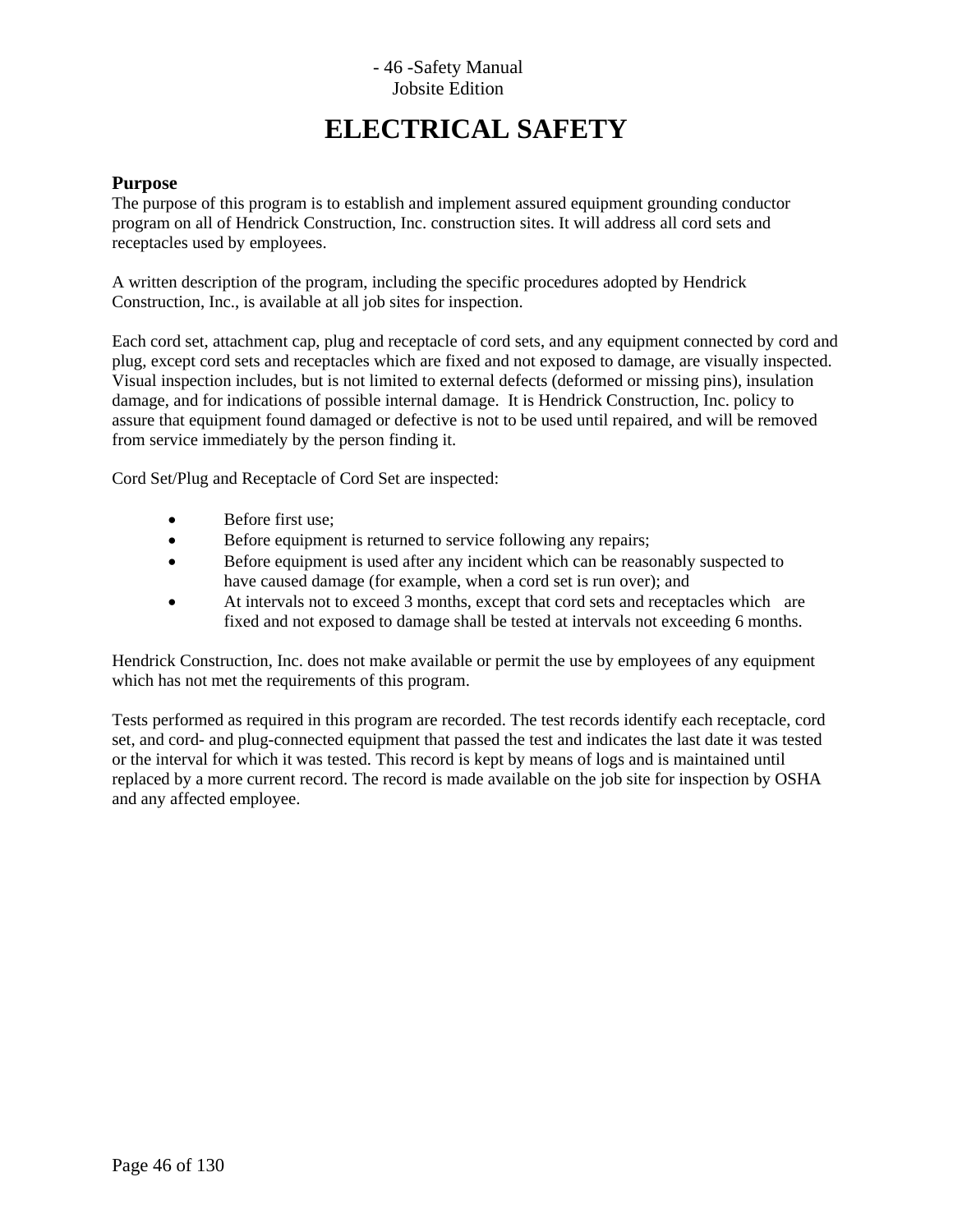# ELECTRICAL SAFETY

## Purpose

The purpose of this program is to establish and implement assured equipment grounding conductor program on all of Hendrick Construction, Inc. construction sites. It will address all cord sets and receptacles used by employees.

A written description of the program, including the specific procedures adopted by Hendrick Construction, Inc., is available at all job sites for inspection.

Each cord set, attachment cap, plug and receptacle of cord sets, and any equipment connected by cord and plug, except cord sets and receptacles which are fixed and not exposed to damage, are visually inspected. Visual inspection includes, but is not limited to external defects (deformed or missing pins), insulation damage, and for indications of possible internal damage. It is Hendrick Construction, Inc. policy to assure that equipment found damaged or defective is not to be used until repaired, and will be removed from service immediately by the person finding it.

Cord Set/Plug and Receptacle of Cord Set are inspected:

- Before first use;
- Before equipment is returned to service following any repairs;
- Before equipment is used after any incident which can be reasonably suspected to have caused damage (for example, when a cord set is run over); and
- At intervals not to exceed 3 months, except that cord sets and receptacles which are fixed and not exposed to damage shall be tested at intervals not exceeding 6 months.

Hendrick Construction, Inc. does not make available or permit the use by employees of any equipment which has not met the requirements of this program.

Tests performed as required in this program are recorded. The test records identify each receptacle, cord set, and cord- and plug-connected equipment that passed the test and indicates the last date it was tested or the interval for which it was tested. This record is kept by means of logs and is maintained until replaced by a more current record. The record is made available on the job site for inspection by OSHA and any affected employee.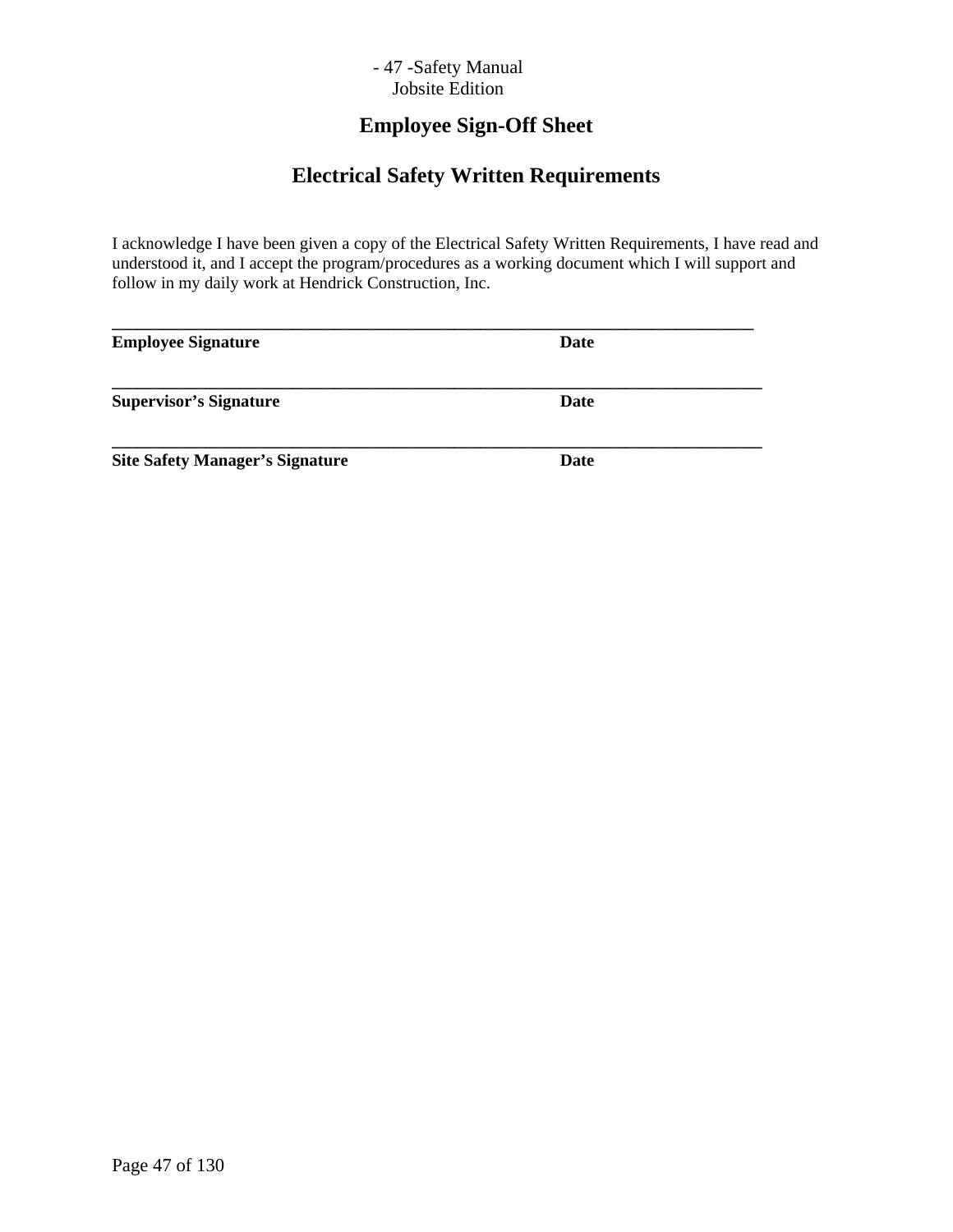# Employee Sign-Off Sheet

## Electrical Safety Written Requirements

I acknowledge I have been given a copy of the Electrical Safety Written Requirements, I have read and understood it, and I accept the program/procedures as a working document which I will support and follow in my daily work at Hendrick Construction, Inc.

\_\_\_\_\_\_\_\_\_\_\_\_\_\_\_\_\_\_\_\_\_\_\_\_\_\_\_\_\_\_\_\_\_\_\_\_\_\_\_\_\_\_\_\_\_\_\_\_\_\_\_\_\_\_\_\_\_\_\_\_\_\_\_\_\_\_\_\_\_\_\_\_\_\_

**Employee Signature** **Date**

\_\_\_\_\_\_\_\_\_\_\_\_\_\_\_\_\_\_\_\_\_\_\_\_\_\_\_\_\_\_\_\_\_\_\_\_\_\_\_\_\_\_\_\_\_\_\_\_\_\_\_\_\_\_\_\_\_\_\_\_\_\_\_\_\_\_\_\_\_\_\_\_\_\_

**Supervisor's Signature** **Date**

\_\_\_\_\_\_\_\_\_\_\_\_\_\_\_\_\_\_\_\_\_\_\_\_\_\_\_\_\_\_\_\_\_\_\_\_\_\_\_\_\_\_\_\_\_\_\_\_\_\_\_\_\_\_\_\_\_\_\_\_\_\_\_\_\_\_\_\_\_\_\_\_\_\_

**Site Safety Manager's Signature** **Date**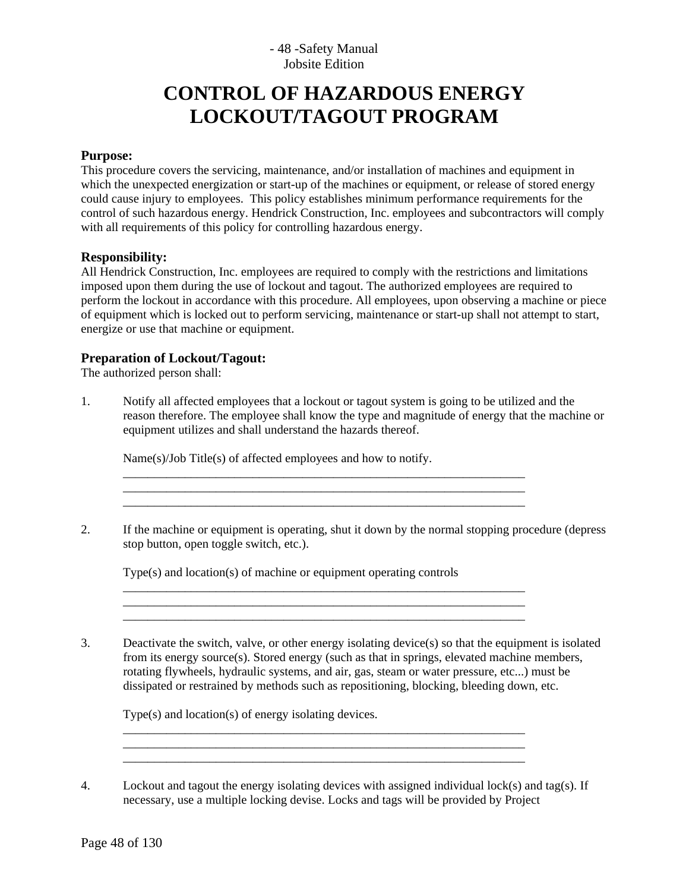# CONTROL OF HAZARDOUS ENERGY LOCKOUT/TAGOUT PROGRAM

### Purpose:

This procedure covers the servicing, maintenance, and/or installation of machines and equipment in which the unexpected energization or start-up of the machines or equipment, or release of stored energy could cause injury to employees. This policy establishes minimum performance requirements for the control of such hazardous energy. Hendrick Construction, Inc. employees and subcontractors will comply with all requirements of this policy for controlling hazardous energy.

### Responsibility:

All Hendrick Construction, Inc. employees are required to comply with the restrictions and limitations imposed upon them during the use of lockout and tagout. The authorized employees are required to perform the lockout in accordance with this procedure. All employees, upon observing a machine or piece of equipment which is locked out to perform servicing, maintenance or start-up shall not attempt to start, energize or use that machine or equipment.

### Preparation of Lockout/Tagout:

The authorized person shall:

1. Notify all affected employees that a lockout or tagout system is going to be utilized and the reason therefore. The employee shall know the type and magnitude of energy that the machine or equipment utilizes and shall understand the hazards thereof.

   Name(s)/Job Title(s) of affected employees and how to notify.
   ____________________________________________________________________
   ____________________________________________________________________
   ____________________________________________________________________

2. If the machine or equipment is operating, shut it down by the normal stopping procedure (depress stop button, open toggle switch, etc.).

   Type(s) and location(s) of machine or equipment operating controls
   ____________________________________________________________________
   ____________________________________________________________________
   ____________________________________________________________________

3. Deactivate the switch, valve, or other energy isolating device(s) so that the equipment is isolated from its energy source(s). Stored energy (such as that in springs, elevated machine members, rotating flywheels, hydraulic systems, and air, gas, steam or water pressure, etc...) must be dissipated or restrained by methods such as repositioning, blocking, bleeding down, etc.

   Type(s) and location(s) of energy isolating devices.
   ____________________________________________________________________
   ____________________________________________________________________
   ____________________________________________________________________

4. Lockout and tagout the energy isolating devices with assigned individual lock(s) and tag(s). If necessary, use a multiple locking devise. Locks and tags will be provided by Project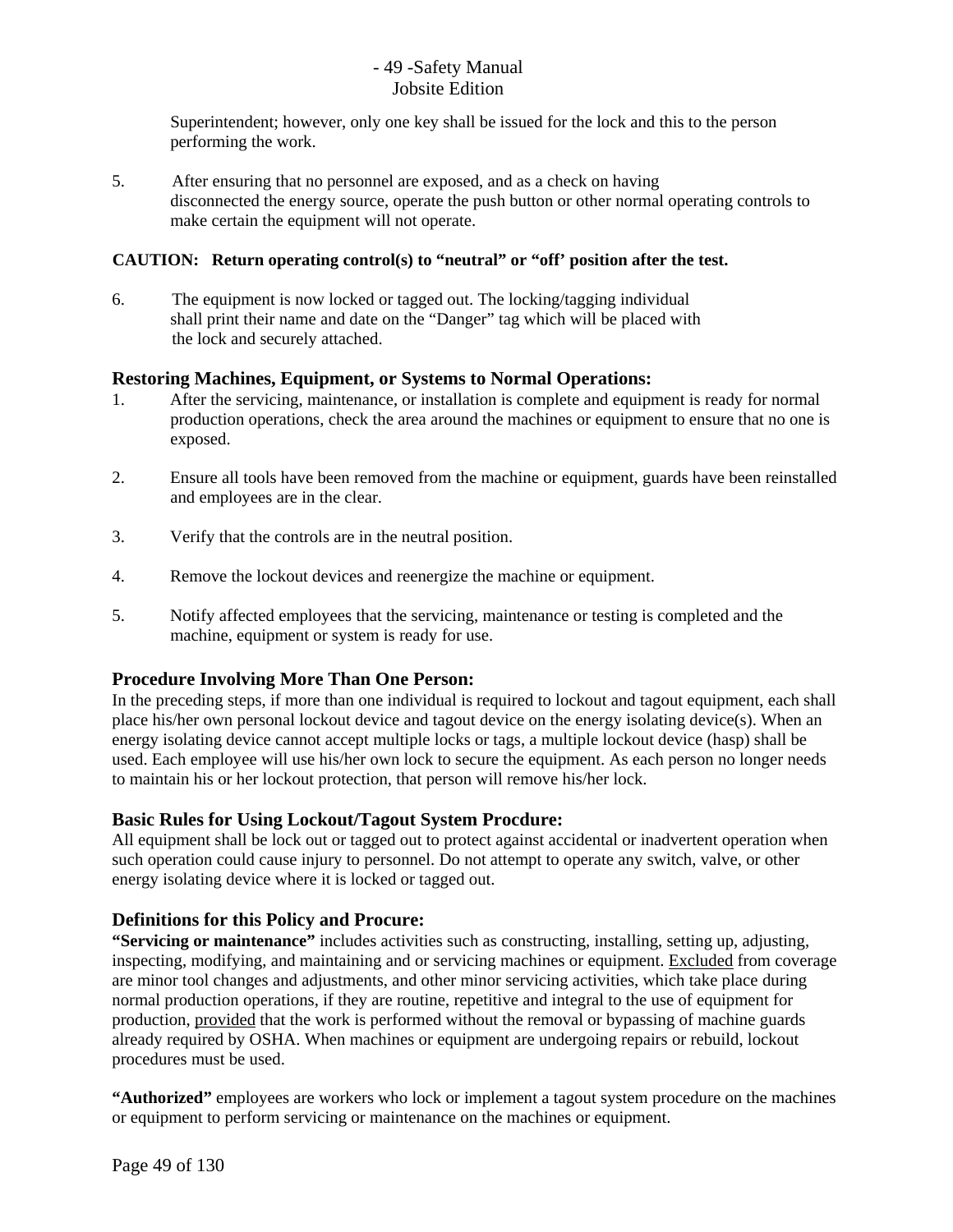Superintendent; however, only one key shall be issued for the lock and this to the person performing the work.

5. After ensuring that no personnel are exposed, and as a check on having disconnected the energy source, operate the push button or other normal operating controls to make certain the equipment will not operate.

**CAUTION: Return operating control(s) to "neutral" or "off' position after the test.**

6. The equipment is now locked or tagged out. The locking/tagging individual shall print their name and date on the "Danger" tag which will be placed with the lock and securely attached.

### Restoring Machines, Equipment, or Systems to Normal Operations:

1. After the servicing, maintenance, or installation is complete and equipment is ready for normal production operations, check the area around the machines or equipment to ensure that no one is exposed.

2. Ensure all tools have been removed from the machine or equipment, guards have been reinstalled and employees are in the clear.

3. Verify that the controls are in the neutral position.

4. Remove the lockout devices and reenergize the machine or equipment.

5. Notify affected employees that the servicing, maintenance or testing is completed and the machine, equipment or system is ready for use.

### Procedure Involving More Than One Person:

In the preceding steps, if more than one individual is required to lockout and tagout equipment, each shall place his/her own personal lockout device and tagout device on the energy isolating device(s). When an energy isolating device cannot accept multiple locks or tags, a multiple lockout device (hasp) shall be used. Each employee will use his/her own lock to secure the equipment. As each person no longer needs to maintain his or her lockout protection, that person will remove his/her lock.

### Basic Rules for Using Lockout/Tagout System Procdure:

All equipment shall be lock out or tagged out to protect against accidental or inadvertent operation when such operation could cause injury to personnel. Do not attempt to operate any switch, valve, or other energy isolating device where it is locked or tagged out.

### Definitions for this Policy and Procure:

**"Servicing or maintenance"** includes activities such as constructing, installing, setting up, adjusting, inspecting, modifying, and maintaining and or servicing machines or equipment. <u>Excluded</u> from coverage are minor tool changes and adjustments, and other minor servicing activities, which take place during normal production operations, if they are routine, repetitive and integral to the use of equipment for production, <u>provided</u> that the work is performed without the removal or bypassing of machine guards already required by OSHA. When machines or equipment are undergoing repairs or rebuild, lockout procedures must be used.

**"Authorized"** employees are workers who lock or implement a tagout system procedure on the machines or equipment to perform servicing or maintenance on the machines or equipment.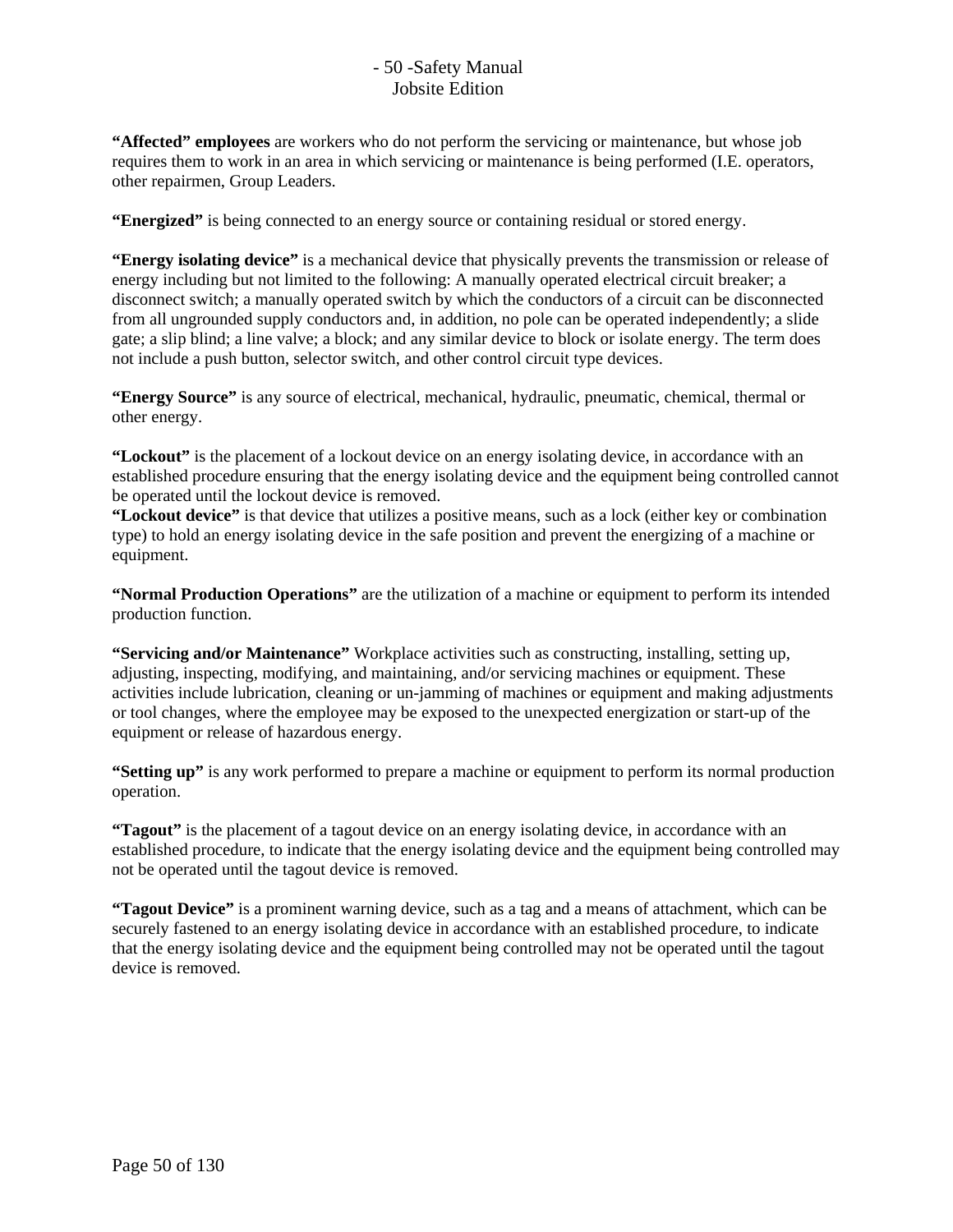**“Affected” employees** are workers who do not perform the servicing or maintenance, but whose job requires them to work in an area in which servicing or maintenance is being performed (I.E. operators, other repairmen, Group Leaders.

**“Energized”** is being connected to an energy source or containing residual or stored energy.

**“Energy isolating device”** is a mechanical device that physically prevents the transmission or release of energy including but not limited to the following: A manually operated electrical circuit breaker; a disconnect switch; a manually operated switch by which the conductors of a circuit can be disconnected from all ungrounded supply conductors and, in addition, no pole can be operated independently; a slide gate; a slip blind; a line valve; a block; and any similar device to block or isolate energy. The term does not include a push button, selector switch, and other control circuit type devices.

**“Energy Source”** is any source of electrical, mechanical, hydraulic, pneumatic, chemical, thermal or other energy.

**“Lockout”** is the placement of a lockout device on an energy isolating device, in accordance with an established procedure ensuring that the energy isolating device and the equipment being controlled cannot be operated until the lockout device is removed.

**“Lockout device”** is that device that utilizes a positive means, such as a lock (either key or combination type) to hold an energy isolating device in the safe position and prevent the energizing of a machine or equipment.

**“Normal Production Operations”** are the utilization of a machine or equipment to perform its intended production function.

**“Servicing and/or Maintenance”** Workplace activities such as constructing, installing, setting up, adjusting, inspecting, modifying, and maintaining, and/or servicing machines or equipment. These activities include lubrication, cleaning or un-jamming of machines or equipment and making adjustments or tool changes, where the employee may be exposed to the unexpected energization or start-up of the equipment or release of hazardous energy.

**“Setting up”** is any work performed to prepare a machine or equipment to perform its normal production operation.

**“Tagout”** is the placement of a tagout device on an energy isolating device, in accordance with an established procedure, to indicate that the energy isolating device and the equipment being controlled may not be operated until the tagout device is removed.

**“Tagout Device”** is a prominent warning device, such as a tag and a means of attachment, which can be securely fastened to an energy isolating device in accordance with an established procedure, to indicate that the energy isolating device and the equipment being controlled may not be operated until the tagout device is removed.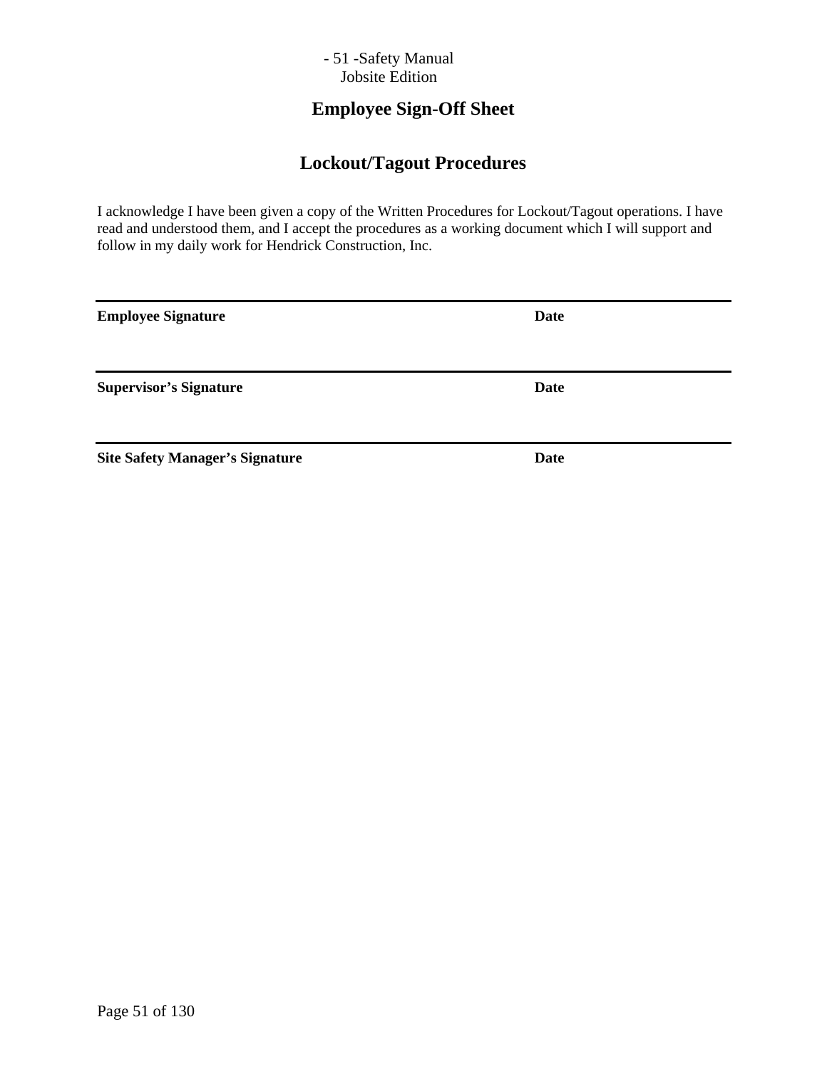## Employee Sign-Off Sheet

## Lockout/Tagout Procedures

I acknowledge I have been given a copy of the Written Procedures for Lockout/Tagout operations. I have read and understood them, and I accept the procedures as a working document which I will support and follow in my daily work for Hendrick Construction, Inc.

---

**Employee Signature** **Date**

---

**Supervisor's Signature** **Date**

---

**Site Safety Manager's Signature** **Date**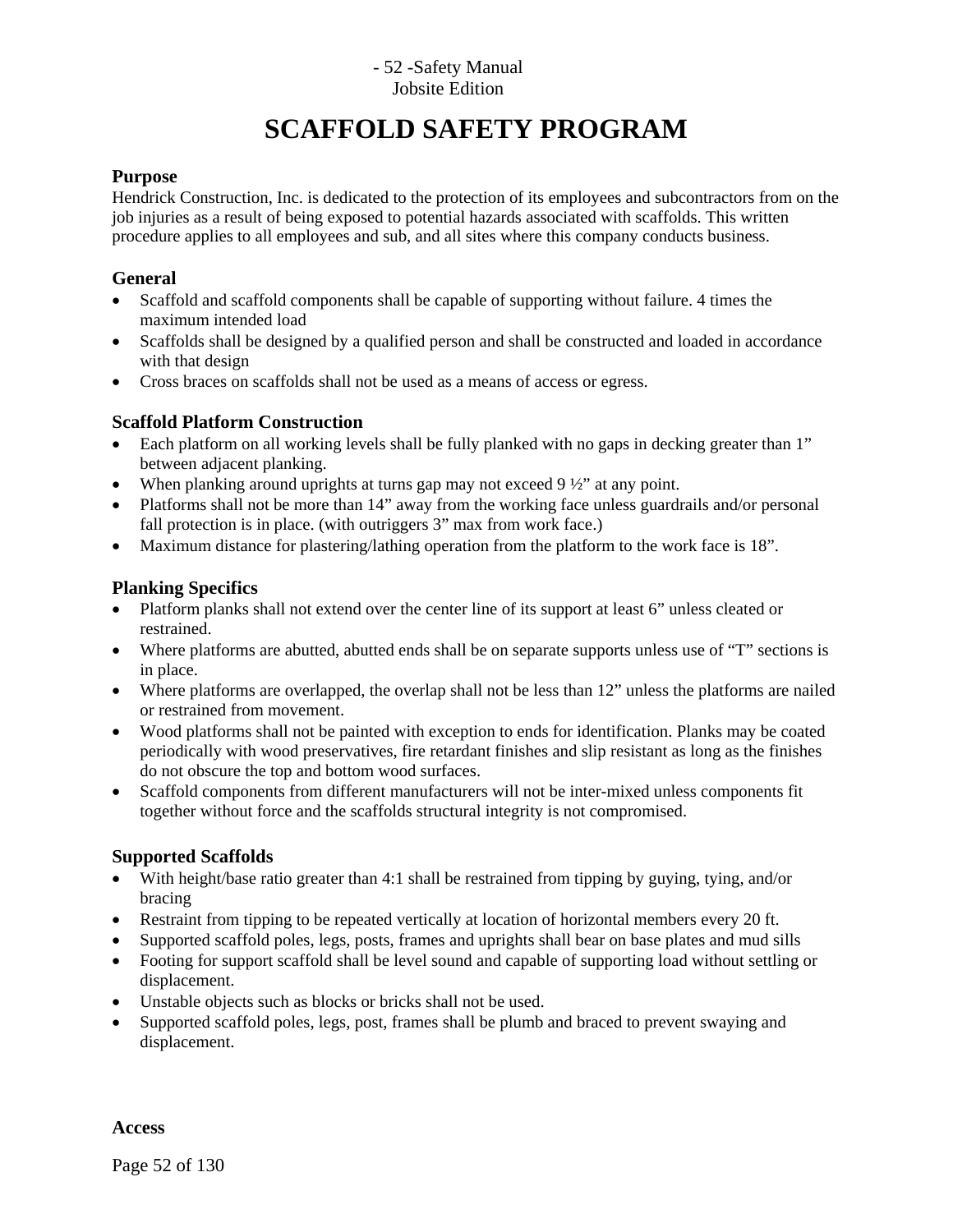# SCAFFOLD SAFETY PROGRAM

### Purpose

Hendrick Construction, Inc. is dedicated to the protection of its employees and subcontractors from on the job injuries as a result of being exposed to potential hazards associated with scaffolds. This written procedure applies to all employees and sub, and all sites where this company conducts business.

### General

- Scaffold and scaffold components shall be capable of supporting without failure. 4 times the maximum intended load
- Scaffolds shall be designed by a qualified person and shall be constructed and loaded in accordance with that design
- Cross braces on scaffolds shall not be used as a means of access or egress.

### Scaffold Platform Construction

- Each platform on all working levels shall be fully planked with no gaps in decking greater than 1" between adjacent planking.
- When planking around uprights at turns gap may not exceed 9 ½" at any point.
- Platforms shall not be more than 14" away from the working face unless guardrails and/or personal fall protection is in place. (with outriggers 3" max from work face.)
- Maximum distance for plastering/lathing operation from the platform to the work face is 18".

### Planking Specifics

- Platform planks shall not extend over the center line of its support at least 6" unless cleated or restrained.
- Where platforms are abutted, abutted ends shall be on separate supports unless use of "T" sections is in place.
- Where platforms are overlapped, the overlap shall not be less than 12" unless the platforms are nailed or restrained from movement.
- Wood platforms shall not be painted with exception to ends for identification. Planks may be coated periodically with wood preservatives, fire retardant finishes and slip resistant as long as the finishes do not obscure the top and bottom wood surfaces.
- Scaffold components from different manufacturers will not be inter-mixed unless components fit together without force and the scaffolds structural integrity is not compromised.

### Supported Scaffolds

- With height/base ratio greater than 4:1 shall be restrained from tipping by guying, tying, and/or bracing
- Restraint from tipping to be repeated vertically at location of horizontal members every 20 ft.
- Supported scaffold poles, legs, posts, frames and uprights shall bear on base plates and mud sills
- Footing for support scaffold shall be level sound and capable of supporting load without settling or displacement.
- Unstable objects such as blocks or bricks shall not be used.
- Supported scaffold poles, legs, post, frames shall be plumb and braced to prevent swaying and displacement.

### Access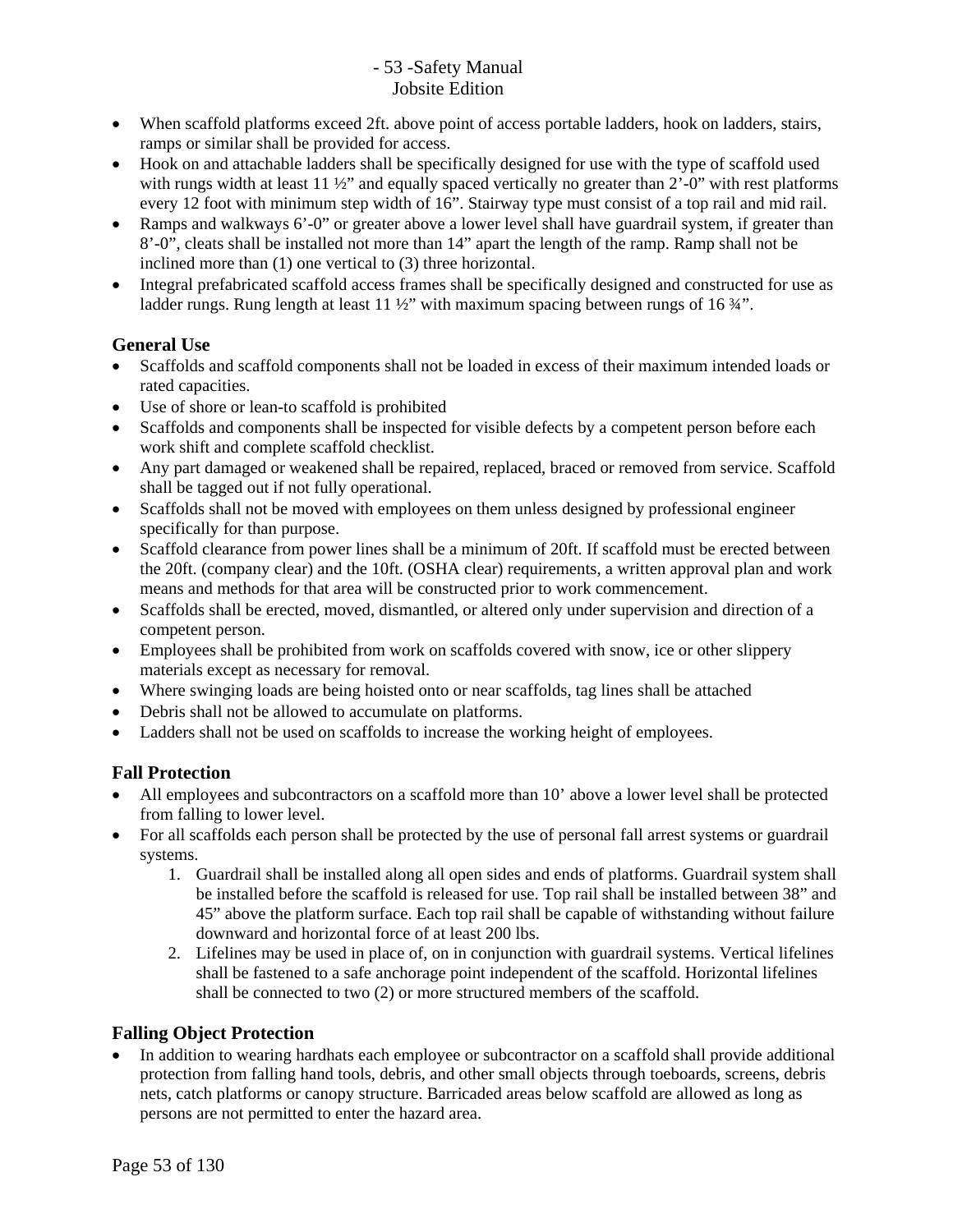- When scaffold platforms exceed 2ft. above point of access portable ladders, hook on ladders, stairs, ramps or similar shall be provided for access.
- Hook on and attachable ladders shall be specifically designed for use with the type of scaffold used with rungs width at least 11 ½" and equally spaced vertically no greater than 2'-0" with rest platforms every 12 foot with minimum step width of 16". Stairway type must consist of a top rail and mid rail.
- Ramps and walkways 6'-0" or greater above a lower level shall have guardrail system, if greater than 8'-0", cleats shall be installed not more than 14" apart the length of the ramp. Ramp shall not be inclined more than (1) one vertical to (3) three horizontal.
- Integral prefabricated scaffold access frames shall be specifically designed and constructed for use as ladder rungs. Rung length at least 11 ½" with maximum spacing between rungs of 16 ¾".

## General Use

- Scaffolds and scaffold components shall not be loaded in excess of their maximum intended loads or rated capacities.
- Use of shore or lean-to scaffold is prohibited
- Scaffolds and components shall be inspected for visible defects by a competent person before each work shift and complete scaffold checklist.
- Any part damaged or weakened shall be repaired, replaced, braced or removed from service. Scaffold shall be tagged out if not fully operational.
- Scaffolds shall not be moved with employees on them unless designed by professional engineer specifically for than purpose.
- Scaffold clearance from power lines shall be a minimum of 20ft. If scaffold must be erected between the 20ft. (company clear) and the 10ft. (OSHA clear) requirements, a written approval plan and work means and methods for that area will be constructed prior to work commencement.
- Scaffolds shall be erected, moved, dismantled, or altered only under supervision and direction of a competent person.
- Employees shall be prohibited from work on scaffolds covered with snow, ice or other slippery materials except as necessary for removal.
- Where swinging loads are being hoisted onto or near scaffolds, tag lines shall be attached
- Debris shall not be allowed to accumulate on platforms.
- Ladders shall not be used on scaffolds to increase the working height of employees.

## Fall Protection

- All employees and subcontractors on a scaffold more than 10' above a lower level shall be protected from falling to lower level.
- For all scaffolds each person shall be protected by the use of personal fall arrest systems or guardrail systems.
    1. Guardrail shall be installed along all open sides and ends of platforms. Guardrail system shall be installed before the scaffold is released for use. Top rail shall be installed between 38" and 45" above the platform surface. Each top rail shall be capable of withstanding without failure downward and horizontal force of at least 200 lbs.
    2. Lifelines may be used in place of, on in conjunction with guardrail systems. Vertical lifelines shall be fastened to a safe anchorage point independent of the scaffold. Horizontal lifelines shall be connected to two (2) or more structured members of the scaffold.

## Falling Object Protection

- In addition to wearing hardhats each employee or subcontractor on a scaffold shall provide additional protection from falling hand tools, debris, and other small objects through toeboards, screens, debris nets, catch platforms or canopy structure. Barricaded areas below scaffold are allowed as long as persons are not permitted to enter the hazard area.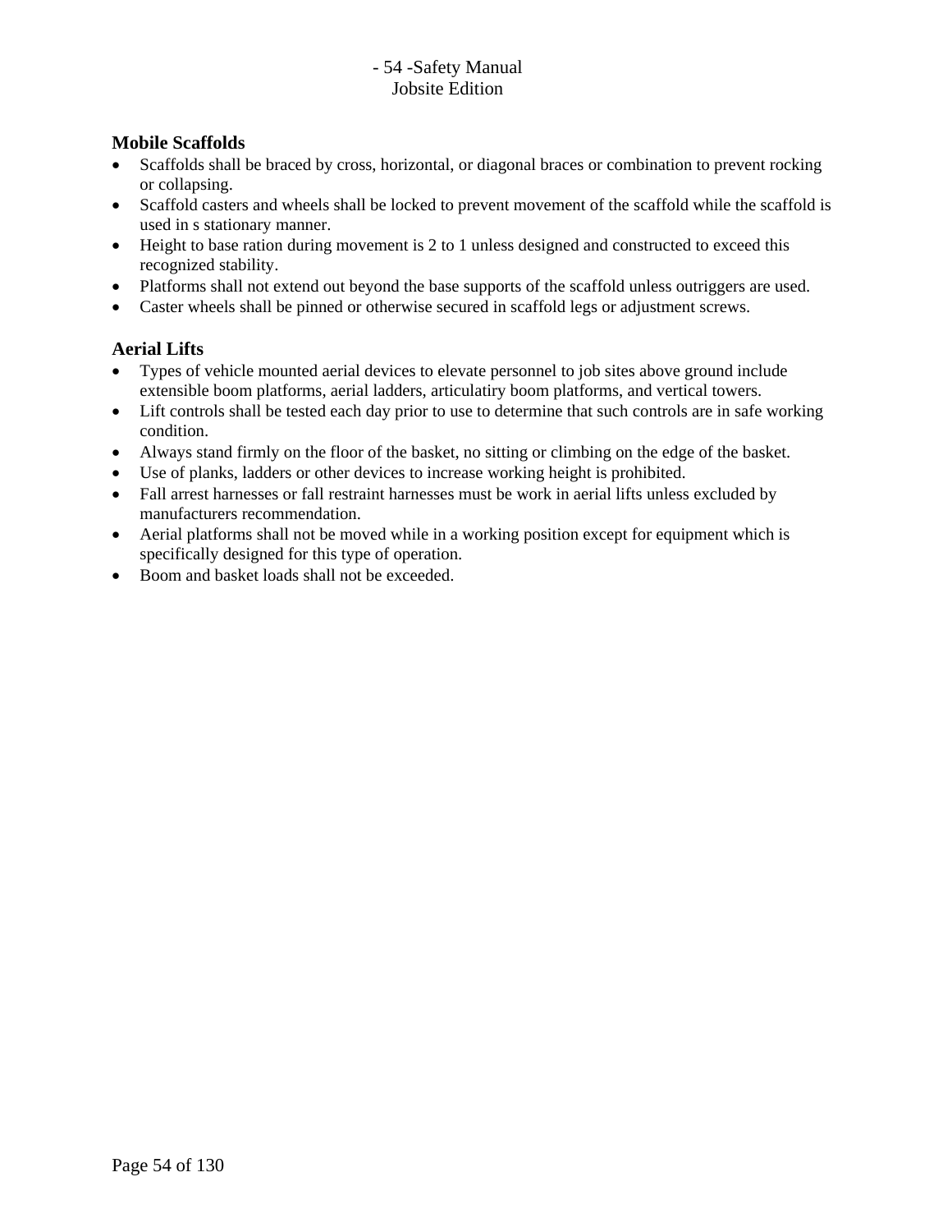## Mobile Scaffolds

- Scaffolds shall be braced by cross, horizontal, or diagonal braces or combination to prevent rocking or collapsing.
- Scaffold casters and wheels shall be locked to prevent movement of the scaffold while the scaffold is used in s stationary manner.
- Height to base ration during movement is 2 to 1 unless designed and constructed to exceed this recognized stability.
- Platforms shall not extend out beyond the base supports of the scaffold unless outriggers are used.
- Caster wheels shall be pinned or otherwise secured in scaffold legs or adjustment screws.

## Aerial Lifts

- Types of vehicle mounted aerial devices to elevate personnel to job sites above ground include extensible boom platforms, aerial ladders, articulatiry boom platforms, and vertical towers.
- Lift controls shall be tested each day prior to use to determine that such controls are in safe working condition.
- Always stand firmly on the floor of the basket, no sitting or climbing on the edge of the basket.
- Use of planks, ladders or other devices to increase working height is prohibited.
- Fall arrest harnesses or fall restraint harnesses must be work in aerial lifts unless excluded by manufacturers recommendation.
- Aerial platforms shall not be moved while in a working position except for equipment which is specifically designed for this type of operation.
- Boom and basket loads shall not be exceeded.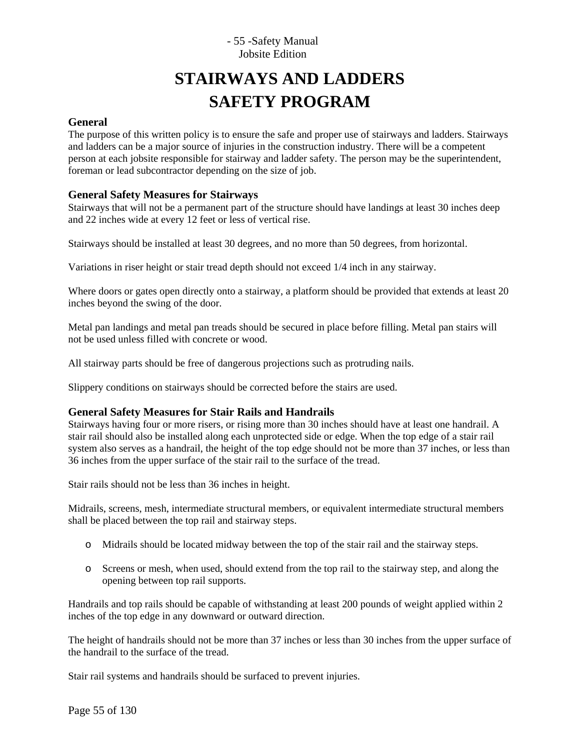# STAIRWAYS AND LADDERS SAFETY PROGRAM

### General

The purpose of this written policy is to ensure the safe and proper use of stairways and ladders. Stairways and ladders can be a major source of injuries in the construction industry. There will be a competent person at each jobsite responsible for stairway and ladder safety. The person may be the superintendent, foreman or lead subcontractor depending on the size of job.

### General Safety Measures for Stairways

Stairways that will not be a permanent part of the structure should have landings at least 30 inches deep and 22 inches wide at every 12 feet or less of vertical rise.

Stairways should be installed at least 30 degrees, and no more than 50 degrees, from horizontal.

Variations in riser height or stair tread depth should not exceed 1/4 inch in any stairway.

Where doors or gates open directly onto a stairway, a platform should be provided that extends at least 20 inches beyond the swing of the door.

Metal pan landings and metal pan treads should be secured in place before filling. Metal pan stairs will not be used unless filled with concrete or wood.

All stairway parts should be free of dangerous projections such as protruding nails.

Slippery conditions on stairways should be corrected before the stairs are used.

### General Safety Measures for Stair Rails and Handrails

Stairways having four or more risers, or rising more than 30 inches should have at least one handrail. A stair rail should also be installed along each unprotected side or edge. When the top edge of a stair rail system also serves as a handrail, the height of the top edge should not be more than 37 inches, or less than 36 inches from the upper surface of the stair rail to the surface of the tread.

Stair rails should not be less than 36 inches in height.

Midrails, screens, mesh, intermediate structural members, or equivalent intermediate structural members shall be placed between the top rail and stairway steps.

- Midrails should be located midway between the top of the stair rail and the stairway steps.
- Screens or mesh, when used, should extend from the top rail to the stairway step, and along the opening between top rail supports.

Handrails and top rails should be capable of withstanding at least 200 pounds of weight applied within 2 inches of the top edge in any downward or outward direction.

The height of handrails should not be more than 37 inches or less than 30 inches from the upper surface of the handrail to the surface of the tread.

Stair rail systems and handrails should be surfaced to prevent injuries.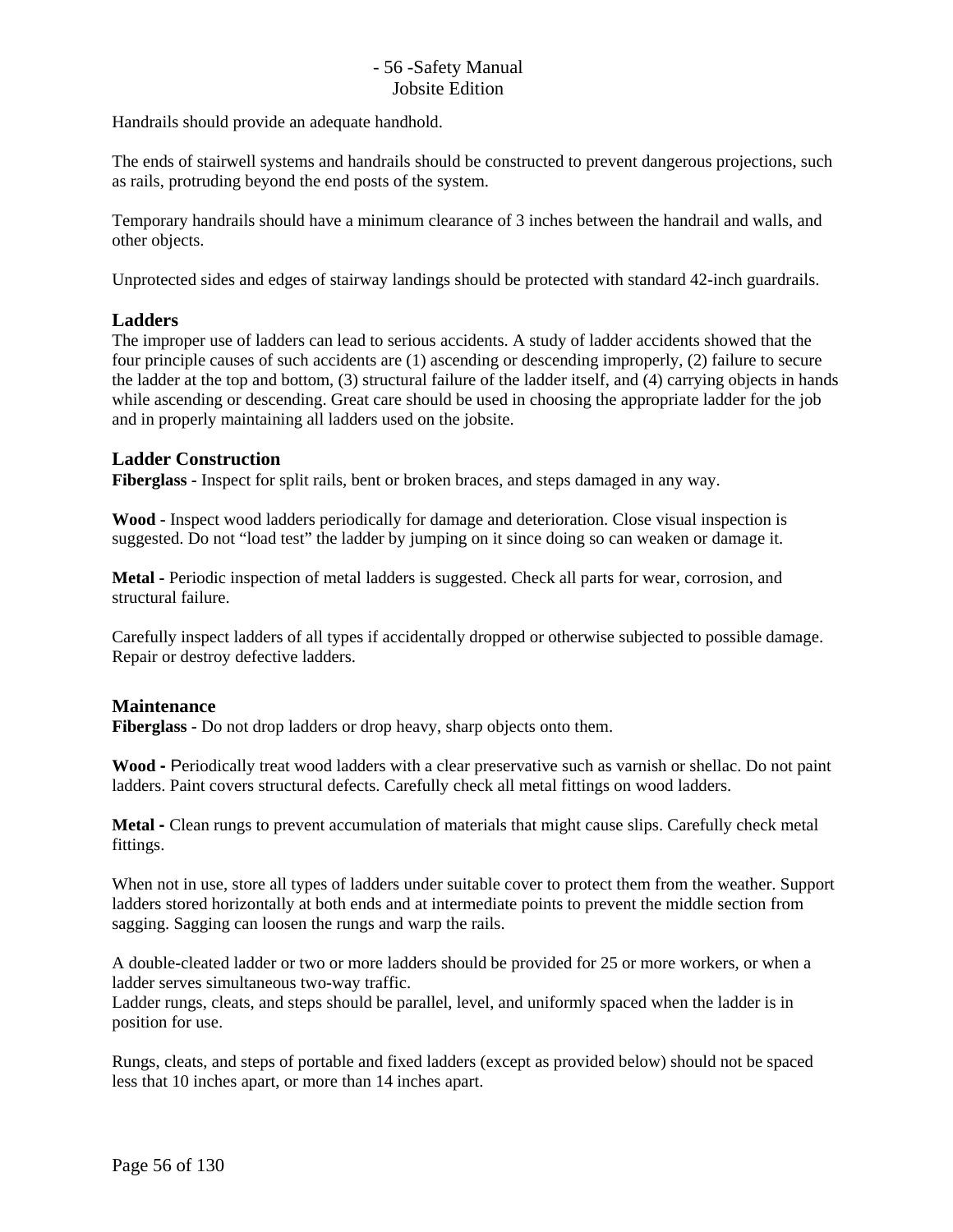Handrails should provide an adequate handhold.

The ends of stairwell systems and handrails should be constructed to prevent dangerous projections, such as rails, protruding beyond the end posts of the system.

Temporary handrails should have a minimum clearance of 3 inches between the handrail and walls, and other objects.

Unprotected sides and edges of stairway landings should be protected with standard 42-inch guardrails.

### Ladders

The improper use of ladders can lead to serious accidents. A study of ladder accidents showed that the four principle causes of such accidents are (1) ascending or descending improperly, (2) failure to secure the ladder at the top and bottom, (3) structural failure of the ladder itself, and (4) carrying objects in hands while ascending or descending. Great care should be used in choosing the appropriate ladder for the job and in properly maintaining all ladders used on the jobsite.

### Ladder Construction

**Fiberglass -** Inspect for split rails, bent or broken braces, and steps damaged in any way.

**Wood -** Inspect wood ladders periodically for damage and deterioration. Close visual inspection is suggested. Do not "load test" the ladder by jumping on it since doing so can weaken or damage it.

**Metal -** Periodic inspection of metal ladders is suggested. Check all parts for wear, corrosion, and structural failure.

Carefully inspect ladders of all types if accidentally dropped or otherwise subjected to possible damage. Repair or destroy defective ladders.

### Maintenance

**Fiberglass -** Do not drop ladders or drop heavy, sharp objects onto them.

**Wood -** Periodically treat wood ladders with a clear preservative such as varnish or shellac. Do not paint ladders. Paint covers structural defects. Carefully check all metal fittings on wood ladders.

**Metal -** Clean rungs to prevent accumulation of materials that might cause slips. Carefully check metal fittings.

When not in use, store all types of ladders under suitable cover to protect them from the weather. Support ladders stored horizontally at both ends and at intermediate points to prevent the middle section from sagging. Sagging can loosen the rungs and warp the rails.

A double-cleated ladder or two or more ladders should be provided for 25 or more workers, or when a ladder serves simultaneous two-way traffic.
Ladder rungs, cleats, and steps should be parallel, level, and uniformly spaced when the ladder is in position for use.

Rungs, cleats, and steps of portable and fixed ladders (except as provided below) should not be spaced less that 10 inches apart, or more than 14 inches apart.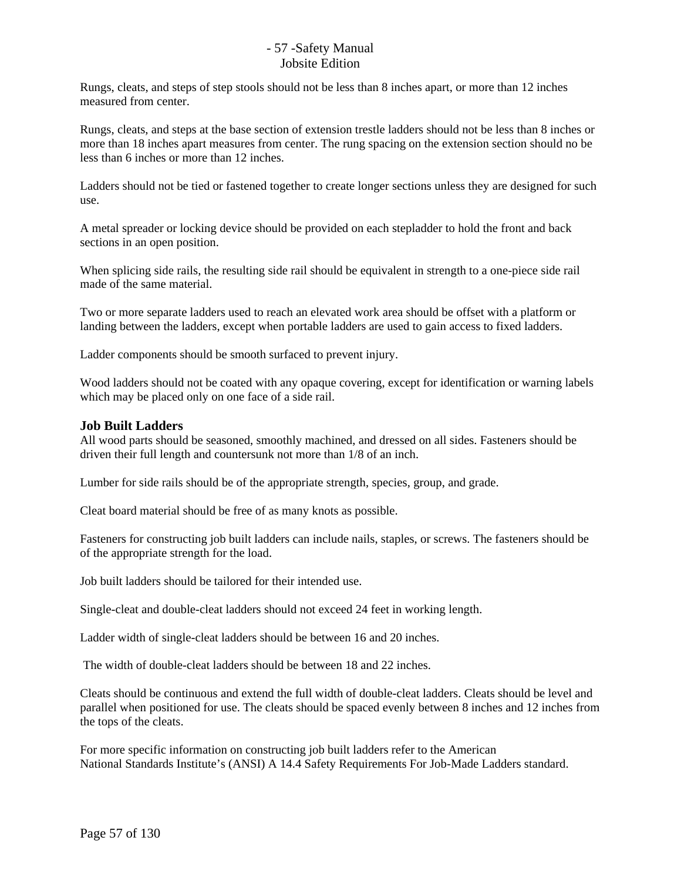Rungs, cleats, and steps of step stools should not be less than 8 inches apart, or more than 12 inches measured from center.

Rungs, cleats, and steps at the base section of extension trestle ladders should not be less than 8 inches or more than 18 inches apart measures from center. The rung spacing on the extension section should no be less than 6 inches or more than 12 inches.

Ladders should not be tied or fastened together to create longer sections unless they are designed for such use.

A metal spreader or locking device should be provided on each stepladder to hold the front and back sections in an open position.

When splicing side rails, the resulting side rail should be equivalent in strength to a one-piece side rail made of the same material.

Two or more separate ladders used to reach an elevated work area should be offset with a platform or landing between the ladders, except when portable ladders are used to gain access to fixed ladders.

Ladder components should be smooth surfaced to prevent injury.

Wood ladders should not be coated with any opaque covering, except for identification or warning labels which may be placed only on one face of a side rail.

### Job Built Ladders

All wood parts should be seasoned, smoothly machined, and dressed on all sides. Fasteners should be driven their full length and countersunk not more than 1/8 of an inch.

Lumber for side rails should be of the appropriate strength, species, group, and grade.

Cleat board material should be free of as many knots as possible.

Fasteners for constructing job built ladders can include nails, staples, or screws. The fasteners should be of the appropriate strength for the load.

Job built ladders should be tailored for their intended use.

Single-cleat and double-cleat ladders should not exceed 24 feet in working length.

Ladder width of single-cleat ladders should be between 16 and 20 inches.

The width of double-cleat ladders should be between 18 and 22 inches.

Cleats should be continuous and extend the full width of double-cleat ladders. Cleats should be level and parallel when positioned for use. The cleats should be spaced evenly between 8 inches and 12 inches from the tops of the cleats.

For more specific information on constructing job built ladders refer to the American National Standards Institute's (ANSI) A 14.4 Safety Requirements For Job-Made Ladders standard.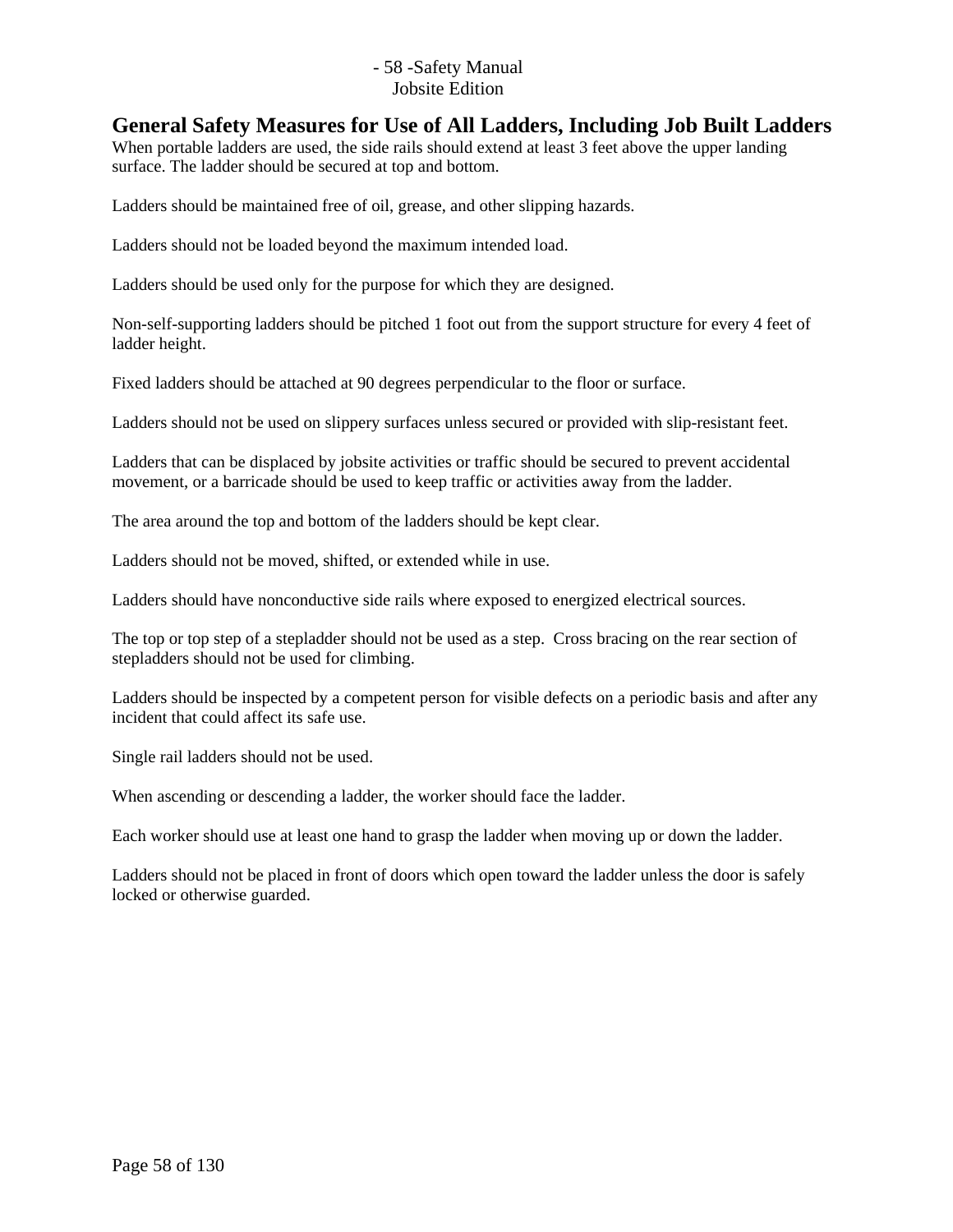## General Safety Measures for Use of All Ladders, Including Job Built Ladders

When portable ladders are used, the side rails should extend at least 3 feet above the upper landing surface. The ladder should be secured at top and bottom.

Ladders should be maintained free of oil, grease, and other slipping hazards.

Ladders should not be loaded beyond the maximum intended load.

Ladders should be used only for the purpose for which they are designed.

Non-self-supporting ladders should be pitched 1 foot out from the support structure for every 4 feet of ladder height.

Fixed ladders should be attached at 90 degrees perpendicular to the floor or surface.

Ladders should not be used on slippery surfaces unless secured or provided with slip-resistant feet.

Ladders that can be displaced by jobsite activities or traffic should be secured to prevent accidental movement, or a barricade should be used to keep traffic or activities away from the ladder.

The area around the top and bottom of the ladders should be kept clear.

Ladders should not be moved, shifted, or extended while in use.

Ladders should have nonconductive side rails where exposed to energized electrical sources.

The top or top step of a stepladder should not be used as a step. Cross bracing on the rear section of stepladders should not be used for climbing.

Ladders should be inspected by a competent person for visible defects on a periodic basis and after any incident that could affect its safe use.

Single rail ladders should not be used.

When ascending or descending a ladder, the worker should face the ladder.

Each worker should use at least one hand to grasp the ladder when moving up or down the ladder.

Ladders should not be placed in front of doors which open toward the ladder unless the door is safely locked or otherwise guarded.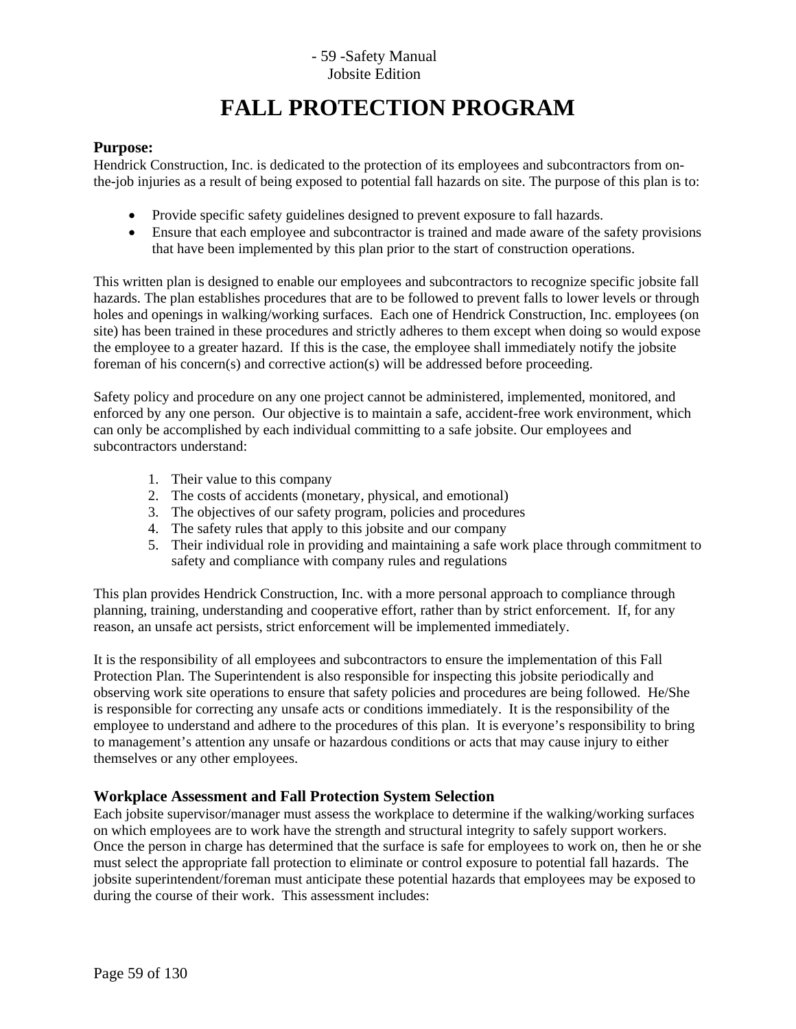# FALL PROTECTION PROGRAM

### Purpose:

Hendrick Construction, Inc. is dedicated to the protection of its employees and subcontractors from on-the-job injuries as a result of being exposed to potential fall hazards on site. The purpose of this plan is to:

- Provide specific safety guidelines designed to prevent exposure to fall hazards.
- Ensure that each employee and subcontractor is trained and made aware of the safety provisions that have been implemented by this plan prior to the start of construction operations.

This written plan is designed to enable our employees and subcontractors to recognize specific jobsite fall hazards. The plan establishes procedures that are to be followed to prevent falls to lower levels or through holes and openings in walking/working surfaces. Each one of Hendrick Construction, Inc. employees (on site) has been trained in these procedures and strictly adheres to them except when doing so would expose the employee to a greater hazard. If this is the case, the employee shall immediately notify the jobsite foreman of his concern(s) and corrective action(s) will be addressed before proceeding.

Safety policy and procedure on any one project cannot be administered, implemented, monitored, and enforced by any one person. Our objective is to maintain a safe, accident-free work environment, which can only be accomplished by each individual committing to a safe jobsite. Our employees and subcontractors understand:

1. Their value to this company
2. The costs of accidents (monetary, physical, and emotional)
3. The objectives of our safety program, policies and procedures
4. The safety rules that apply to this jobsite and our company
5. Their individual role in providing and maintaining a safe work place through commitment to safety and compliance with company rules and regulations

This plan provides Hendrick Construction, Inc. with a more personal approach to compliance through planning, training, understanding and cooperative effort, rather than by strict enforcement. If, for any reason, an unsafe act persists, strict enforcement will be implemented immediately.

It is the responsibility of all employees and subcontractors to ensure the implementation of this Fall Protection Plan. The Superintendent is also responsible for inspecting this jobsite periodically and observing work site operations to ensure that safety policies and procedures are being followed. He/She is responsible for correcting any unsafe acts or conditions immediately. It is the responsibility of the employee to understand and adhere to the procedures of this plan. It is everyone's responsibility to bring to management's attention any unsafe or hazardous conditions or acts that may cause injury to either themselves or any other employees.

### Workplace Assessment and Fall Protection System Selection

Each jobsite supervisor/manager must assess the workplace to determine if the walking/working surfaces on which employees are to work have the strength and structural integrity to safely support workers. Once the person in charge has determined that the surface is safe for employees to work on, then he or she must select the appropriate fall protection to eliminate or control exposure to potential fall hazards. The jobsite superintendent/foreman must anticipate these potential hazards that employees may be exposed to during the course of their work. This assessment includes: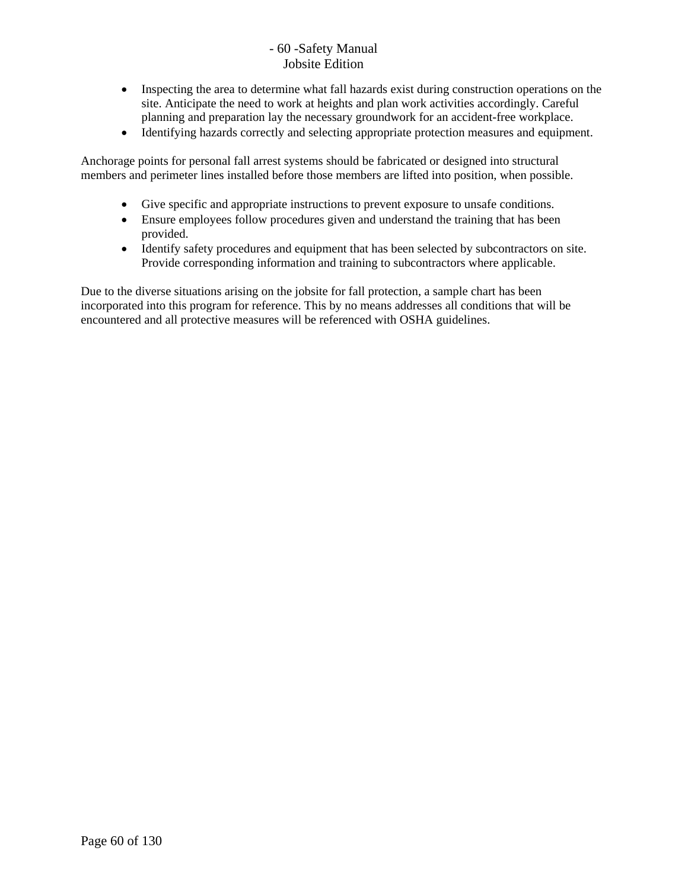- Inspecting the area to determine what fall hazards exist during construction operations on the site. Anticipate the need to work at heights and plan work activities accordingly. Careful planning and preparation lay the necessary groundwork for an accident-free workplace.
- Identifying hazards correctly and selecting appropriate protection measures and equipment.

Anchorage points for personal fall arrest systems should be fabricated or designed into structural members and perimeter lines installed before those members are lifted into position, when possible.

- Give specific and appropriate instructions to prevent exposure to unsafe conditions.
- Ensure employees follow procedures given and understand the training that has been provided.
- Identify safety procedures and equipment that has been selected by subcontractors on site. Provide corresponding information and training to subcontractors where applicable.

Due to the diverse situations arising on the jobsite for fall protection, a sample chart has been incorporated into this program for reference. This by no means addresses all conditions that will be encountered and all protective measures will be referenced with OSHA guidelines.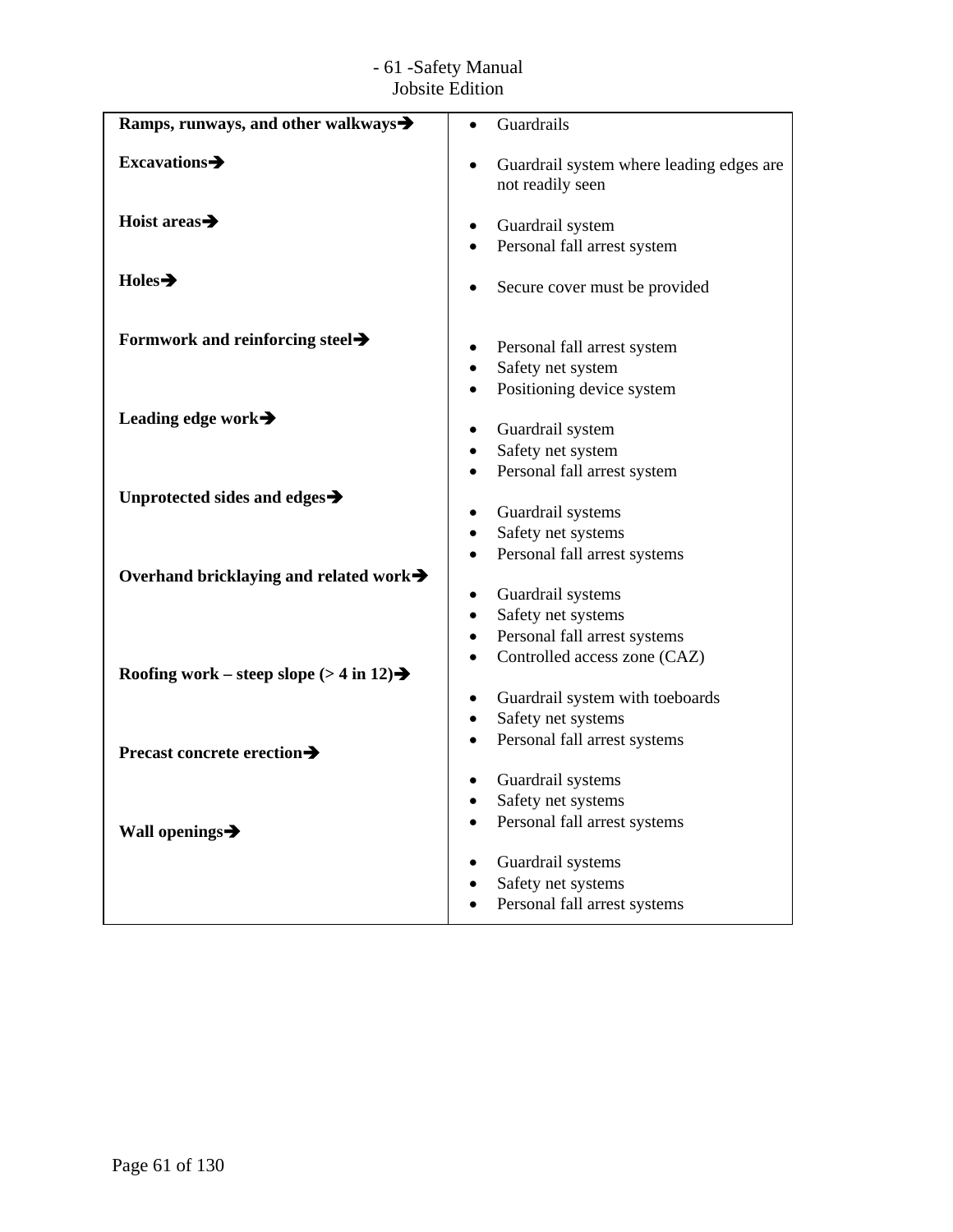| | |
|---|---|
| **Ramps, runways, and other walkways➔** | • Guardrails |
| **Excavations➔** | • Guardrail system where leading edges are not readily seen |
| **Hoist areas➔** | • Guardrail system<br>• Personal fall arrest system |
| **Holes➔** | • Secure cover must be provided |
| **Formwork and reinforcing steel➔** | • Personal fall arrest system<br>• Safety net system<br>• Positioning device system |
| **Leading edge work➔** | • Guardrail system<br>• Safety net system<br>• Personal fall arrest system |
| **Unprotected sides and edges➔** | • Guardrail systems<br>• Safety net systems<br>• Personal fall arrest systems |
| **Overhand bricklaying and related work➔** | • Guardrail systems<br>• Safety net systems<br>• Personal fall arrest systems<br>• Controlled access zone (CAZ) |
| **Roofing work – steep slope (> 4 in 12)➔** | • Guardrail system with toeboards<br>• Safety net systems<br>• Personal fall arrest systems |
| **Precast concrete erection➔** | • Guardrail systems<br>• Safety net systems<br>• Personal fall arrest systems |
| **Wall openings➔** | • Guardrail systems<br>• Safety net systems<br>• Personal fall arrest systems |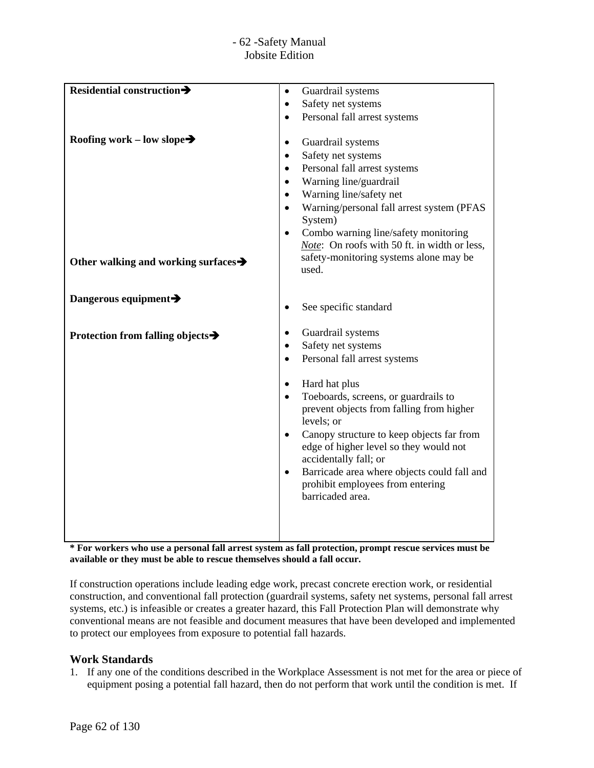| | |
|---|---|
| **Residential construction➔** | • Guardrail systems<br>• Safety net systems<br>• Personal fall arrest systems |
| **Roofing work – low slope➔** | • Guardrail systems<br>• Safety net systems<br>• Personal fall arrest systems<br>• Warning line/guardrail<br>• Warning line/safety net<br>• Warning/personal fall arrest system (PFAS System)<br>• Combo warning line/safety monitoring<br>*Note*: On roofs with 50 ft. in width or less, safety-monitoring systems alone may be used. |
| **Other walking and working surfaces➔** | |
| **Dangerous equipment➔** | • See specific standard |
| **Protection from falling objects➔** | • Guardrail systems<br>• Safety net systems<br>• Personal fall arrest systems<br><br>• Hard hat plus<br>• Toeboards, screens, or guardrails to prevent objects from falling from higher levels; or<br>• Canopy structure to keep objects far from edge of higher level so they would not accidentally fall; or<br>• Barricade area where objects could fall and prohibit employees from entering barricaded area. |

**\* For workers who use a personal fall arrest system as fall protection, prompt rescue services must be available or they must be able to rescue themselves should a fall occur.**

If construction operations include leading edge work, precast concrete erection work, or residential construction, and conventional fall protection (guardrail systems, safety net systems, personal fall arrest systems, etc.) is infeasible or creates a greater hazard, this Fall Protection Plan will demonstrate why conventional means are not feasible and document measures that have been developed and implemented to protect our employees from exposure to potential fall hazards.

### Work Standards

1. If any one of the conditions described in the Workplace Assessment is not met for the area or piece of equipment posing a potential fall hazard, then do not perform that work until the condition is met. If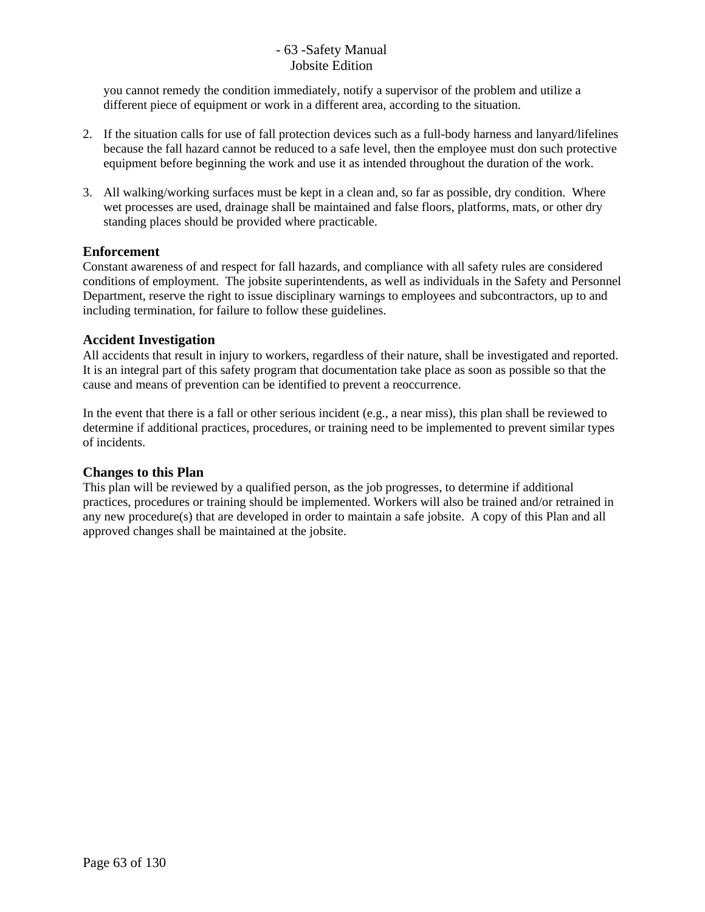you cannot remedy the condition immediately, notify a supervisor of the problem and utilize a different piece of equipment or work in a different area, according to the situation.

2. If the situation calls for use of fall protection devices such as a full-body harness and lanyard/lifelines because the fall hazard cannot be reduced to a safe level, then the employee must don such protective equipment before beginning the work and use it as intended throughout the duration of the work.

3. All walking/working surfaces must be kept in a clean and, so far as possible, dry condition. Where wet processes are used, drainage shall be maintained and false floors, platforms, mats, or other dry standing places should be provided where practicable.

### Enforcement

Constant awareness of and respect for fall hazards, and compliance with all safety rules are considered conditions of employment. The jobsite superintendents, as well as individuals in the Safety and Personnel Department, reserve the right to issue disciplinary warnings to employees and subcontractors, up to and including termination, for failure to follow these guidelines.

### Accident Investigation

All accidents that result in injury to workers, regardless of their nature, shall be investigated and reported. It is an integral part of this safety program that documentation take place as soon as possible so that the cause and means of prevention can be identified to prevent a reoccurrence.

In the event that there is a fall or other serious incident (e.g., a near miss), this plan shall be reviewed to determine if additional practices, procedures, or training need to be implemented to prevent similar types of incidents.

### Changes to this Plan

This plan will be reviewed by a qualified person, as the job progresses, to determine if additional practices, procedures or training should be implemented. Workers will also be trained and/or retrained in any new procedure(s) that are developed in order to maintain a safe jobsite. A copy of this Plan and all approved changes shall be maintained at the jobsite.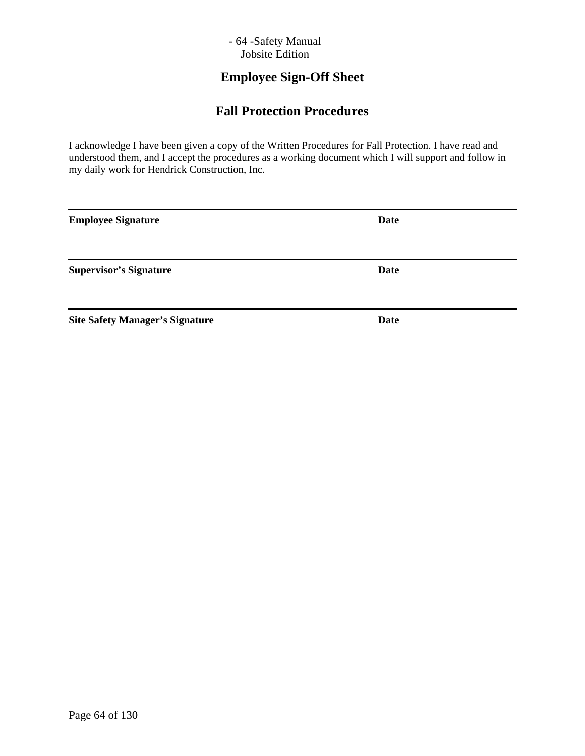# Employee Sign-Off Sheet

## Fall Protection Procedures

I acknowledge I have been given a copy of the Written Procedures for Fall Protection. I have read and understood them, and I accept the procedures as a working document which I will support and follow in my daily work for Hendrick Construction, Inc.

---

**Employee Signature** **Date**

---

**Supervisor's Signature** **Date**

---

**Site Safety Manager's Signature** **Date**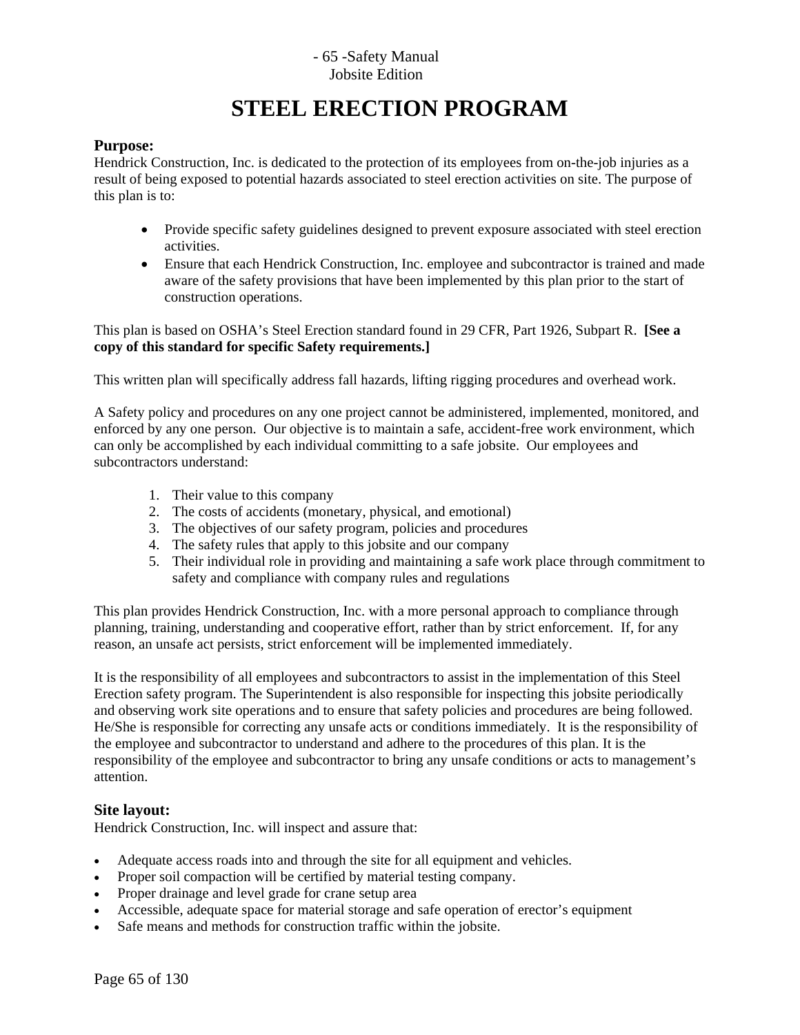# STEEL ERECTION PROGRAM

### Purpose:

Hendrick Construction, Inc. is dedicated to the protection of its employees from on-the-job injuries as a result of being exposed to potential hazards associated to steel erection activities on site. The purpose of this plan is to:

- Provide specific safety guidelines designed to prevent exposure associated with steel erection activities.
- Ensure that each Hendrick Construction, Inc. employee and subcontractor is trained and made aware of the safety provisions that have been implemented by this plan prior to the start of construction operations.

This plan is based on OSHA's Steel Erection standard found in 29 CFR, Part 1926, Subpart R. **[See a copy of this standard for specific Safety requirements.]**

This written plan will specifically address fall hazards, lifting rigging procedures and overhead work.

A Safety policy and procedures on any one project cannot be administered, implemented, monitored, and enforced by any one person. Our objective is to maintain a safe, accident-free work environment, which can only be accomplished by each individual committing to a safe jobsite. Our employees and subcontractors understand:

1. Their value to this company
2. The costs of accidents (monetary, physical, and emotional)
3. The objectives of our safety program, policies and procedures
4. The safety rules that apply to this jobsite and our company
5. Their individual role in providing and maintaining a safe work place through commitment to safety and compliance with company rules and regulations

This plan provides Hendrick Construction, Inc. with a more personal approach to compliance through planning, training, understanding and cooperative effort, rather than by strict enforcement. If, for any reason, an unsafe act persists, strict enforcement will be implemented immediately.

It is the responsibility of all employees and subcontractors to assist in the implementation of this Steel Erection safety program. The Superintendent is also responsible for inspecting this jobsite periodically and observing work site operations and to ensure that safety policies and procedures are being followed. He/She is responsible for correcting any unsafe acts or conditions immediately. It is the responsibility of the employee and subcontractor to understand and adhere to the procedures of this plan. It is the responsibility of the employee and subcontractor to bring any unsafe conditions or acts to management's attention.

### Site layout:

Hendrick Construction, Inc. will inspect and assure that:

- Adequate access roads into and through the site for all equipment and vehicles.
- Proper soil compaction will be certified by material testing company.
- Proper drainage and level grade for crane setup area
- Accessible, adequate space for material storage and safe operation of erector's equipment
- Safe means and methods for construction traffic within the jobsite.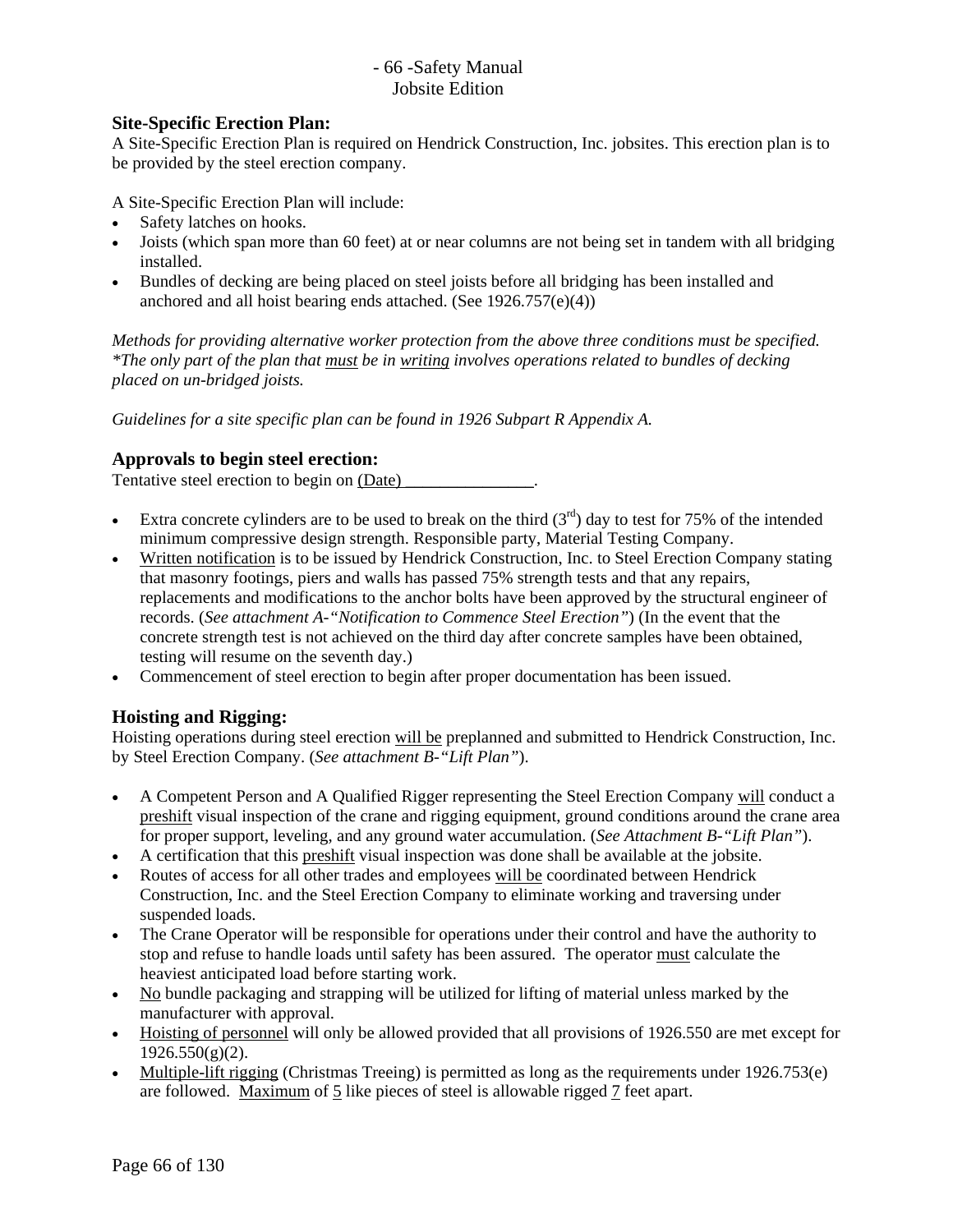## Site-Specific Erection Plan:

A Site-Specific Erection Plan is required on Hendrick Construction, Inc. jobsites. This erection plan is to be provided by the steel erection company.

A Site-Specific Erection Plan will include:

- Safety latches on hooks.
- Joists (which span more than 60 feet) at or near columns are not being set in tandem with all bridging installed.
- Bundles of decking are being placed on steel joists before all bridging has been installed and anchored and all hoist bearing ends attached. (See 1926.757(e)(4))

*Methods for providing alternative worker protection from the above three conditions must be specified. *The only part of the plan that <u>must</u> be in <u>writing</u> involves operations related to bundles of decking placed on un-bridged joists.*

*Guidelines for a site specific plan can be found in 1926 Subpart R Appendix A.*

## Approvals to begin steel erection:

Tentative steel erection to begin on <u>(Date) _______________</u>.

- Extra concrete cylinders are to be used to break on the third (3rd) day to test for 75% of the intended minimum compressive design strength. Responsible party, Material Testing Company.
- <u>Written notification</u> is to be issued by Hendrick Construction, Inc. to Steel Erection Company stating that masonry footings, piers and walls has passed 75% strength tests and that any repairs, replacements and modifications to the anchor bolts have been approved by the structural engineer of records. (*See attachment A-"Notification to Commence Steel Erection"*) (In the event that the concrete strength test is not achieved on the third day after concrete samples have been obtained, testing will resume on the seventh day.)
- Commencement of steel erection to begin after proper documentation has been issued.

## Hoisting and Rigging:

Hoisting operations during steel erection <u>will be</u> preplanned and submitted to Hendrick Construction, Inc. by Steel Erection Company. (*See attachment B-"Lift Plan"*).

- A Competent Person and A Qualified Rigger representing the Steel Erection Company <u>will</u> conduct a <u>preshift</u> visual inspection of the crane and rigging equipment, ground conditions around the crane area for proper support, leveling, and any ground water accumulation. (*See Attachment B-"Lift Plan"*).
- A certification that this <u>preshift</u> visual inspection was done shall be available at the jobsite.
- Routes of access for all other trades and employees <u>will be</u> coordinated between Hendrick Construction, Inc. and the Steel Erection Company to eliminate working and traversing under suspended loads.
- The Crane Operator will be responsible for operations under their control and have the authority to stop and refuse to handle loads until safety has been assured. The operator <u>must</u> calculate the heaviest anticipated load before starting work.
- <u>No</u> bundle packaging and strapping will be utilized for lifting of material unless marked by the manufacturer with approval.
- <u>Hoisting of personnel</u> will only be allowed provided that all provisions of 1926.550 are met except for 1926.550(g)(2).
- <u>Multiple-lift rigging</u> (Christmas Treeing) is permitted as long as the requirements under 1926.753(e) are followed. <u>Maximum</u> of <u>5</u> like pieces of steel is allowable rigged <u>7</u> feet apart.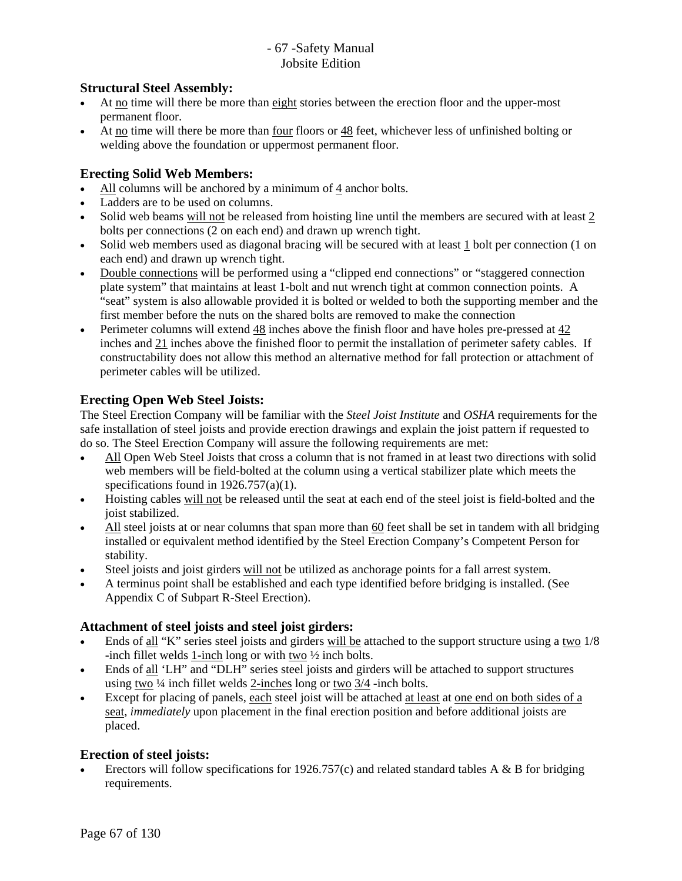### Structural Steel Assembly:

- At <u>no</u> time will there be more than <u>eight</u> stories between the erection floor and the upper-most permanent floor.
- At <u>no</u> time will there be more than <u>four</u> floors or <u>48</u> feet, whichever less of unfinished bolting or welding above the foundation or uppermost permanent floor.

### Erecting Solid Web Members:

- <u>All</u> columns will be anchored by a minimum of <u>4</u> anchor bolts.
- Ladders are to be used on columns.
- Solid web beams <u>will not</u> be released from hoisting line until the members are secured with at least <u>2</u> bolts per connections (2 on each end) and drawn up wrench tight.
- Solid web members used as diagonal bracing will be secured with at least <u>1</u> bolt per connection (1 on each end) and drawn up wrench tight.
- <u>Double connections</u> will be performed using a "clipped end connections" or "staggered connection plate system" that maintains at least 1-bolt and nut wrench tight at common connection points. A "seat" system is also allowable provided it is bolted or welded to both the supporting member and the first member before the nuts on the shared bolts are removed to make the connection
- Perimeter columns will extend <u>48</u> inches above the finish floor and have holes pre-pressed at <u>42</u> inches and <u>21</u> inches above the finished floor to permit the installation of perimeter safety cables. If constructability does not allow this method an alternative method for fall protection or attachment of perimeter cables will be utilized.

### Erecting Open Web Steel Joists:

The Steel Erection Company will be familiar with the *Steel Joist Institute* and *OSHA* requirements for the safe installation of steel joists and provide erection drawings and explain the joist pattern if requested to do so. The Steel Erection Company will assure the following requirements are met:

- <u>All</u> Open Web Steel Joists that cross a column that is not framed in at least two directions with solid web members will be field-bolted at the column using a vertical stabilizer plate which meets the specifications found in 1926.757(a)(1).
- Hoisting cables <u>will not</u> be released until the seat at each end of the steel joist is field-bolted and the joist stabilized.
- <u>All</u> steel joists at or near columns that span more than <u>60</u> feet shall be set in tandem with all bridging installed or equivalent method identified by the Steel Erection Company's Competent Person for stability.
- Steel joists and joist girders <u>will not</u> be utilized as anchorage points for a fall arrest system.
- A terminus point shall be established and each type identified before bridging is installed. (See Appendix C of Subpart R-Steel Erection).

### Attachment of steel joists and steel joist girders:

- Ends of <u>all</u> "K" series steel joists and girders <u>will be</u> attached to the support structure using a <u>two</u> 1/8 -inch fillet welds <u>1-inch</u> long or with <u>two</u> ½ inch bolts.
- Ends of <u>all</u> 'LH" and "DLH" series steel joists and girders will be attached to support structures using <u>two</u> ¼ inch fillet welds <u>2-inches</u> long or <u>two</u> <u>3/4</u> -inch bolts.
- Except for placing of panels, <u>each</u> steel joist will be attached <u>at least</u> at <u>one end on both sides of a seat</u>, *immediately* upon placement in the final erection position and before additional joists are placed.

### Erection of steel joists:

- Erectors will follow specifications for 1926.757(c) and related standard tables A & B for bridging requirements.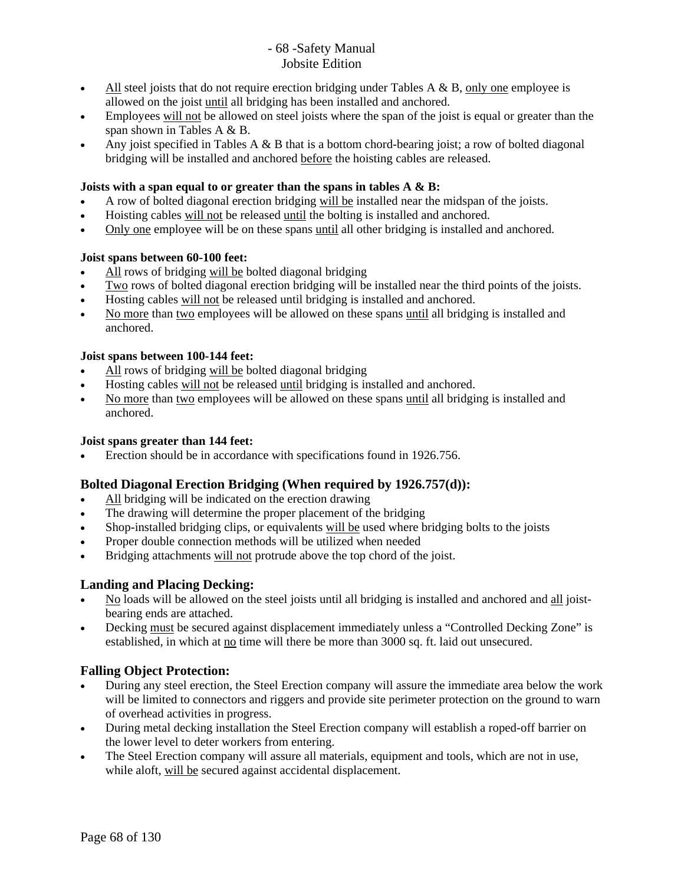- All steel joists that do not require erection bridging under Tables A & B, only one employee is allowed on the joist until all bridging has been installed and anchored.
- Employees will not be allowed on steel joists where the span of the joist is equal or greater than the span shown in Tables A & B.
- Any joist specified in Tables A & B that is a bottom chord-bearing joist; a row of bolted diagonal bridging will be installed and anchored before the hoisting cables are released.

**Joists with a span equal to or greater than the spans in tables A & B:**

- A row of bolted diagonal erection bridging will be installed near the midspan of the joists.
- Hoisting cables will not be released until the bolting is installed and anchored.
- Only one employee will be on these spans until all other bridging is installed and anchored.

**Joist spans between 60-100 feet:**

- All rows of bridging will be bolted diagonal bridging
- Two rows of bolted diagonal erection bridging will be installed near the third points of the joists.
- Hosting cables will not be released until bridging is installed and anchored.
- No more than two employees will be allowed on these spans until all bridging is installed and anchored.

**Joist spans between 100-144 feet:**

- All rows of bridging will be bolted diagonal bridging
- Hosting cables will not be released until bridging is installed and anchored.
- No more than two employees will be allowed on these spans until all bridging is installed and anchored.

**Joist spans greater than 144 feet:**

- Erection should be in accordance with specifications found in 1926.756.

## Bolted Diagonal Erection Bridging (When required by 1926.757(d)):

- All bridging will be indicated on the erection drawing
- The drawing will determine the proper placement of the bridging
- Shop-installed bridging clips, or equivalents will be used where bridging bolts to the joists
- Proper double connection methods will be utilized when needed
- Bridging attachments will not protrude above the top chord of the joist.

## Landing and Placing Decking:

- No loads will be allowed on the steel joists until all bridging is installed and anchored and all joist-bearing ends are attached.
- Decking must be secured against displacement immediately unless a "Controlled Decking Zone" is established, in which at no time will there be more than 3000 sq. ft. laid out unsecured.

## Falling Object Protection:

- During any steel erection, the Steel Erection company will assure the immediate area below the work will be limited to connectors and riggers and provide site perimeter protection on the ground to warn of overhead activities in progress.
- During metal decking installation the Steel Erection company will establish a roped-off barrier on the lower level to deter workers from entering.
- The Steel Erection company will assure all materials, equipment and tools, which are not in use, while aloft, will be secured against accidental displacement.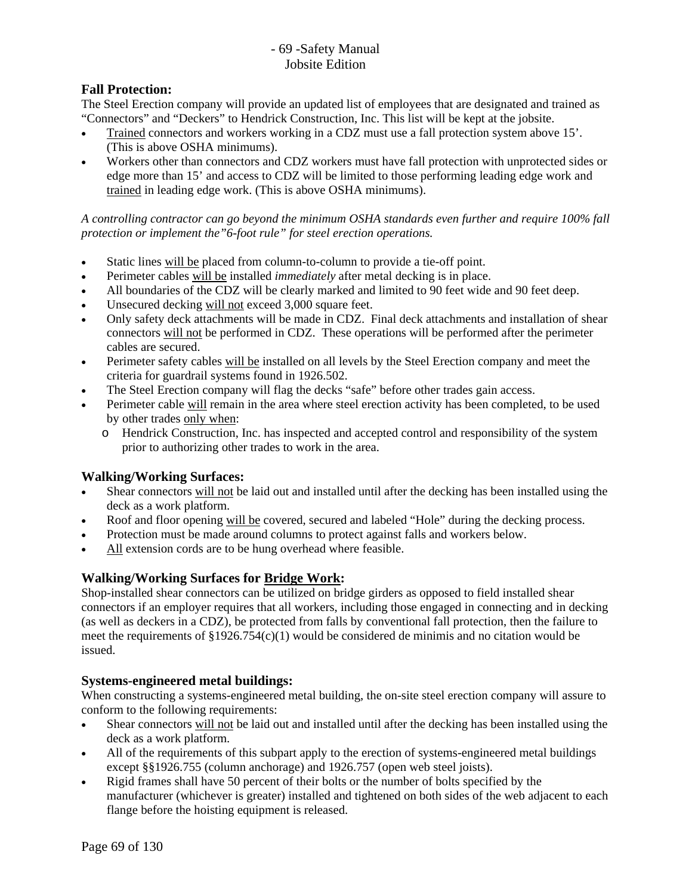## Fall Protection:

The Steel Erection company will provide an updated list of employees that are designated and trained as "Connectors" and "Deckers" to Hendrick Construction, Inc. This list will be kept at the jobsite.

- <u>Trained</u> connectors and workers working in a CDZ must use a fall protection system above 15'. (This is above OSHA minimums).
- Workers other than connectors and CDZ workers must have fall protection with unprotected sides or edge more than 15' and access to CDZ will be limited to those performing leading edge work and <u>trained</u> in leading edge work. (This is above OSHA minimums).

*A controlling contractor can go beyond the minimum OSHA standards even further and require 100% fall protection or implement the"6-foot rule" for steel erection operations.*

- Static lines <u>will be</u> placed from column-to-column to provide a tie-off point.
- Perimeter cables <u>will be</u> installed *immediately* after metal decking is in place.
- All boundaries of the CDZ will be clearly marked and limited to 90 feet wide and 90 feet deep.
- Unsecured decking <u>will not</u> exceed 3,000 square feet.
- Only safety deck attachments will be made in CDZ. Final deck attachments and installation of shear connectors <u>will not</u> be performed in CDZ. These operations will be performed after the perimeter cables are secured.
- Perimeter safety cables <u>will be</u> installed on all levels by the Steel Erection company and meet the criteria for guardrail systems found in 1926.502.
- The Steel Erection company will flag the decks "safe" before other trades gain access.
- Perimeter cable <u>will</u> remain in the area where steel erection activity has been completed, to be used by other trades <u>only when</u>:
  - Hendrick Construction, Inc. has inspected and accepted control and responsibility of the system prior to authorizing other trades to work in the area.

## Walking/Working Surfaces:

- Shear connectors <u>will not</u> be laid out and installed until after the decking has been installed using the deck as a work platform.
- Roof and floor opening <u>will be</u> covered, secured and labeled "Hole" during the decking process.
- Protection must be made around columns to protect against falls and workers below.
- <u>All</u> extension cords are to be hung overhead where feasible.

## Walking/Working Surfaces for <u>Bridge Work</u>:

Shop-installed shear connectors can be utilized on bridge girders as opposed to field installed shear connectors if an employer requires that all workers, including those engaged in connecting and in decking (as well as deckers in a CDZ), be protected from falls by conventional fall protection, then the failure to meet the requirements of §1926.754(c)(1) would be considered de minimis and no citation would be issued.

## Systems-engineered metal buildings:

When constructing a systems-engineered metal building, the on-site steel erection company will assure to conform to the following requirements:

- Shear connectors <u>will not</u> be laid out and installed until after the decking has been installed using the deck as a work platform.
- All of the requirements of this subpart apply to the erection of systems-engineered metal buildings except §§1926.755 (column anchorage) and 1926.757 (open web steel joists).
- Rigid frames shall have 50 percent of their bolts or the number of bolts specified by the manufacturer (whichever is greater) installed and tightened on both sides of the web adjacent to each flange before the hoisting equipment is released.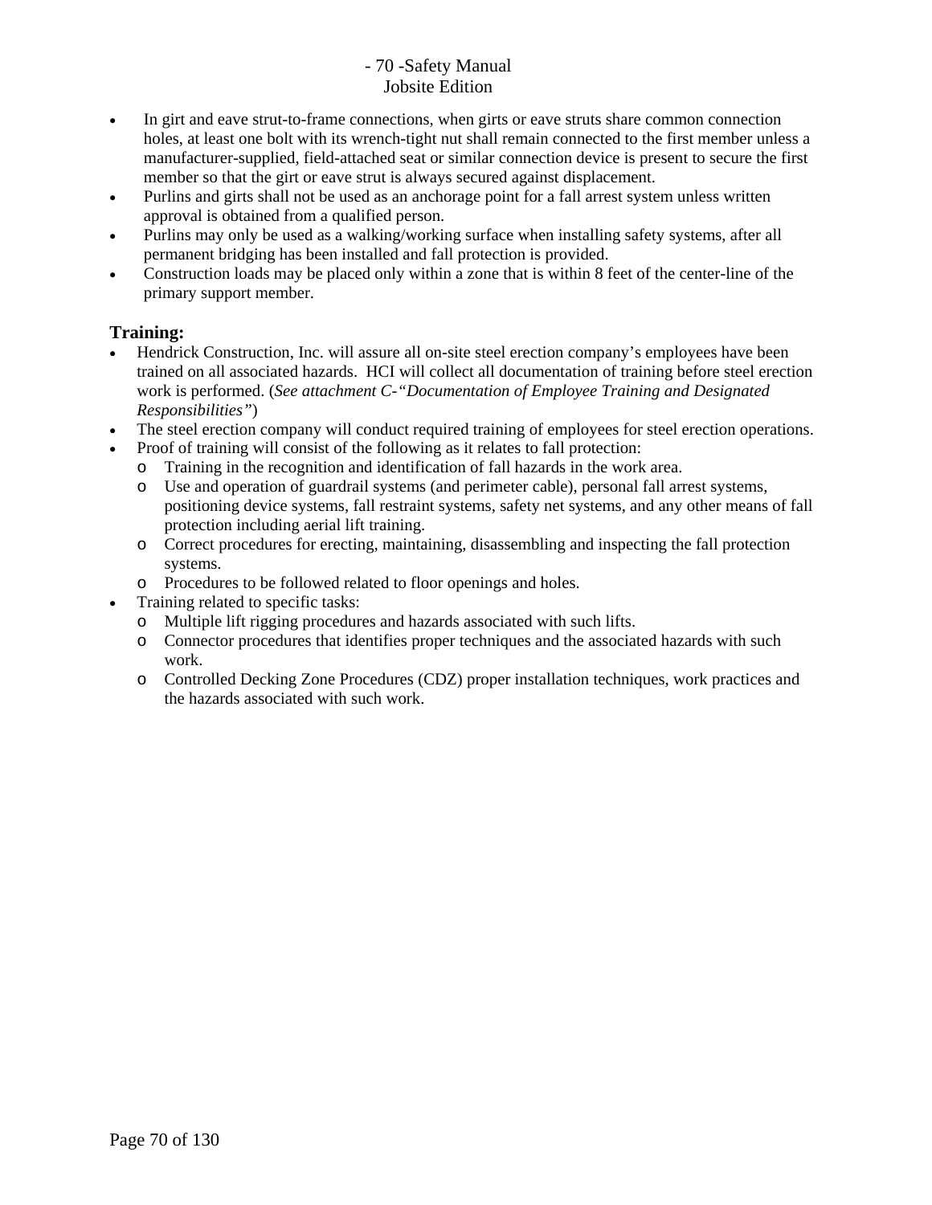- In girt and eave strut-to-frame connections, when girts or eave struts share common connection holes, at least one bolt with its wrench-tight nut shall remain connected to the first member unless a manufacturer-supplied, field-attached seat or similar connection device is present to secure the first member so that the girt or eave strut is always secured against displacement.
- Purlins and girts shall not be used as an anchorage point for a fall arrest system unless written approval is obtained from a qualified person.
- Purlins may only be used as a walking/working surface when installing safety systems, after all permanent bridging has been installed and fall protection is provided.
- Construction loads may be placed only within a zone that is within 8 feet of the center-line of the primary support member.

### Training:

- Hendrick Construction, Inc. will assure all on-site steel erection company's employees have been trained on all associated hazards. HCI will collect all documentation of training before steel erection work is performed. (*See attachment C-"Documentation of Employee Training and Designated Responsibilities"*)
- The steel erection company will conduct required training of employees for steel erection operations.
- Proof of training will consist of the following as it relates to fall protection:
  - Training in the recognition and identification of fall hazards in the work area.
  - Use and operation of guardrail systems (and perimeter cable), personal fall arrest systems, positioning device systems, fall restraint systems, safety net systems, and any other means of fall protection including aerial lift training.
  - Correct procedures for erecting, maintaining, disassembling and inspecting the fall protection systems.
  - Procedures to be followed related to floor openings and holes.
- Training related to specific tasks:
  - Multiple lift rigging procedures and hazards associated with such lifts.
  - Connector procedures that identifies proper techniques and the associated hazards with such work.
  - Controlled Decking Zone Procedures (CDZ) proper installation techniques, work practices and the hazards associated with such work.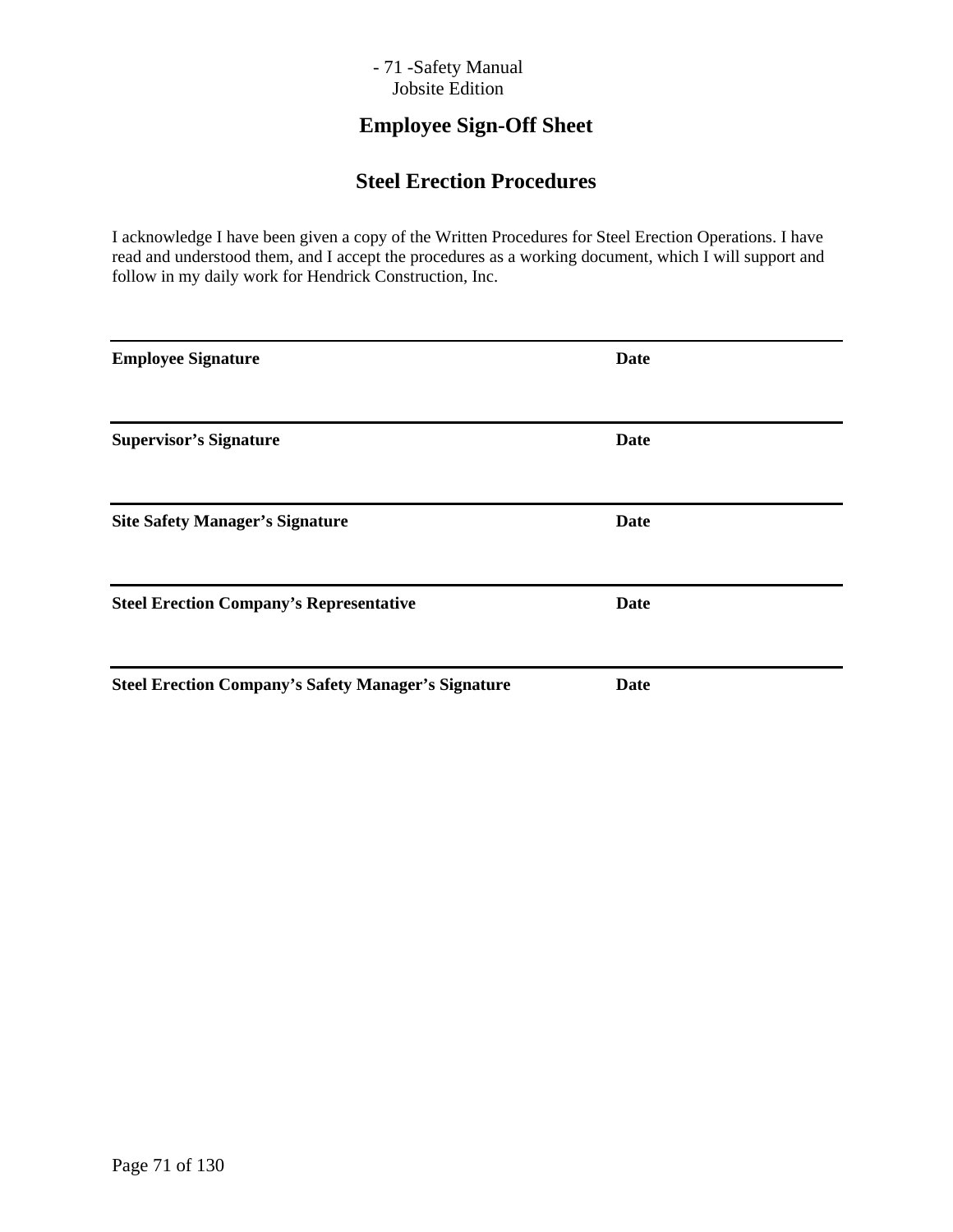## Employee Sign-Off Sheet

## Steel Erection Procedures

I acknowledge I have been given a copy of the Written Procedures for Steel Erection Operations. I have read and understood them, and I accept the procedures as a working document, which I will support and follow in my daily work for Hendrick Construction, Inc.

______________________________________________________________________

**Employee Signature** **Date**

______________________________________________________________________

**Supervisor's Signature** **Date**

______________________________________________________________________

**Site Safety Manager's Signature** **Date**

______________________________________________________________________

**Steel Erection Company's Representative** **Date**

______________________________________________________________________

**Steel Erection Company's Safety Manager's Signature** **Date**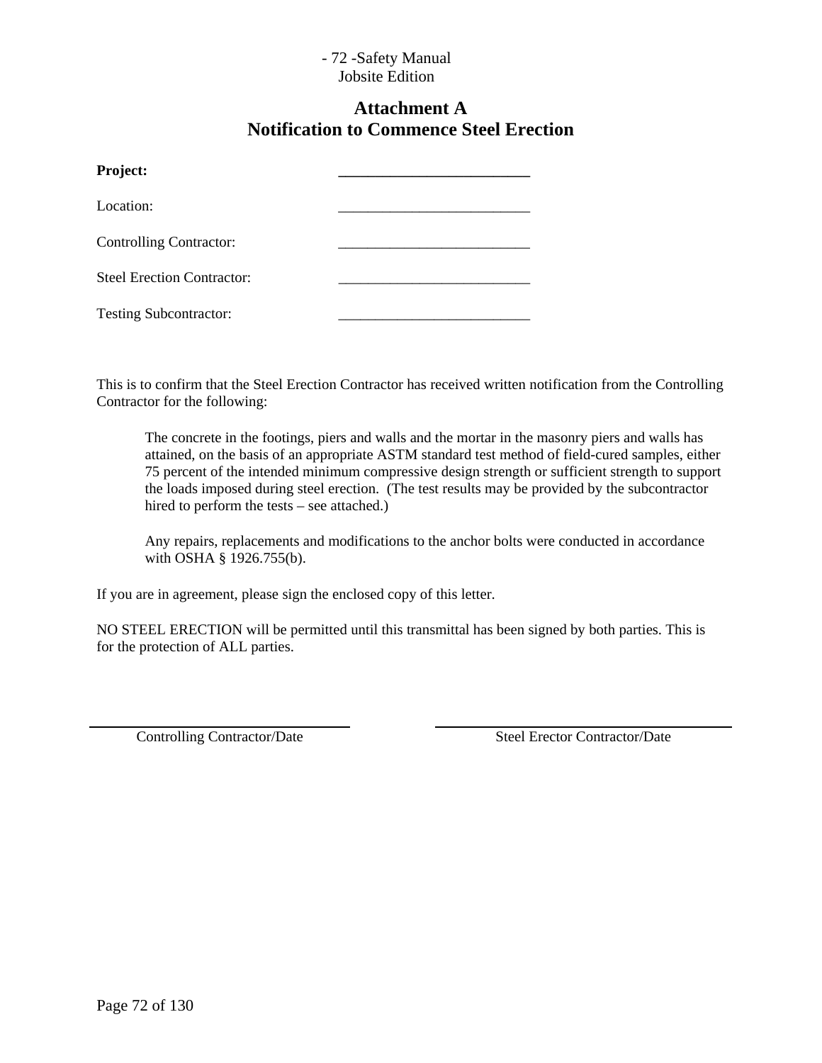## Attachment A
## Notification to Commence Steel Erection

**Project:** ___________________________

Location: ___________________________

Controlling Contractor: ___________________________

Steel Erection Contractor: ___________________________

Testing Subcontractor: ___________________________

This is to confirm that the Steel Erection Contractor has received written notification from the Controlling Contractor for the following:

> The concrete in the footings, piers and walls and the mortar in the masonry piers and walls has attained, on the basis of an appropriate ASTM standard test method of field-cured samples, either 75 percent of the intended minimum compressive design strength or sufficient strength to support the loads imposed during steel erection. (The test results may be provided by the subcontractor hired to perform the tests – see attached.)
>
> Any repairs, replacements and modifications to the anchor bolts were conducted in accordance with OSHA § 1926.755(b).

If you are in agreement, please sign the enclosed copy of this letter.

NO STEEL ERECTION will be permitted until this transmittal has been signed by both parties. This is for the protection of ALL parties.

___________________________ Controlling Contractor/Date

___________________________ Steel Erector Contractor/Date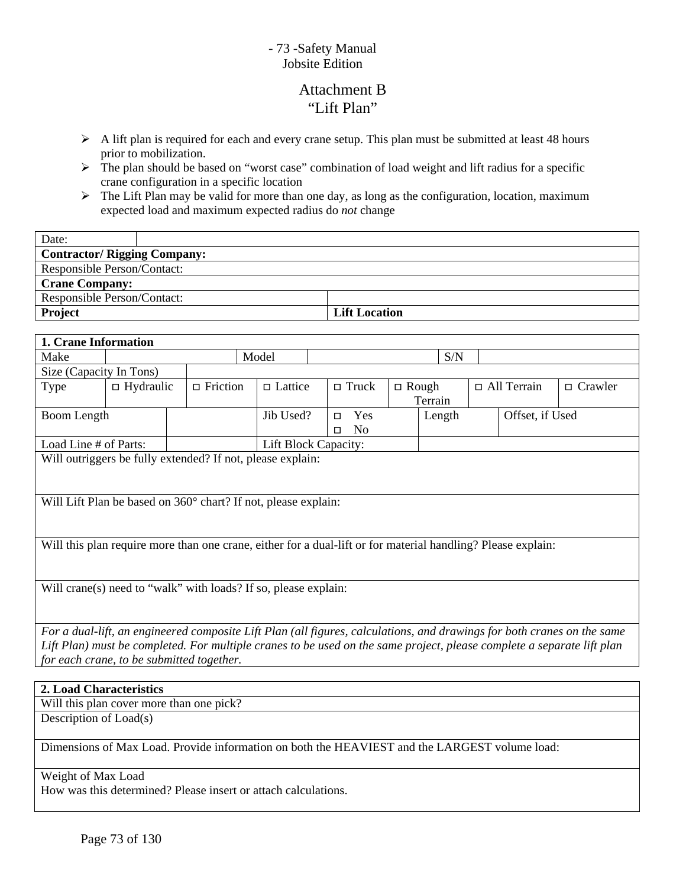# Attachment B
## "Lift Plan"

- A lift plan is required for each and every crane setup. This plan must be submitted at least 48 hours prior to mobilization.
- The plan should be based on "worst case" combination of load weight and lift radius for a specific crane configuration in a specific location
- The Lift Plan may be valid for more than one day, as long as the configuration, location, maximum expected load and maximum expected radius do *not* change

| Date: | |
|---|---|
| **Contractor/ Rigging Company:** | |
| Responsible Person/Contact: | |
| **Crane Company:** | |
| Responsible Person/Contact: | |
| **Project** | **Lift Location** |

| **1. Crane Information** | | | | | | | |
|---|---|---|---|---|---|---|---|
| Make | | Model | | S/N | | | |
| Size (Capacity In Tons) | | | | | | | |
| Type | ◻ Hydraulic | ◻ Friction | ◻ Lattice | ◻ Truck | ◻ Rough Terrain | ◻ All Terrain | ◻ Crawler |
| Boom Length | | Jib Used? | ◻ Yes ◻ No | Length | | Offset, if Used | |
| Load Line # of Parts: | | Lift Block Capacity: | | | | | |
| Will outriggers be fully extended? If not, please explain: | | | | | | | |
| Will Lift Plan be based on 360° chart? If not, please explain: | | | | | | | |
| Will this plan require more than one crane, either for a dual-lift or for material handling? Please explain: | | | | | | | |
| Will crane(s) need to "walk" with loads? If so, please explain: | | | | | | | |
| *For a dual-lift, an engineered composite Lift Plan (all figures, calculations, and drawings for both cranes on the same Lift Plan) must be completed. For multiple cranes to be used on the same project, please complete a separate lift plan for each crane, to be submitted together.* | | | | | | | |

| **2. Load Characteristics** |
|---|
| Will this plan cover more than one pick? |
| Description of Load(s) |
| Dimensions of Max Load. Provide information on both the HEAVIEST and the LARGEST volume load: |
| Weight of Max Load<br>How was this determined? Please insert or attach calculations. |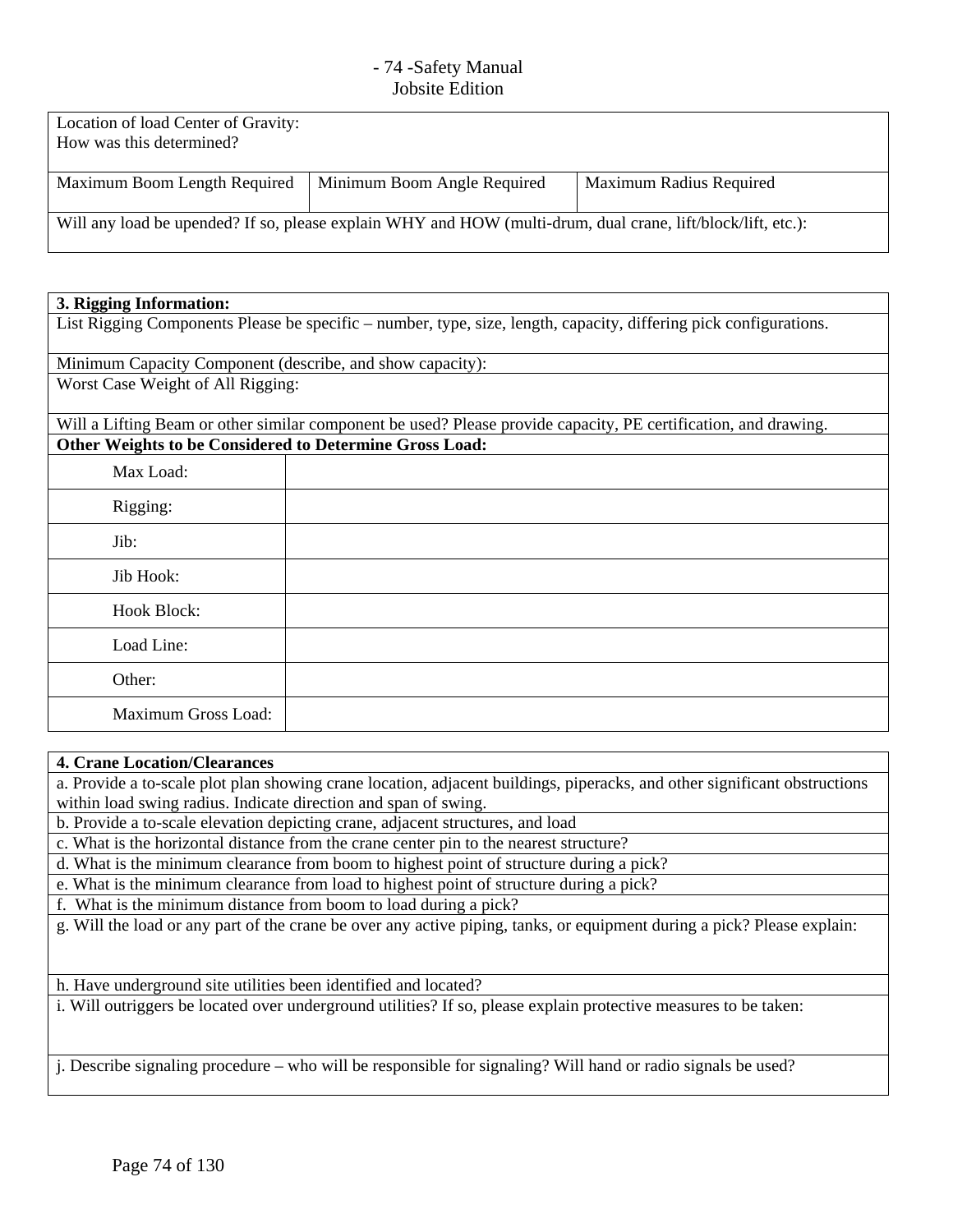| Location of load Center of Gravity:<br>How was this determined? | | |
|---|---|---|
| Maximum Boom Length Required | Minimum Boom Angle Required | Maximum Radius Required |
| Will any load be upended? If so, please explain WHY and HOW (multi-drum, dual crane, lift/block/lift, etc.): | | |

| **3. Rigging Information:** | |
|---|---|
| List Rigging Components Please be specific – number, type, size, length, capacity, differing pick configurations. | |
| Minimum Capacity Component (describe, and show capacity): | |
| Worst Case Weight of All Rigging: | |
| Will a Lifting Beam or other similar component be used? Please provide capacity, PE certification, and drawing. | |
| **Other Weights to be Considered to Determine Gross Load:** | |
| Max Load: | |
| Rigging: | |
| Jib: | |
| Jib Hook: | |
| Hook Block: | |
| Load Line: | |
| Other: | |
| Maximum Gross Load: | |

| **4. Crane Location/Clearances** |
|---|
| a. Provide a to-scale plot plan showing crane location, adjacent buildings, piperacks, and other significant obstructions within load swing radius. Indicate direction and span of swing. |
| b. Provide a to-scale elevation depicting crane, adjacent structures, and load |
| c. What is the horizontal distance from the crane center pin to the nearest structure? |
| d. What is the minimum clearance from boom to highest point of structure during a pick? |
| e. What is the minimum clearance from load to highest point of structure during a pick? |
| f. What is the minimum distance from boom to load during a pick? |
| g. Will the load or any part of the crane be over any active piping, tanks, or equipment during a pick? Please explain: |
| h. Have underground site utilities been identified and located? |
| i. Will outriggers be located over underground utilities? If so, please explain protective measures to be taken: |
| j. Describe signaling procedure – who will be responsible for signaling? Will hand or radio signals be used? |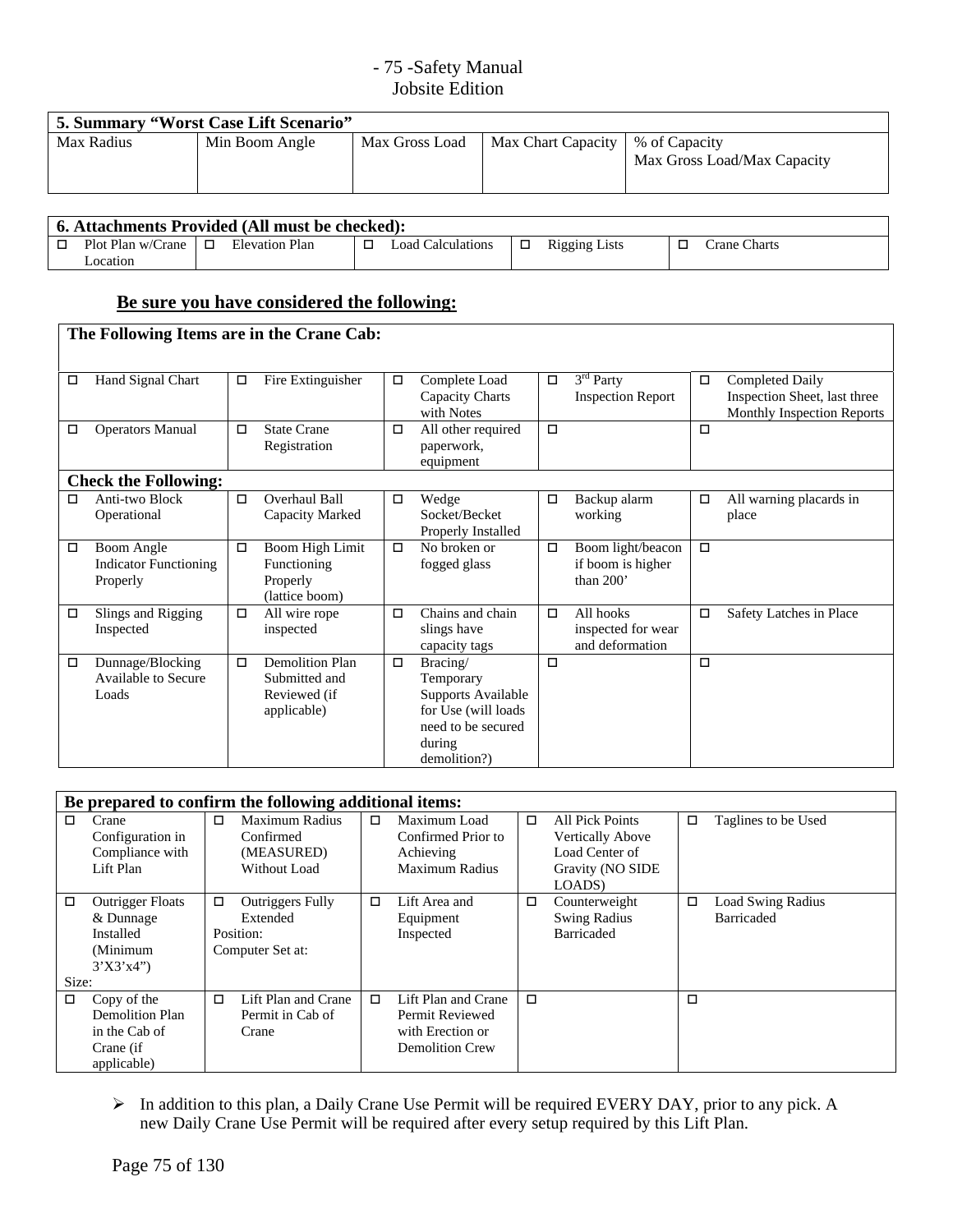| 5. Summary "Worst Case Lift Scenario" | | | | |
|---|---|---|---|---|
| Max Radius | Min Boom Angle | Max Gross Load | Max Chart Capacity | % of Capacity<br>Max Gross Load/Max Capacity |
| | | | | |

| 6. Attachments Provided (All must be checked): | | | | |
|---|---|---|---|---|
| ☐ Plot Plan w/Crane Location | ☐ Elevation Plan | ☐ Load Calculations | ☐ Rigging Lists | ☐ Crane Charts |

## Be sure you have considered the following:

| The Following Items are in the Crane Cab: | | | | |
|---|---|---|---|---|
| ☐ Hand Signal Chart | ☐ Fire Extinguisher | ☐ Complete Load Capacity Charts with Notes | ☐ 3rd Party Inspection Report | ☐ Completed Daily Inspection Sheet, last three Monthly Inspection Reports |
| ☐ Operators Manual | ☐ State Crane Registration | ☐ All other required paperwork, equipment | ☐ | ☐ |
| **Check the Following:** | | | | |
| ☐ Anti-two Block Operational | ☐ Overhaul Ball Capacity Marked | ☐ Wedge Socket/Becket Properly Installed | ☐ Backup alarm working | ☐ All warning placards in place |
| ☐ Boom Angle Indicator Functioning Properly | ☐ Boom High Limit Functioning Properly (lattice boom) | ☐ No broken or fogged glass | ☐ Boom light/beacon if boom is higher than 200' | ☐ |
| ☐ Slings and Rigging Inspected | ☐ All wire rope inspected | ☐ Chains and chain slings have capacity tags | ☐ All hooks inspected for wear and deformation | ☐ Safety Latches in Place |
| ☐ Dunnage/Blocking Available to Secure Loads | ☐ Demolition Plan Submitted and Reviewed (if applicable) | ☐ Bracing/ Temporary Supports Available for Use (will loads need to be secured during demolition?) | ☐ | ☐ |

| Be prepared to confirm the following additional items: | | | | |
|---|---|---|---|---|
| ☐ Crane Configuration in Compliance with Lift Plan | ☐ Maximum Radius Confirmed (MEASURED) Without Load | ☐ Maximum Load Confirmed Prior to Achieving Maximum Radius | ☐ All Pick Points Vertically Above Load Center of Gravity (NO SIDE LOADS) | ☐ Taglines to be Used |
| ☐ Outrigger Floats & Dunnage Installed (Minimum 3'X3'x4")<br>Size: | ☐ Outriggers Fully Extended<br>Position:<br>Computer Set at: | ☐ Lift Area and Equipment Inspected | ☐ Counterweight Swing Radius Barricaded | ☐ Load Swing Radius Barricaded |
| ☐ Copy of the Demolition Plan in the Cab of Crane (if applicable) | ☐ Lift Plan and Crane Permit in Cab of Crane | ☐ Lift Plan and Crane Permit Reviewed with Erection or Demolition Crew | ☐ | ☐ |

- In addition to this plan, a Daily Crane Use Permit will be required EVERY DAY, prior to any pick. A new Daily Crane Use Permit will be required after every setup required by this Lift Plan.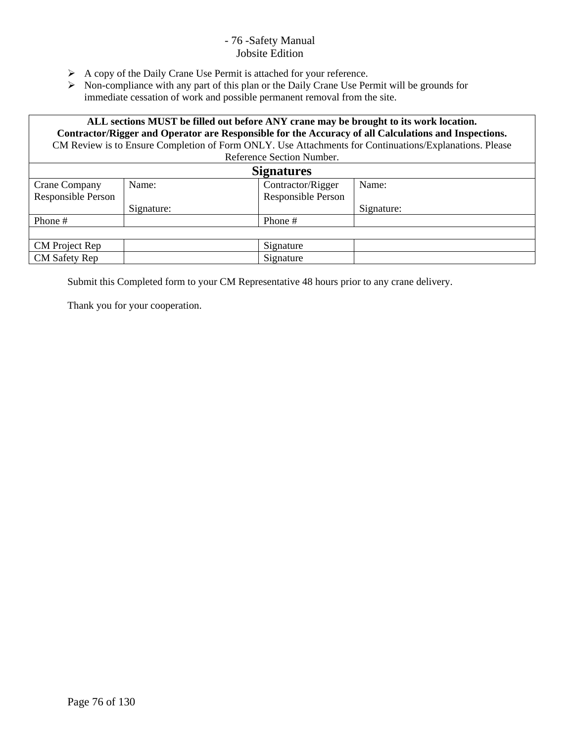- A copy of the Daily Crane Use Permit is attached for your reference.
- Non-compliance with any part of this plan or the Daily Crane Use Permit will be grounds for immediate cessation of work and possible permanent removal from the site.

| **ALL sections MUST be filled out before ANY crane may be brought to its work location.**<br>**Contractor/Rigger and Operator are Responsible for the Accuracy of all Calculations and Inspections.**<br>CM Review is to Ensure Completion of Form ONLY. Use Attachments for Continuations/Explanations. Please Reference Section Number. | | | |
|---|---|---|---|
| **Signatures** | | | |
| Crane Company Responsible Person | Name:<br><br>Signature: | Contractor/Rigger Responsible Person | Name:<br><br>Signature: |
| Phone # | | Phone # | |
| | | | |
| CM Project Rep | | Signature | |
| CM Safety Rep | | Signature | |

Submit this Completed form to your CM Representative 48 hours prior to any crane delivery.

Thank you for your cooperation.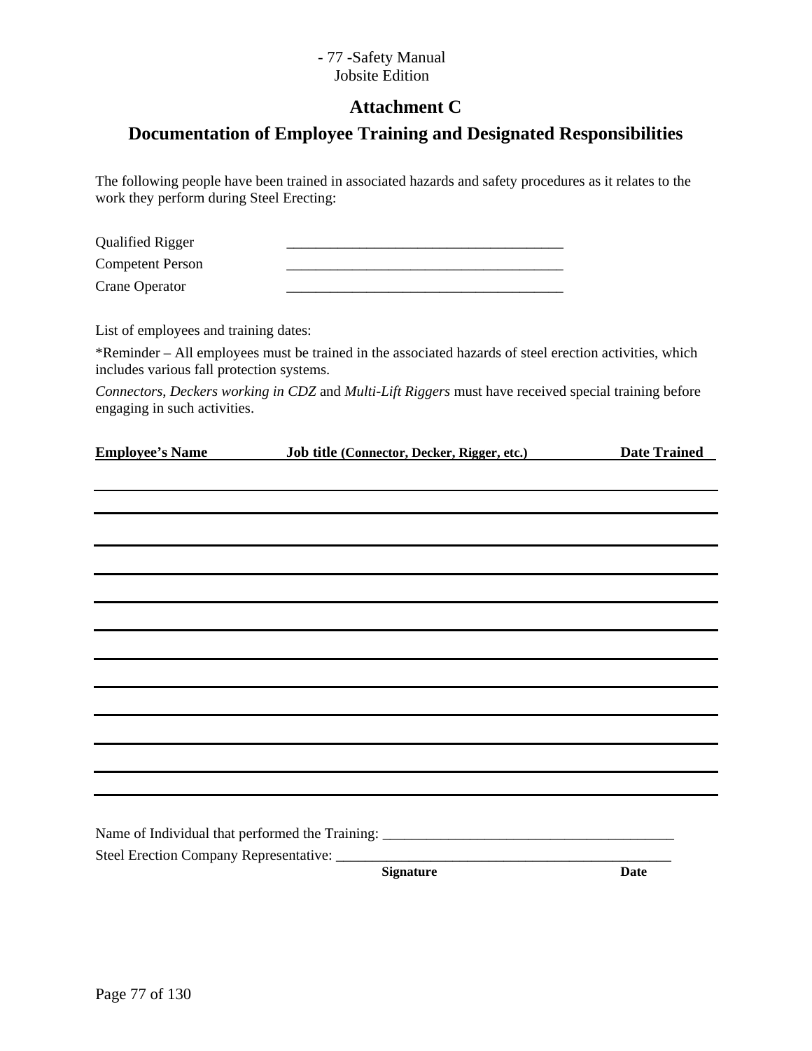## Attachment C

## Documentation of Employee Training and Designated Responsibilities

The following people have been trained in associated hazards and safety procedures as it relates to the work they perform during Steel Erecting:

Qualified Rigger ______________________________________

Competent Person ______________________________________

Crane Operator ______________________________________

List of employees and training dates:

*Reminder – All employees must be trained in the associated hazards of steel erection activities, which includes various fall protection systems.

*Connectors*, *Deckers working in CDZ* and *Multi-Lift Riggers* must have received special training before engaging in such activities.

| Employee's Name | Job title (Connector, Decker, Rigger, etc.) | Date Trained |
|---|---|---|
| | | |
| | | |
| | | |
| | | |
| | | |
| | | |
| | | |
| | | |
| | | |
| | | |
| | | |
| | | |

Name of Individual that performed the Training: ________________________________________

Steel Erection Company Representative: _______________________________________________

**Signature** **Date**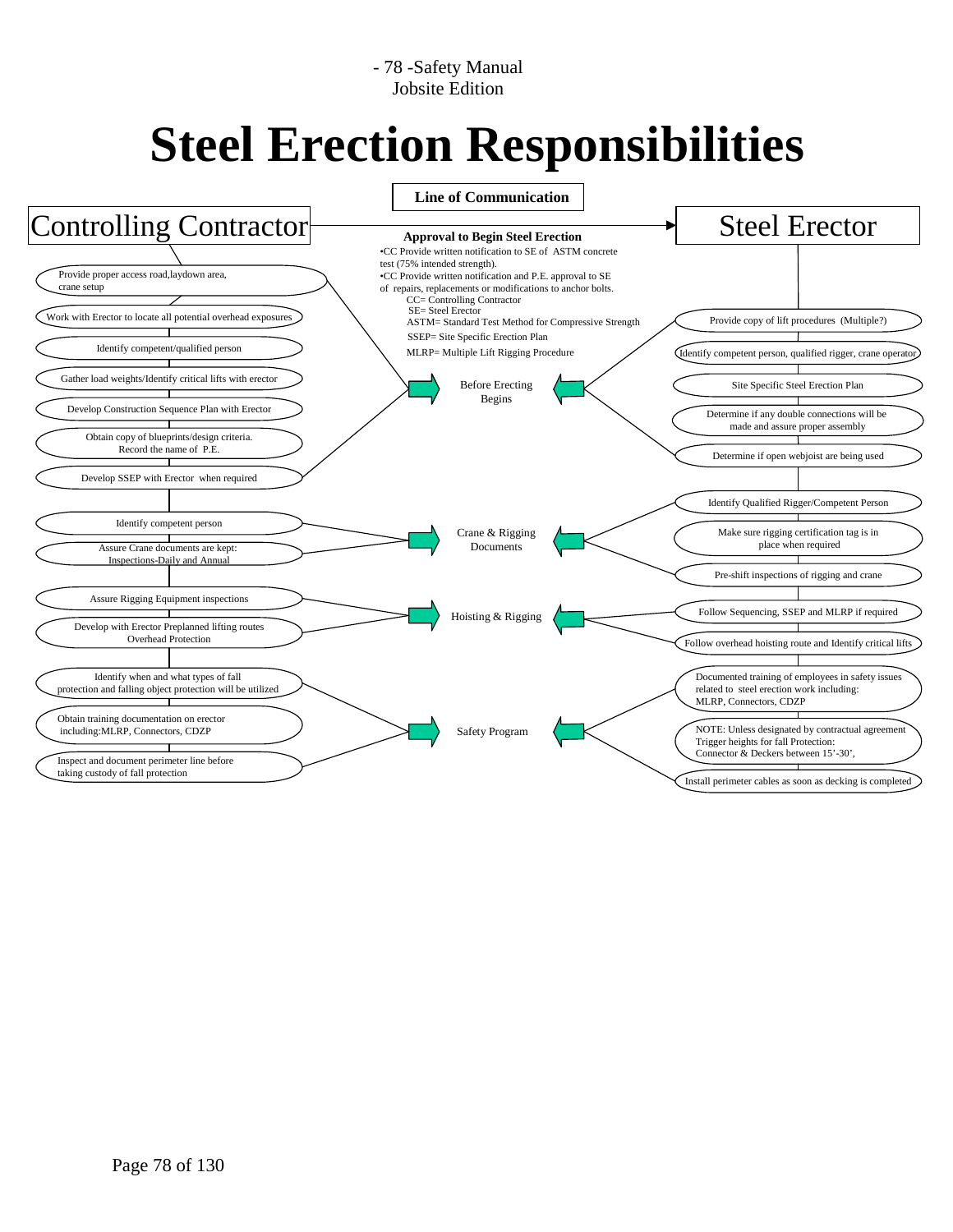# Steel Erection Responsibilities

**Line of Communication**

**Controlling Contractor** → **Steel Erector**

**Approval to Begin Steel Erection**

- CC Provide written notification to SE of ASTM concrete test (75% intended strength).
- CC Provide written notification and P.E. approval to SE of repairs, replacements or modifications to anchor bolts.

CC= Controlling Contractor
SE= Steel Erector
ASTM= Standard Test Method for Compressive Strength
SSEP= Site Specific Erection Plan
MLRP= Multiple Lift Rigging Procedure

## Before Erecting Begins

**Controlling Contractor**

- Provide proper access road,laydown area, crane setup
- Work with Erector to locate all potential overhead exposures
- Identify competent/qualified person
- Gather load weights/Identify critical lifts with erector
- Develop Construction Sequence Plan with Erector
- Obtain copy of blueprints/design criteria. Record the name of P.E.
- Develop SSEP with Erector when required

**Steel Erector**

- Provide copy of lift procedures (Multiple?)
- Identify competent person, qualified rigger, crane operator
- Site Specific Steel Erection Plan
- Determine if any double connections will be made and assure proper assembly
- Determine if open webjoist are being used

## Crane & Rigging Documents

**Controlling Contractor**

- Identify competent person
- Assure Crane documents are kept: Inspections-Daily and Annual

**Steel Erector**

- Identify Qualified Rigger/Competent Person
- Make sure rigging certification tag is in place when required
- Pre-shift inspections of rigging and crane

## Hoisting & Rigging

**Controlling Contractor**

- Assure Rigging Equipment inspections
- Develop with Erector Preplanned lifting routes Overhead Protection

**Steel Erector**

- Follow Sequencing, SSEP and MLRP if required
- Follow overhead hoisting route and Identify critical lifts

## Safety Program

**Controlling Contractor**

- Identify when and what types of fall protection and falling object protection will be utilized
- Obtain training documentation on erector including:MLRP, Connectors, CDZP
- Inspect and document perimeter line before taking custody of fall protection

**Steel Erector**

- Documented training of employees in safety issues related to steel erection work including: MLRP, Connectors, CDZP
- NOTE: Unless designated by contractual agreement Trigger heights for fall Protection: Connector & Deckers between 15'-30',
- Install perimeter cables as soon as decking is completed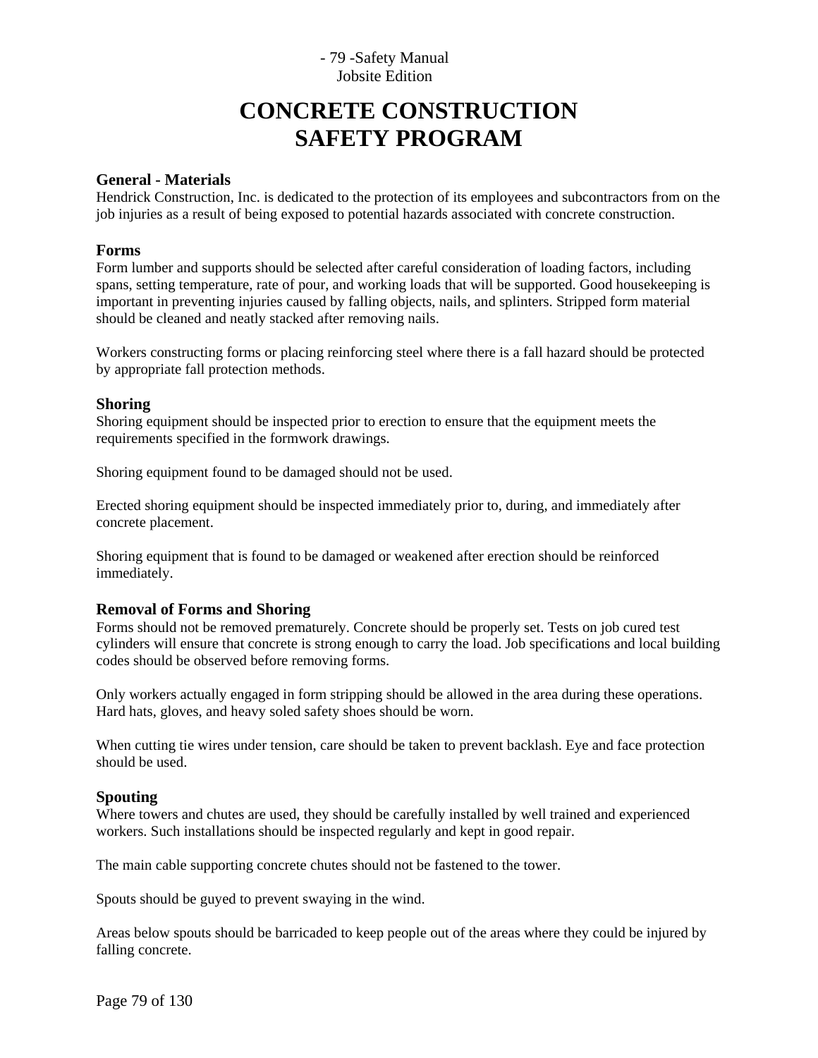# CONCRETE CONSTRUCTION SAFETY PROGRAM

### General - Materials

Hendrick Construction, Inc. is dedicated to the protection of its employees and subcontractors from on the job injuries as a result of being exposed to potential hazards associated with concrete construction.

### Forms

Form lumber and supports should be selected after careful consideration of loading factors, including spans, setting temperature, rate of pour, and working loads that will be supported. Good housekeeping is important in preventing injuries caused by falling objects, nails, and splinters. Stripped form material should be cleaned and neatly stacked after removing nails.

Workers constructing forms or placing reinforcing steel where there is a fall hazard should be protected by appropriate fall protection methods.

### Shoring

Shoring equipment should be inspected prior to erection to ensure that the equipment meets the requirements specified in the formwork drawings.

Shoring equipment found to be damaged should not be used.

Erected shoring equipment should be inspected immediately prior to, during, and immediately after concrete placement.

Shoring equipment that is found to be damaged or weakened after erection should be reinforced immediately.

### Removal of Forms and Shoring

Forms should not be removed prematurely. Concrete should be properly set. Tests on job cured test cylinders will ensure that concrete is strong enough to carry the load. Job specifications and local building codes should be observed before removing forms.

Only workers actually engaged in form stripping should be allowed in the area during these operations. Hard hats, gloves, and heavy soled safety shoes should be worn.

When cutting tie wires under tension, care should be taken to prevent backlash. Eye and face protection should be used.

### Spouting

Where towers and chutes are used, they should be carefully installed by well trained and experienced workers. Such installations should be inspected regularly and kept in good repair.

The main cable supporting concrete chutes should not be fastened to the tower.

Spouts should be guyed to prevent swaying in the wind.

Areas below spouts should be barricaded to keep people out of the areas where they could be injured by falling concrete.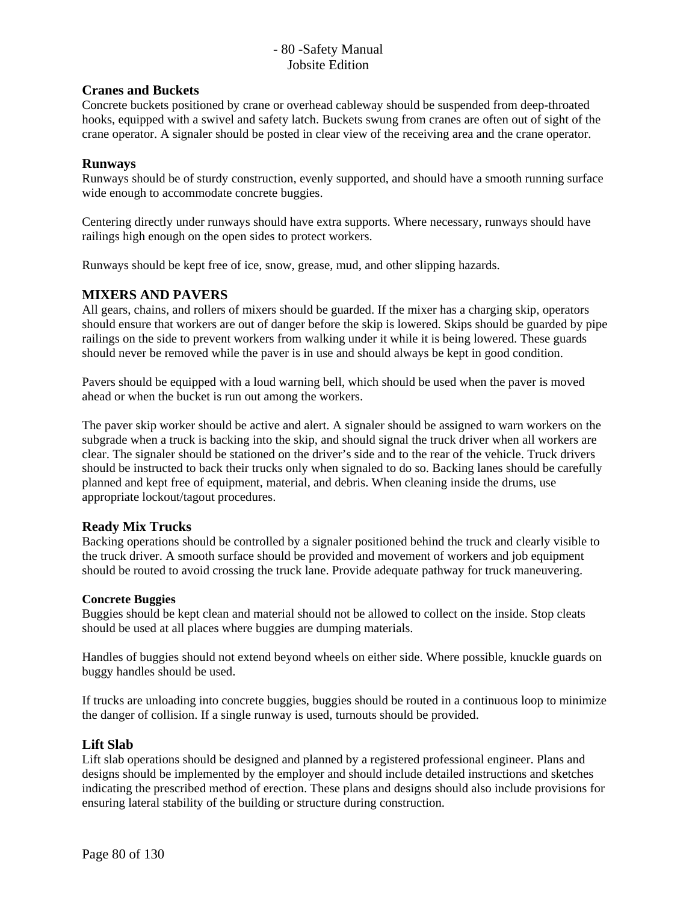### Cranes and Buckets

Concrete buckets positioned by crane or overhead cableway should be suspended from deep-throated hooks, equipped with a swivel and safety latch. Buckets swung from cranes are often out of sight of the crane operator. A signaler should be posted in clear view of the receiving area and the crane operator.

### Runways

Runways should be of sturdy construction, evenly supported, and should have a smooth running surface wide enough to accommodate concrete buggies.

Centering directly under runways should have extra supports. Where necessary, runways should have railings high enough on the open sides to protect workers.

Runways should be kept free of ice, snow, grease, mud, and other slipping hazards.

## MIXERS AND PAVERS

All gears, chains, and rollers of mixers should be guarded. If the mixer has a charging skip, operators should ensure that workers are out of danger before the skip is lowered. Skips should be guarded by pipe railings on the side to prevent workers from walking under it while it is being lowered. These guards should never be removed while the paver is in use and should always be kept in good condition.

Pavers should be equipped with a loud warning bell, which should be used when the paver is moved ahead or when the bucket is run out among the workers.

The paver skip worker should be active and alert. A signaler should be assigned to warn workers on the subgrade when a truck is backing into the skip, and should signal the truck driver when all workers are clear. The signaler should be stationed on the driver's side and to the rear of the vehicle. Truck drivers should be instructed to back their trucks only when signaled to do so. Backing lanes should be carefully planned and kept free of equipment, material, and debris. When cleaning inside the drums, use appropriate lockout/tagout procedures.

### Ready Mix Trucks

Backing operations should be controlled by a signaler positioned behind the truck and clearly visible to the truck driver. A smooth surface should be provided and movement of workers and job equipment should be routed to avoid crossing the truck lane. Provide adequate pathway for truck maneuvering.

#### Concrete Buggies

Buggies should be kept clean and material should not be allowed to collect on the inside. Stop cleats should be used at all places where buggies are dumping materials.

Handles of buggies should not extend beyond wheels on either side. Where possible, knuckle guards on buggy handles should be used.

If trucks are unloading into concrete buggies, buggies should be routed in a continuous loop to minimize the danger of collision. If a single runway is used, turnouts should be provided.

### Lift Slab

Lift slab operations should be designed and planned by a registered professional engineer. Plans and designs should be implemented by the employer and should include detailed instructions and sketches indicating the prescribed method of erection. These plans and designs should also include provisions for ensuring lateral stability of the building or structure during construction.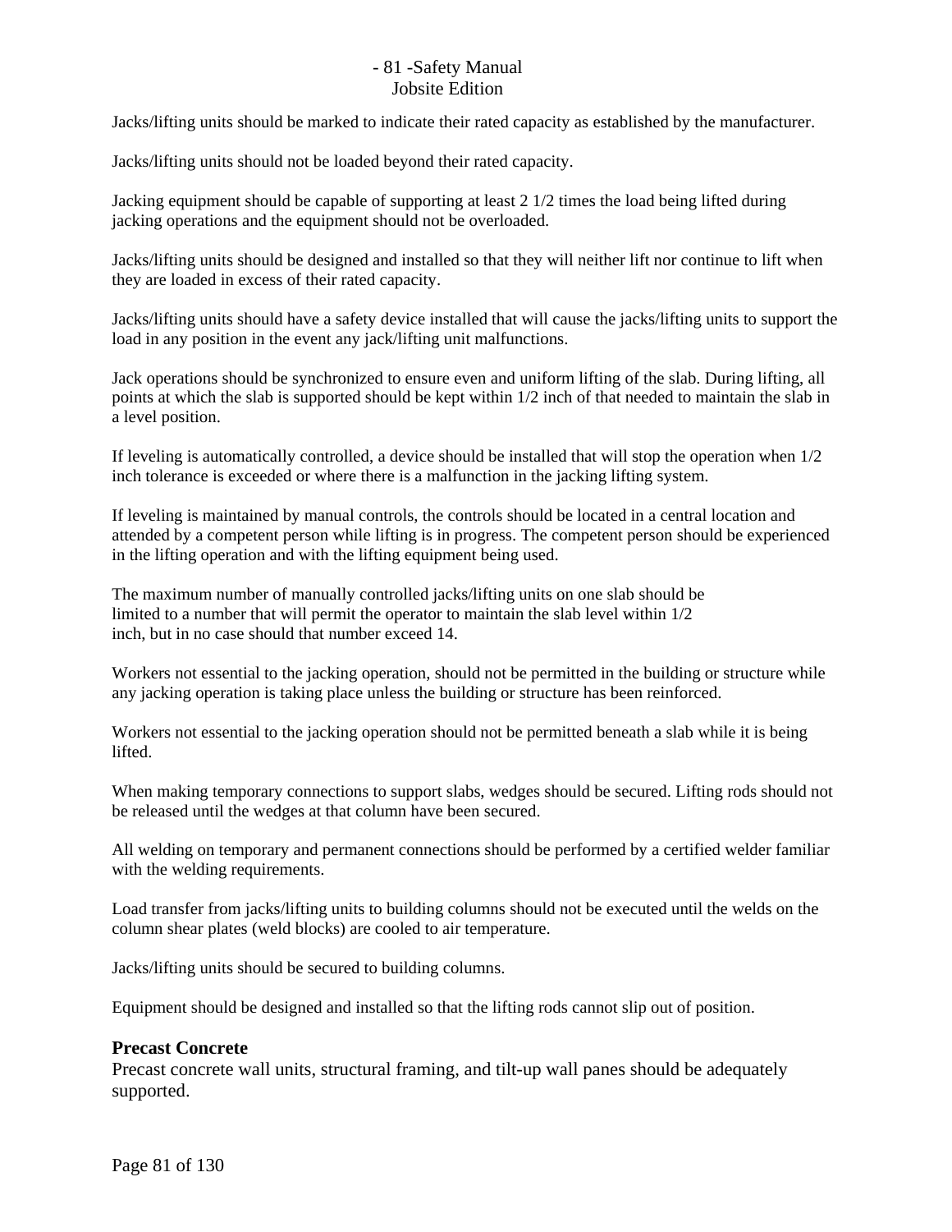Jacks/lifting units should be marked to indicate their rated capacity as established by the manufacturer.

Jacks/lifting units should not be loaded beyond their rated capacity.

Jacking equipment should be capable of supporting at least 2 1/2 times the load being lifted during jacking operations and the equipment should not be overloaded.

Jacks/lifting units should be designed and installed so that they will neither lift nor continue to lift when they are loaded in excess of their rated capacity.

Jacks/lifting units should have a safety device installed that will cause the jacks/lifting units to support the load in any position in the event any jack/lifting unit malfunctions.

Jack operations should be synchronized to ensure even and uniform lifting of the slab. During lifting, all points at which the slab is supported should be kept within 1/2 inch of that needed to maintain the slab in a level position.

If leveling is automatically controlled, a device should be installed that will stop the operation when 1/2 inch tolerance is exceeded or where there is a malfunction in the jacking lifting system.

If leveling is maintained by manual controls, the controls should be located in a central location and attended by a competent person while lifting is in progress. The competent person should be experienced in the lifting operation and with the lifting equipment being used.

The maximum number of manually controlled jacks/lifting units on one slab should be limited to a number that will permit the operator to maintain the slab level within 1/2 inch, but in no case should that number exceed 14.

Workers not essential to the jacking operation, should not be permitted in the building or structure while any jacking operation is taking place unless the building or structure has been reinforced.

Workers not essential to the jacking operation should not be permitted beneath a slab while it is being lifted.

When making temporary connections to support slabs, wedges should be secured. Lifting rods should not be released until the wedges at that column have been secured.

All welding on temporary and permanent connections should be performed by a certified welder familiar with the welding requirements.

Load transfer from jacks/lifting units to building columns should not be executed until the welds on the column shear plates (weld blocks) are cooled to air temperature.

Jacks/lifting units should be secured to building columns.

Equipment should be designed and installed so that the lifting rods cannot slip out of position.

### Precast Concrete

Precast concrete wall units, structural framing, and tilt-up wall panes should be adequately supported.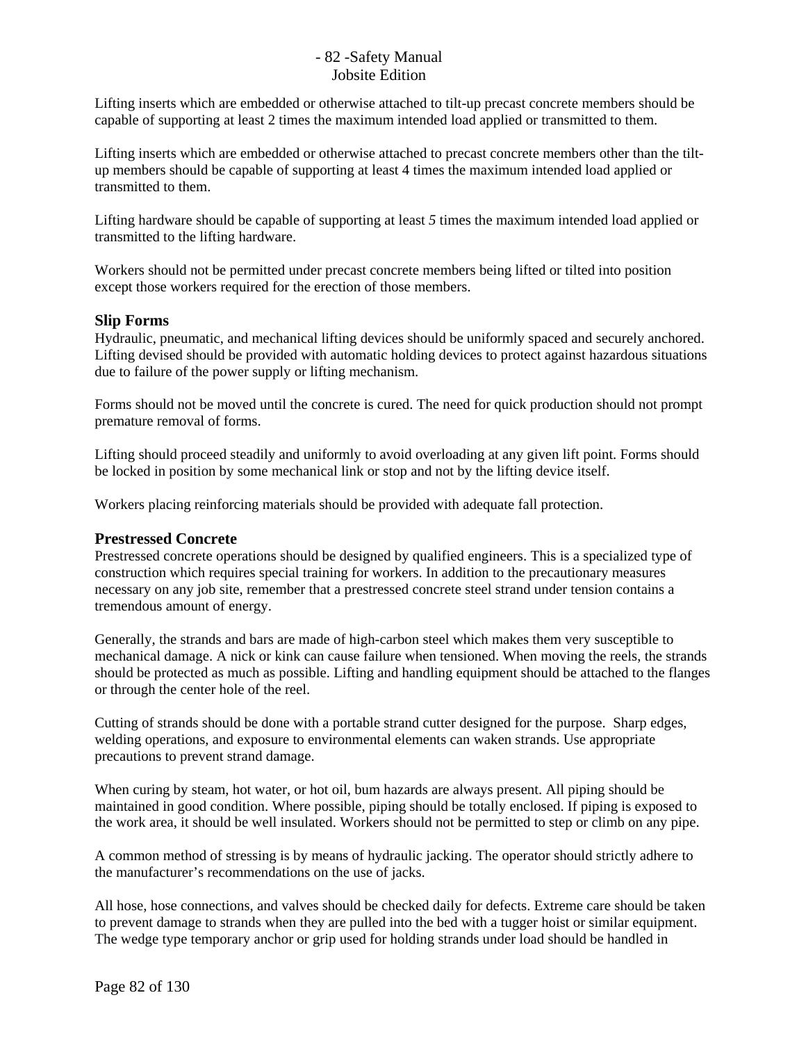Lifting inserts which are embedded or otherwise attached to tilt-up precast concrete members should be capable of supporting at least 2 times the maximum intended load applied or transmitted to them.

Lifting inserts which are embedded or otherwise attached to precast concrete members other than the tilt-up members should be capable of supporting at least 4 times the maximum intended load applied or transmitted to them.

Lifting hardware should be capable of supporting at least *5* times the maximum intended load applied or transmitted to the lifting hardware.

Workers should not be permitted under precast concrete members being lifted or tilted into position except those workers required for the erection of those members.

### Slip Forms

Hydraulic, pneumatic, and mechanical lifting devices should be uniformly spaced and securely anchored. Lifting devised should be provided with automatic holding devices to protect against hazardous situations due to failure of the power supply or lifting mechanism.

Forms should not be moved until the concrete is cured. The need for quick production should not prompt premature removal of forms.

Lifting should proceed steadily and uniformly to avoid overloading at any given lift point. Forms should be locked in position by some mechanical link or stop and not by the lifting device itself.

Workers placing reinforcing materials should be provided with adequate fall protection.

### Prestressed Concrete

Prestressed concrete operations should be designed by qualified engineers. This is a specialized type of construction which requires special training for workers. In addition to the precautionary measures necessary on any job site, remember that a prestressed concrete steel strand under tension contains a tremendous amount of energy.

Generally, the strands and bars are made of high-carbon steel which makes them very susceptible to mechanical damage. A nick or kink can cause failure when tensioned. When moving the reels, the strands should be protected as much as possible. Lifting and handling equipment should be attached to the flanges or through the center hole of the reel.

Cutting of strands should be done with a portable strand cutter designed for the purpose. Sharp edges, welding operations, and exposure to environmental elements can waken strands. Use appropriate precautions to prevent strand damage.

When curing by steam, hot water, or hot oil, bum hazards are always present. All piping should be maintained in good condition. Where possible, piping should be totally enclosed. If piping is exposed to the work area, it should be well insulated. Workers should not be permitted to step or climb on any pipe.

A common method of stressing is by means of hydraulic jacking. The operator should strictly adhere to the manufacturer's recommendations on the use of jacks.

All hose, hose connections, and valves should be checked daily for defects. Extreme care should be taken to prevent damage to strands when they are pulled into the bed with a tugger hoist or similar equipment. The wedge type temporary anchor or grip used for holding strands under load should be handled in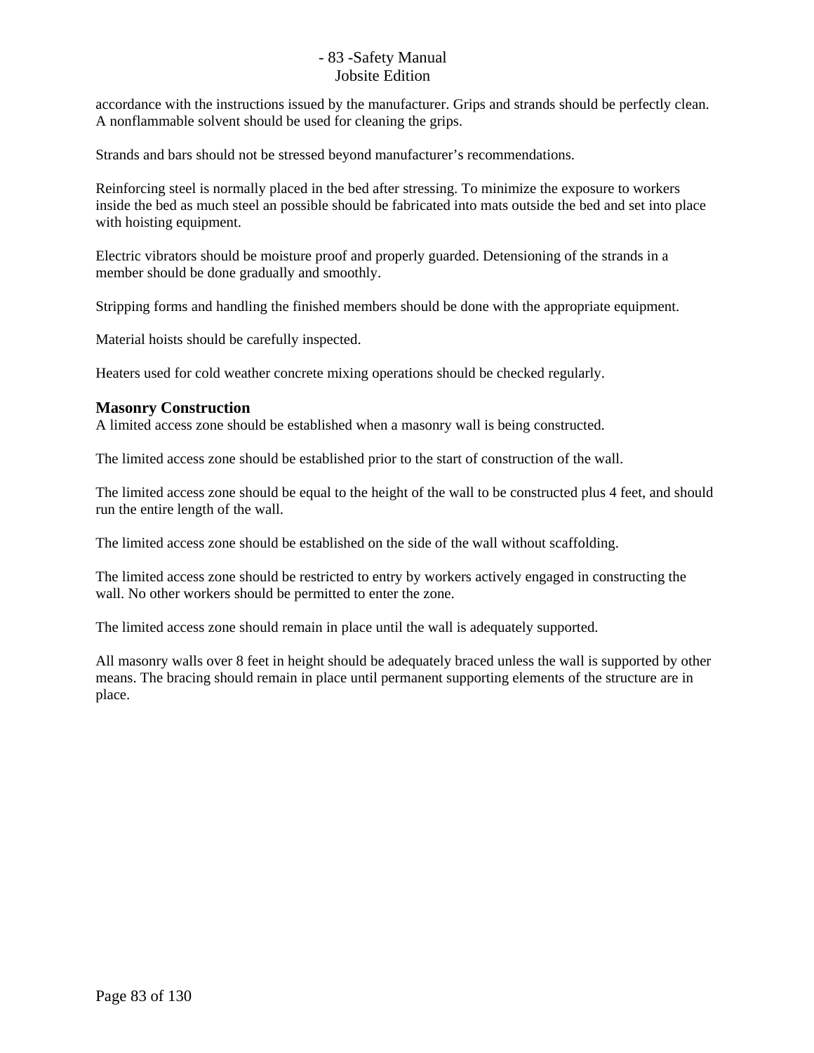accordance with the instructions issued by the manufacturer. Grips and strands should be perfectly clean. A nonflammable solvent should be used for cleaning the grips.

Strands and bars should not be stressed beyond manufacturer's recommendations.

Reinforcing steel is normally placed in the bed after stressing. To minimize the exposure to workers inside the bed as much steel an possible should be fabricated into mats outside the bed and set into place with hoisting equipment.

Electric vibrators should be moisture proof and properly guarded. Detensioning of the strands in a member should be done gradually and smoothly.

Stripping forms and handling the finished members should be done with the appropriate equipment.

Material hoists should be carefully inspected.

Heaters used for cold weather concrete mixing operations should be checked regularly.

### Masonry Construction

A limited access zone should be established when a masonry wall is being constructed.

The limited access zone should be established prior to the start of construction of the wall.

The limited access zone should be equal to the height of the wall to be constructed plus 4 feet, and should run the entire length of the wall.

The limited access zone should be established on the side of the wall without scaffolding.

The limited access zone should be restricted to entry by workers actively engaged in constructing the wall. No other workers should be permitted to enter the zone.

The limited access zone should remain in place until the wall is adequately supported.

All masonry walls over 8 feet in height should be adequately braced unless the wall is supported by other means. The bracing should remain in place until permanent supporting elements of the structure are in place.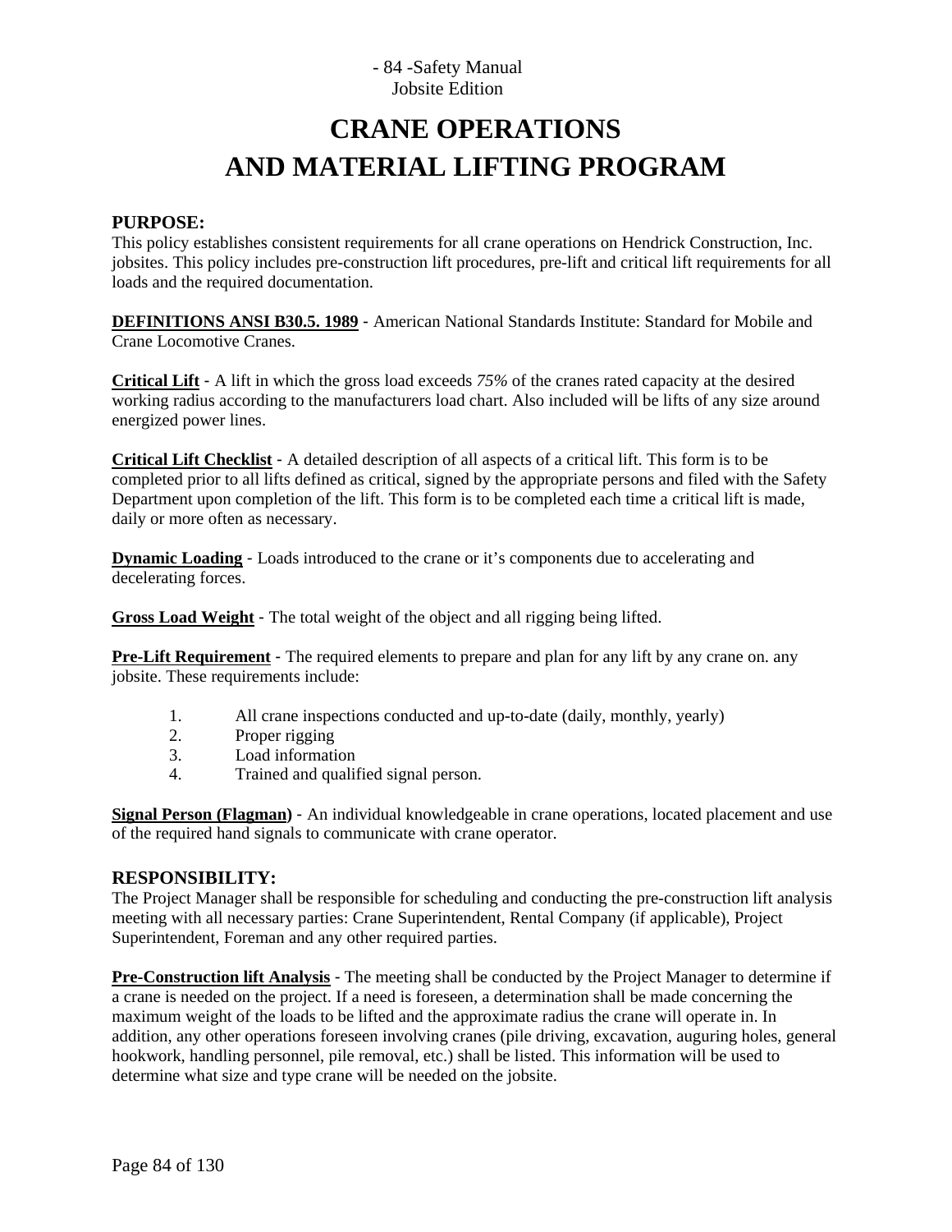# CRANE OPERATIONS AND MATERIAL LIFTING PROGRAM

## PURPOSE:

This policy establishes consistent requirements for all crane operations on Hendrick Construction, Inc. jobsites. This policy includes pre-construction lift procedures, pre-lift and critical lift requirements for all loads and the required documentation.

**DEFINITIONS ANSI B30.5. 1989** - American National Standards Institute: Standard for Mobile and Crane Locomotive Cranes.

**Critical Lift** - A lift in which the gross load exceeds *75%* of the cranes rated capacity at the desired working radius according to the manufacturers load chart. Also included will be lifts of any size around energized power lines.

**Critical Lift Checklist** - A detailed description of all aspects of a critical lift. This form is to be completed prior to all lifts defined as critical, signed by the appropriate persons and filed with the Safety Department upon completion of the lift. This form is to be completed each time a critical lift is made, daily or more often as necessary.

**Dynamic Loading** - Loads introduced to the crane or it's components due to accelerating and decelerating forces.

**Gross Load Weight** - The total weight of the object and all rigging being lifted.

**Pre-Lift Requirement** - The required elements to prepare and plan for any lift by any crane on. any jobsite. These requirements include:

1. All crane inspections conducted and up-to-date (daily, monthly, yearly)
2. Proper rigging
3. Load information
4. Trained and qualified signal person.

**Signal Person (Flagman)** - An individual knowledgeable in crane operations, located placement and use of the required hand signals to communicate with crane operator.

## RESPONSIBILITY:

The Project Manager shall be responsible for scheduling and conducting the pre-construction lift analysis meeting with all necessary parties: Crane Superintendent, Rental Company (if applicable), Project Superintendent, Foreman and any other required parties.

**Pre-Construction lift Analysis** - The meeting shall be conducted by the Project Manager to determine if a crane is needed on the project. If a need is foreseen, a determination shall be made concerning the maximum weight of the loads to be lifted and the approximate radius the crane will operate in. In addition, any other operations foreseen involving cranes (pile driving, excavation, auguring holes, general hookwork, handling personnel, pile removal, etc.) shall be listed. This information will be used to determine what size and type crane will be needed on the jobsite.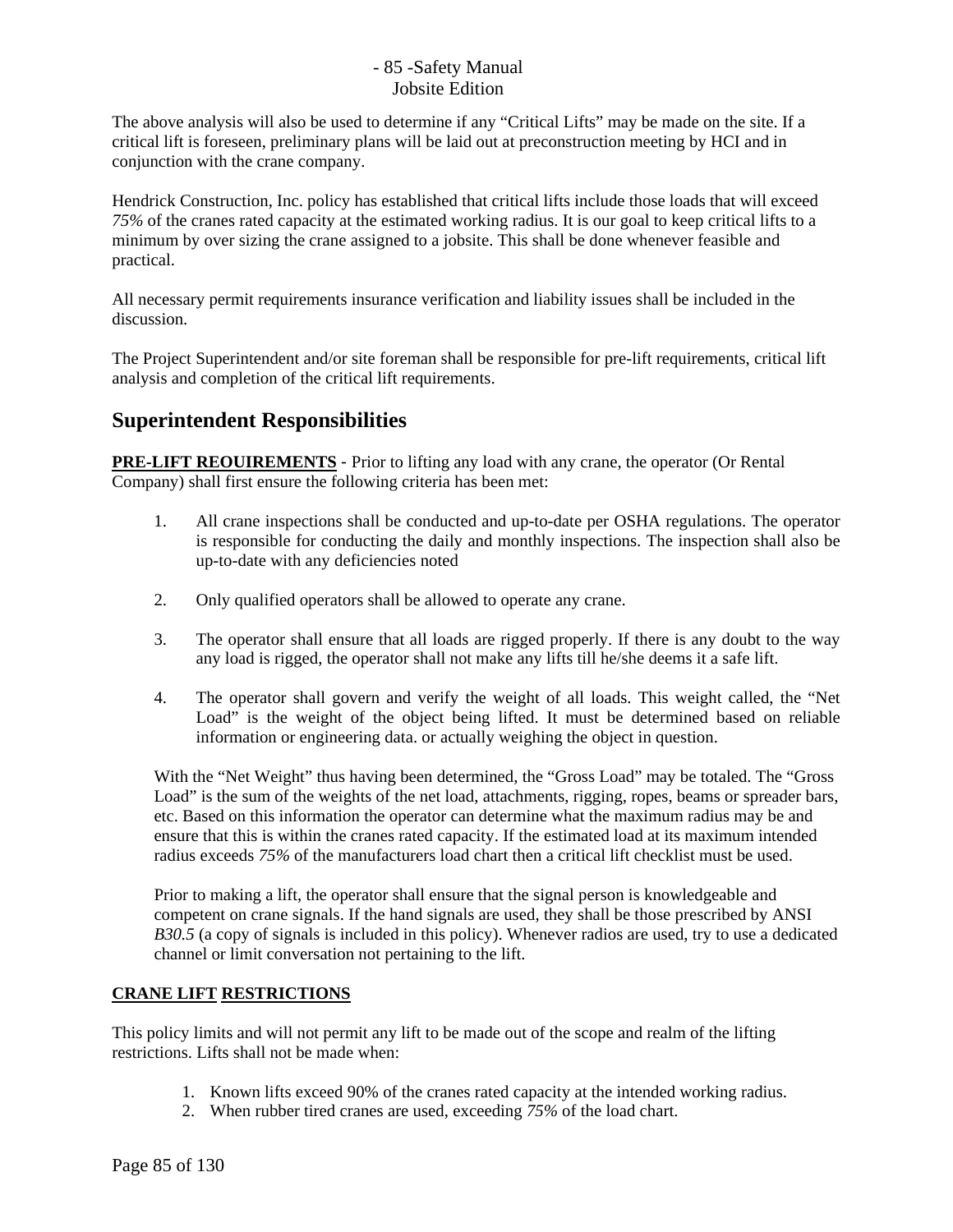The above analysis will also be used to determine if any "Critical Lifts" may be made on the site. If a critical lift is foreseen, preliminary plans will be laid out at preconstruction meeting by HCI and in conjunction with the crane company.

Hendrick Construction, Inc. policy has established that critical lifts include those loads that will exceed *75%* of the cranes rated capacity at the estimated working radius. It is our goal to keep critical lifts to a minimum by over sizing the crane assigned to a jobsite. This shall be done whenever feasible and practical.

All necessary permit requirements insurance verification and liability issues shall be included in the discussion.

The Project Superintendent and/or site foreman shall be responsible for pre-lift requirements, critical lift analysis and completion of the critical lift requirements.

## Superintendent Responsibilities

**PRE-LIFT REOUIREMENTS** - Prior to lifting any load with any crane, the operator (Or Rental Company) shall first ensure the following criteria has been met:

1. All crane inspections shall be conducted and up-to-date per OSHA regulations. The operator is responsible for conducting the daily and monthly inspections. The inspection shall also be up-to-date with any deficiencies noted

2. Only qualified operators shall be allowed to operate any crane.

3. The operator shall ensure that all loads are rigged properly. If there is any doubt to the way any load is rigged, the operator shall not make any lifts till he/she deems it a safe lift.

4. The operator shall govern and verify the weight of all loads. This weight called, the "Net Load" is the weight of the object being lifted. It must be determined based on reliable information or engineering data. or actually weighing the object in question.

   With the "Net Weight" thus having been determined, the "Gross Load" may be totaled. The "Gross Load" is the sum of the weights of the net load, attachments, rigging, ropes, beams or spreader bars, etc. Based on this information the operator can determine what the maximum radius may be and ensure that this is within the cranes rated capacity. If the estimated load at its maximum intended radius exceeds *75%* of the manufacturers load chart then a critical lift checklist must be used.

   Prior to making a lift, the operator shall ensure that the signal person is knowledgeable and competent on crane signals. If the hand signals are used, they shall be those prescribed by ANSI *B30.5* (a copy of signals is included in this policy). Whenever radios are used, try to use a dedicated channel or limit conversation not pertaining to the lift.

**CRANE LIFT RESTRICTIONS**

This policy limits and will not permit any lift to be made out of the scope and realm of the lifting restrictions. Lifts shall not be made when:

1. Known lifts exceed 90% of the cranes rated capacity at the intended working radius.
2. When rubber tired cranes are used, exceeding *75%* of the load chart.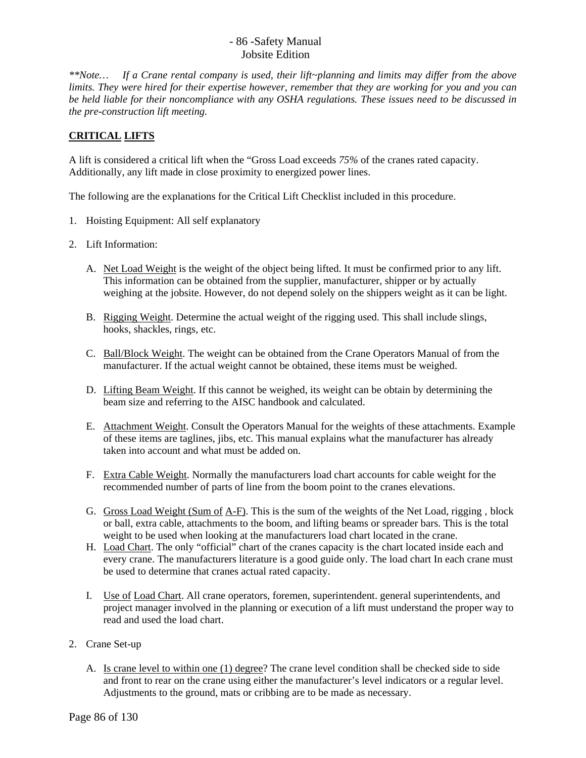*\*\*Note… If a Crane rental company is used, their lift~planning and limits may differ from the above limits. They were hired for their expertise however, remember that they are working for you and you can be held liable for their noncompliance with any OSHA regulations. These issues need to be discussed in the pre-construction lift meeting.*

## CRITICAL LIFTS

A lift is considered a critical lift when the "Gross Load exceeds *75%* of the cranes rated capacity. Additionally, any lift made in close proximity to energized power lines.

The following are the explanations for the Critical Lift Checklist included in this procedure.

1. Hoisting Equipment: All self explanatory

2. Lift Information:

   A. Net Load Weight is the weight of the object being lifted. It must be confirmed prior to any lift. This information can be obtained from the supplier, manufacturer, shipper or by actually weighing at the jobsite. However, do not depend solely on the shippers weight as it can be light.

   B. Rigging Weight. Determine the actual weight of the rigging used. This shall include slings, hooks, shackles, rings, etc.

   C. Ball/Block Weight. The weight can be obtained from the Crane Operators Manual of from the manufacturer. If the actual weight cannot be obtained, these items must be weighed.

   D. Lifting Beam Weight. If this cannot be weighed, its weight can be obtain by determining the beam size and referring to the AISC handbook and calculated.

   E. Attachment Weight. Consult the Operators Manual for the weights of these attachments. Example of these items are taglines, jibs, etc. This manual explains what the manufacturer has already taken into account and what must be added on.

   F. Extra Cable Weight. Normally the manufacturers load chart accounts for cable weight for the recommended number of parts of line from the boom point to the cranes elevations.

   G. Gross Load Weight (Sum of A-F). This is the sum of the weights of the Net Load, rigging , block or ball, extra cable, attachments to the boom, and lifting beams or spreader bars. This is the total weight to be used when looking at the manufacturers load chart located in the crane.

   H. Load Chart. The only "official" chart of the cranes capacity is the chart located inside each and every crane. The manufacturers literature is a good guide only. The load chart In each crane must be used to determine that cranes actual rated capacity.

   I. Use of Load Chart. All crane operators, foremen, superintendent. general superintendents, and project manager involved in the planning or execution of a lift must understand the proper way to read and used the load chart.

2. Crane Set-up

   A. Is crane level to within one (1) degree? The crane level condition shall be checked side to side and front to rear on the crane using either the manufacturer's level indicators or a regular level. Adjustments to the ground, mats or cribbing are to be made as necessary.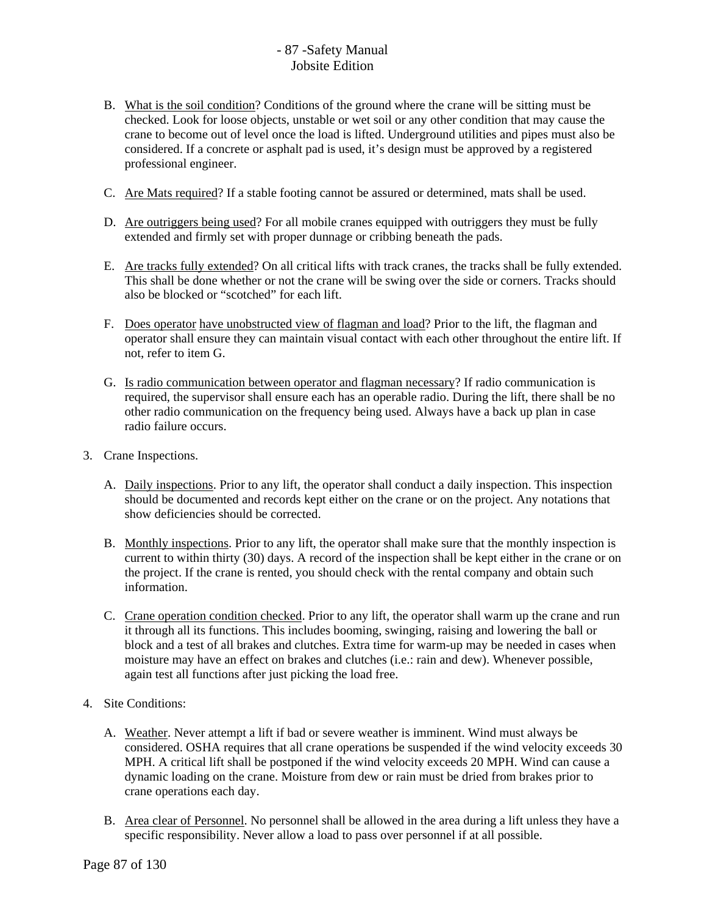B. What is the soil condition? Conditions of the ground where the crane will be sitting must be checked. Look for loose objects, unstable or wet soil or any other condition that may cause the crane to become out of level once the load is lifted. Underground utilities and pipes must also be considered. If a concrete or asphalt pad is used, it's design must be approved by a registered professional engineer.

C. Are Mats required? If a stable footing cannot be assured or determined, mats shall be used.

D. Are outriggers being used? For all mobile cranes equipped with outriggers they must be fully extended and firmly set with proper dunnage or cribbing beneath the pads.

E. Are tracks fully extended? On all critical lifts with track cranes, the tracks shall be fully extended. This shall be done whether or not the crane will be swing over the side or corners. Tracks should also be blocked or "scotched" for each lift.

F. Does operator have unobstructed view of flagman and load? Prior to the lift, the flagman and operator shall ensure they can maintain visual contact with each other throughout the entire lift. If not, refer to item G.

G. Is radio communication between operator and flagman necessary? If radio communication is required, the supervisor shall ensure each has an operable radio. During the lift, there shall be no other radio communication on the frequency being used. Always have a back up plan in case radio failure occurs.

3. Crane Inspections.

   A. Daily inspections. Prior to any lift, the operator shall conduct a daily inspection. This inspection should be documented and records kept either on the crane or on the project. Any notations that show deficiencies should be corrected.

   B. Monthly inspections. Prior to any lift, the operator shall make sure that the monthly inspection is current to within thirty (30) days. A record of the inspection shall be kept either in the crane or on the project. If the crane is rented, you should check with the rental company and obtain such information.

   C. Crane operation condition checked. Prior to any lift, the operator shall warm up the crane and run it through all its functions. This includes booming, swinging, raising and lowering the ball or block and a test of all brakes and clutches. Extra time for warm-up may be needed in cases when moisture may have an effect on brakes and clutches (i.e.: rain and dew). Whenever possible, again test all functions after just picking the load free.

4. Site Conditions:

   A. Weather. Never attempt a lift if bad or severe weather is imminent. Wind must always be considered. OSHA requires that all crane operations be suspended if the wind velocity exceeds 30 MPH. A critical lift shall be postponed if the wind velocity exceeds 20 MPH. Wind can cause a dynamic loading on the crane. Moisture from dew or rain must be dried from brakes prior to crane operations each day.

   B. Area clear of Personnel. No personnel shall be allowed in the area during a lift unless they have a specific responsibility. Never allow a load to pass over personnel if at all possible.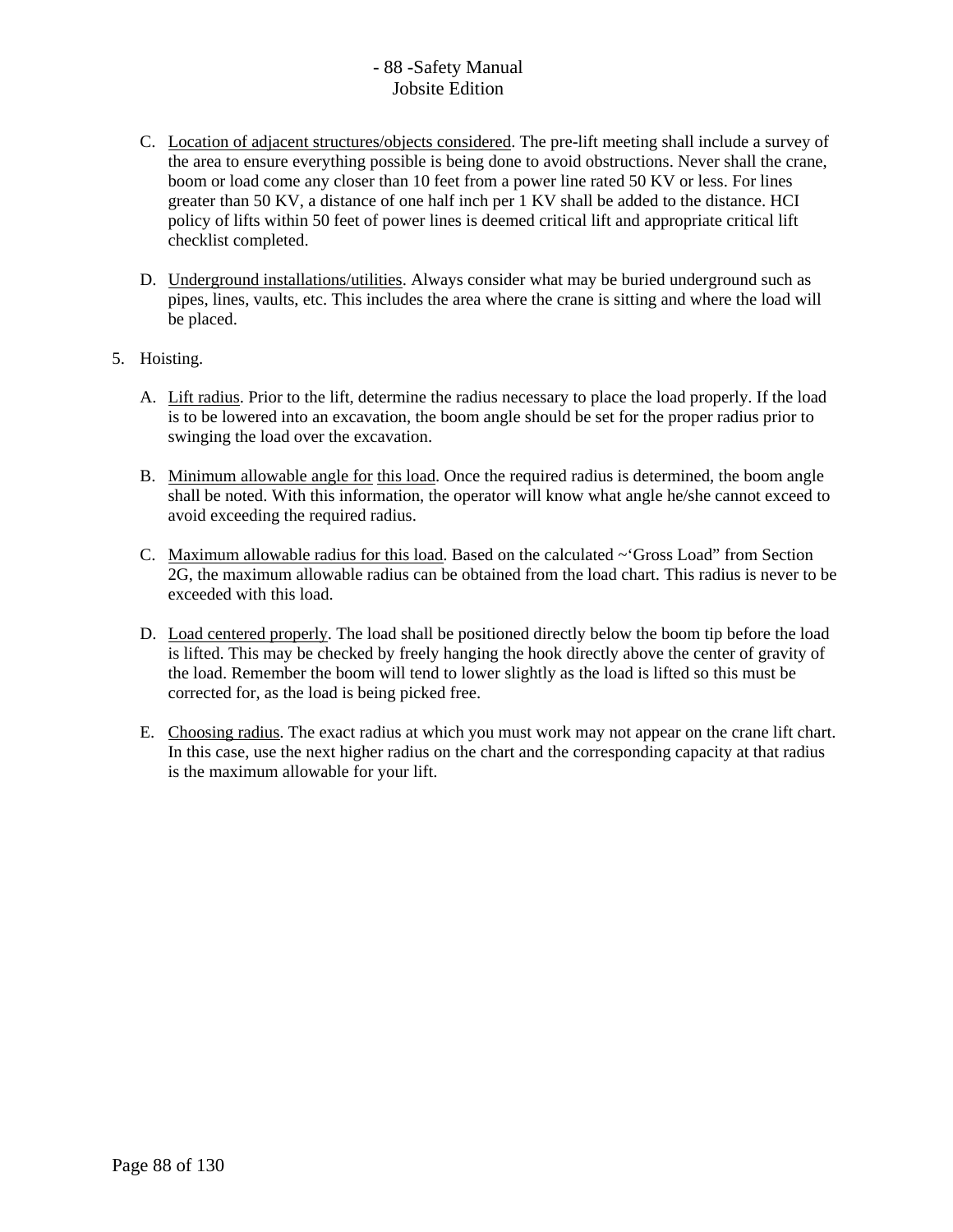C. <u>Location of adjacent structures/objects considered</u>. The pre-lift meeting shall include a survey of the area to ensure everything possible is being done to avoid obstructions. Never shall the crane, boom or load come any closer than 10 feet from a power line rated 50 KV or less. For lines greater than 50 KV, a distance of one half inch per 1 KV shall be added to the distance. HCI policy of lifts within 50 feet of power lines is deemed critical lift and appropriate critical lift checklist completed.

D. <u>Underground installations/utilities</u>. Always consider what may be buried underground such as pipes, lines, vaults, etc. This includes the area where the crane is sitting and where the load will be placed.

5. Hoisting.

   A. <u>Lift radius</u>. Prior to the lift, determine the radius necessary to place the load properly. If the load is to be lowered into an excavation, the boom angle should be set for the proper radius prior to swinging the load over the excavation.

   B. <u>Minimum allowable angle for</u> <u>this load</u>. Once the required radius is determined, the boom angle shall be noted. With this information, the operator will know what angle he/she cannot exceed to avoid exceeding the required radius.

   C. <u>Maximum allowable radius for this load</u>. Based on the calculated ~'Gross Load" from Section 2G, the maximum allowable radius can be obtained from the load chart. This radius is never to be exceeded with this load.

   D. <u>Load centered properly</u>. The load shall be positioned directly below the boom tip before the load is lifted. This may be checked by freely hanging the hook directly above the center of gravity of the load. Remember the boom will tend to lower slightly as the load is lifted so this must be corrected for, as the load is being picked free.

   E. <u>Choosing radius</u>. The exact radius at which you must work may not appear on the crane lift chart. In this case, use the next higher radius on the chart and the corresponding capacity at that radius is the maximum allowable for your lift.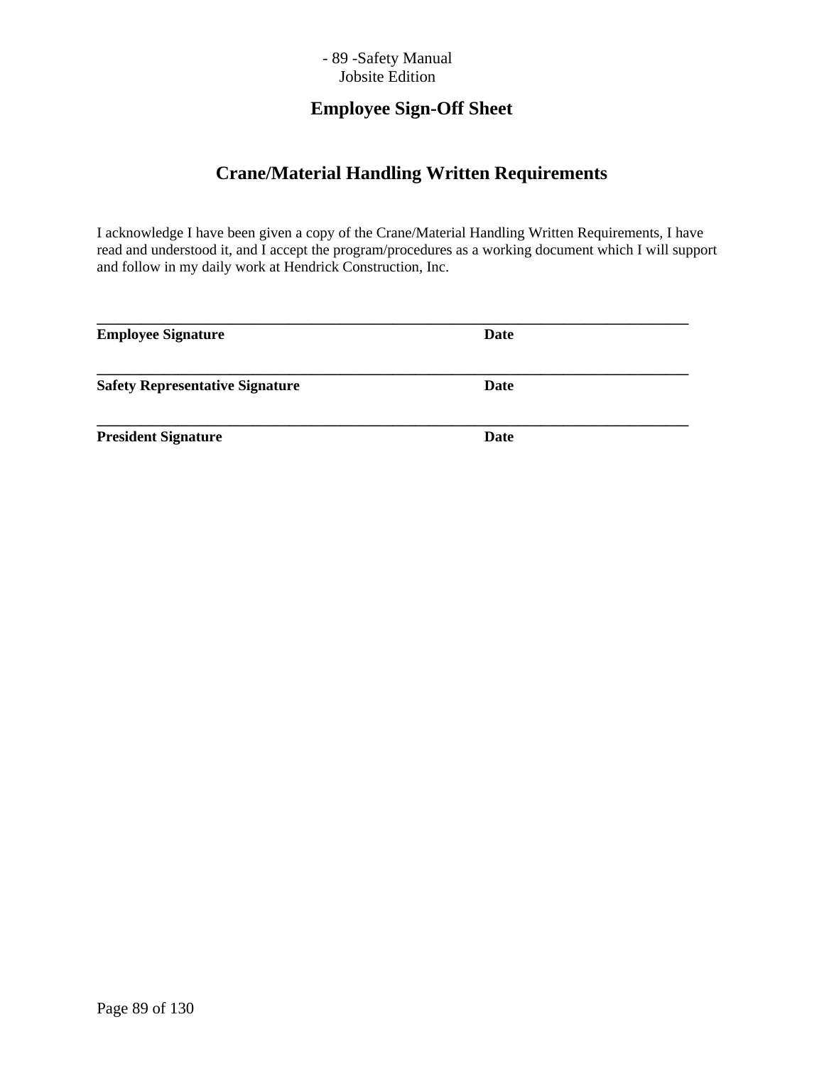# Employee Sign-Off Sheet

## Crane/Material Handling Written Requirements

I acknowledge I have been given a copy of the Crane/Material Handling Written Requirements, I have read and understood it, and I accept the program/procedures as a working document which I will support and follow in my daily work at Hendrick Construction, Inc.

______________________________________________________________________________

**Employee Signature** **Date**

______________________________________________________________________________

**Safety Representative Signature** **Date**

______________________________________________________________________________

**President Signature** **Date**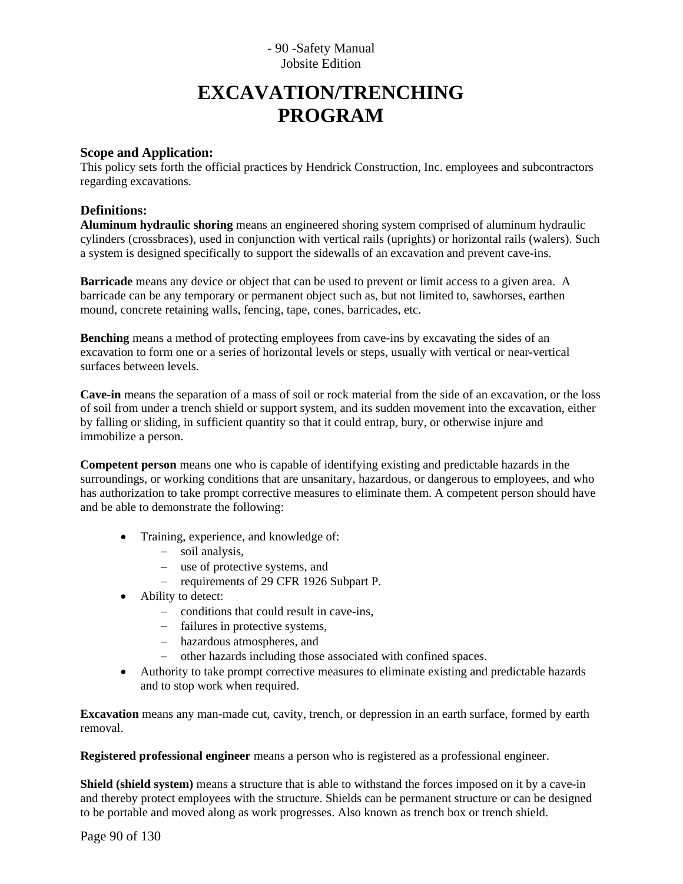# EXCAVATION/TRENCHING PROGRAM

## Scope and Application:

This policy sets forth the official practices by Hendrick Construction, Inc. employees and subcontractors regarding excavations.

## Definitions:

**Aluminum hydraulic shoring** means an engineered shoring system comprised of aluminum hydraulic cylinders (crossbraces), used in conjunction with vertical rails (uprights) or horizontal rails (walers). Such a system is designed specifically to support the sidewalls of an excavation and prevent cave-ins.

**Barricade** means any device or object that can be used to prevent or limit access to a given area. A barricade can be any temporary or permanent object such as, but not limited to, sawhorses, earthen mound, concrete retaining walls, fencing, tape, cones, barricades, etc.

**Benching** means a method of protecting employees from cave-ins by excavating the sides of an excavation to form one or a series of horizontal levels or steps, usually with vertical or near-vertical surfaces between levels.

**Cave-in** means the separation of a mass of soil or rock material from the side of an excavation, or the loss of soil from under a trench shield or support system, and its sudden movement into the excavation, either by falling or sliding, in sufficient quantity so that it could entrap, bury, or otherwise injure and immobilize a person.

**Competent person** means one who is capable of identifying existing and predictable hazards in the surroundings, or working conditions that are unsanitary, hazardous, or dangerous to employees, and who has authorization to take prompt corrective measures to eliminate them. A competent person should have and be able to demonstrate the following:

- Training, experience, and knowledge of:
  - soil analysis,
  - use of protective systems, and
  - requirements of 29 CFR 1926 Subpart P.
- Ability to detect:
  - conditions that could result in cave-ins,
  - failures in protective systems,
  - hazardous atmospheres, and
  - other hazards including those associated with confined spaces.
- Authority to take prompt corrective measures to eliminate existing and predictable hazards and to stop work when required.

**Excavation** means any man-made cut, cavity, trench, or depression in an earth surface, formed by earth removal.

**Registered professional engineer** means a person who is registered as a professional engineer.

**Shield (shield system)** means a structure that is able to withstand the forces imposed on it by a cave-in and thereby protect employees with the structure. Shields can be permanent structure or can be designed to be portable and moved along as work progresses. Also known as trench box or trench shield.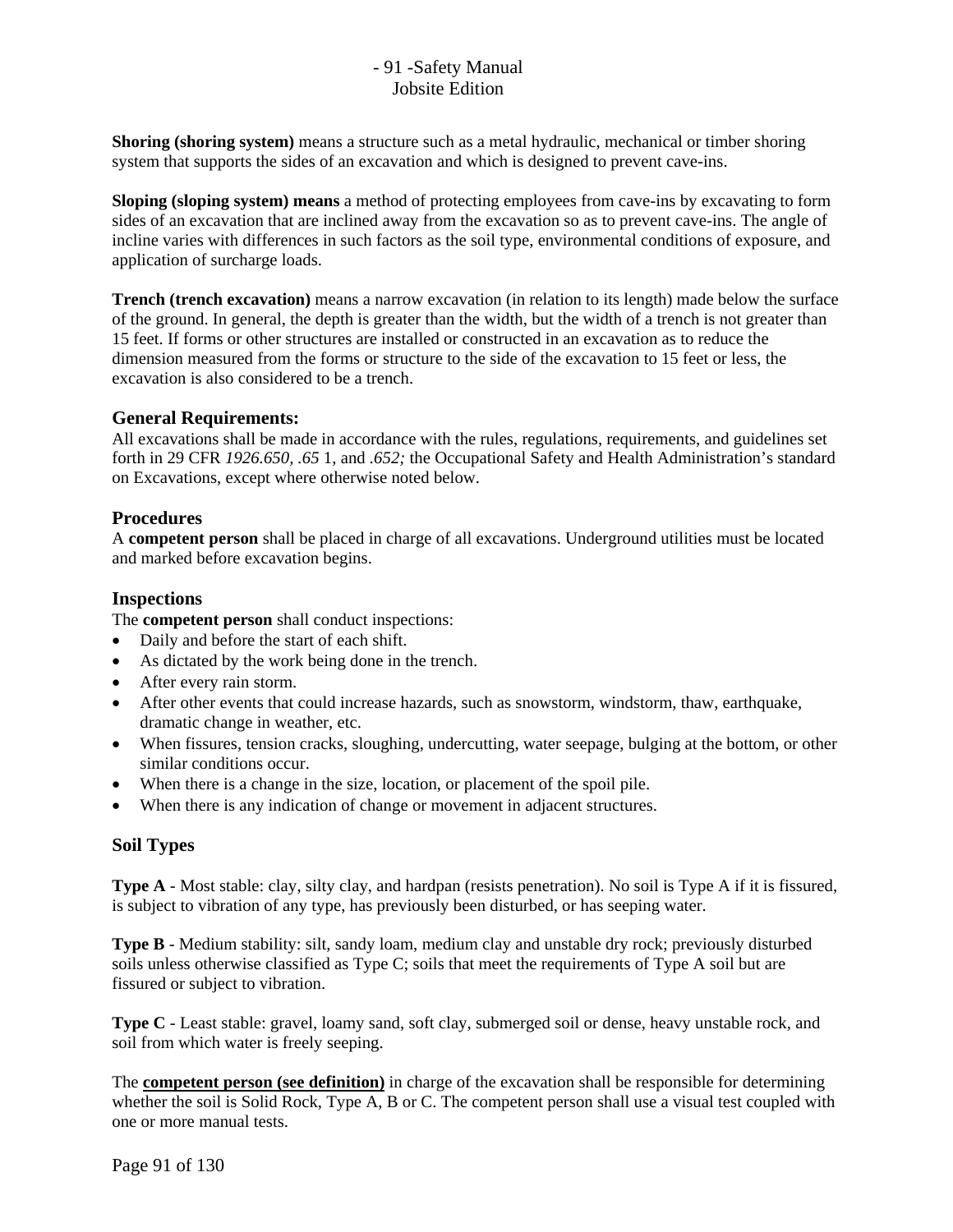**Shoring (shoring system)** means a structure such as a metal hydraulic, mechanical or timber shoring system that supports the sides of an excavation and which is designed to prevent cave-ins.

**Sloping (sloping system) means** a method of protecting employees from cave-ins by excavating to form sides of an excavation that are inclined away from the excavation so as to prevent cave-ins. The angle of incline varies with differences in such factors as the soil type, environmental conditions of exposure, and application of surcharge loads.

**Trench (trench excavation)** means a narrow excavation (in relation to its length) made below the surface of the ground. In general, the depth is greater than the width, but the width of a trench is not greater than 15 feet. If forms or other structures are installed or constructed in an excavation as to reduce the dimension measured from the forms or structure to the side of the excavation to 15 feet or less, the excavation is also considered to be a trench.

### General Requirements:

All excavations shall be made in accordance with the rules, regulations, requirements, and guidelines set forth in 29 CFR *1926.650, .65* 1, and *.652;* the Occupational Safety and Health Administration's standard on Excavations, except where otherwise noted below.

### Procedures

A **competent person** shall be placed in charge of all excavations. Underground utilities must be located and marked before excavation begins.

### Inspections

The **competent person** shall conduct inspections:

- Daily and before the start of each shift.
- As dictated by the work being done in the trench.
- After every rain storm.
- After other events that could increase hazards, such as snowstorm, windstorm, thaw, earthquake, dramatic change in weather, etc.
- When fissures, tension cracks, sloughing, undercutting, water seepage, bulging at the bottom, or other similar conditions occur.
- When there is a change in the size, location, or placement of the spoil pile.
- When there is any indication of change or movement in adjacent structures.

### Soil Types

**Type A** - Most stable: clay, silty clay, and hardpan (resists penetration). No soil is Type A if it is fissured, is subject to vibration of any type, has previously been disturbed, or has seeping water.

**Type B** - Medium stability: silt, sandy loam, medium clay and unstable dry rock; previously disturbed soils unless otherwise classified as Type C; soils that meet the requirements of Type A soil but are fissured or subject to vibration.

**Type C** - Least stable: gravel, loamy sand, soft clay, submerged soil or dense, heavy unstable rock, and soil from which water is freely seeping.

The **competent person (see definition)** in charge of the excavation shall be responsible for determining whether the soil is Solid Rock, Type A, B or C. The competent person shall use a visual test coupled with one or more manual tests.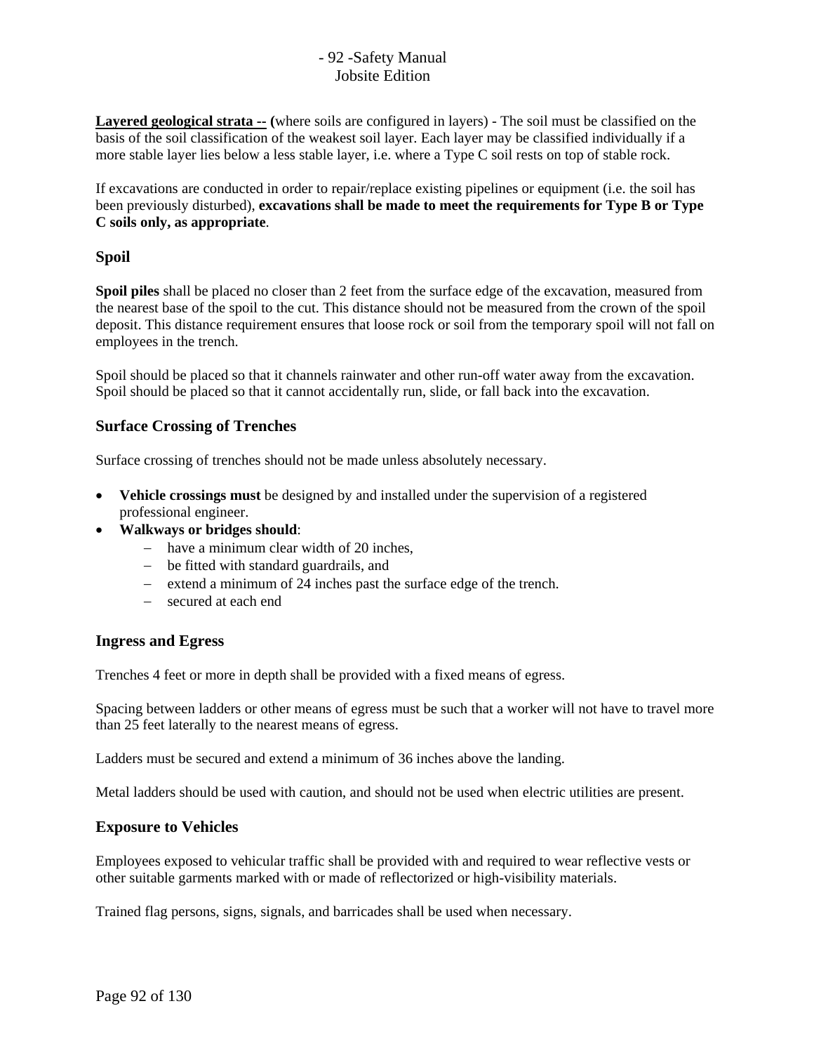**Layered geological strata -- (**where soils are configured in layers) - The soil must be classified on the basis of the soil classification of the weakest soil layer. Each layer may be classified individually if a more stable layer lies below a less stable layer, i.e. where a Type C soil rests on top of stable rock.

If excavations are conducted in order to repair/replace existing pipelines or equipment (i.e. the soil has been previously disturbed), **excavations shall be made to meet the requirements for Type B or Type C soils only, as appropriate**.

### Spoil

**Spoil piles** shall be placed no closer than 2 feet from the surface edge of the excavation, measured from the nearest base of the spoil to the cut. This distance should not be measured from the crown of the spoil deposit. This distance requirement ensures that loose rock or soil from the temporary spoil will not fall on employees in the trench.

Spoil should be placed so that it channels rainwater and other run-off water away from the excavation. Spoil should be placed so that it cannot accidentally run, slide, or fall back into the excavation.

### Surface Crossing of Trenches

Surface crossing of trenches should not be made unless absolutely necessary.

- **Vehicle crossings must** be designed by and installed under the supervision of a registered professional engineer.
- **Walkways or bridges should**:
  - have a minimum clear width of 20 inches,
  - be fitted with standard guardrails, and
  - extend a minimum of 24 inches past the surface edge of the trench.
  - secured at each end

### Ingress and Egress

Trenches 4 feet or more in depth shall be provided with a fixed means of egress.

Spacing between ladders or other means of egress must be such that a worker will not have to travel more than 25 feet laterally to the nearest means of egress.

Ladders must be secured and extend a minimum of 36 inches above the landing.

Metal ladders should be used with caution, and should not be used when electric utilities are present.

### Exposure to Vehicles

Employees exposed to vehicular traffic shall be provided with and required to wear reflective vests or other suitable garments marked with or made of reflectorized or high-visibility materials.

Trained flag persons, signs, signals, and barricades shall be used when necessary.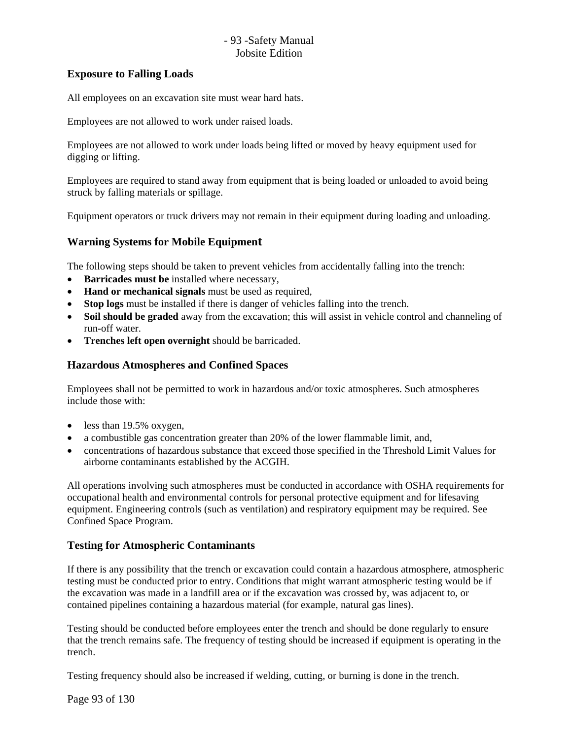## Exposure to Falling Loads

All employees on an excavation site must wear hard hats.

Employees are not allowed to work under raised loads.

Employees are not allowed to work under loads being lifted or moved by heavy equipment used for digging or lifting.

Employees are required to stand away from equipment that is being loaded or unloaded to avoid being struck by falling materials or spillage.

Equipment operators or truck drivers may not remain in their equipment during loading and unloading.

## Warning Systems for Mobile Equipment

The following steps should be taken to prevent vehicles from accidentally falling into the trench:

- **Barricades must be** installed where necessary,
- **Hand or mechanical signals** must be used as required,
- **Stop logs** must be installed if there is danger of vehicles falling into the trench.
- **Soil should be graded** away from the excavation; this will assist in vehicle control and channeling of run-off water.
- **Trenches left open overnight** should be barricaded.

## Hazardous Atmospheres and Confined Spaces

Employees shall not be permitted to work in hazardous and/or toxic atmospheres. Such atmospheres include those with:

- less than 19.5% oxygen,
- a combustible gas concentration greater than 20% of the lower flammable limit, and,
- concentrations of hazardous substance that exceed those specified in the Threshold Limit Values for airborne contaminants established by the ACGIH.

All operations involving such atmospheres must be conducted in accordance with OSHA requirements for occupational health and environmental controls for personal protective equipment and for lifesaving equipment. Engineering controls (such as ventilation) and respiratory equipment may be required. See Confined Space Program.

## Testing for Atmospheric Contaminants

If there is any possibility that the trench or excavation could contain a hazardous atmosphere, atmospheric testing must be conducted prior to entry. Conditions that might warrant atmospheric testing would be if the excavation was made in a landfill area or if the excavation was crossed by, was adjacent to, or contained pipelines containing a hazardous material (for example, natural gas lines).

Testing should be conducted before employees enter the trench and should be done regularly to ensure that the trench remains safe. The frequency of testing should be increased if equipment is operating in the trench.

Testing frequency should also be increased if welding, cutting, or burning is done in the trench.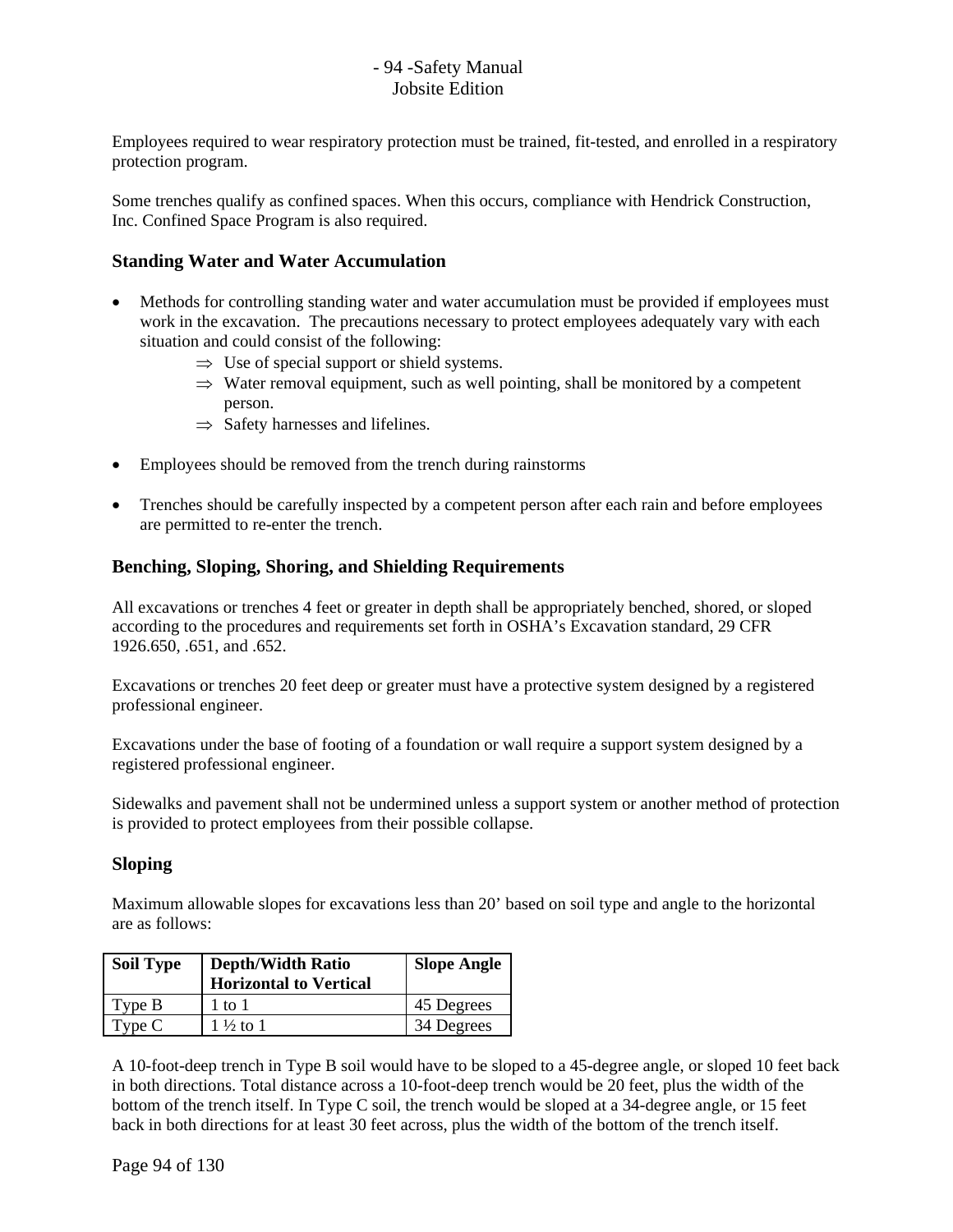Employees required to wear respiratory protection must be trained, fit-tested, and enrolled in a respiratory protection program.

Some trenches qualify as confined spaces. When this occurs, compliance with Hendrick Construction, Inc. Confined Space Program is also required.

### Standing Water and Water Accumulation

- Methods for controlling standing water and water accumulation must be provided if employees must work in the excavation. The precautions necessary to protect employees adequately vary with each situation and could consist of the following:
  - ⇒ Use of special support or shield systems.
  - ⇒ Water removal equipment, such as well pointing, shall be monitored by a competent person.
  - ⇒ Safety harnesses and lifelines.

- Employees should be removed from the trench during rainstorms

- Trenches should be carefully inspected by a competent person after each rain and before employees are permitted to re-enter the trench.

### Benching, Sloping, Shoring, and Shielding Requirements

All excavations or trenches 4 feet or greater in depth shall be appropriately benched, shored, or sloped according to the procedures and requirements set forth in OSHA's Excavation standard, 29 CFR 1926.650, .651, and .652.

Excavations or trenches 20 feet deep or greater must have a protective system designed by a registered professional engineer.

Excavations under the base of footing of a foundation or wall require a support system designed by a registered professional engineer.

Sidewalks and pavement shall not be undermined unless a support system or another method of protection is provided to protect employees from their possible collapse.

### Sloping

Maximum allowable slopes for excavations less than 20' based on soil type and angle to the horizontal are as follows:

| Soil Type | Depth/Width Ratio Horizontal to Vertical | Slope Angle |
|---|---|---|
| Type B | 1 to 1 | 45 Degrees |
| Type C | 1 ½ to 1 | 34 Degrees |

A 10-foot-deep trench in Type B soil would have to be sloped to a 45-degree angle, or sloped 10 feet back in both directions. Total distance across a 10-foot-deep trench would be 20 feet, plus the width of the bottom of the trench itself. In Type C soil, the trench would be sloped at a 34-degree angle, or 15 feet back in both directions for at least 30 feet across, plus the width of the bottom of the trench itself.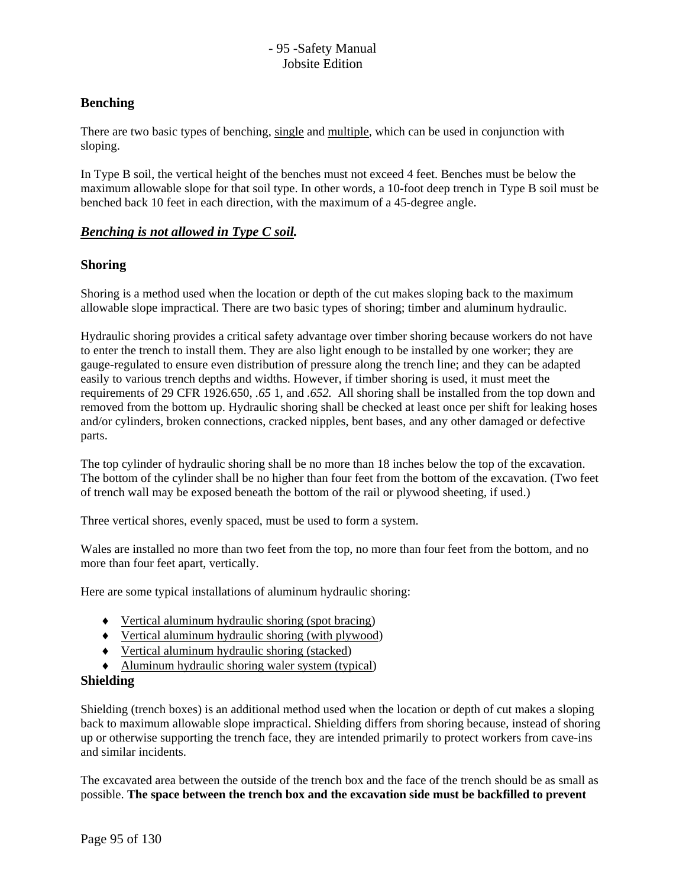## Benching

There are two basic types of benching, single and multiple, which can be used in conjunction with sloping.

In Type B soil, the vertical height of the benches must not exceed 4 feet. Benches must be below the maximum allowable slope for that soil type. In other words, a 10-foot deep trench in Type B soil must be benched back 10 feet in each direction, with the maximum of a 45-degree angle.

### ***Benching is not allowed in Type C soil.***

## Shoring

Shoring is a method used when the location or depth of the cut makes sloping back to the maximum allowable slope impractical. There are two basic types of shoring; timber and aluminum hydraulic.

Hydraulic shoring provides a critical safety advantage over timber shoring because workers do not have to enter the trench to install them. They are also light enough to be installed by one worker; they are gauge-regulated to ensure even distribution of pressure along the trench line; and they can be adapted easily to various trench depths and widths. However, if timber shoring is used, it must meet the requirements of 29 CFR 1926.650, *.65* 1, and *.652.* All shoring shall be installed from the top down and removed from the bottom up. Hydraulic shoring shall be checked at least once per shift for leaking hoses and/or cylinders, broken connections, cracked nipples, bent bases, and any other damaged or defective parts.

The top cylinder of hydraulic shoring shall be no more than 18 inches below the top of the excavation. The bottom of the cylinder shall be no higher than four feet from the bottom of the excavation. (Two feet of trench wall may be exposed beneath the bottom of the rail or plywood sheeting, if used.)

Three vertical shores, evenly spaced, must be used to form a system.

Wales are installed no more than two feet from the top, no more than four feet from the bottom, and no more than four feet apart, vertically.

Here are some typical installations of aluminum hydraulic shoring:

- Vertical aluminum hydraulic shoring (spot bracing)
- Vertical aluminum hydraulic shoring (with plywood)
- Vertical aluminum hydraulic shoring (stacked)
- Aluminum hydraulic shoring waler system (typical)

## Shielding

Shielding (trench boxes) is an additional method used when the location or depth of cut makes a sloping back to maximum allowable slope impractical. Shielding differs from shoring because, instead of shoring up or otherwise supporting the trench face, they are intended primarily to protect workers from cave-ins and similar incidents.

The excavated area between the outside of the trench box and the face of the trench should be as small as possible. **The space between the trench box and the excavation side must be backfilled to prevent**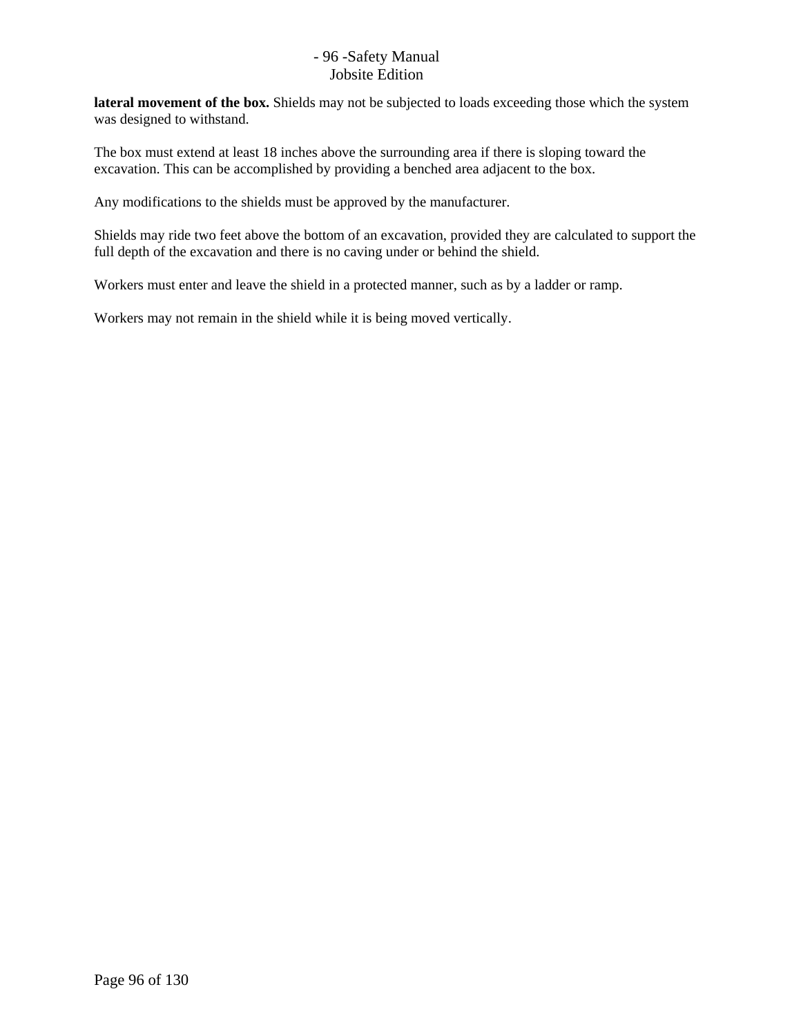**lateral movement of the box.** Shields may not be subjected to loads exceeding those which the system was designed to withstand.

The box must extend at least 18 inches above the surrounding area if there is sloping toward the excavation. This can be accomplished by providing a benched area adjacent to the box.

Any modifications to the shields must be approved by the manufacturer.

Shields may ride two feet above the bottom of an excavation, provided they are calculated to support the full depth of the excavation and there is no caving under or behind the shield.

Workers must enter and leave the shield in a protected manner, such as by a ladder or ramp.

Workers may not remain in the shield while it is being moved vertically.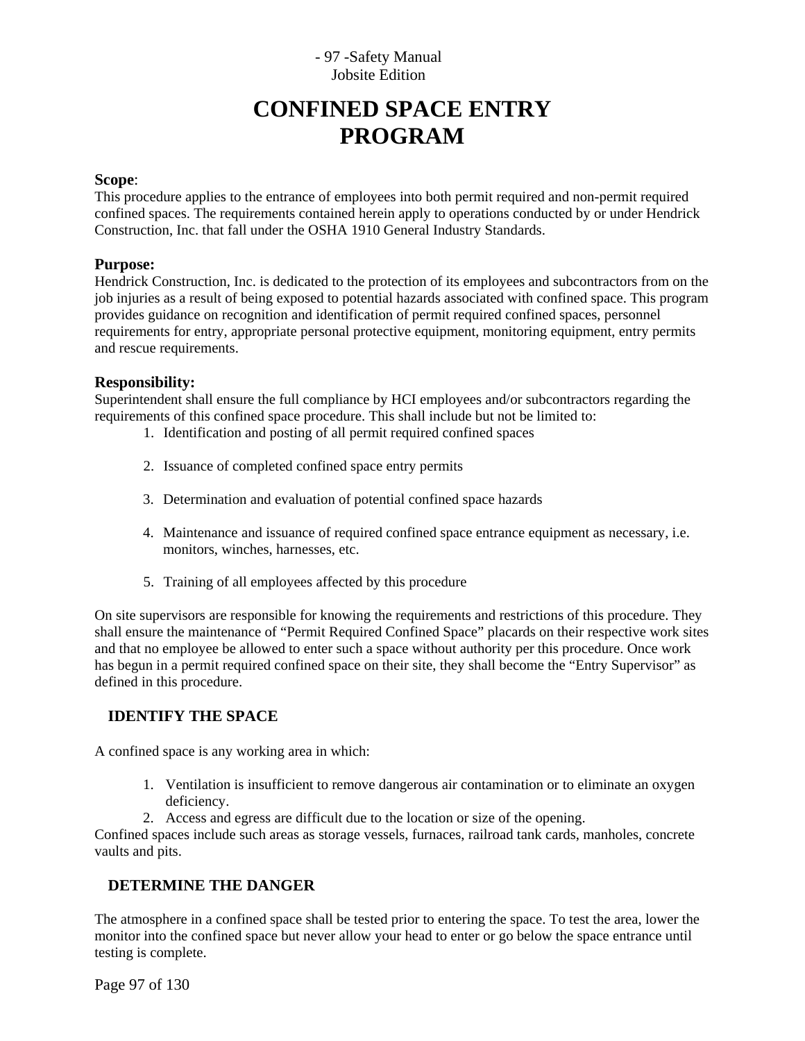# CONFINED SPACE ENTRY PROGRAM

**Scope**:
This procedure applies to the entrance of employees into both permit required and non-permit required confined spaces. The requirements contained herein apply to operations conducted by or under Hendrick Construction, Inc. that fall under the OSHA 1910 General Industry Standards.

**Purpose:**
Hendrick Construction, Inc. is dedicated to the protection of its employees and subcontractors from on the job injuries as a result of being exposed to potential hazards associated with confined space. This program provides guidance on recognition and identification of permit required confined spaces, personnel requirements for entry, appropriate personal protective equipment, monitoring equipment, entry permits and rescue requirements.

**Responsibility:**
Superintendent shall ensure the full compliance by HCI employees and/or subcontractors regarding the requirements of this confined space procedure. This shall include but not be limited to:

1. Identification and posting of all permit required confined spaces
2. Issuance of completed confined space entry permits
3. Determination and evaluation of potential confined space hazards
4. Maintenance and issuance of required confined space entrance equipment as necessary, i.e. monitors, winches, harnesses, etc.
5. Training of all employees affected by this procedure

On site supervisors are responsible for knowing the requirements and restrictions of this procedure. They shall ensure the maintenance of "Permit Required Confined Space" placards on their respective work sites and that no employee be allowed to enter such a space without authority per this procedure. Once work has begun in a permit required confined space on their site, they shall become the "Entry Supervisor" as defined in this procedure.

## IDENTIFY THE SPACE

A confined space is any working area in which:

1. Ventilation is insufficient to remove dangerous air contamination or to eliminate an oxygen deficiency.
2. Access and egress are difficult due to the location or size of the opening.

Confined spaces include such areas as storage vessels, furnaces, railroad tank cards, manholes, concrete vaults and pits.

## DETERMINE THE DANGER

The atmosphere in a confined space shall be tested prior to entering the space. To test the area, lower the monitor into the confined space but never allow your head to enter or go below the space entrance until testing is complete.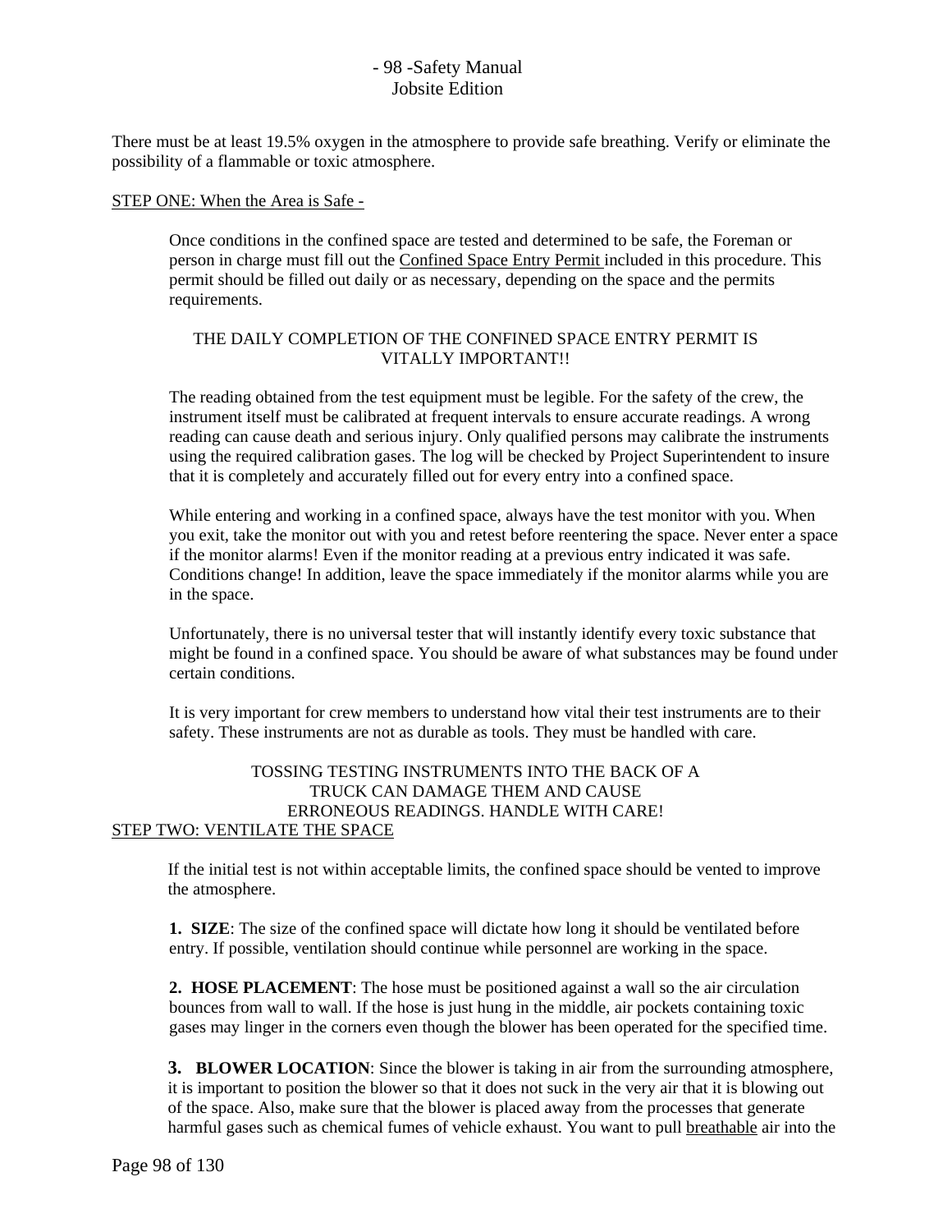There must be at least 19.5% oxygen in the atmosphere to provide safe breathing. Verify or eliminate the possibility of a flammable or toxic atmosphere.

STEP ONE: When the Area is Safe -

Once conditions in the confined space are tested and determined to be safe, the Foreman or person in charge must fill out the Confined Space Entry Permit included in this procedure. This permit should be filled out daily or as necessary, depending on the space and the permits requirements.

THE DAILY COMPLETION OF THE CONFINED SPACE ENTRY PERMIT IS VITALLY IMPORTANT!!

The reading obtained from the test equipment must be legible. For the safety of the crew, the instrument itself must be calibrated at frequent intervals to ensure accurate readings. A wrong reading can cause death and serious injury. Only qualified persons may calibrate the instruments using the required calibration gases. The log will be checked by Project Superintendent to insure that it is completely and accurately filled out for every entry into a confined space.

While entering and working in a confined space, always have the test monitor with you. When you exit, take the monitor out with you and retest before reentering the space. Never enter a space if the monitor alarms! Even if the monitor reading at a previous entry indicated it was safe. Conditions change! In addition, leave the space immediately if the monitor alarms while you are in the space.

Unfortunately, there is no universal tester that will instantly identify every toxic substance that might be found in a confined space. You should be aware of what substances may be found under certain conditions.

It is very important for crew members to understand how vital their test instruments are to their safety. These instruments are not as durable as tools. They must be handled with care.

TOSSING TESTING INSTRUMENTS INTO THE BACK OF A TRUCK CAN DAMAGE THEM AND CAUSE ERRONEOUS READINGS. HANDLE WITH CARE!

STEP TWO: VENTILATE THE SPACE

If the initial test is not within acceptable limits, the confined space should be vented to improve the atmosphere.

1. **SIZE**: The size of the confined space will dictate how long it should be ventilated before entry. If possible, ventilation should continue while personnel are working in the space.

2. **HOSE PLACEMENT**: The hose must be positioned against a wall so the air circulation bounces from wall to wall. If the hose is just hung in the middle, air pockets containing toxic gases may linger in the corners even though the blower has been operated for the specified time.

3. **BLOWER LOCATION**: Since the blower is taking in air from the surrounding atmosphere, it is important to position the blower so that it does not suck in the very air that it is blowing out of the space. Also, make sure that the blower is placed away from the processes that generate harmful gases such as chemical fumes of vehicle exhaust. You want to pull breathable air into the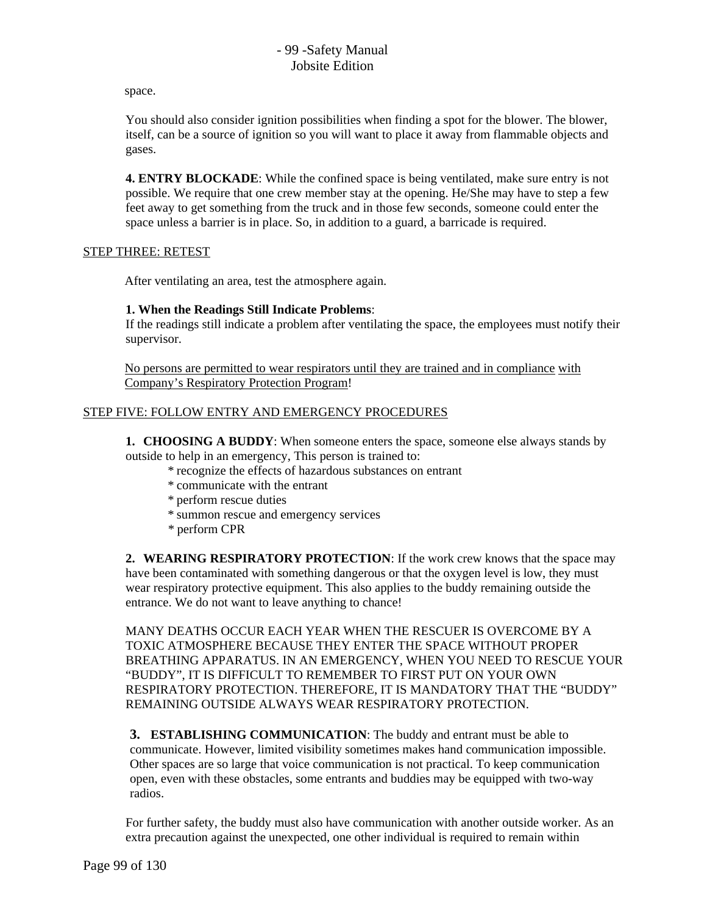space.

You should also consider ignition possibilities when finding a spot for the blower. The blower, itself, can be a source of ignition so you will want to place it away from flammable objects and gases.

**4. ENTRY BLOCKADE**: While the confined space is being ventilated, make sure entry is not possible. We require that one crew member stay at the opening. He/She may have to step a few feet away to get something from the truck and in those few seconds, someone could enter the space unless a barrier is in place. So, in addition to a guard, a barricade is required.

STEP THREE: RETEST

After ventilating an area, test the atmosphere again.

**1. When the Readings Still Indicate Problems**:
If the readings still indicate a problem after ventilating the space, the employees must notify their supervisor.

No persons are permitted to wear respirators until they are trained and in compliance with Company's Respiratory Protection Program!

STEP FIVE: FOLLOW ENTRY AND EMERGENCY PROCEDURES

**1. CHOOSING A BUDDY**: When someone enters the space, someone else always stands by outside to help in an emergency, This person is trained to:

* recognize the effects of hazardous substances on entrant
* communicate with the entrant
* perform rescue duties
* summon rescue and emergency services
* perform CPR

**2. WEARING RESPIRATORY PROTECTION**: If the work crew knows that the space may have been contaminated with something dangerous or that the oxygen level is low, they must wear respiratory protective equipment. This also applies to the buddy remaining outside the entrance. We do not want to leave anything to chance!

MANY DEATHS OCCUR EACH YEAR WHEN THE RESCUER IS OVERCOME BY A TOXIC ATMOSPHERE BECAUSE THEY ENTER THE SPACE WITHOUT PROPER BREATHING APPARATUS. IN AN EMERGENCY, WHEN YOU NEED TO RESCUE YOUR "BUDDY", IT IS DIFFICULT TO REMEMBER TO FIRST PUT ON YOUR OWN RESPIRATORY PROTECTION. THEREFORE, IT IS MANDATORY THAT THE "BUDDY" REMAINING OUTSIDE ALWAYS WEAR RESPIRATORY PROTECTION.

**3. ESTABLISHING COMMUNICATION**: The buddy and entrant must be able to communicate. However, limited visibility sometimes makes hand communication impossible. Other spaces are so large that voice communication is not practical. To keep communication open, even with these obstacles, some entrants and buddies may be equipped with two-way radios.

For further safety, the buddy must also have communication with another outside worker. As an extra precaution against the unexpected, one other individual is required to remain within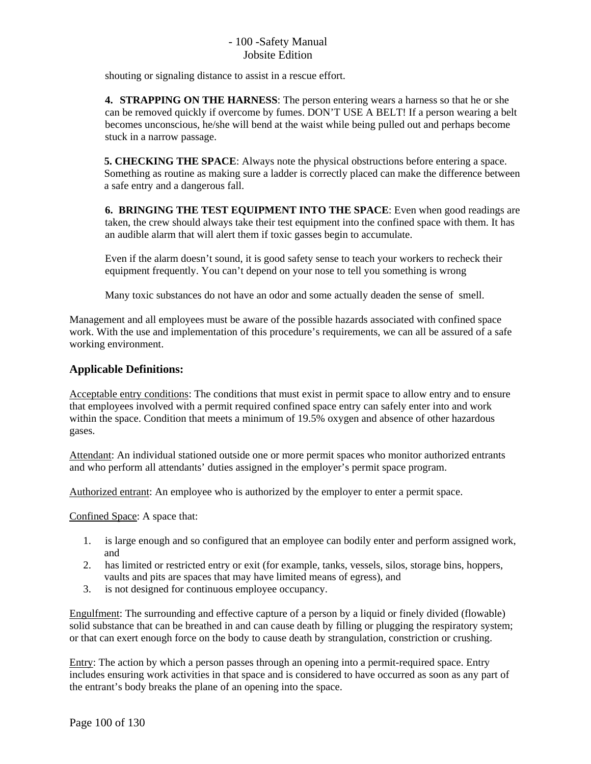shouting or signaling distance to assist in a rescue effort.

**4. STRAPPING ON THE HARNESS**: The person entering wears a harness so that he or she can be removed quickly if overcome by fumes. DON'T USE A BELT! If a person wearing a belt becomes unconscious, he/she will bend at the waist while being pulled out and perhaps become stuck in a narrow passage.

**5. CHECKING THE SPACE**: Always note the physical obstructions before entering a space. Something as routine as making sure a ladder is correctly placed can make the difference between a safe entry and a dangerous fall.

**6. BRINGING THE TEST EQUIPMENT INTO THE SPACE**: Even when good readings are taken, the crew should always take their test equipment into the confined space with them. It has an audible alarm that will alert them if toxic gasses begin to accumulate.

Even if the alarm doesn't sound, it is good safety sense to teach your workers to recheck their equipment frequently. You can't depend on your nose to tell you something is wrong

Many toxic substances do not have an odor and some actually deaden the sense of smell.

Management and all employees must be aware of the possible hazards associated with confined space work. With the use and implementation of this procedure's requirements, we can all be assured of a safe working environment.

### Applicable Definitions:

Acceptable entry conditions: The conditions that must exist in permit space to allow entry and to ensure that employees involved with a permit required confined space entry can safely enter into and work within the space. Condition that meets a minimum of 19.5% oxygen and absence of other hazardous gases.

Attendant: An individual stationed outside one or more permit spaces who monitor authorized entrants and who perform all attendants' duties assigned in the employer's permit space program.

Authorized entrant: An employee who is authorized by the employer to enter a permit space.

Confined Space: A space that:

1. is large enough and so configured that an employee can bodily enter and perform assigned work, and
2. has limited or restricted entry or exit (for example, tanks, vessels, silos, storage bins, hoppers, vaults and pits are spaces that may have limited means of egress), and
3. is not designed for continuous employee occupancy.

Engulfment: The surrounding and effective capture of a person by a liquid or finely divided (flowable) solid substance that can be breathed in and can cause death by filling or plugging the respiratory system; or that can exert enough force on the body to cause death by strangulation, constriction or crushing.

Entry: The action by which a person passes through an opening into a permit-required space. Entry includes ensuring work activities in that space and is considered to have occurred as soon as any part of the entrant's body breaks the plane of an opening into the space.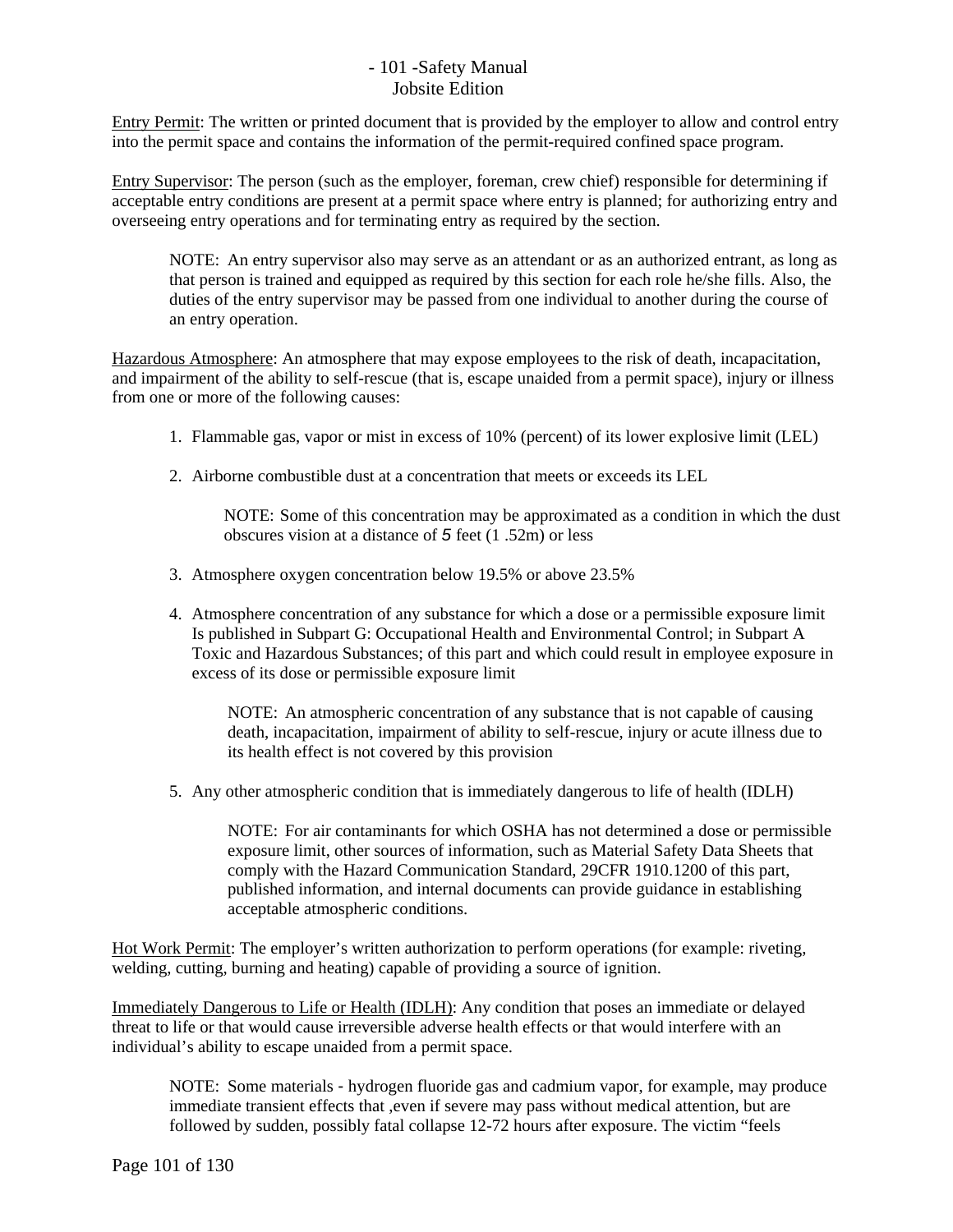Entry Permit: The written or printed document that is provided by the employer to allow and control entry into the permit space and contains the information of the permit-required confined space program.

Entry Supervisor: The person (such as the employer, foreman, crew chief) responsible for determining if acceptable entry conditions are present at a permit space where entry is planned; for authorizing entry and overseeing entry operations and for terminating entry as required by the section.

> NOTE: An entry supervisor also may serve as an attendant or as an authorized entrant, as long as that person is trained and equipped as required by this section for each role he/she fills. Also, the duties of the entry supervisor may be passed from one individual to another during the course of an entry operation.

Hazardous Atmosphere: An atmosphere that may expose employees to the risk of death, incapacitation, and impairment of the ability to self-rescue (that is, escape unaided from a permit space), injury or illness from one or more of the following causes:

1. Flammable gas, vapor or mist in excess of 10% (percent) of its lower explosive limit (LEL)

2. Airborne combustible dust at a concentration that meets or exceeds its LEL

   NOTE: Some of this concentration may be approximated as a condition in which the dust obscures vision at a distance of 5 feet (1 .52m) or less

3. Atmosphere oxygen concentration below 19.5% or above 23.5%

4. Atmosphere concentration of any substance for which a dose or a permissible exposure limit Is published in Subpart G: Occupational Health and Environmental Control; in Subpart A Toxic and Hazardous Substances; of this part and which could result in employee exposure in excess of its dose or permissible exposure limit

   NOTE: An atmospheric concentration of any substance that is not capable of causing death, incapacitation, impairment of ability to self-rescue, injury or acute illness due to its health effect is not covered by this provision

5. Any other atmospheric condition that is immediately dangerous to life of health (IDLH)

   NOTE: For air contaminants for which OSHA has not determined a dose or permissible exposure limit, other sources of information, such as Material Safety Data Sheets that comply with the Hazard Communication Standard, 29CFR 1910.1200 of this part, published information, and internal documents can provide guidance in establishing acceptable atmospheric conditions.

Hot Work Permit: The employer's written authorization to perform operations (for example: riveting, welding, cutting, burning and heating) capable of providing a source of ignition.

Immediately Dangerous to Life or Health (IDLH): Any condition that poses an immediate or delayed threat to life or that would cause irreversible adverse health effects or that would interfere with an individual's ability to escape unaided from a permit space.

> NOTE: Some materials - hydrogen fluoride gas and cadmium vapor, for example, may produce immediate transient effects that ,even if severe may pass without medical attention, but are followed by sudden, possibly fatal collapse 12-72 hours after exposure. The victim "feels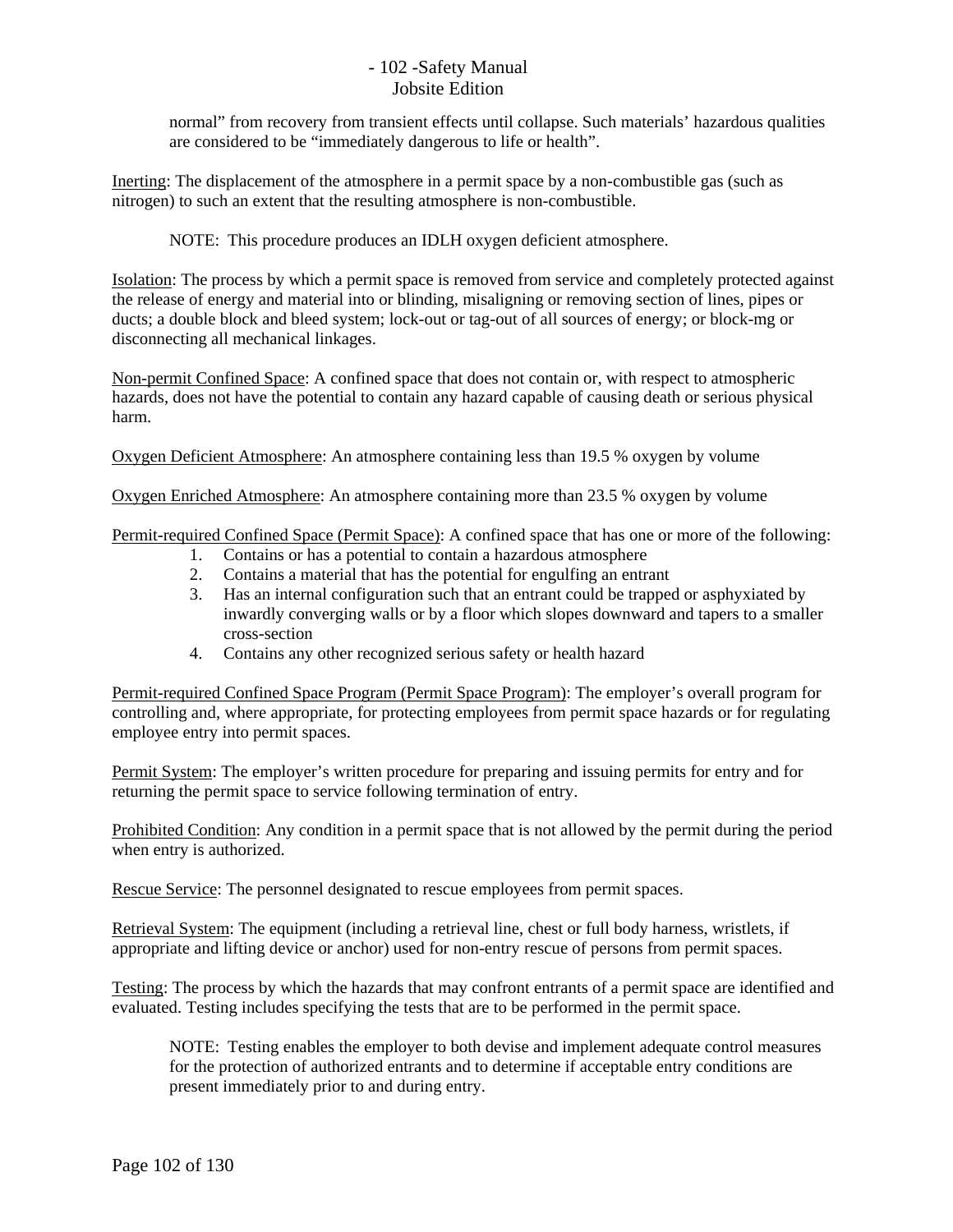normal" from recovery from transient effects until collapse. Such materials' hazardous qualities are considered to be "immediately dangerous to life or health".

Inerting: The displacement of the atmosphere in a permit space by a non-combustible gas (such as nitrogen) to such an extent that the resulting atmosphere is non-combustible.

NOTE: This procedure produces an IDLH oxygen deficient atmosphere.

Isolation: The process by which a permit space is removed from service and completely protected against the release of energy and material into or blinding, misaligning or removing section of lines, pipes or ducts; a double block and bleed system; lock-out or tag-out of all sources of energy; or block-mg or disconnecting all mechanical linkages.

Non-permit Confined Space: A confined space that does not contain or, with respect to atmospheric hazards, does not have the potential to contain any hazard capable of causing death or serious physical harm.

Oxygen Deficient Atmosphere: An atmosphere containing less than 19.5 % oxygen by volume

Oxygen Enriched Atmosphere: An atmosphere containing more than 23.5 % oxygen by volume

Permit-required Confined Space (Permit Space): A confined space that has one or more of the following:

1. Contains or has a potential to contain a hazardous atmosphere
2. Contains a material that has the potential for engulfing an entrant
3. Has an internal configuration such that an entrant could be trapped or asphyxiated by inwardly converging walls or by a floor which slopes downward and tapers to a smaller cross-section
4. Contains any other recognized serious safety or health hazard

Permit-required Confined Space Program (Permit Space Program): The employer's overall program for controlling and, where appropriate, for protecting employees from permit space hazards or for regulating employee entry into permit spaces.

Permit System: The employer's written procedure for preparing and issuing permits for entry and for returning the permit space to service following termination of entry.

Prohibited Condition: Any condition in a permit space that is not allowed by the permit during the period when entry is authorized.

Rescue Service: The personnel designated to rescue employees from permit spaces.

Retrieval System: The equipment (including a retrieval line, chest or full body harness, wristlets, if appropriate and lifting device or anchor) used for non-entry rescue of persons from permit spaces.

Testing: The process by which the hazards that may confront entrants of a permit space are identified and evaluated. Testing includes specifying the tests that are to be performed in the permit space.

NOTE: Testing enables the employer to both devise and implement adequate control measures for the protection of authorized entrants and to determine if acceptable entry conditions are present immediately prior to and during entry.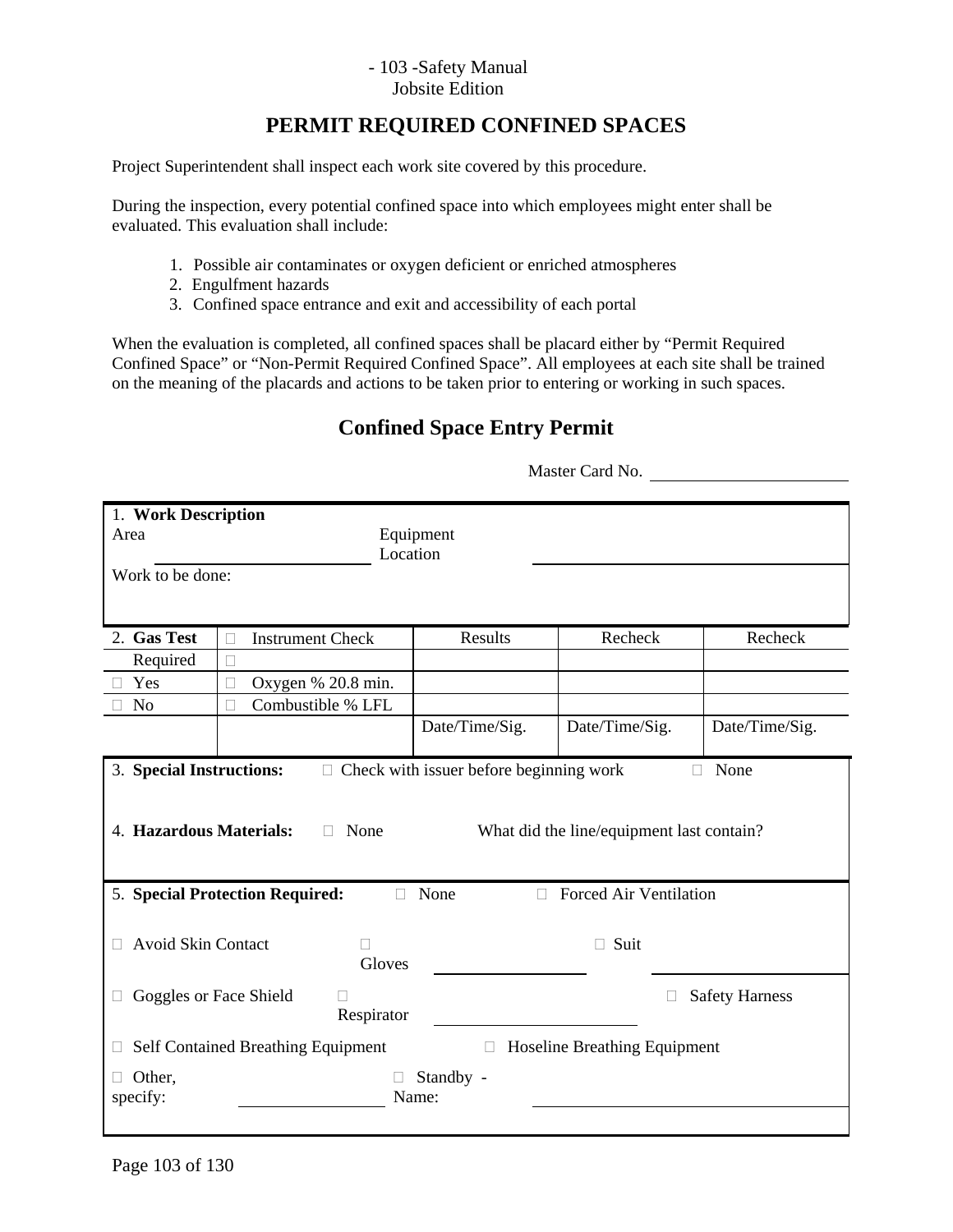## PERMIT REQUIRED CONFINED SPACES

Project Superintendent shall inspect each work site covered by this procedure.

During the inspection, every potential confined space into which employees might enter shall be evaluated. This evaluation shall include:

1. Possible air contaminates or oxygen deficient or enriched atmospheres
2. Engulfment hazards
3. Confined space entrance and exit and accessibility of each portal

When the evaluation is completed, all confined spaces shall be placard either by "Permit Required Confined Space" or "Non-Permit Required Confined Space". All employees at each site shall be trained on the meaning of the placards and actions to be taken prior to entering or working in such spaces.

## Confined Space Entry Permit

Master Card No. \_\_\_\_\_\_\_\_\_\_\_\_\_\_\_\_\_\_\_\_

**1. Work Description**

Area \_\_\_\_\_\_\_\_\_\_\_\_\_\_\_\_\_\_\_\_ Equipment Location \_\_\_\_\_\_\_\_\_\_\_\_\_\_\_\_\_\_\_\_

Work to be done:

| 2. **Gas Test** | ☐ Instrument Check | Results | Recheck | Recheck |
|---|---|---|---|---|
| Required | ☐ | | | |
| ☐ Yes | ☐ Oxygen % 20.8 min. | | | |
| ☐ No | ☐ Combustible % LFL | | | |
| | | Date/Time/Sig. | Date/Time/Sig. | Date/Time/Sig. |

3. **Special Instructions:** ☐ Check with issuer before beginning work ☐ None

4. **Hazardous Materials:** ☐ None What did the line/equipment last contain?

5. **Special Protection Required:** ☐ None ☐ Forced Air Ventilation

☐ Avoid Skin Contact ☐ Gloves \_\_\_\_\_\_\_\_\_\_\_\_ ☐ Suit \_\_\_\_\_\_\_\_\_\_\_\_

☐ Goggles or Face Shield ☐ Respirator \_\_\_\_\_\_\_\_\_\_\_\_ ☐ Safety Harness

☐ Self Contained Breathing Equipment ☐ Hoseline Breathing Equipment

☐ Other, specify: \_\_\_\_\_\_\_\_\_\_\_\_ ☐ Standby - Name: \_\_\_\_\_\_\_\_\_\_\_\_\_\_\_\_\_\_\_\_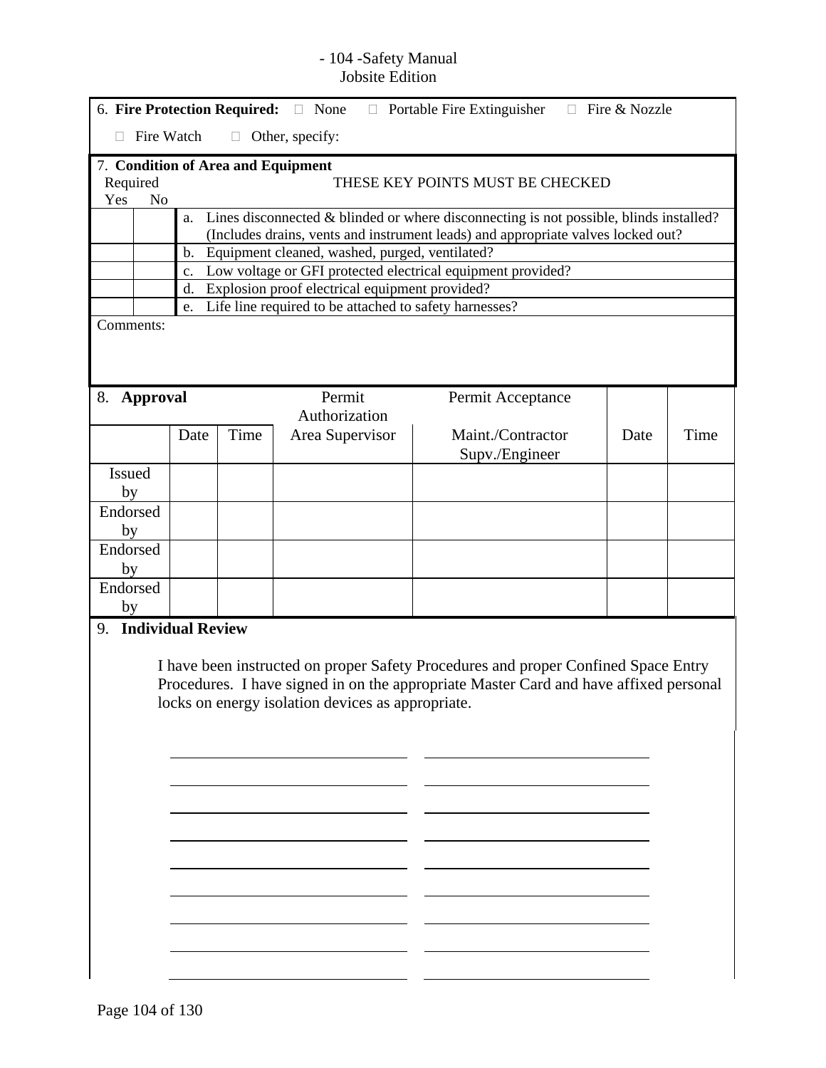6. **Fire Protection Required:** ☐ None ☐ Portable Fire Extinguisher ☐ Fire & Nozzle

☐ Fire Watch ☐ Other, specify:

7. **Condition of Area and Equipment**

| Required Yes | No | THESE KEY POINTS MUST BE CHECKED |
|---|---|---|
| | | a. Lines disconnected & blinded or where disconnecting is not possible, blinds installed? (Includes drains, vents and instrument leads) and appropriate valves locked out? |
| | | b. Equipment cleaned, washed, purged, ventilated? |
| | | c. Low voltage or GFI protected electrical equipment provided? |
| | | d. Explosion proof electrical equipment provided? |
| | | e. Life line required to be attached to safety harnesses? |

Comments:

| 8. **Approval** | | | Permit Authorization | Permit Acceptance | | |
|---|---|---|---|---|---|---|
| | Date | Time | Area Supervisor | Maint./Contractor Supv./Engineer | Date | Time |
| Issued by | | | | | | |
| Endorsed by | | | | | | |
| Endorsed by | | | | | | |
| Endorsed by | | | | | | |

9. **Individual Review**

I have been instructed on proper Safety Procedures and proper Confined Space Entry Procedures. I have signed in on the appropriate Master Card and have affixed personal locks on energy isolation devices as appropriate.

| | |
|---|---|
| \_\_\_\_\_\_\_\_\_\_\_\_\_\_\_\_\_\_\_\_\_\_\_\_\_\_\_\_\_\_ | \_\_\_\_\_\_\_\_\_\_\_\_\_\_\_\_\_\_\_\_\_\_\_\_\_\_\_\_\_\_ |
| \_\_\_\_\_\_\_\_\_\_\_\_\_\_\_\_\_\_\_\_\_\_\_\_\_\_\_\_\_\_ | \_\_\_\_\_\_\_\_\_\_\_\_\_\_\_\_\_\_\_\_\_\_\_\_\_\_\_\_\_\_ |
| \_\_\_\_\_\_\_\_\_\_\_\_\_\_\_\_\_\_\_\_\_\_\_\_\_\_\_\_\_\_ | \_\_\_\_\_\_\_\_\_\_\_\_\_\_\_\_\_\_\_\_\_\_\_\_\_\_\_\_\_\_ |
| \_\_\_\_\_\_\_\_\_\_\_\_\_\_\_\_\_\_\_\_\_\_\_\_\_\_\_\_\_\_ | \_\_\_\_\_\_\_\_\_\_\_\_\_\_\_\_\_\_\_\_\_\_\_\_\_\_\_\_\_\_ |
| \_\_\_\_\_\_\_\_\_\_\_\_\_\_\_\_\_\_\_\_\_\_\_\_\_\_\_\_\_\_ | \_\_\_\_\_\_\_\_\_\_\_\_\_\_\_\_\_\_\_\_\_\_\_\_\_\_\_\_\_\_ |
| \_\_\_\_\_\_\_\_\_\_\_\_\_\_\_\_\_\_\_\_\_\_\_\_\_\_\_\_\_\_ | \_\_\_\_\_\_\_\_\_\_\_\_\_\_\_\_\_\_\_\_\_\_\_\_\_\_\_\_\_\_ |
| \_\_\_\_\_\_\_\_\_\_\_\_\_\_\_\_\_\_\_\_\_\_\_\_\_\_\_\_\_\_ | \_\_\_\_\_\_\_\_\_\_\_\_\_\_\_\_\_\_\_\_\_\_\_\_\_\_\_\_\_\_ |
| \_\_\_\_\_\_\_\_\_\_\_\_\_\_\_\_\_\_\_\_\_\_\_\_\_\_\_\_\_\_ | \_\_\_\_\_\_\_\_\_\_\_\_\_\_\_\_\_\_\_\_\_\_\_\_\_\_\_\_\_\_ |
| \_\_\_\_\_\_\_\_\_\_\_\_\_\_\_\_\_\_\_\_\_\_\_\_\_\_\_\_\_\_ | \_\_\_\_\_\_\_\_\_\_\_\_\_\_\_\_\_\_\_\_\_\_\_\_\_\_\_\_\_\_ |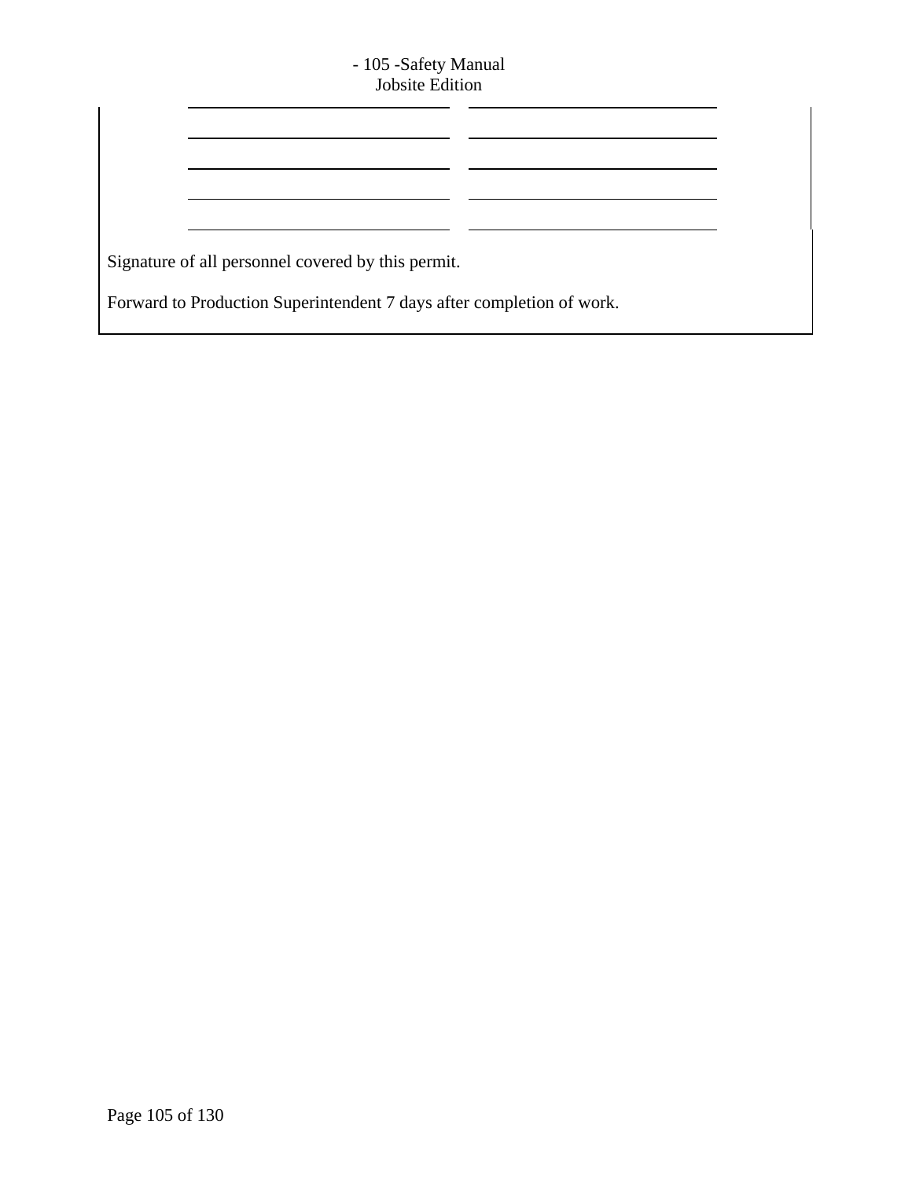| | |
|---|---|
| ______________________________ | ______________________________ |
| ______________________________ | ______________________________ |
| ______________________________ | ______________________________ |
| ______________________________ | ______________________________ |
| ______________________________ | ______________________________ |

Signature of all personnel covered by this permit.

Forward to Production Superintendent 7 days after completion of work.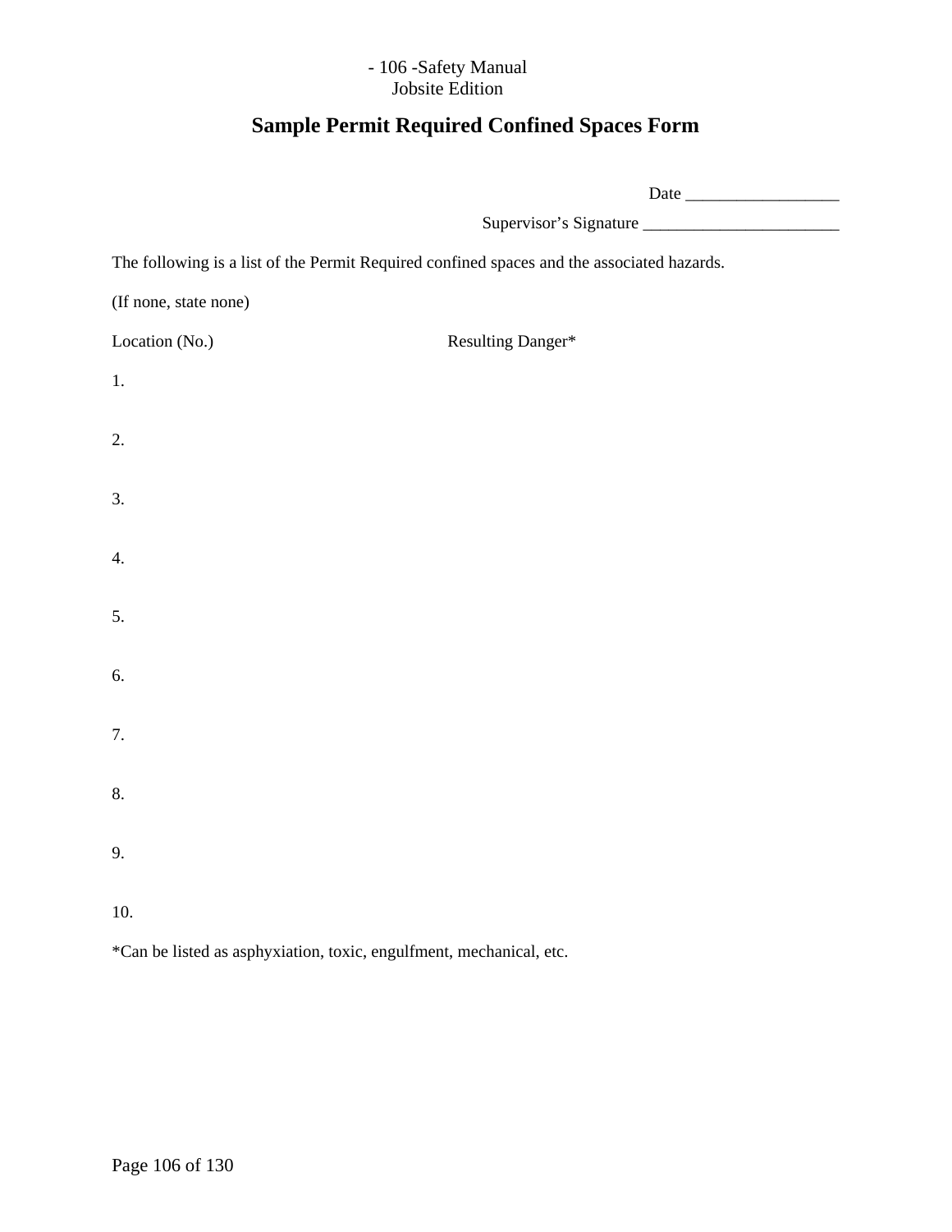# Sample Permit Required Confined Spaces Form

Date __________________

Supervisor's Signature _______________________

The following is a list of the Permit Required confined spaces and the associated hazards.

(If none, state none)

| Location (No.) | Resulting Danger* |
|---|---|
| 1. | |
| 2. | |
| 3. | |
| 4. | |
| 5. | |
| 6. | |
| 7. | |
| 8. | |
| 9. | |
| 10. | |

*Can be listed as asphyxiation, toxic, engulfment, mechanical, etc.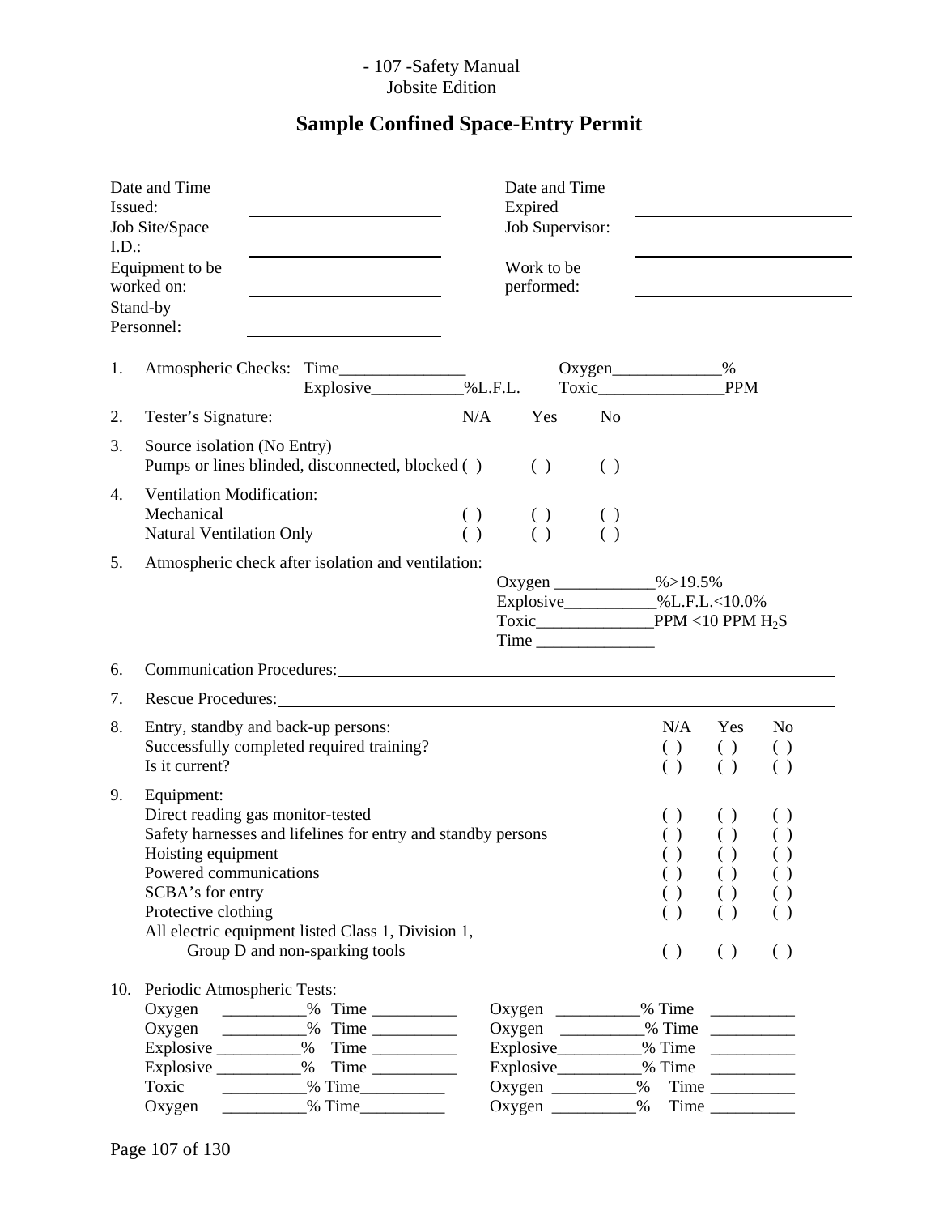# Sample Confined Space-Entry Permit

| | | | |
|---|---|---|---|
| Date and Time Issued: | ______________________ | Date and Time Expired | ______________________ |
| Job Site/Space I.D.: | ______________________ | Job Supervisor: | ______________________ |
| Equipment to be worked on: | ______________________ | Work to be performed: | ______________________ |
| Stand-by Personnel: | ______________________ | | |

1. Atmospheric Checks: Time_______________ Oxygen_____________%
   Explosive___________%L.F.L. Toxic_______________PPM

2. Tester's Signature: N/A Yes No

3. Source isolation (No Entry)

| | N/A | Yes | No |
|---|---|---|---|
| Pumps or lines blinded, disconnected, blocked | ( ) | ( ) | ( ) |

4. Ventilation Modification:

| | N/A | Yes | No |
|---|---|---|---|
| Mechanical | ( ) | ( ) | ( ) |
| Natural Ventilation Only | ( ) | ( ) | ( ) |

5. Atmospheric check after isolation and ventilation:
   Oxygen ____________%>19.5%
   Explosive___________%L.F.L.<10.0%
   Toxic______________PPM <10 PPM $H_2S$
   Time ______________

6. Communication Procedures: ________________________________________________

7. Rescue Procedures: ________________________________________________

8. Entry, standby and back-up persons:

| | N/A | Yes | No |
|---|---|---|---|
| Successfully completed required training? | ( ) | ( ) | ( ) |
| Is it current? | ( ) | ( ) | ( ) |

9. Equipment:

| | N/A | Yes | No |
|---|---|---|---|
| Direct reading gas monitor-tested | ( ) | ( ) | ( ) |
| Safety harnesses and lifelines for entry and standby persons | ( ) | ( ) | ( ) |
| Hoisting equipment | ( ) | ( ) | ( ) |
| Powered communications | ( ) | ( ) | ( ) |
| SCBA's for entry | ( ) | ( ) | ( ) |
| Protective clothing | ( ) | ( ) | ( ) |
| All electric equipment listed Class 1, Division 1, Group D and non-sparking tools | ( ) | ( ) | ( ) |

10. Periodic Atmospheric Tests:

| | | | |
|---|---|---|---|
| Oxygen __________% | Time __________ | Oxygen __________% | Time __________ |
| Oxygen __________% | Time __________ | Oxygen __________% | Time __________ |
| Explosive __________% | Time __________ | Explosive__________% | Time __________ |
| Explosive __________% | Time __________ | Explosive__________% | Time __________ |
| Toxic __________% | Time__________ | Oxygen __________% | Time __________ |
| Oxygen __________% | Time__________ | Oxygen __________% | Time __________ |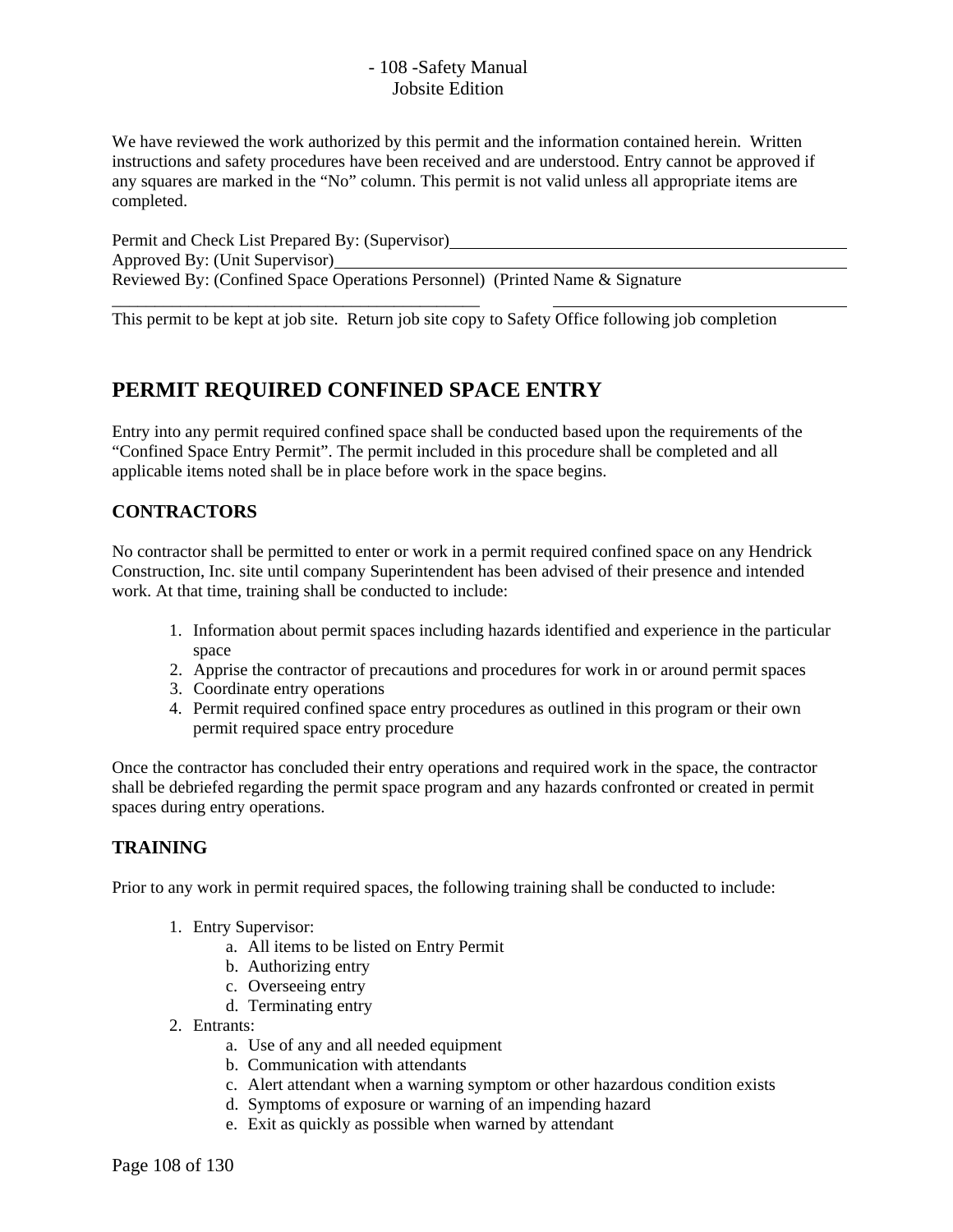We have reviewed the work authorized by this permit and the information contained herein. Written instructions and safety procedures have been received and are understood. Entry cannot be approved if any squares are marked in the "No" column. This permit is not valid unless all appropriate items are completed.

Permit and Check List Prepared By: (Supervisor)\_\_\_\_\_\_\_\_\_\_\_\_\_\_\_\_\_\_\_\_\_\_\_\_\_\_\_\_\_\_\_\_\_\_\_\_\_\_\_\_\_\_\_\_\_\_
Approved By: (Unit Supervisor)\_\_\_\_\_\_\_\_\_\_\_\_\_\_\_\_\_\_\_\_\_\_\_\_\_\_\_\_\_\_\_\_\_\_\_\_\_\_\_\_\_\_\_\_\_\_\_\_\_\_\_\_\_\_\_\_\_\_
Reviewed By: (Confined Space Operations Personnel) (Printed Name & Signature
\_\_\_\_\_\_\_\_\_\_\_\_\_\_\_\_\_\_\_\_\_\_\_\_\_\_\_\_\_\_\_\_\_\_\_\_\_\_\_\_\_\_\_\_ \_\_\_\_\_\_\_\_\_\_\_\_\_\_\_\_\_\_\_\_\_\_\_\_\_\_\_\_\_\_\_\_\_\_\_\_\_\_
This permit to be kept at job site. Return job site copy to Safety Office following job completion

## PERMIT REQUIRED CONFINED SPACE ENTRY

Entry into any permit required confined space shall be conducted based upon the requirements of the "Confined Space Entry Permit". The permit included in this procedure shall be completed and all applicable items noted shall be in place before work in the space begins.

### CONTRACTORS

No contractor shall be permitted to enter or work in a permit required confined space on any Hendrick Construction, Inc. site until company Superintendent has been advised of their presence and intended work. At that time, training shall be conducted to include:

1. Information about permit spaces including hazards identified and experience in the particular space
2. Apprise the contractor of precautions and procedures for work in or around permit spaces
3. Coordinate entry operations
4. Permit required confined space entry procedures as outlined in this program or their own permit required space entry procedure

Once the contractor has concluded their entry operations and required work in the space, the contractor shall be debriefed regarding the permit space program and any hazards confronted or created in permit spaces during entry operations.

### TRAINING

Prior to any work in permit required spaces, the following training shall be conducted to include:

1. Entry Supervisor:
   a. All items to be listed on Entry Permit
   b. Authorizing entry
   c. Overseeing entry
   d. Terminating entry
2. Entrants:
   a. Use of any and all needed equipment
   b. Communication with attendants
   c. Alert attendant when a warning symptom or other hazardous condition exists
   d. Symptoms of exposure or warning of an impending hazard
   e. Exit as quickly as possible when warned by attendant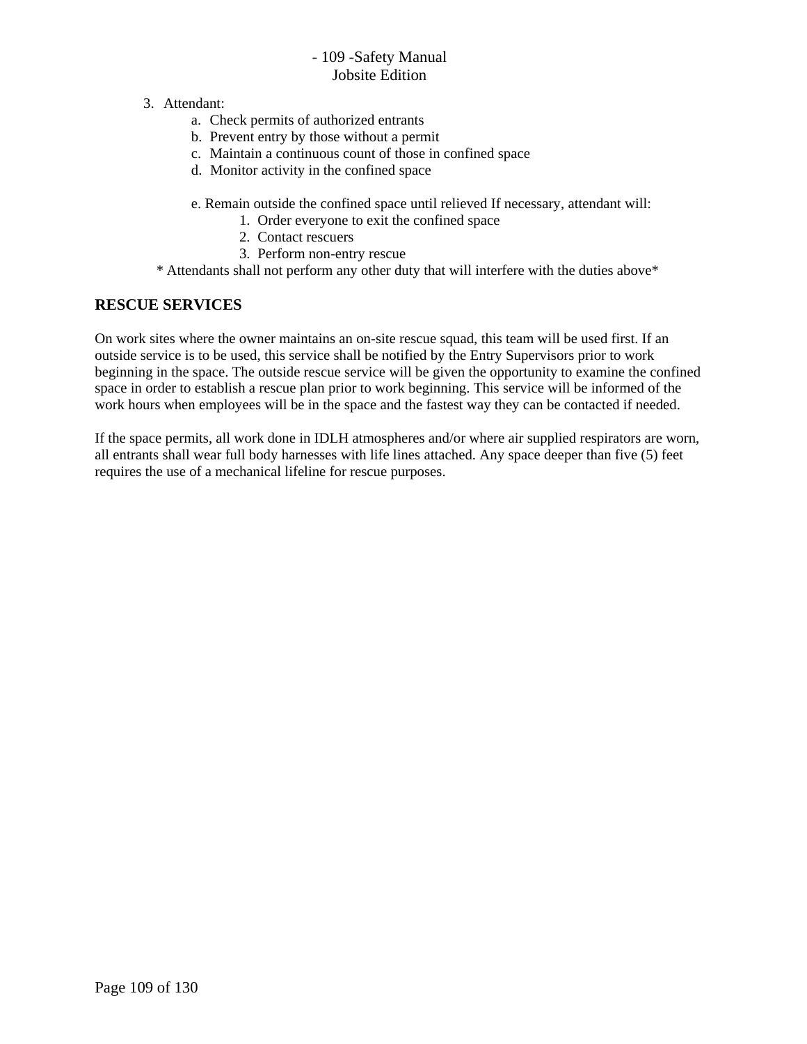3. Attendant:
   a. Check permits of authorized entrants
   b. Prevent entry by those without a permit
   c. Maintain a continuous count of those in confined space
   d. Monitor activity in the confined space

   e. Remain outside the confined space until relieved If necessary, attendant will:
      1. Order everyone to exit the confined space
      2. Contact rescuers
      3. Perform non-entry rescue

\* Attendants shall not perform any other duty that will interfere with the duties above\*

## RESCUE SERVICES

On work sites where the owner maintains an on-site rescue squad, this team will be used first. If an outside service is to be used, this service shall be notified by the Entry Supervisors prior to work beginning in the space. The outside rescue service will be given the opportunity to examine the confined space in order to establish a rescue plan prior to work beginning. This service will be informed of the work hours when employees will be in the space and the fastest way they can be contacted if needed.

If the space permits, all work done in IDLH atmospheres and/or where air supplied respirators are worn, all entrants shall wear full body harnesses with life lines attached. Any space deeper than five (5) feet requires the use of a mechanical lifeline for rescue purposes.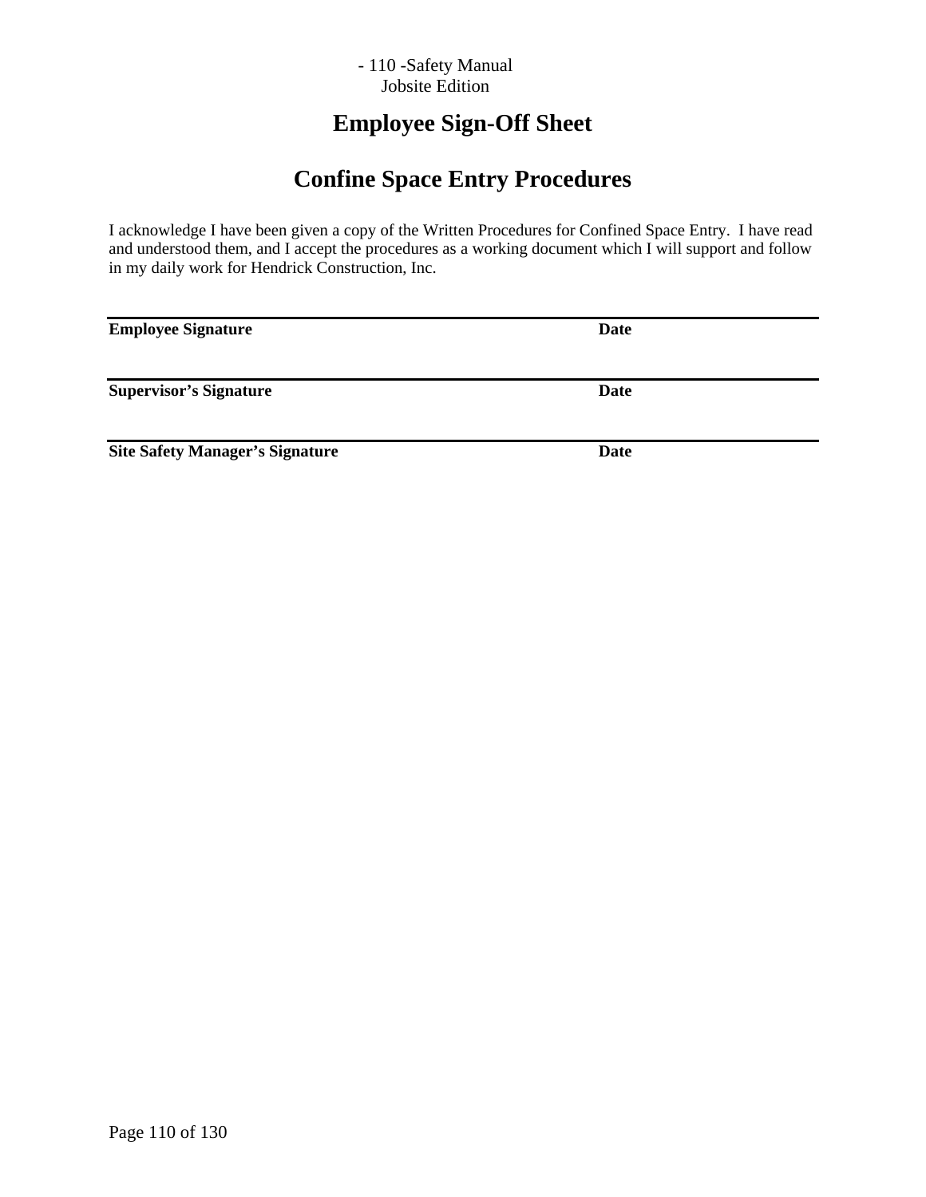# Employee Sign-Off Sheet

## Confine Space Entry Procedures

I acknowledge I have been given a copy of the Written Procedures for Confined Space Entry. I have read and understood them, and I accept the procedures as a working document which I will support and follow in my daily work for Hendrick Construction, Inc.

---

**Employee Signature** **Date**

---

**Supervisor's Signature** **Date**

---

**Site Safety Manager's Signature** **Date**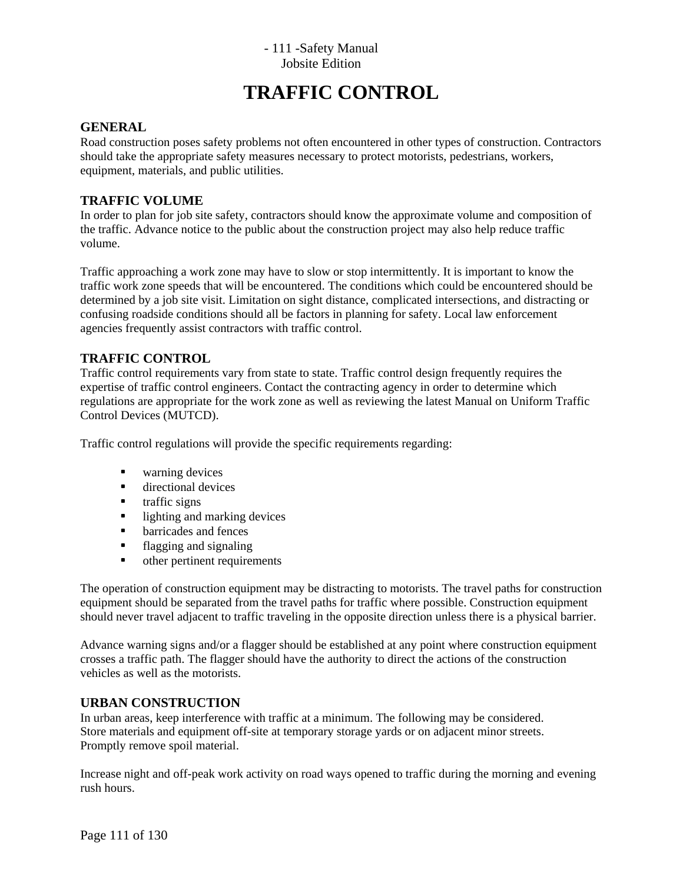# TRAFFIC CONTROL

## GENERAL

Road construction poses safety problems not often encountered in other types of construction. Contractors should take the appropriate safety measures necessary to protect motorists, pedestrians, workers, equipment, materials, and public utilities.

## TRAFFIC VOLUME

In order to plan for job site safety, contractors should know the approximate volume and composition of the traffic. Advance notice to the public about the construction project may also help reduce traffic volume.

Traffic approaching a work zone may have to slow or stop intermittently. It is important to know the traffic work zone speeds that will be encountered. The conditions which could be encountered should be determined by a job site visit. Limitation on sight distance, complicated intersections, and distracting or confusing roadside conditions should all be factors in planning for safety. Local law enforcement agencies frequently assist contractors with traffic control.

## TRAFFIC CONTROL

Traffic control requirements vary from state to state. Traffic control design frequently requires the expertise of traffic control engineers. Contact the contracting agency in order to determine which regulations are appropriate for the work zone as well as reviewing the latest Manual on Uniform Traffic Control Devices (MUTCD).

Traffic control regulations will provide the specific requirements regarding:

- warning devices
- directional devices
- traffic signs
- lighting and marking devices
- barricades and fences
- flagging and signaling
- other pertinent requirements

The operation of construction equipment may be distracting to motorists. The travel paths for construction equipment should be separated from the travel paths for traffic where possible. Construction equipment should never travel adjacent to traffic traveling in the opposite direction unless there is a physical barrier.

Advance warning signs and/or a flagger should be established at any point where construction equipment crosses a traffic path. The flagger should have the authority to direct the actions of the construction vehicles as well as the motorists.

## URBAN CONSTRUCTION

In urban areas, keep interference with traffic at a minimum. The following may be considered.
Store materials and equipment off-site at temporary storage yards or on adjacent minor streets.
Promptly remove spoil material.

Increase night and off-peak work activity on road ways opened to traffic during the morning and evening rush hours.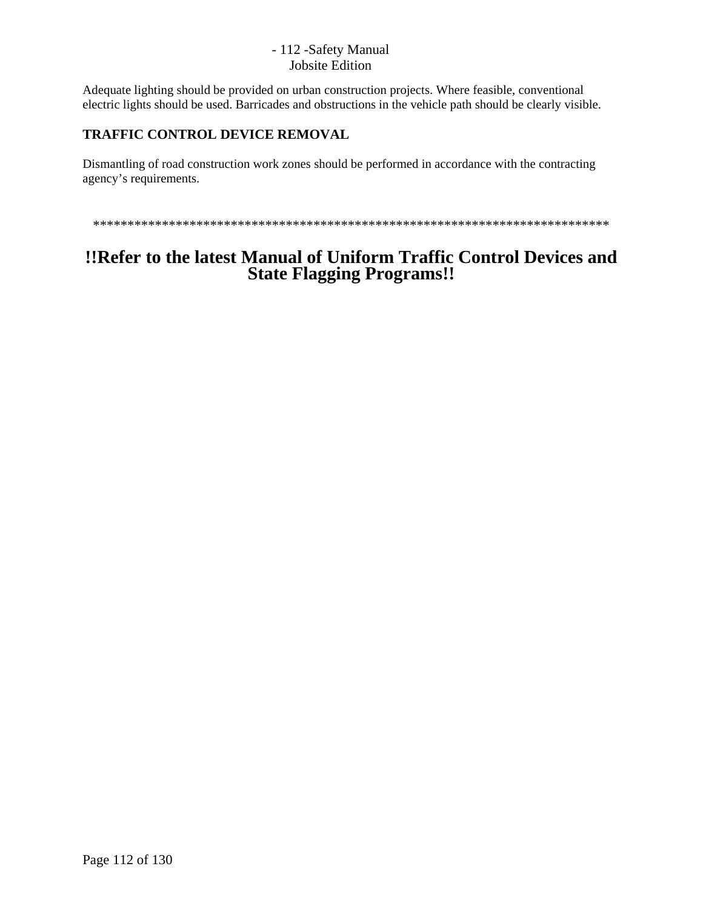Adequate lighting should be provided on urban construction projects. Where feasible, conventional electric lights should be used. Barricades and obstructions in the vehicle path should be clearly visible.

**TRAFFIC CONTROL DEVICE REMOVAL**

Dismantling of road construction work zones should be performed in accordance with the contracting agency's requirements.

****************************************************************************

# !!Refer to the latest Manual of Uniform Traffic Control Devices and State Flagging Programs!!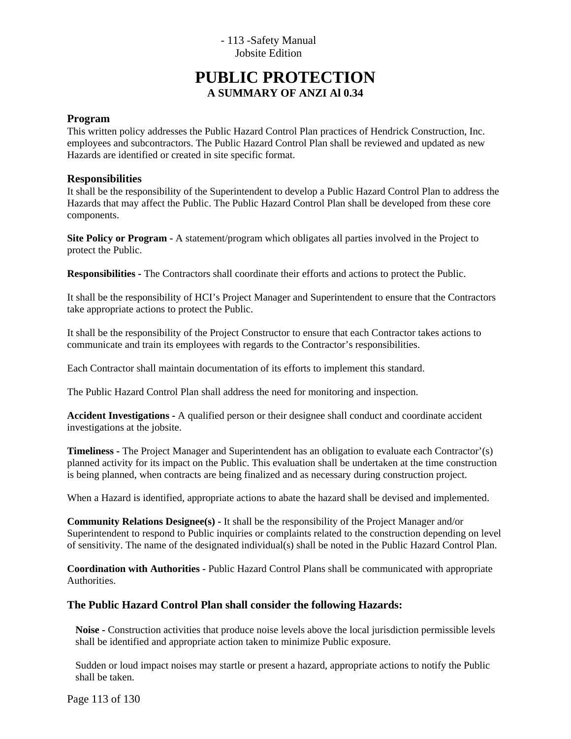# PUBLIC PROTECTION

## A SUMMARY OF ANZI Al 0.34

### Program

This written policy addresses the Public Hazard Control Plan practices of Hendrick Construction, Inc. employees and subcontractors. The Public Hazard Control Plan shall be reviewed and updated as new Hazards are identified or created in site specific format.

### Responsibilities

It shall be the responsibility of the Superintendent to develop a Public Hazard Control Plan to address the Hazards that may affect the Public. The Public Hazard Control Plan shall be developed from these core components.

**Site Policy or Program -** A statement/program which obligates all parties involved in the Project to protect the Public.

**Responsibilities -** The Contractors shall coordinate their efforts and actions to protect the Public.

It shall be the responsibility of HCI's Project Manager and Superintendent to ensure that the Contractors take appropriate actions to protect the Public.

It shall be the responsibility of the Project Constructor to ensure that each Contractor takes actions to communicate and train its employees with regards to the Contractor's responsibilities.

Each Contractor shall maintain documentation of its efforts to implement this standard.

The Public Hazard Control Plan shall address the need for monitoring and inspection.

**Accident Investigations -** A qualified person or their designee shall conduct and coordinate accident investigations at the jobsite.

**Timeliness -** The Project Manager and Superintendent has an obligation to evaluate each Contractor'(s) planned activity for its impact on the Public. This evaluation shall be undertaken at the time construction is being planned, when contracts are being finalized and as necessary during construction project.

When a Hazard is identified, appropriate actions to abate the hazard shall be devised and implemented.

**Community Relations Designee(s) -** It shall be the responsibility of the Project Manager and/or Superintendent to respond to Public inquiries or complaints related to the construction depending on level of sensitivity. The name of the designated individual(s) shall be noted in the Public Hazard Control Plan.

**Coordination with Authorities -** Public Hazard Control Plans shall be communicated with appropriate Authorities.

### The Public Hazard Control Plan shall consider the following Hazards:

**Noise -** Construction activities that produce noise levels above the local jurisdiction permissible levels shall be identified and appropriate action taken to minimize Public exposure.

Sudden or loud impact noises may startle or present a hazard, appropriate actions to notify the Public shall be taken.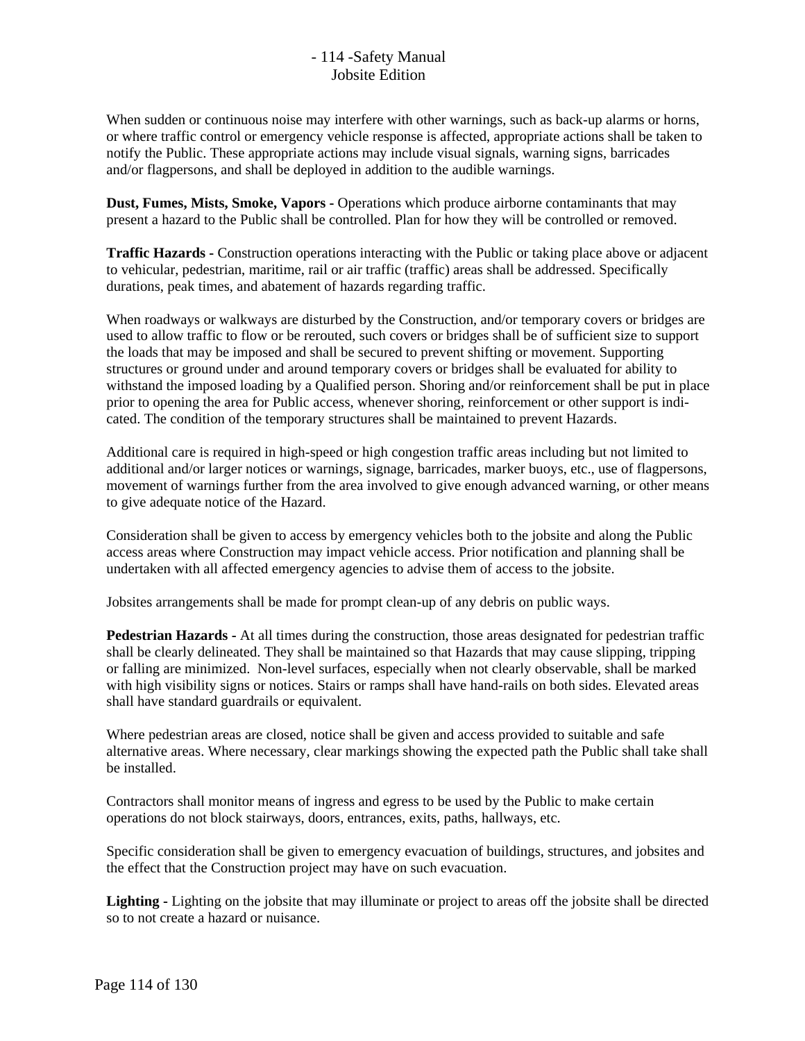When sudden or continuous noise may interfere with other warnings, such as back-up alarms or horns, or where traffic control or emergency vehicle response is affected, appropriate actions shall be taken to notify the Public. These appropriate actions may include visual signals, warning signs, barricades and/or flagpersons, and shall be deployed in addition to the audible warnings.

**Dust, Fumes, Mists, Smoke, Vapors -** Operations which produce airborne contaminants that may present a hazard to the Public shall be controlled. Plan for how they will be controlled or removed.

**Traffic Hazards -** Construction operations interacting with the Public or taking place above or adjacent to vehicular, pedestrian, maritime, rail or air traffic (traffic) areas shall be addressed. Specifically durations, peak times, and abatement of hazards regarding traffic.

When roadways or walkways are disturbed by the Construction, and/or temporary covers or bridges are used to allow traffic to flow or be rerouted, such covers or bridges shall be of sufficient size to support the loads that may be imposed and shall be secured to prevent shifting or movement. Supporting structures or ground under and around temporary covers or bridges shall be evaluated for ability to withstand the imposed loading by a Qualified person. Shoring and/or reinforcement shall be put in place prior to opening the area for Public access, whenever shoring, reinforcement or other support is indicated. The condition of the temporary structures shall be maintained to prevent Hazards.

Additional care is required in high-speed or high congestion traffic areas including but not limited to additional and/or larger notices or warnings, signage, barricades, marker buoys, etc., use of flagpersons, movement of warnings further from the area involved to give enough advanced warning, or other means to give adequate notice of the Hazard.

Consideration shall be given to access by emergency vehicles both to the jobsite and along the Public access areas where Construction may impact vehicle access. Prior notification and planning shall be undertaken with all affected emergency agencies to advise them of access to the jobsite.

Jobsites arrangements shall be made for prompt clean-up of any debris on public ways.

**Pedestrian Hazards -** At all times during the construction, those areas designated for pedestrian traffic shall be clearly delineated. They shall be maintained so that Hazards that may cause slipping, tripping or falling are minimized. Non-level surfaces, especially when not clearly observable, shall be marked with high visibility signs or notices. Stairs or ramps shall have hand-rails on both sides. Elevated areas shall have standard guardrails or equivalent.

Where pedestrian areas are closed, notice shall be given and access provided to suitable and safe alternative areas. Where necessary, clear markings showing the expected path the Public shall take shall be installed.

Contractors shall monitor means of ingress and egress to be used by the Public to make certain operations do not block stairways, doors, entrances, exits, paths, hallways, etc.

Specific consideration shall be given to emergency evacuation of buildings, structures, and jobsites and the effect that the Construction project may have on such evacuation.

**Lighting -** Lighting on the jobsite that may illuminate or project to areas off the jobsite shall be directed so to not create a hazard or nuisance.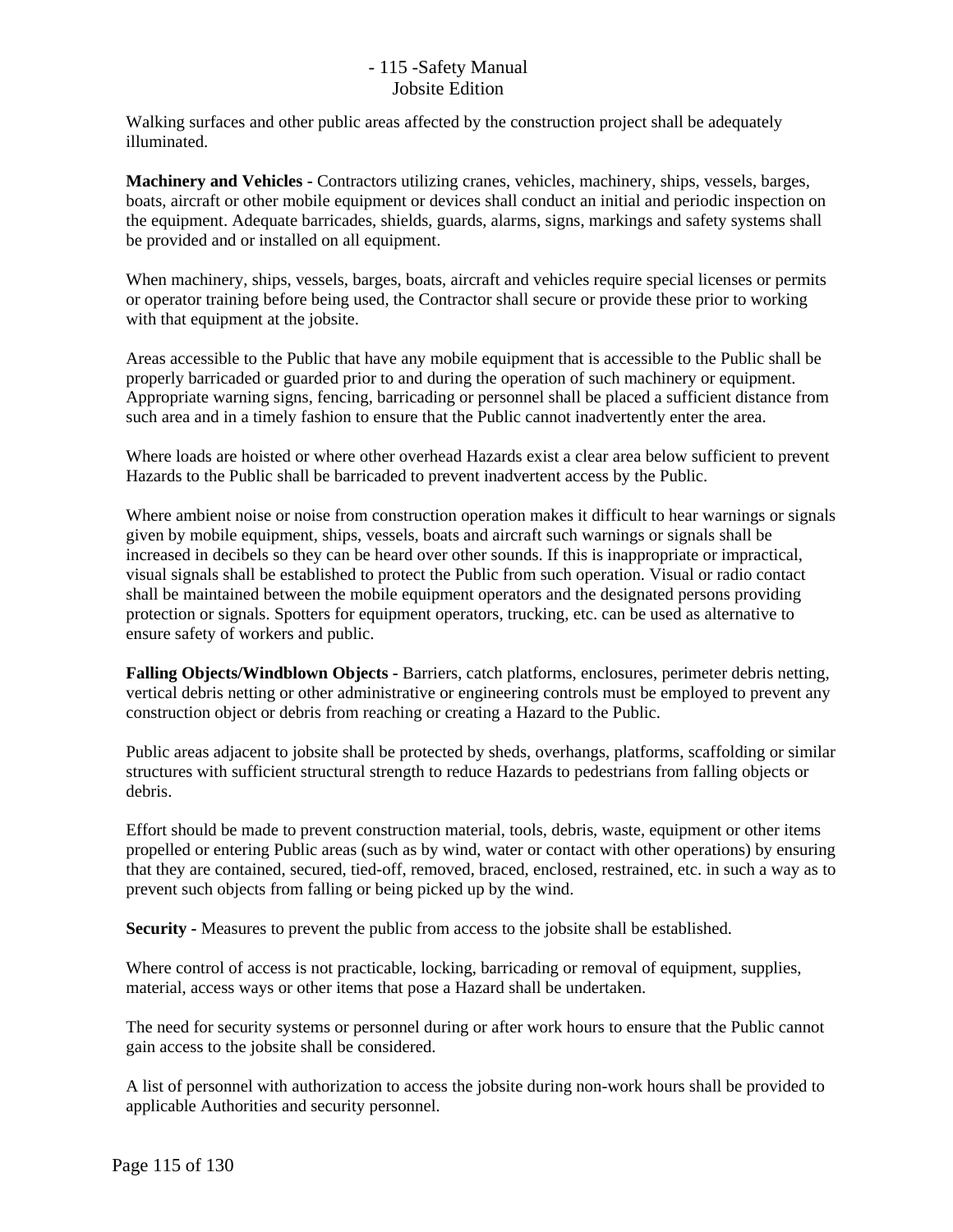Walking surfaces and other public areas affected by the construction project shall be adequately illuminated.

**Machinery and Vehicles -** Contractors utilizing cranes, vehicles, machinery, ships, vessels, barges, boats, aircraft or other mobile equipment or devices shall conduct an initial and periodic inspection on the equipment. Adequate barricades, shields, guards, alarms, signs, markings and safety systems shall be provided and or installed on all equipment.

When machinery, ships, vessels, barges, boats, aircraft and vehicles require special licenses or permits or operator training before being used, the Contractor shall secure or provide these prior to working with that equipment at the jobsite.

Areas accessible to the Public that have any mobile equipment that is accessible to the Public shall be properly barricaded or guarded prior to and during the operation of such machinery or equipment. Appropriate warning signs, fencing, barricading or personnel shall be placed a sufficient distance from such area and in a timely fashion to ensure that the Public cannot inadvertently enter the area.

Where loads are hoisted or where other overhead Hazards exist a clear area below sufficient to prevent Hazards to the Public shall be barricaded to prevent inadvertent access by the Public.

Where ambient noise or noise from construction operation makes it difficult to hear warnings or signals given by mobile equipment, ships, vessels, boats and aircraft such warnings or signals shall be increased in decibels so they can be heard over other sounds. If this is inappropriate or impractical, visual signals shall be established to protect the Public from such operation. Visual or radio contact shall be maintained between the mobile equipment operators and the designated persons providing protection or signals. Spotters for equipment operators, trucking, etc. can be used as alternative to ensure safety of workers and public.

**Falling Objects/Windblown Objects -** Barriers, catch platforms, enclosures, perimeter debris netting, vertical debris netting or other administrative or engineering controls must be employed to prevent any construction object or debris from reaching or creating a Hazard to the Public.

Public areas adjacent to jobsite shall be protected by sheds, overhangs, platforms, scaffolding or similar structures with sufficient structural strength to reduce Hazards to pedestrians from falling objects or debris.

Effort should be made to prevent construction material, tools, debris, waste, equipment or other items propelled or entering Public areas (such as by wind, water or contact with other operations) by ensuring that they are contained, secured, tied-off, removed, braced, enclosed, restrained, etc. in such a way as to prevent such objects from falling or being picked up by the wind.

**Security -** Measures to prevent the public from access to the jobsite shall be established.

Where control of access is not practicable, locking, barricading or removal of equipment, supplies, material, access ways or other items that pose a Hazard shall be undertaken.

The need for security systems or personnel during or after work hours to ensure that the Public cannot gain access to the jobsite shall be considered.

A list of personnel with authorization to access the jobsite during non-work hours shall be provided to applicable Authorities and security personnel.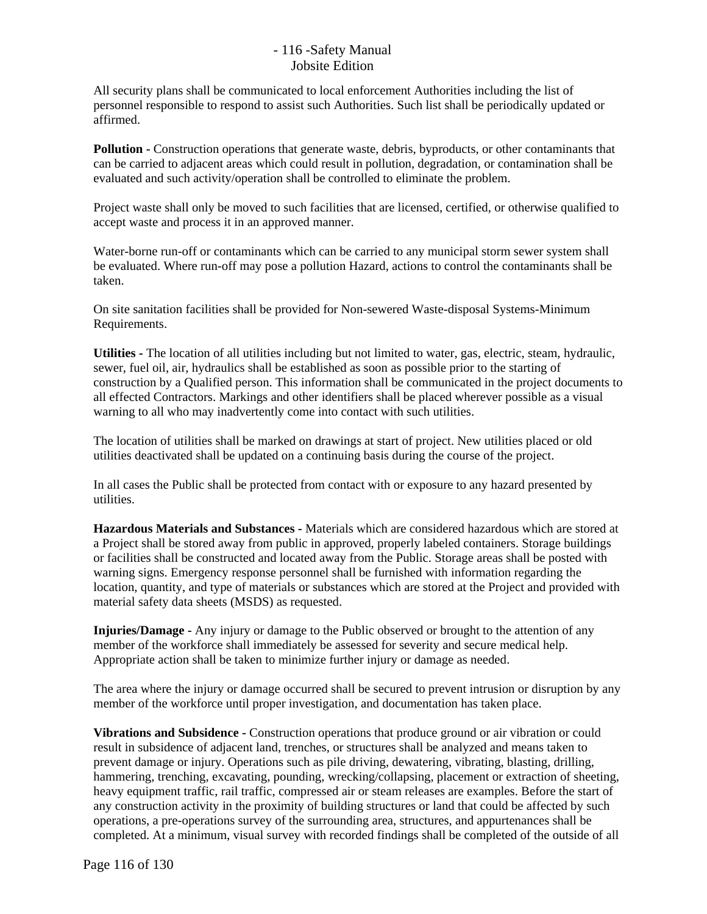All security plans shall be communicated to local enforcement Authorities including the list of personnel responsible to respond to assist such Authorities. Such list shall be periodically updated or affirmed.

**Pollution -** Construction operations that generate waste, debris, byproducts, or other contaminants that can be carried to adjacent areas which could result in pollution, degradation, or contamination shall be evaluated and such activity/operation shall be controlled to eliminate the problem.

Project waste shall only be moved to such facilities that are licensed, certified, or otherwise qualified to accept waste and process it in an approved manner.

Water-borne run-off or contaminants which can be carried to any municipal storm sewer system shall be evaluated. Where run-off may pose a pollution Hazard, actions to control the contaminants shall be taken.

On site sanitation facilities shall be provided for Non-sewered Waste-disposal Systems-Minimum Requirements.

**Utilities -** The location of all utilities including but not limited to water, gas, electric, steam, hydraulic, sewer, fuel oil, air, hydraulics shall be established as soon as possible prior to the starting of construction by a Qualified person. This information shall be communicated in the project documents to all effected Contractors. Markings and other identifiers shall be placed wherever possible as a visual warning to all who may inadvertently come into contact with such utilities.

The location of utilities shall be marked on drawings at start of project. New utilities placed or old utilities deactivated shall be updated on a continuing basis during the course of the project.

In all cases the Public shall be protected from contact with or exposure to any hazard presented by utilities.

**Hazardous Materials and Substances -** Materials which are considered hazardous which are stored at a Project shall be stored away from public in approved, properly labeled containers. Storage buildings or facilities shall be constructed and located away from the Public. Storage areas shall be posted with warning signs. Emergency response personnel shall be furnished with information regarding the location, quantity, and type of materials or substances which are stored at the Project and provided with material safety data sheets (MSDS) as requested.

**Injuries/Damage -** Any injury or damage to the Public observed or brought to the attention of any member of the workforce shall immediately be assessed for severity and secure medical help. Appropriate action shall be taken to minimize further injury or damage as needed.

The area where the injury or damage occurred shall be secured to prevent intrusion or disruption by any member of the workforce until proper investigation, and documentation has taken place.

**Vibrations and Subsidence -** Construction operations that produce ground or air vibration or could result in subsidence of adjacent land, trenches, or structures shall be analyzed and means taken to prevent damage or injury. Operations such as pile driving, dewatering, vibrating, blasting, drilling, hammering, trenching, excavating, pounding, wrecking/collapsing, placement or extraction of sheeting, heavy equipment traffic, rail traffic, compressed air or steam releases are examples. Before the start of any construction activity in the proximity of building structures or land that could be affected by such operations, a pre-operations survey of the surrounding area, structures, and appurtenances shall be completed. At a minimum, visual survey with recorded findings shall be completed of the outside of all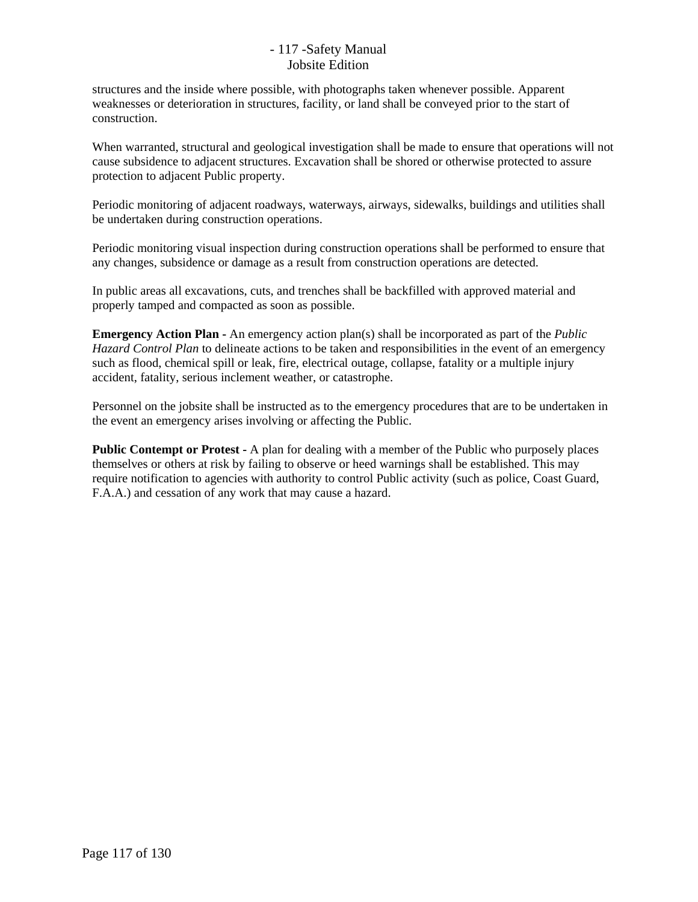structures and the inside where possible, with photographs taken whenever possible. Apparent weaknesses or deterioration in structures, facility, or land shall be conveyed prior to the start of construction.

When warranted, structural and geological investigation shall be made to ensure that operations will not cause subsidence to adjacent structures. Excavation shall be shored or otherwise protected to assure protection to adjacent Public property.

Periodic monitoring of adjacent roadways, waterways, airways, sidewalks, buildings and utilities shall be undertaken during construction operations.

Periodic monitoring visual inspection during construction operations shall be performed to ensure that any changes, subsidence or damage as a result from construction operations are detected.

In public areas all excavations, cuts, and trenches shall be backfilled with approved material and properly tamped and compacted as soon as possible.

**Emergency Action Plan -** An emergency action plan(s) shall be incorporated as part of the *Public Hazard Control Plan* to delineate actions to be taken and responsibilities in the event of an emergency such as flood, chemical spill or leak, fire, electrical outage, collapse, fatality or a multiple injury accident, fatality, serious inclement weather, or catastrophe.

Personnel on the jobsite shall be instructed as to the emergency procedures that are to be undertaken in the event an emergency arises involving or affecting the Public.

**Public Contempt or Protest -** A plan for dealing with a member of the Public who purposely places themselves or others at risk by failing to observe or heed warnings shall be established. This may require notification to agencies with authority to control Public activity (such as police, Coast Guard, F.A.A.) and cessation of any work that may cause a hazard.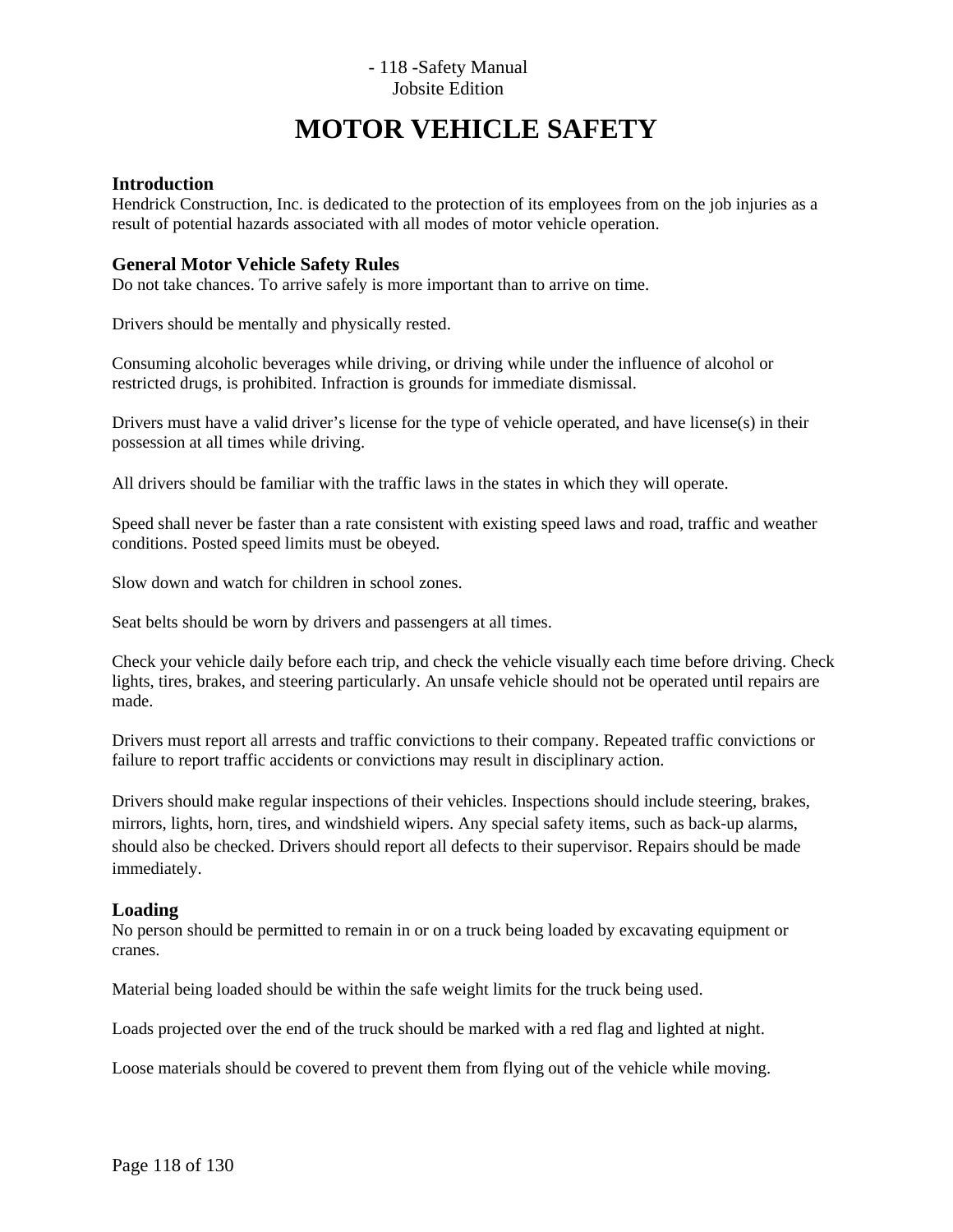# MOTOR VEHICLE SAFETY

## Introduction

Hendrick Construction, Inc. is dedicated to the protection of its employees from on the job injuries as a result of potential hazards associated with all modes of motor vehicle operation.

## General Motor Vehicle Safety Rules

Do not take chances. To arrive safely is more important than to arrive on time.

Drivers should be mentally and physically rested.

Consuming alcoholic beverages while driving, or driving while under the influence of alcohol or restricted drugs, is prohibited. Infraction is grounds for immediate dismissal.

Drivers must have a valid driver's license for the type of vehicle operated, and have license(s) in their possession at all times while driving.

All drivers should be familiar with the traffic laws in the states in which they will operate.

Speed shall never be faster than a rate consistent with existing speed laws and road, traffic and weather conditions. Posted speed limits must be obeyed.

Slow down and watch for children in school zones.

Seat belts should be worn by drivers and passengers at all times.

Check your vehicle daily before each trip, and check the vehicle visually each time before driving. Check lights, tires, brakes, and steering particularly. An unsafe vehicle should not be operated until repairs are made.

Drivers must report all arrests and traffic convictions to their company. Repeated traffic convictions or failure to report traffic accidents or convictions may result in disciplinary action.

Drivers should make regular inspections of their vehicles. Inspections should include steering, brakes, mirrors, lights, horn, tires, and windshield wipers. Any special safety items, such as back-up alarms, should also be checked. Drivers should report all defects to their supervisor. Repairs should be made immediately.

## Loading

No person should be permitted to remain in or on a truck being loaded by excavating equipment or cranes.

Material being loaded should be within the safe weight limits for the truck being used.

Loads projected over the end of the truck should be marked with a red flag and lighted at night.

Loose materials should be covered to prevent them from flying out of the vehicle while moving.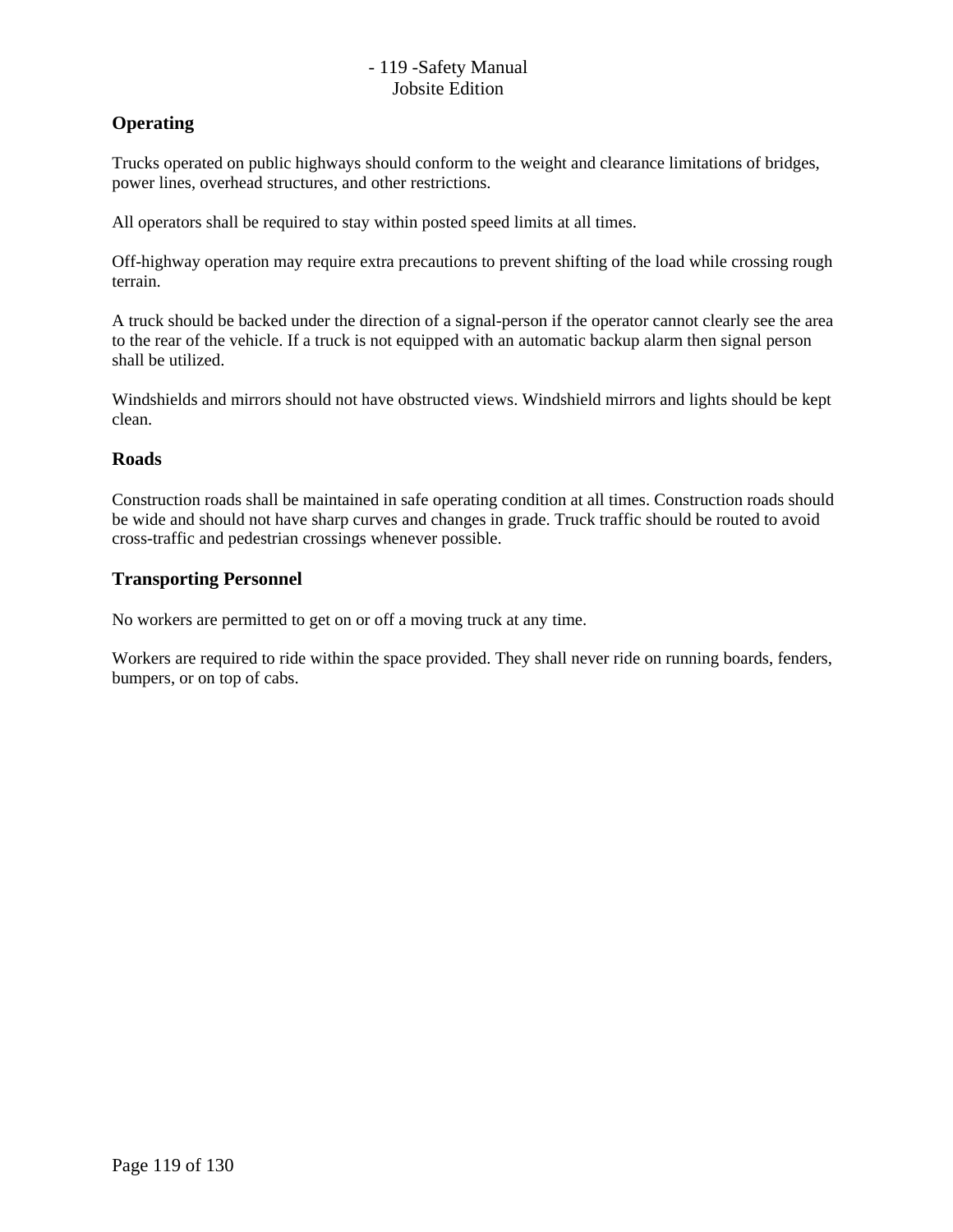### Operating

Trucks operated on public highways should conform to the weight and clearance limitations of bridges, power lines, overhead structures, and other restrictions.

All operators shall be required to stay within posted speed limits at all times.

Off-highway operation may require extra precautions to prevent shifting of the load while crossing rough terrain.

A truck should be backed under the direction of a signal-person if the operator cannot clearly see the area to the rear of the vehicle. If a truck is not equipped with an automatic backup alarm then signal person shall be utilized.

Windshields and mirrors should not have obstructed views. Windshield mirrors and lights should be kept clean.

### Roads

Construction roads shall be maintained in safe operating condition at all times. Construction roads should be wide and should not have sharp curves and changes in grade. Truck traffic should be routed to avoid cross-traffic and pedestrian crossings whenever possible.

### Transporting Personnel

No workers are permitted to get on or off a moving truck at any time.

Workers are required to ride within the space provided. They shall never ride on running boards, fenders, bumpers, or on top of cabs.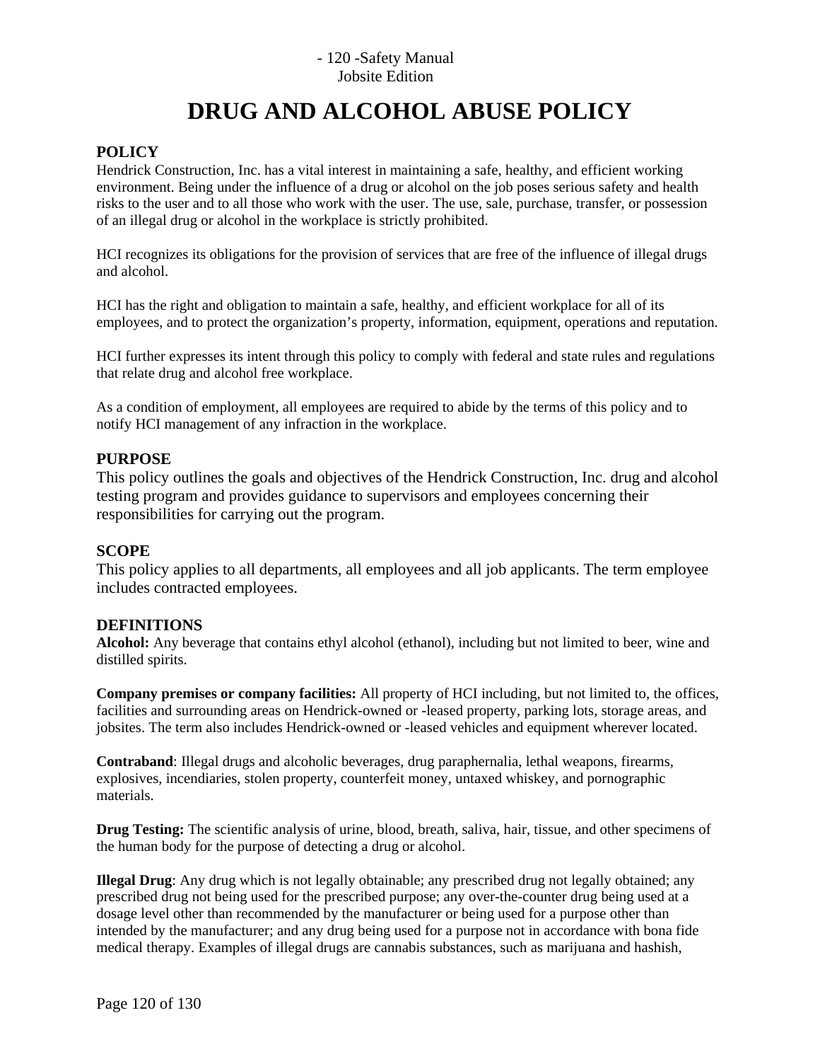// Running header "- 120 -Safety Manual Jobsite Edition" and footer "Page 120 of 130" omitted

# DRUG AND ALCOHOL ABUSE POLICY

### POLICY

Hendrick Construction, Inc. has a vital interest in maintaining a safe, healthy, and efficient working environment. Being under the influence of a drug or alcohol on the job poses serious safety and health risks to the user and to all those who work with the user. The use, sale, purchase, transfer, or possession of an illegal drug or alcohol in the workplace is strictly prohibited.

HCI recognizes its obligations for the provision of services that are free of the influence of illegal drugs and alcohol.

HCI has the right and obligation to maintain a safe, healthy, and efficient workplace for all of its employees, and to protect the organization's property, information, equipment, operations and reputation.

HCI further expresses its intent through this policy to comply with federal and state rules and regulations that relate drug and alcohol free workplace.

As a condition of employment, all employees are required to abide by the terms of this policy and to notify HCI management of any infraction in the workplace.

### PURPOSE

This policy outlines the goals and objectives of the Hendrick Construction, Inc. drug and alcohol testing program and provides guidance to supervisors and employees concerning their responsibilities for carrying out the program.

### SCOPE

This policy applies to all departments, all employees and all job applicants. The term employee includes contracted employees.

### DEFINITIONS

**Alcohol:** Any beverage that contains ethyl alcohol (ethanol), including but not limited to beer, wine and distilled spirits.

**Company premises or company facilities:** All property of HCI including, but not limited to, the offices, facilities and surrounding areas on Hendrick-owned or -leased property, parking lots, storage areas, and jobsites. The term also includes Hendrick-owned or -leased vehicles and equipment wherever located.

**Contraband**: Illegal drugs and alcoholic beverages, drug paraphernalia, lethal weapons, firearms, explosives, incendiaries, stolen property, counterfeit money, untaxed whiskey, and pornographic materials.

**Drug Testing:** The scientific analysis of urine, blood, breath, saliva, hair, tissue, and other specimens of the human body for the purpose of detecting a drug or alcohol.

**Illegal Drug**: Any drug which is not legally obtainable; any prescribed drug not legally obtained; any prescribed drug not being used for the prescribed purpose; any over-the-counter drug being used at a dosage level other than recommended by the manufacturer or being used for a purpose other than intended by the manufacturer; and any drug being used for a purpose not in accordance with bona fide medical therapy. Examples of illegal drugs are cannabis substances, such as marijuana and hashish,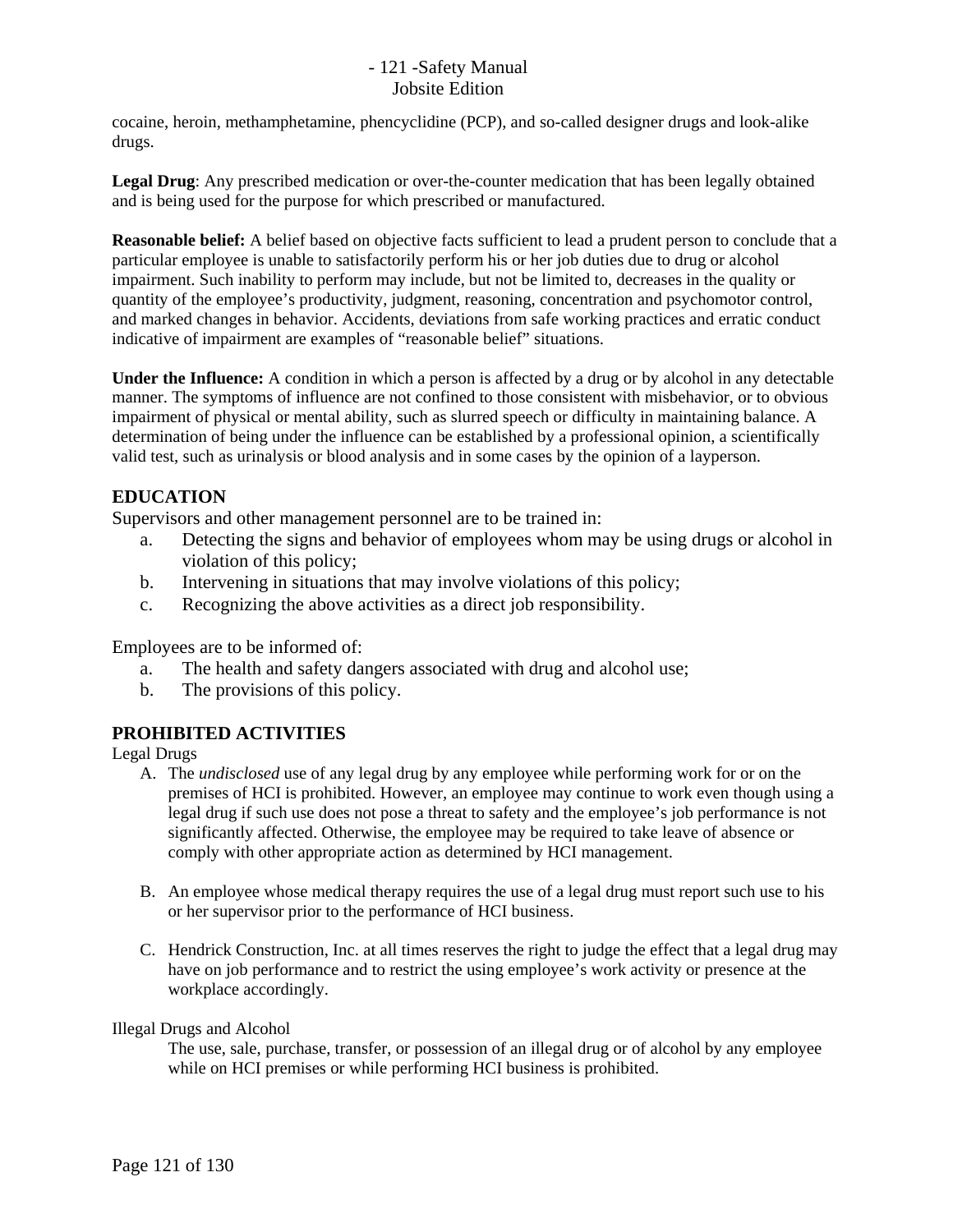cocaine, heroin, methamphetamine, phencyclidine (PCP), and so-called designer drugs and look-alike drugs.

**Legal Drug**: Any prescribed medication or over-the-counter medication that has been legally obtained and is being used for the purpose for which prescribed or manufactured.

**Reasonable belief:** A belief based on objective facts sufficient to lead a prudent person to conclude that a particular employee is unable to satisfactorily perform his or her job duties due to drug or alcohol impairment. Such inability to perform may include, but not be limited to, decreases in the quality or quantity of the employee's productivity, judgment, reasoning, concentration and psychomotor control, and marked changes in behavior. Accidents, deviations from safe working practices and erratic conduct indicative of impairment are examples of "reasonable belief" situations.

**Under the Influence:** A condition in which a person is affected by a drug or by alcohol in any detectable manner. The symptoms of influence are not confined to those consistent with misbehavior, or to obvious impairment of physical or mental ability, such as slurred speech or difficulty in maintaining balance. A determination of being under the influence can be established by a professional opinion, a scientifically valid test, such as urinalysis or blood analysis and in some cases by the opinion of a layperson.

## EDUCATION

Supervisors and other management personnel are to be trained in:

a. Detecting the signs and behavior of employees whom may be using drugs or alcohol in violation of this policy;
b. Intervening in situations that may involve violations of this policy;
c. Recognizing the above activities as a direct job responsibility.

Employees are to be informed of:

a. The health and safety dangers associated with drug and alcohol use;
b. The provisions of this policy.

## PROHIBITED ACTIVITIES

Legal Drugs

A. The *undisclosed* use of any legal drug by any employee while performing work for or on the premises of HCI is prohibited. However, an employee may continue to work even though using a legal drug if such use does not pose a threat to safety and the employee's job performance is not significantly affected. Otherwise, the employee may be required to take leave of absence or comply with other appropriate action as determined by HCI management.

B. An employee whose medical therapy requires the use of a legal drug must report such use to his or her supervisor prior to the performance of HCI business.

C. Hendrick Construction, Inc. at all times reserves the right to judge the effect that a legal drug may have on job performance and to restrict the using employee's work activity or presence at the workplace accordingly.

Illegal Drugs and Alcohol

The use, sale, purchase, transfer, or possession of an illegal drug or of alcohol by any employee while on HCI premises or while performing HCI business is prohibited.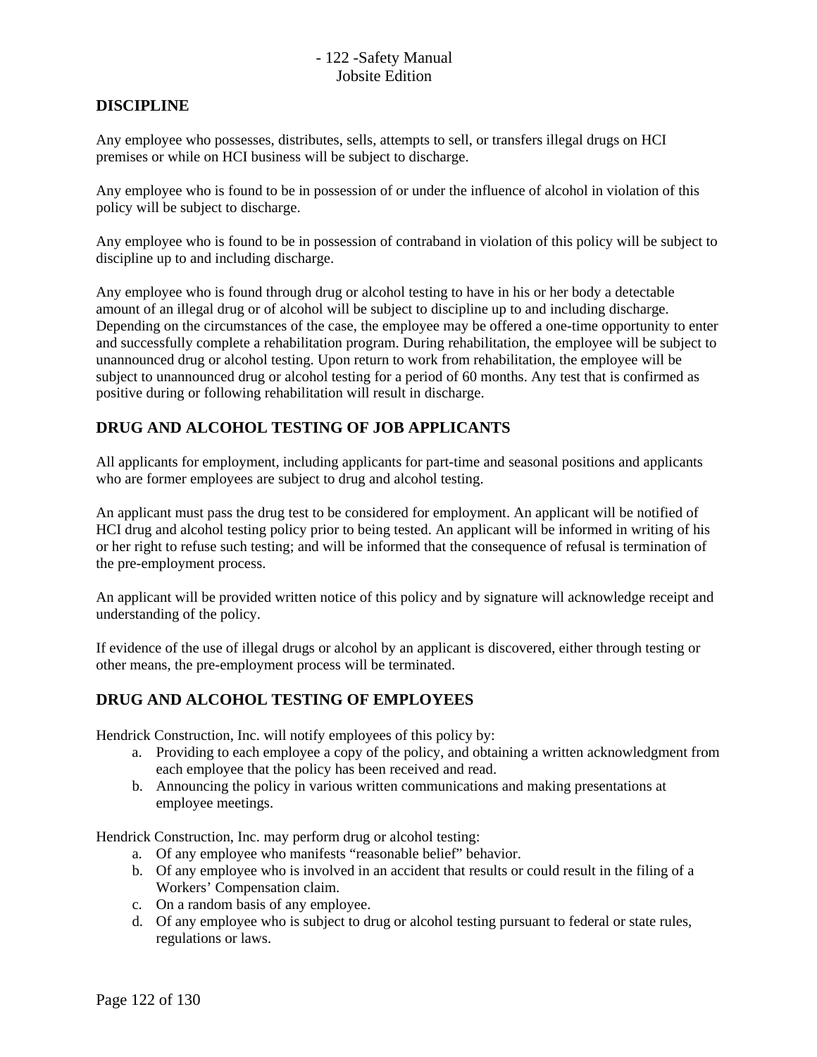## DISCIPLINE

Any employee who possesses, distributes, sells, attempts to sell, or transfers illegal drugs on HCI premises or while on HCI business will be subject to discharge.

Any employee who is found to be in possession of or under the influence of alcohol in violation of this policy will be subject to discharge.

Any employee who is found to be in possession of contraband in violation of this policy will be subject to discipline up to and including discharge.

Any employee who is found through drug or alcohol testing to have in his or her body a detectable amount of an illegal drug or of alcohol will be subject to discipline up to and including discharge. Depending on the circumstances of the case, the employee may be offered a one-time opportunity to enter and successfully complete a rehabilitation program. During rehabilitation, the employee will be subject to unannounced drug or alcohol testing. Upon return to work from rehabilitation, the employee will be subject to unannounced drug or alcohol testing for a period of 60 months. Any test that is confirmed as positive during or following rehabilitation will result in discharge.

## DRUG AND ALCOHOL TESTING OF JOB APPLICANTS

All applicants for employment, including applicants for part-time and seasonal positions and applicants who are former employees are subject to drug and alcohol testing.

An applicant must pass the drug test to be considered for employment. An applicant will be notified of HCI drug and alcohol testing policy prior to being tested. An applicant will be informed in writing of his or her right to refuse such testing; and will be informed that the consequence of refusal is termination of the pre-employment process.

An applicant will be provided written notice of this policy and by signature will acknowledge receipt and understanding of the policy.

If evidence of the use of illegal drugs or alcohol by an applicant is discovered, either through testing or other means, the pre-employment process will be terminated.

## DRUG AND ALCOHOL TESTING OF EMPLOYEES

Hendrick Construction, Inc. will notify employees of this policy by:

a. Providing to each employee a copy of the policy, and obtaining a written acknowledgment from each employee that the policy has been received and read.
b. Announcing the policy in various written communications and making presentations at employee meetings.

Hendrick Construction, Inc. may perform drug or alcohol testing:

a. Of any employee who manifests "reasonable belief" behavior.
b. Of any employee who is involved in an accident that results or could result in the filing of a Workers' Compensation claim.
c. On a random basis of any employee.
d. Of any employee who is subject to drug or alcohol testing pursuant to federal or state rules, regulations or laws.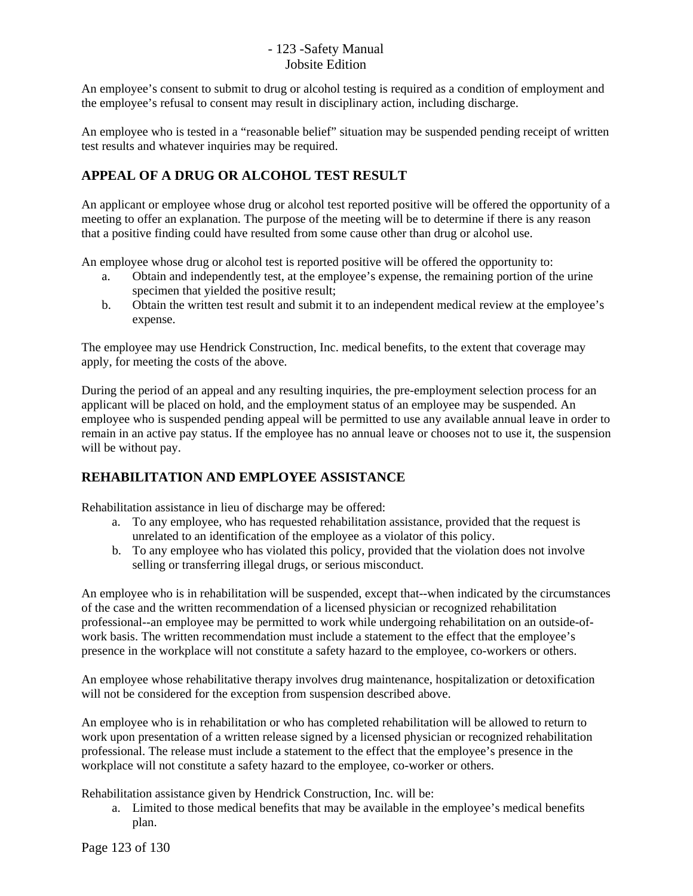An employee's consent to submit to drug or alcohol testing is required as a condition of employment and the employee's refusal to consent may result in disciplinary action, including discharge.

An employee who is tested in a "reasonable belief" situation may be suspended pending receipt of written test results and whatever inquiries may be required.

## APPEAL OF A DRUG OR ALCOHOL TEST RESULT

An applicant or employee whose drug or alcohol test reported positive will be offered the opportunity of a meeting to offer an explanation. The purpose of the meeting will be to determine if there is any reason that a positive finding could have resulted from some cause other than drug or alcohol use.

An employee whose drug or alcohol test is reported positive will be offered the opportunity to:

a. Obtain and independently test, at the employee's expense, the remaining portion of the urine specimen that yielded the positive result;
b. Obtain the written test result and submit it to an independent medical review at the employee's expense.

The employee may use Hendrick Construction, Inc. medical benefits, to the extent that coverage may apply, for meeting the costs of the above.

During the period of an appeal and any resulting inquiries, the pre-employment selection process for an applicant will be placed on hold, and the employment status of an employee may be suspended. An employee who is suspended pending appeal will be permitted to use any available annual leave in order to remain in an active pay status. If the employee has no annual leave or chooses not to use it, the suspension will be without pay.

## REHABILITATION AND EMPLOYEE ASSISTANCE

Rehabilitation assistance in lieu of discharge may be offered:

a. To any employee, who has requested rehabilitation assistance, provided that the request is unrelated to an identification of the employee as a violator of this policy.
b. To any employee who has violated this policy, provided that the violation does not involve selling or transferring illegal drugs, or serious misconduct.

An employee who is in rehabilitation will be suspended, except that--when indicated by the circumstances of the case and the written recommendation of a licensed physician or recognized rehabilitation professional--an employee may be permitted to work while undergoing rehabilitation on an outside-of-work basis. The written recommendation must include a statement to the effect that the employee's presence in the workplace will not constitute a safety hazard to the employee, co-workers or others.

An employee whose rehabilitative therapy involves drug maintenance, hospitalization or detoxification will not be considered for the exception from suspension described above.

An employee who is in rehabilitation or who has completed rehabilitation will be allowed to return to work upon presentation of a written release signed by a licensed physician or recognized rehabilitation professional. The release must include a statement to the effect that the employee's presence in the workplace will not constitute a safety hazard to the employee, co-worker or others.

Rehabilitation assistance given by Hendrick Construction, Inc. will be:

a. Limited to those medical benefits that may be available in the employee's medical benefits plan.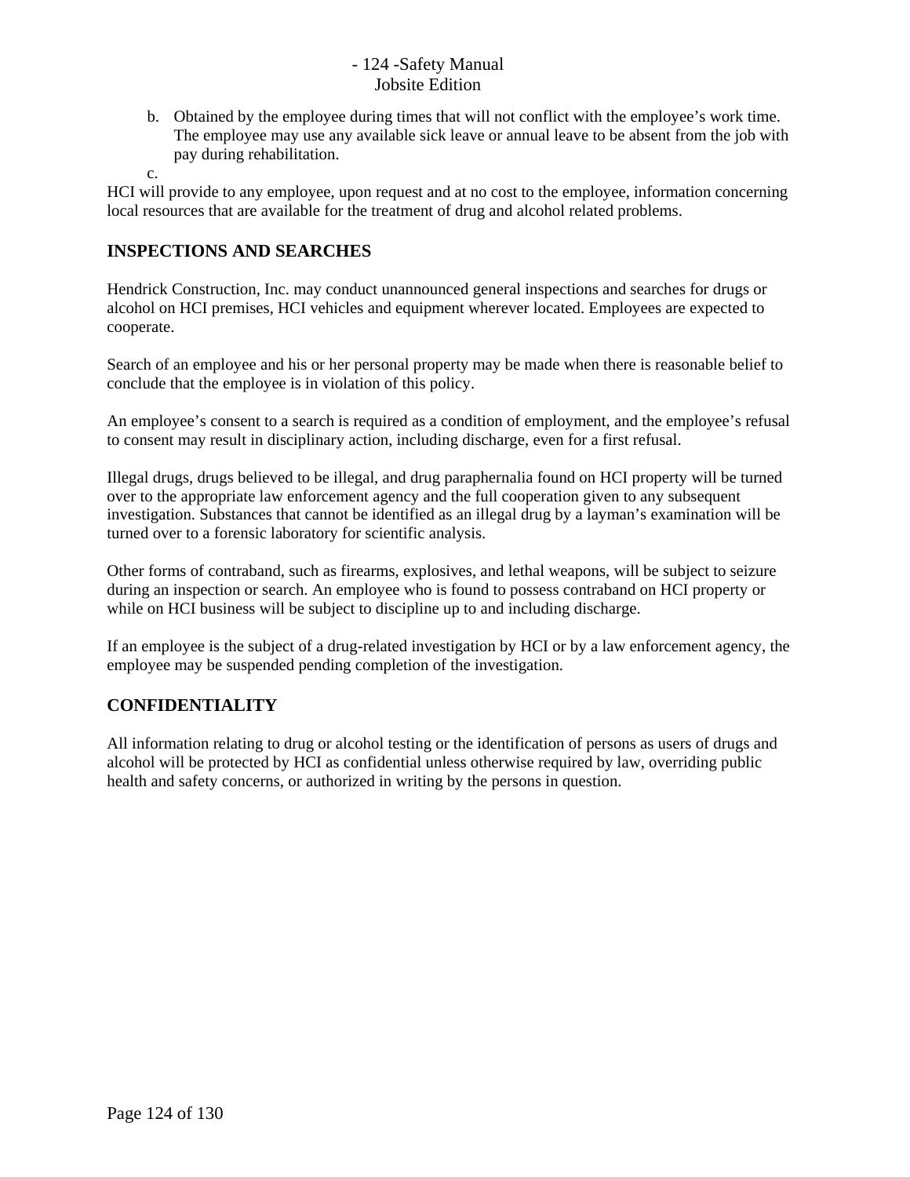b. Obtained by the employee during times that will not conflict with the employee's work time. The employee may use any available sick leave or annual leave to be absent from the job with pay during rehabilitation.

c.

HCI will provide to any employee, upon request and at no cost to the employee, information concerning local resources that are available for the treatment of drug and alcohol related problems.

## INSPECTIONS AND SEARCHES

Hendrick Construction, Inc. may conduct unannounced general inspections and searches for drugs or alcohol on HCI premises, HCI vehicles and equipment wherever located. Employees are expected to cooperate.

Search of an employee and his or her personal property may be made when there is reasonable belief to conclude that the employee is in violation of this policy.

An employee's consent to a search is required as a condition of employment, and the employee's refusal to consent may result in disciplinary action, including discharge, even for a first refusal.

Illegal drugs, drugs believed to be illegal, and drug paraphernalia found on HCI property will be turned over to the appropriate law enforcement agency and the full cooperation given to any subsequent investigation. Substances that cannot be identified as an illegal drug by a layman's examination will be turned over to a forensic laboratory for scientific analysis.

Other forms of contraband, such as firearms, explosives, and lethal weapons, will be subject to seizure during an inspection or search. An employee who is found to possess contraband on HCI property or while on HCI business will be subject to discipline up to and including discharge.

If an employee is the subject of a drug-related investigation by HCI or by a law enforcement agency, the employee may be suspended pending completion of the investigation.

## CONFIDENTIALITY

All information relating to drug or alcohol testing or the identification of persons as users of drugs and alcohol will be protected by HCI as confidential unless otherwise required by law, overriding public health and safety concerns, or authorized in writing by the persons in question.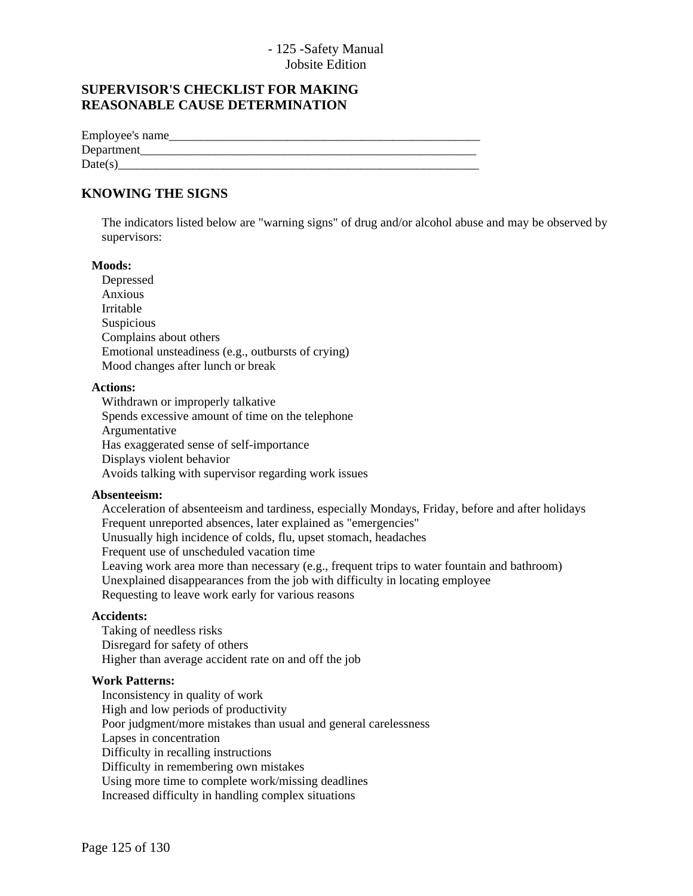## SUPERVISOR'S CHECKLIST FOR MAKING REASONABLE CAUSE DETERMINATION

Employee's name_____________________________________________________
Department_________________________________________________________
Date(s)_____________________________________________________________

## KNOWING THE SIGNS

The indicators listed below are "warning signs" of drug and/or alcohol abuse and may be observed by supervisors:

**Moods:**

Depressed
Anxious
Irritable
Suspicious
Complains about others
Emotional unsteadiness (e.g., outbursts of crying)
Mood changes after lunch or break

**Actions:**

Withdrawn or improperly talkative
Spends excessive amount of time on the telephone
Argumentative
Has exaggerated sense of self-importance
Displays violent behavior
Avoids talking with supervisor regarding work issues

**Absenteeism:**

Acceleration of absenteeism and tardiness, especially Mondays, Friday, before and after holidays
Frequent unreported absences, later explained as "emergencies"
Unusually high incidence of colds, flu, upset stomach, headaches
Frequent use of unscheduled vacation time
Leaving work area more than necessary (e.g., frequent trips to water fountain and bathroom)
Unexplained disappearances from the job with difficulty in locating employee
Requesting to leave work early for various reasons

**Accidents:**

Taking of needless risks
Disregard for safety of others
Higher than average accident rate on and off the job

**Work Patterns:**

Inconsistency in quality of work
High and low periods of productivity
Poor judgment/more mistakes than usual and general carelessness
Lapses in concentration
Difficulty in recalling instructions
Difficulty in remembering own mistakes
Using more time to complete work/missing deadlines
Increased difficulty in handling complex situations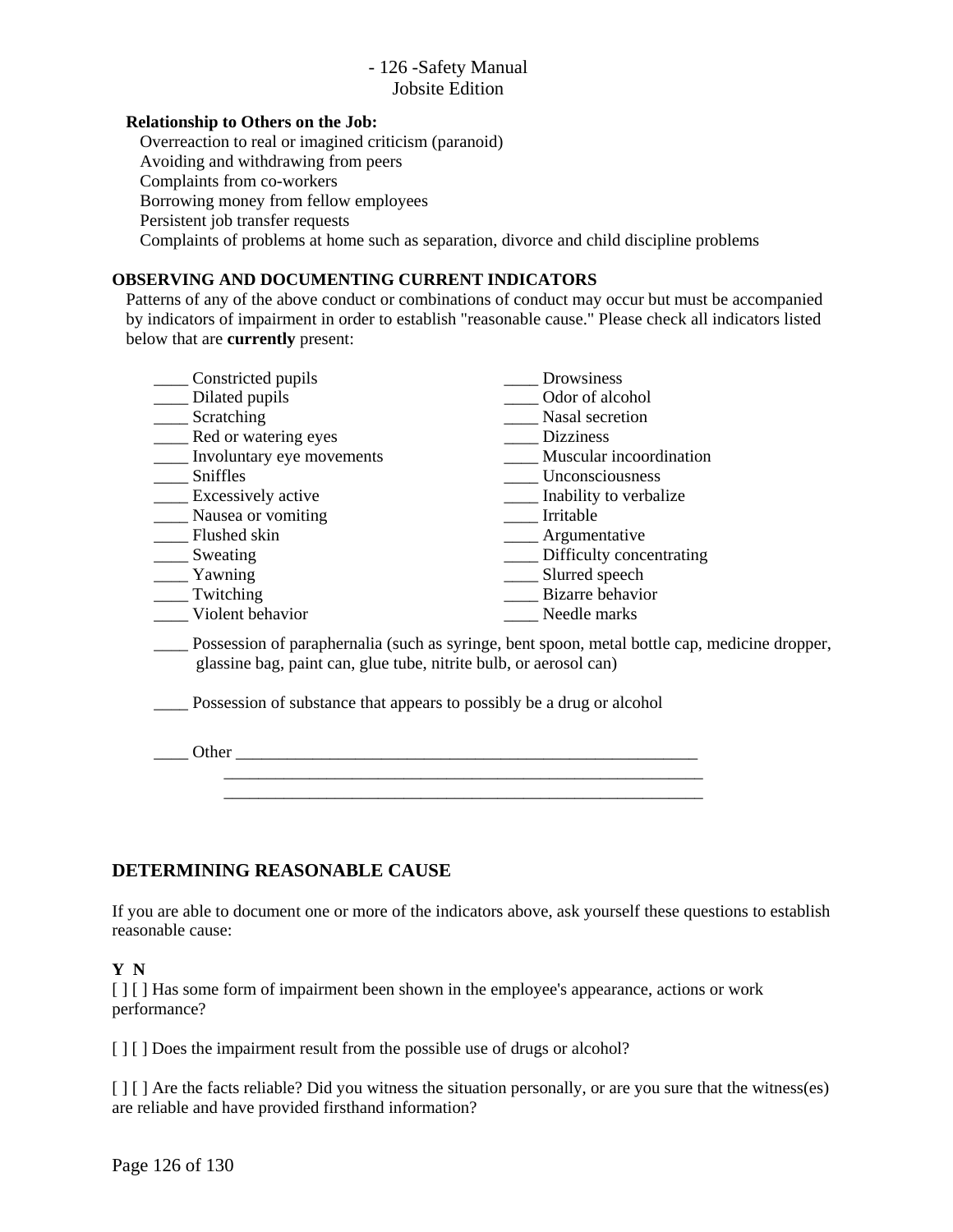**Relationship to Others on the Job:**

Overreaction to real or imagined criticism (paranoid)
Avoiding and withdrawing from peers
Complaints from co-workers
Borrowing money from fellow employees
Persistent job transfer requests
Complaints of problems at home such as separation, divorce and child discipline problems

**OBSERVING AND DOCUMENTING CURRENT INDICATORS**

Patterns of any of the above conduct or combinations of conduct may occur but must be accompanied by indicators of impairment in order to establish "reasonable cause." Please check all indicators listed below that are **currently** present:

____ Constricted pupils
____ Dilated pupils
____ Scratching
____ Red or watering eyes
____ Involuntary eye movements
____ Sniffles
____ Excessively active
____ Nausea or vomiting
____ Flushed skin
____ Sweating
____ Yawning
____ Twitching
____ Violent behavior
____ Drowsiness
____ Odor of alcohol
____ Nasal secretion
____ Dizziness
____ Muscular incoordination
____ Unconsciousness
____ Inability to verbalize
____ Irritable
____ Argumentative
____ Difficulty concentrating
____ Slurred speech
____ Bizarre behavior
____ Needle marks

____ Possession of paraphernalia (such as syringe, bent spoon, metal bottle cap, medicine dropper, glassine bag, paint can, glue tube, nitrite bulb, or aerosol can)

____ Possession of substance that appears to possibly be a drug or alcohol

____ Other ________________________________________________________
________________________________________________________
________________________________________________________

## DETERMINING REASONABLE CAUSE

If you are able to document one or more of the indicators above, ask yourself these questions to establish reasonable cause:

**Y N**

[ ] [ ] Has some form of impairment been shown in the employee's appearance, actions or work performance?

[ ] [ ] Does the impairment result from the possible use of drugs or alcohol?

[ ] [ ] Are the facts reliable? Did you witness the situation personally, or are you sure that the witness(es) are reliable and have provided firsthand information?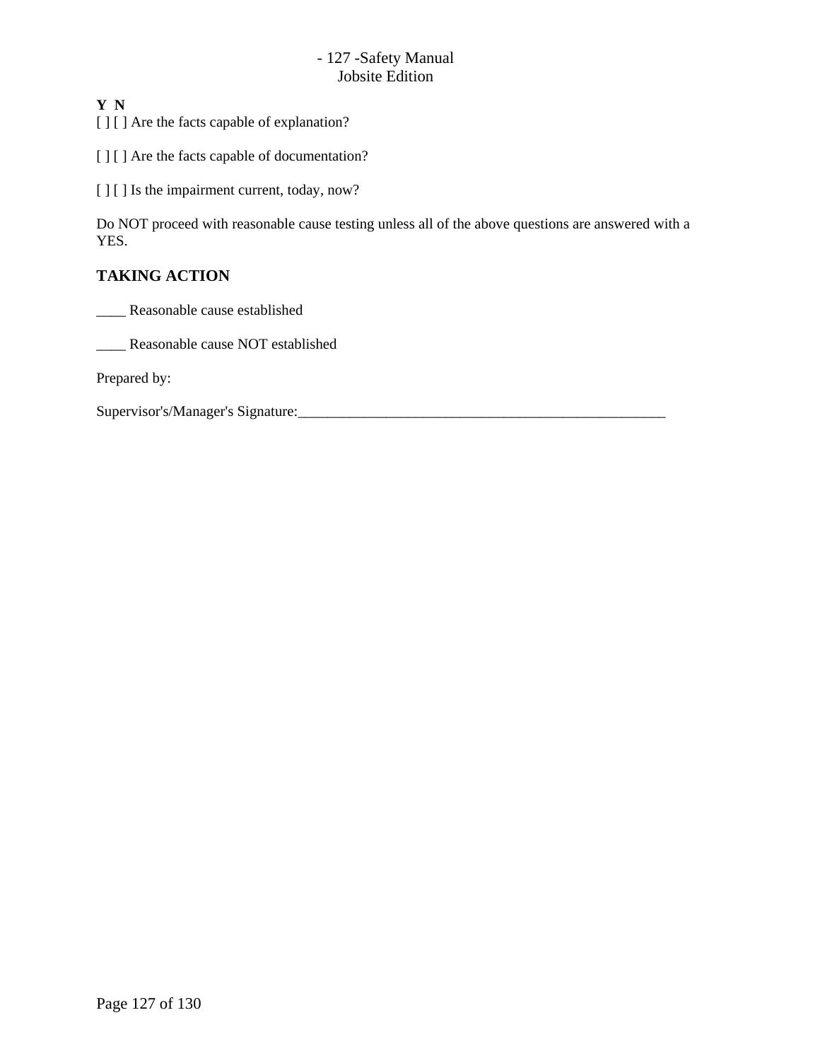**Y N**
[ ] [ ] Are the facts capable of explanation?

[ ] [ ] Are the facts capable of documentation?

[ ] [ ] Is the impairment current, today, now?

Do NOT proceed with reasonable cause testing unless all of the above questions are answered with a YES.

## TAKING ACTION

____ Reasonable cause established

____ Reasonable cause NOT established

Prepared by:

Supervisor's/Manager's Signature:_____________________________________________________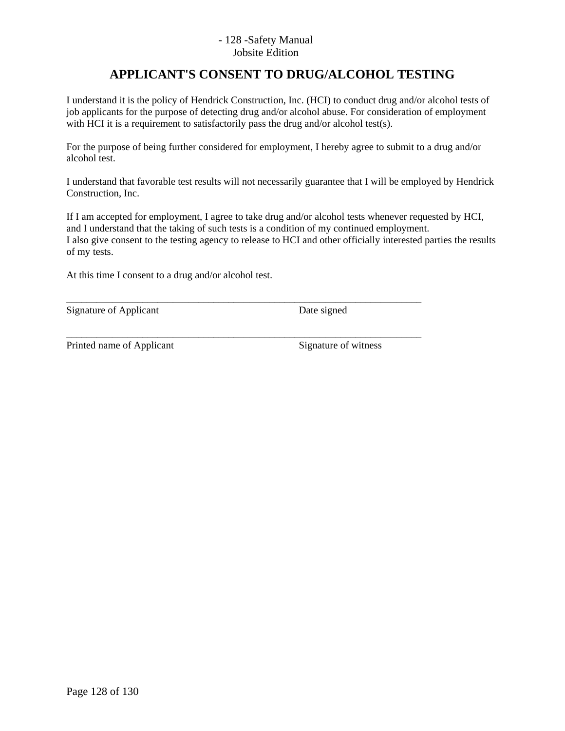# APPLICANT'S CONSENT TO DRUG/ALCOHOL TESTING

I understand it is the policy of Hendrick Construction, Inc. (HCI) to conduct drug and/or alcohol tests of job applicants for the purpose of detecting drug and/or alcohol abuse. For consideration of employment with HCI it is a requirement to satisfactorily pass the drug and/or alcohol test(s).

For the purpose of being further considered for employment, I hereby agree to submit to a drug and/or alcohol test.

I understand that favorable test results will not necessarily guarantee that I will be employed by Hendrick Construction, Inc.

If I am accepted for employment, I agree to take drug and/or alcohol tests whenever requested by HCI, and I understand that the taking of such tests is a condition of my continued employment.
I also give consent to the testing agency to release to HCI and other officially interested parties the results of my tests.

At this time I consent to a drug and/or alcohol test.

___________________________________________________________________________
Signature of Applicant                                                  Date signed

___________________________________________________________________________
Printed name of Applicant                                              Signature of witness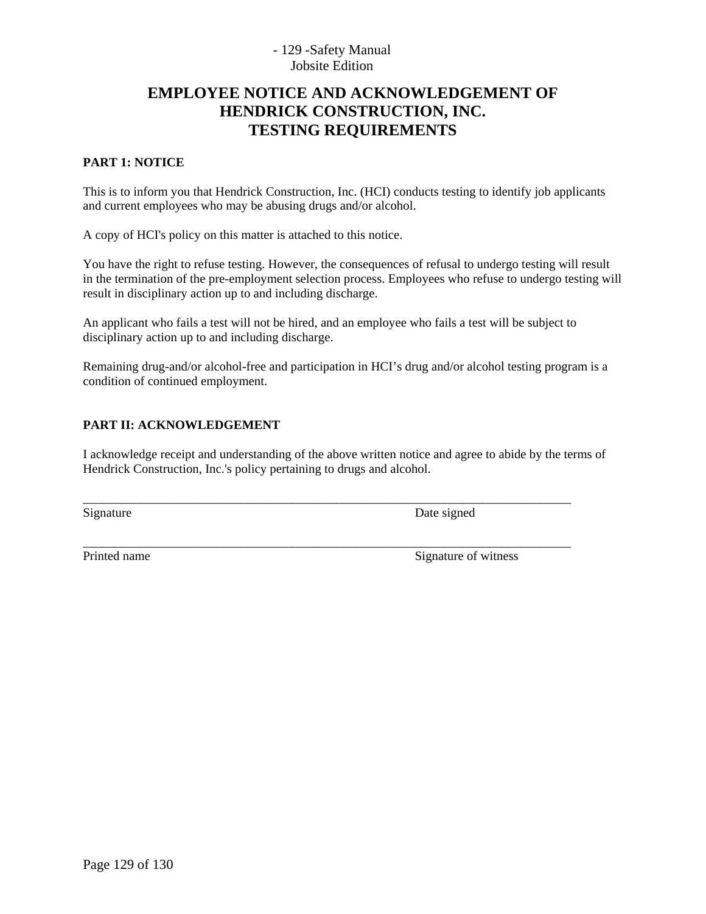# EMPLOYEE NOTICE AND ACKNOWLEDGEMENT OF HENDRICK CONSTRUCTION, INC. TESTING REQUIREMENTS

**PART 1: NOTICE**

This is to inform you that Hendrick Construction, Inc. (HCI) conducts testing to identify job applicants and current employees who may be abusing drugs and/or alcohol.

A copy of HCI's policy on this matter is attached to this notice.

You have the right to refuse testing. However, the consequences of refusal to undergo testing will result in the termination of the pre-employment selection process. Employees who refuse to undergo testing will result in disciplinary action up to and including discharge.

An applicant who fails a test will not be hired, and an employee who fails a test will be subject to disciplinary action up to and including discharge.

Remaining drug-and/or alcohol-free and participation in HCI's drug and/or alcohol testing program is a condition of continued employment.

**PART II: ACKNOWLEDGEMENT**

I acknowledge receipt and understanding of the above written notice and agree to abide by the terms of Hendrick Construction, Inc.'s policy pertaining to drugs and alcohol.

_______________________________________________________________________________

Signature                                                  Date signed

_______________________________________________________________________________

Printed name                                               Signature of witness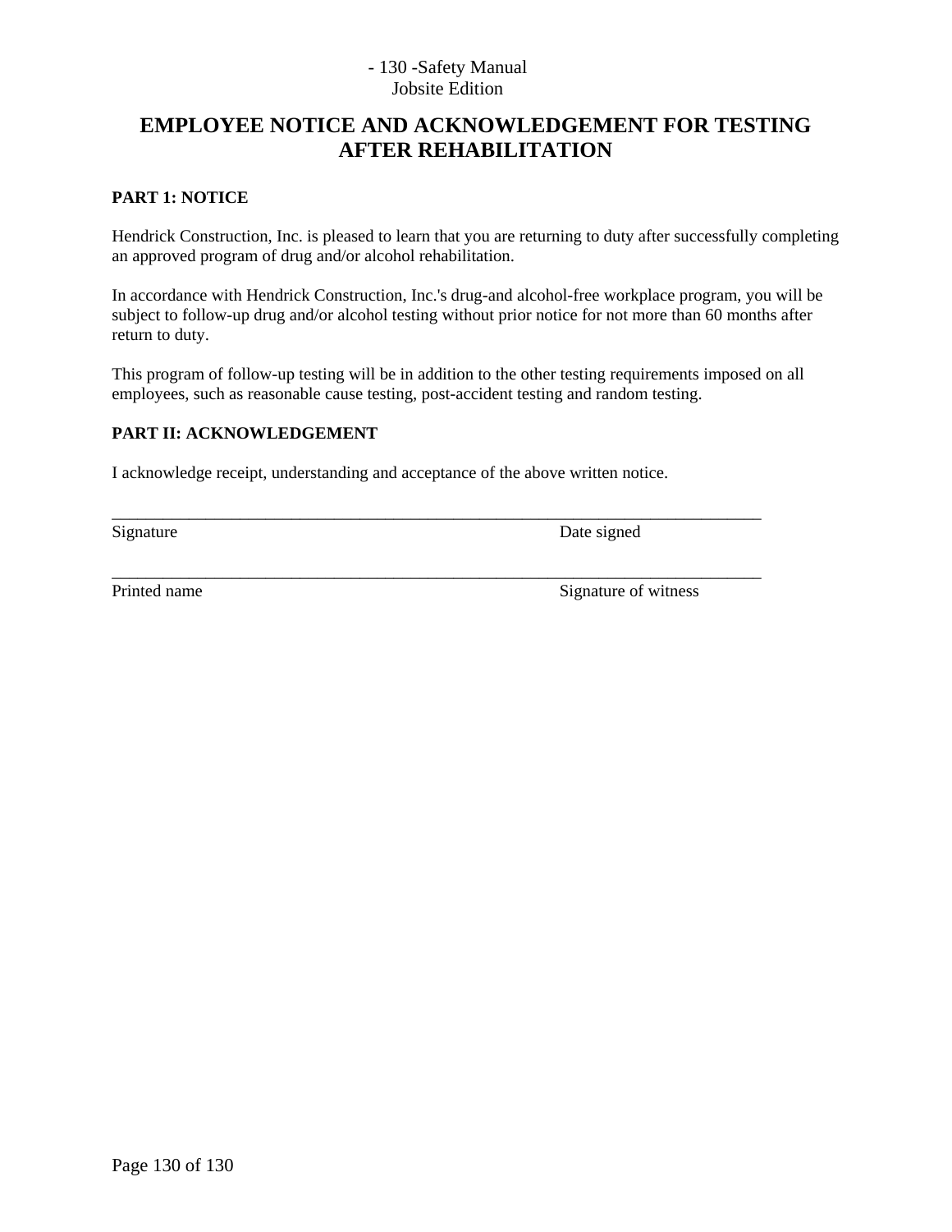# EMPLOYEE NOTICE AND ACKNOWLEDGEMENT FOR TESTING AFTER REHABILITATION

**PART 1: NOTICE**

Hendrick Construction, Inc. is pleased to learn that you are returning to duty after successfully completing an approved program of drug and/or alcohol rehabilitation.

In accordance with Hendrick Construction, Inc.'s drug-and alcohol-free workplace program, you will be subject to follow-up drug and/or alcohol testing without prior notice for not more than 60 months after return to duty.

This program of follow-up testing will be in addition to the other testing requirements imposed on all employees, such as reasonable cause testing, post-accident testing and random testing.

**PART II: ACKNOWLEDGEMENT**

I acknowledge receipt, understanding and acceptance of the above written notice.

_______________________________________________________________________________

Signature                                                                                    Date signed

_______________________________________________________________________________

Printed name                                                                              Signature of witness